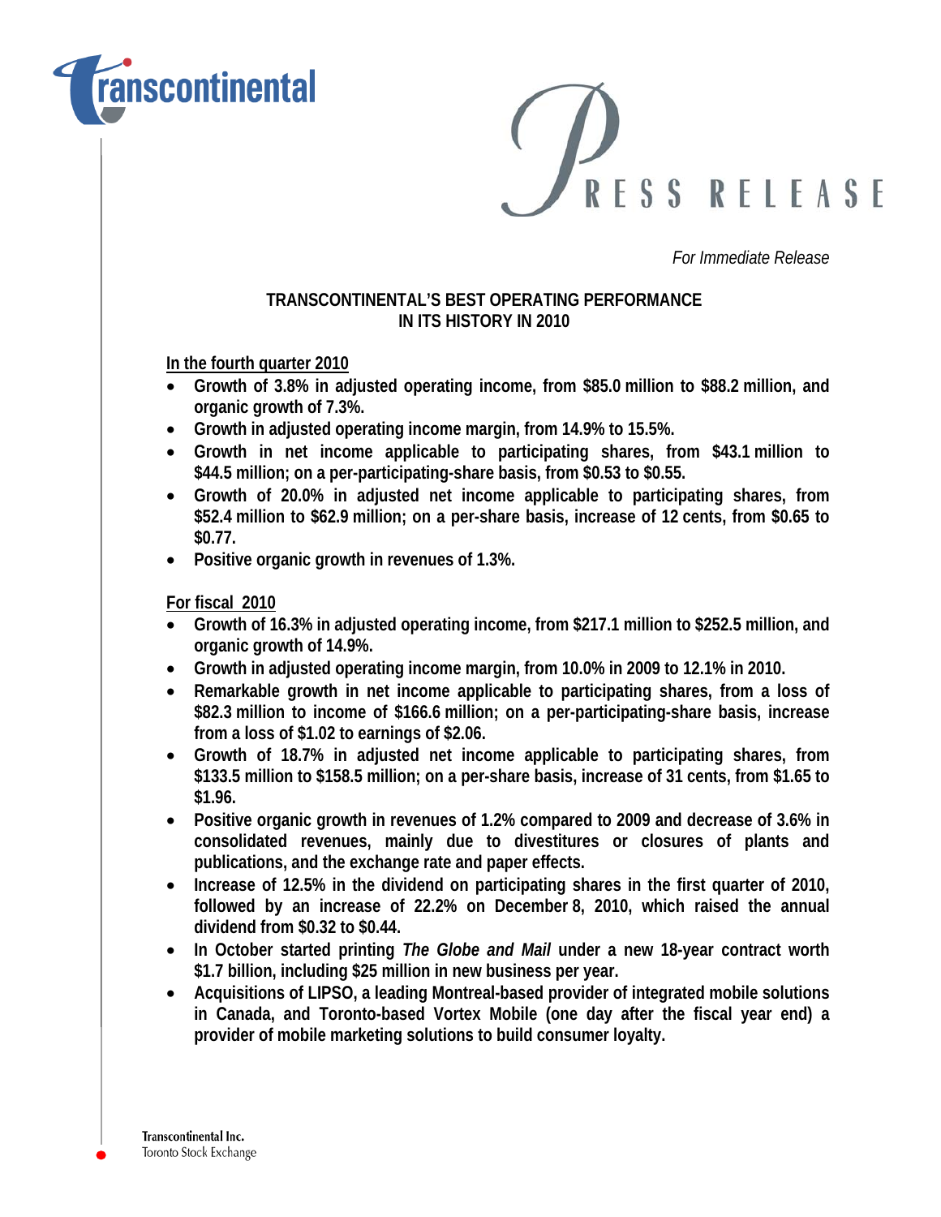transcontinental

PRESS RELEASE

*For Immediate Release*

**TRANSCONTINENTAL'S BEST OPERATING PERFORMANCE IN ITS HISTORY IN 2010**

**In the fourth quarter 2010**

- **Growth of 3.8% in adjusted operating income, from \$85.0 million to \$88.2 million, and organic growth of 7.3%.**
- **Growth in adjusted operating income margin, from 14.9% to 15.5%.**
- **Growth in net income applicable to participating shares, from \$43.1 million to \$44.5 million; on a per-participating-share basis, from \$0.53 to \$0.55.**
- **Growth of 20.0% in adjusted net income applicable to participating shares, from \$52.4 million to \$62.9 million; on a per-share basis, increase of 12 cents, from \$0.65 to \$0.77.**
- **Positive organic growth in revenues of 1.3%.**

**For fiscal 2010**

- **Growth of 16.3% in adjusted operating income, from \$217.1 million to \$252.5 million, and organic growth of 14.9%.**
- **Growth in adjusted operating income margin, from 10.0% in 2009 to 12.1% in 2010.**
- **Remarkable growth in net income applicable to participating shares, from a loss of \$82.3 million to income of \$166.6 million; on a per-participating-share basis, increase from a loss of \$1.02 to earnings of \$2.06.**
- **Growth of 18.7% in adjusted net income applicable to participating shares, from \$133.5 million to \$158.5 million; on a per-share basis, increase of 31 cents, from \$1.65 to \$1.96.**
- **Positive organic growth in revenues of 1.2% compared to 2009 and decrease of 3.6% in consolidated revenues, mainly due to divestitures or closures of plants and publications, and the exchange rate and paper effects.**
- **Increase of 12.5% in the dividend on participating shares in the first quarter of 2010, followed by an increase of 22.2% on December 8, 2010, which raised the annual dividend from \$0.32 to \$0.44.**
- **In October started printing *The Globe and Mail* under a new 18-year contract worth \$1.7 billion, including \$25 million in new business per year.**
- **Acquisitions of LIPSO, a leading Montreal-based provider of integrated mobile solutions in Canada, and Toronto-based Vortex Mobile (one day after the fiscal year end) a provider of mobile marketing solutions to build consumer loyalty.**

Transcontinental Inc.
Toronto Stock Exchange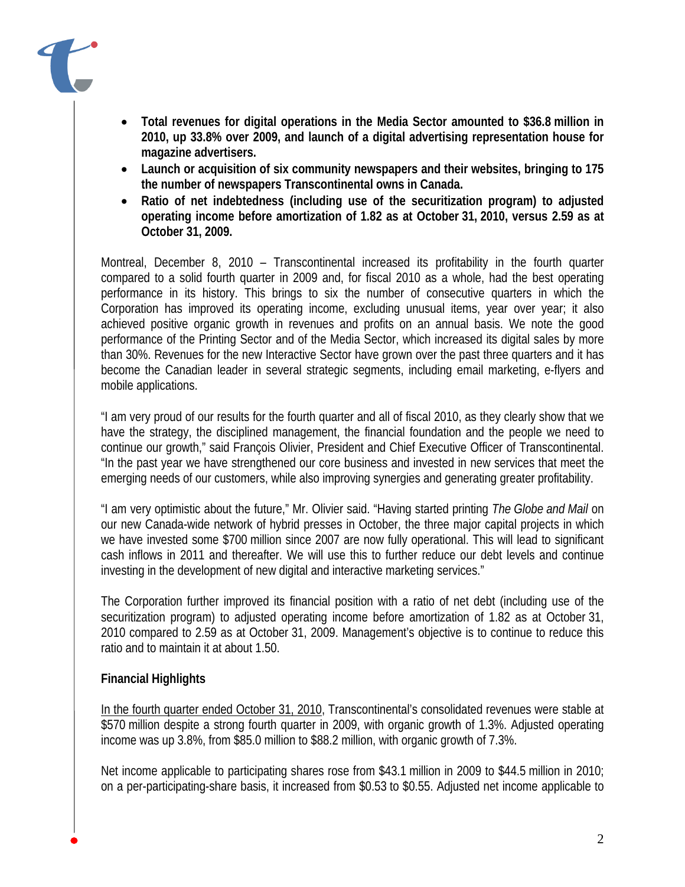- **Total revenues for digital operations in the Media Sector amounted to $36.8 million in 2010, up 33.8% over 2009, and launch of a digital advertising representation house for magazine advertisers.**
- **Launch or acquisition of six community newspapers and their websites, bringing to 175 the number of newspapers Transcontinental owns in Canada.**
- **Ratio of net indebtedness (including use of the securitization program) to adjusted operating income before amortization of 1.82 as at October 31, 2010, versus 2.59 as at October 31, 2009.**

Montreal, December 8, 2010 – Transcontinental increased its profitability in the fourth quarter compared to a solid fourth quarter in 2009 and, for fiscal 2010 as a whole, had the best operating performance in its history. This brings to six the number of consecutive quarters in which the Corporation has improved its operating income, excluding unusual items, year over year; it also achieved positive organic growth in revenues and profits on an annual basis. We note the good performance of the Printing Sector and of the Media Sector, which increased its digital sales by more than 30%. Revenues for the new Interactive Sector have grown over the past three quarters and it has become the Canadian leader in several strategic segments, including email marketing, e-flyers and mobile applications.

"I am very proud of our results for the fourth quarter and all of fiscal 2010, as they clearly show that we have the strategy, the disciplined management, the financial foundation and the people we need to continue our growth," said François Olivier, President and Chief Executive Officer of Transcontinental. "In the past year we have strengthened our core business and invested in new services that meet the emerging needs of our customers, while also improving synergies and generating greater profitability.

"I am very optimistic about the future," Mr. Olivier said. "Having started printing *The Globe and Mail* on our new Canada-wide network of hybrid presses in October, the three major capital projects in which we have invested some $700 million since 2007 are now fully operational. This will lead to significant cash inflows in 2011 and thereafter. We will use this to further reduce our debt levels and continue investing in the development of new digital and interactive marketing services."

The Corporation further improved its financial position with a ratio of net debt (including use of the securitization program) to adjusted operating income before amortization of 1.82 as at October 31, 2010 compared to 2.59 as at October 31, 2009. Management's objective is to continue to reduce this ratio and to maintain it at about 1.50.

**Financial Highlights**

In the fourth quarter ended October 31, 2010, Transcontinental's consolidated revenues were stable at $570 million despite a strong fourth quarter in 2009, with organic growth of 1.3%. Adjusted operating income was up 3.8%, from $85.0 million to $88.2 million, with organic growth of 7.3%.

Net income applicable to participating shares rose from $43.1 million in 2009 to $44.5 million in 2010; on a per-participating-share basis, it increased from $0.53 to $0.55. Adjusted net income applicable to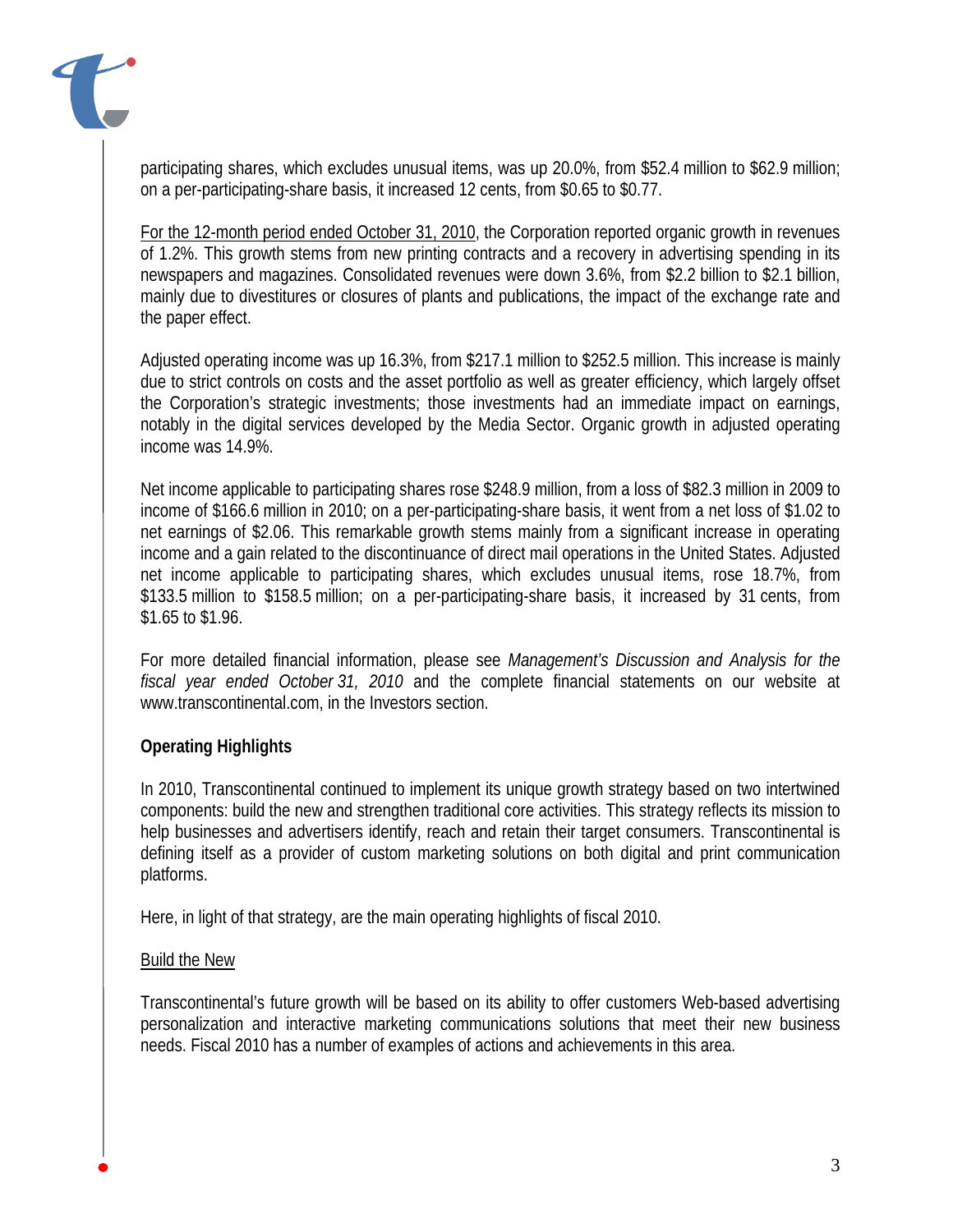participating shares, which excludes unusual items, was up 20.0%, from $52.4 million to $62.9 million; on a per-participating-share basis, it increased 12 cents, from $0.65 to $0.77.

For the 12-month period ended October 31, 2010, the Corporation reported organic growth in revenues of 1.2%. This growth stems from new printing contracts and a recovery in advertising spending in its newspapers and magazines. Consolidated revenues were down 3.6%, from $2.2 billion to $2.1 billion, mainly due to divestitures or closures of plants and publications, the impact of the exchange rate and the paper effect.

Adjusted operating income was up 16.3%, from $217.1 million to $252.5 million. This increase is mainly due to strict controls on costs and the asset portfolio as well as greater efficiency, which largely offset the Corporation's strategic investments; those investments had an immediate impact on earnings, notably in the digital services developed by the Media Sector. Organic growth in adjusted operating income was 14.9%.

Net income applicable to participating shares rose $248.9 million, from a loss of $82.3 million in 2009 to income of $166.6 million in 2010; on a per-participating-share basis, it went from a net loss of $1.02 to net earnings of $2.06. This remarkable growth stems mainly from a significant increase in operating income and a gain related to the discontinuance of direct mail operations in the United States. Adjusted net income applicable to participating shares, which excludes unusual items, rose 18.7%, from $133.5 million to $158.5 million; on a per-participating-share basis, it increased by 31 cents, from $1.65 to $1.96.

For more detailed financial information, please see *Management's Discussion and Analysis for the fiscal year ended October 31, 2010* and the complete financial statements on our website at www.transcontinental.com, in the Investors section.

**Operating Highlights**

In 2010, Transcontinental continued to implement its unique growth strategy based on two intertwined components: build the new and strengthen traditional core activities. This strategy reflects its mission to help businesses and advertisers identify, reach and retain their target consumers. Transcontinental is defining itself as a provider of custom marketing solutions on both digital and print communication platforms.

Here, in light of that strategy, are the main operating highlights of fiscal 2010.

Build the New

Transcontinental's future growth will be based on its ability to offer customers Web-based advertising personalization and interactive marketing communications solutions that meet their new business needs. Fiscal 2010 has a number of examples of actions and achievements in this area.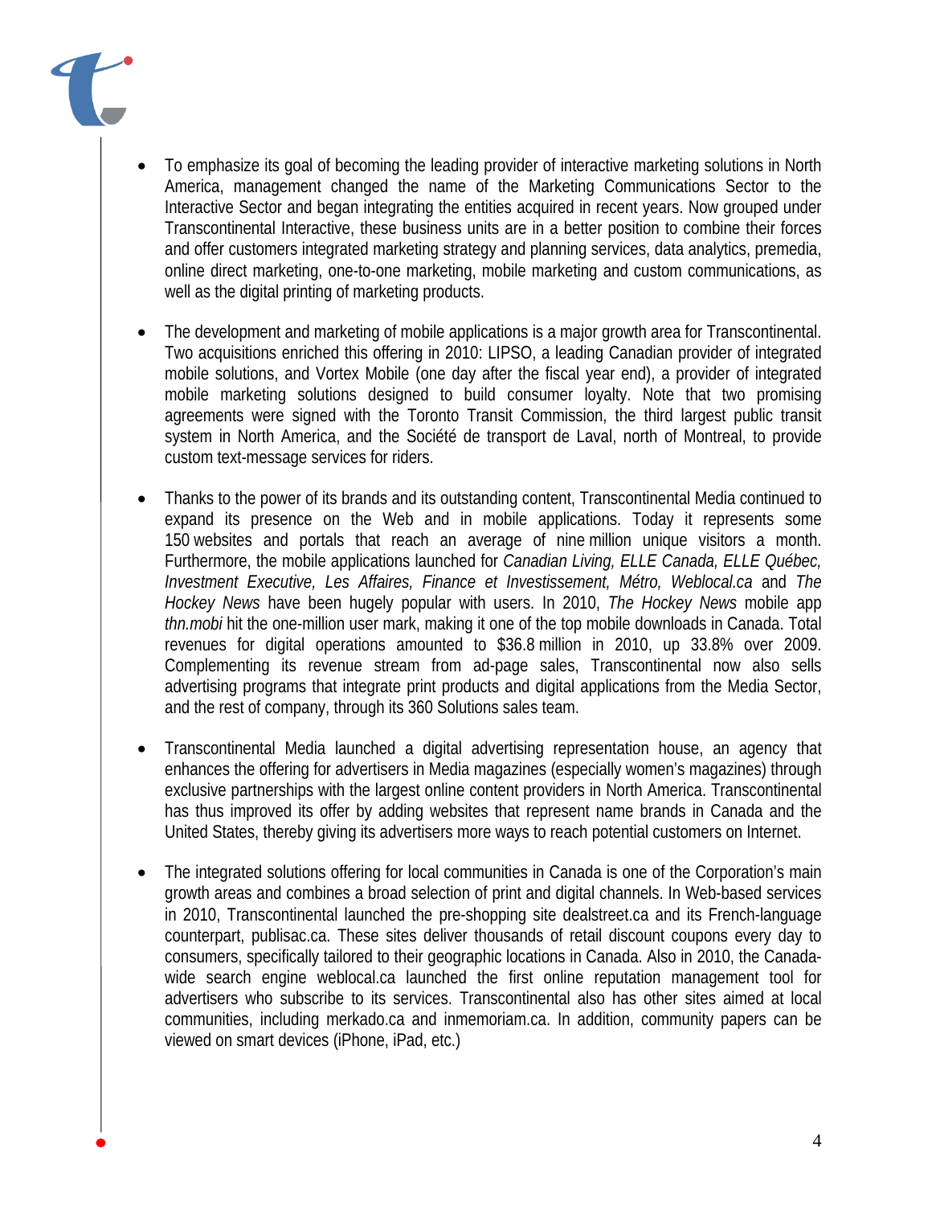- To emphasize its goal of becoming the leading provider of interactive marketing solutions in North America, management changed the name of the Marketing Communications Sector to the Interactive Sector and began integrating the entities acquired in recent years. Now grouped under Transcontinental Interactive, these business units are in a better position to combine their forces and offer customers integrated marketing strategy and planning services, data analytics, premedia, online direct marketing, one-to-one marketing, mobile marketing and custom communications, as well as the digital printing of marketing products.

- The development and marketing of mobile applications is a major growth area for Transcontinental. Two acquisitions enriched this offering in 2010: LIPSO, a leading Canadian provider of integrated mobile solutions, and Vortex Mobile (one day after the fiscal year end), a provider of integrated mobile marketing solutions designed to build consumer loyalty. Note that two promising agreements were signed with the Toronto Transit Commission, the third largest public transit system in North America, and the Société de transport de Laval, north of Montreal, to provide custom text-message services for riders.

- Thanks to the power of its brands and its outstanding content, Transcontinental Media continued to expand its presence on the Web and in mobile applications. Today it represents some 150 websites and portals that reach an average of nine million unique visitors a month. Furthermore, the mobile applications launched for *Canadian Living, ELLE Canada, ELLE Québec, Investment Executive, Les Affaires, Finance et Investissement, Métro, Weblocal.ca* and *The Hockey News* have been hugely popular with users. In 2010, *The Hockey News* mobile app *thn.mobi* hit the one-million user mark, making it one of the top mobile downloads in Canada. Total revenues for digital operations amounted to $36.8 million in 2010, up 33.8% over 2009. Complementing its revenue stream from ad-page sales, Transcontinental now also sells advertising programs that integrate print products and digital applications from the Media Sector, and the rest of company, through its 360 Solutions sales team.

- Transcontinental Media launched a digital advertising representation house, an agency that enhances the offering for advertisers in Media magazines (especially women's magazines) through exclusive partnerships with the largest online content providers in North America. Transcontinental has thus improved its offer by adding websites that represent name brands in Canada and the United States, thereby giving its advertisers more ways to reach potential customers on Internet.

- The integrated solutions offering for local communities in Canada is one of the Corporation's main growth areas and combines a broad selection of print and digital channels. In Web-based services in 2010, Transcontinental launched the pre-shopping site dealstreet.ca and its French-language counterpart, publisac.ca. These sites deliver thousands of retail discount coupons every day to consumers, specifically tailored to their geographic locations in Canada. Also in 2010, the Canada-wide search engine weblocal.ca launched the first online reputation management tool for advertisers who subscribe to its services. Transcontinental also has other sites aimed at local communities, including merkado.ca and inmemoriam.ca. In addition, community papers can be viewed on smart devices (iPhone, iPad, etc.)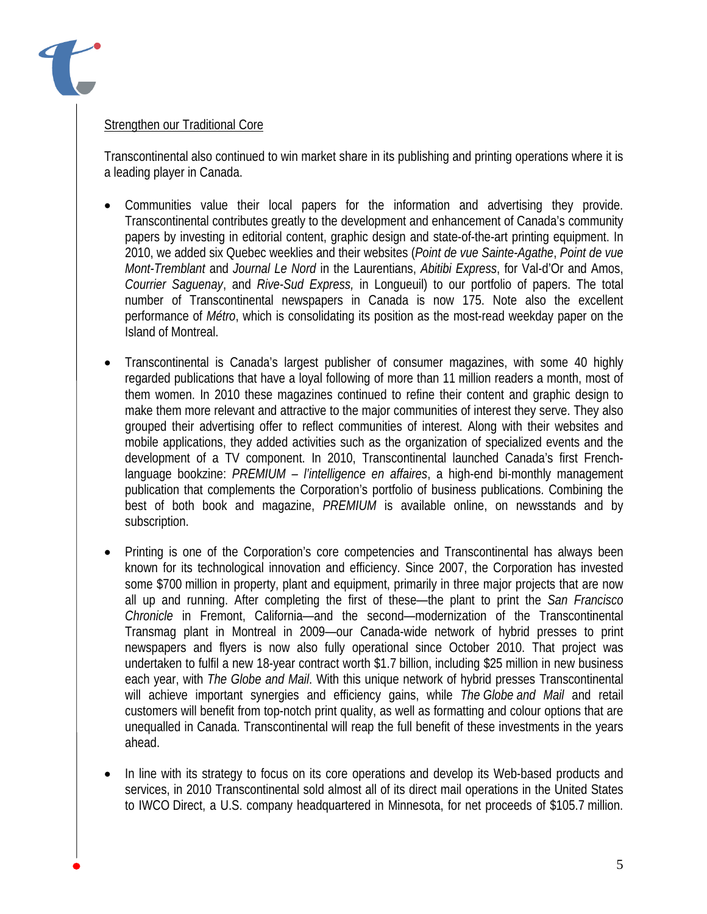## Strengthen our Traditional Core

Transcontinental also continued to win market share in its publishing and printing operations where it is a leading player in Canada.

- Communities value their local papers for the information and advertising they provide. Transcontinental contributes greatly to the development and enhancement of Canada's community papers by investing in editorial content, graphic design and state-of-the-art printing equipment. In 2010, we added six Quebec weeklies and their websites (*Point de vue Sainte-Agathe*, *Point de vue Mont-Tremblant* and *Journal Le Nord* in the Laurentians, *Abitibi Express*, for Val-d'Or and Amos, *Courrier Saguenay*, and *Rive-Sud Express,* in Longueuil) to our portfolio of papers. The total number of Transcontinental newspapers in Canada is now 175. Note also the excellent performance of *Métro*, which is consolidating its position as the most-read weekday paper on the Island of Montreal.

- Transcontinental is Canada's largest publisher of consumer magazines, with some 40 highly regarded publications that have a loyal following of more than 11 million readers a month, most of them women. In 2010 these magazines continued to refine their content and graphic design to make them more relevant and attractive to the major communities of interest they serve. They also grouped their advertising offer to reflect communities of interest. Along with their websites and mobile applications, they added activities such as the organization of specialized events and the development of a TV component. In 2010, Transcontinental launched Canada's first French-language bookzine: *PREMIUM – l'intelligence en affaires*, a high-end bi-monthly management publication that complements the Corporation's portfolio of business publications. Combining the best of both book and magazine, *PREMIUM* is available online, on newsstands and by subscription.

- Printing is one of the Corporation's core competencies and Transcontinental has always been known for its technological innovation and efficiency. Since 2007, the Corporation has invested some $700 million in property, plant and equipment, primarily in three major projects that are now all up and running. After completing the first of these—the plant to print the *San Francisco Chronicle* in Fremont, California—and the second—modernization of the Transcontinental Transmag plant in Montreal in 2009—our Canada-wide network of hybrid presses to print newspapers and flyers is now also fully operational since October 2010. That project was undertaken to fulfil a new 18-year contract worth $1.7 billion, including $25 million in new business each year, with *The Globe and Mail*. With this unique network of hybrid presses Transcontinental will achieve important synergies and efficiency gains, while *The Globe and Mail* and retail customers will benefit from top-notch print quality, as well as formatting and colour options that are unequalled in Canada. Transcontinental will reap the full benefit of these investments in the years ahead.

- In line with its strategy to focus on its core operations and develop its Web-based products and services, in 2010 Transcontinental sold almost all of its direct mail operations in the United States to IWCO Direct, a U.S. company headquartered in Minnesota, for net proceeds of $105.7 million.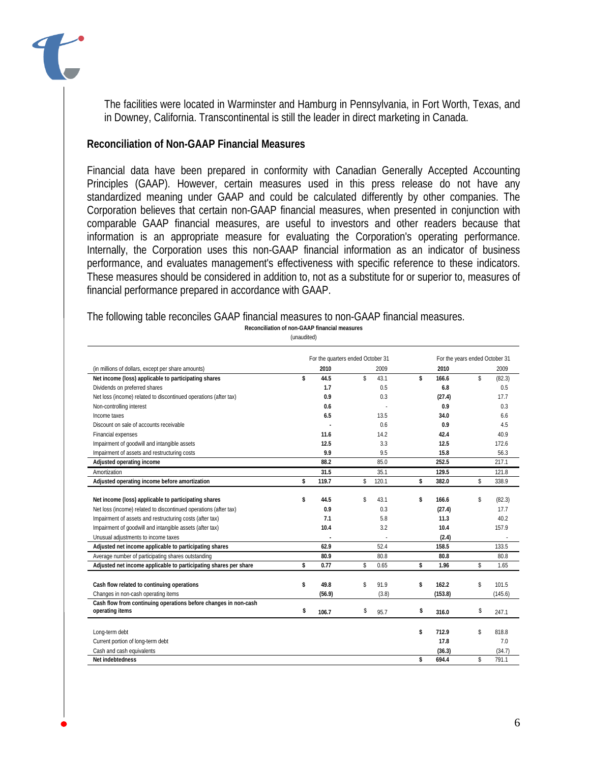The facilities were located in Warminster and Hamburg in Pennsylvania, in Fort Worth, Texas, and in Downey, California. Transcontinental is still the leader in direct marketing in Canada.

## Reconciliation of Non-GAAP Financial Measures

Financial data have been prepared in conformity with Canadian Generally Accepted Accounting Principles (GAAP). However, certain measures used in this press release do not have any standardized meaning under GAAP and could be calculated differently by other companies. The Corporation believes that certain non-GAAP financial measures, when presented in conjunction with comparable GAAP financial measures, are useful to investors and other readers because that information is an appropriate measure for evaluating the Corporation's operating performance. Internally, the Corporation uses this non-GAAP financial information as an indicator of business performance, and evaluates management's effectiveness with specific reference to these indicators. These measures should be considered in addition to, not as a substitute for or superior to, measures of financial performance prepared in accordance with GAAP.

The following table reconciles GAAP financial measures to non-GAAP financial measures.

**Reconciliation of non-GAAP financial measures**

(unaudited)

| | For the quarters ended October 31 | | For the years ended October 31 | |
|---|---|---|---|---|
| (in millions of dollars, except per share amounts) | **2010** | 2009 | **2010** | 2009 |
| **Net income (loss) applicable to participating shares** | **$ 44.5** | $ 43.1 | **$ 166.6** | $ (82.3) |
| Dividends on preferred shares | **1.7** | 0.5 | **6.8** | 0.5 |
| Net loss (income) related to discontinued operations (after tax) | **0.9** | 0.3 | **(27.4)** | 17.7 |
| Non-controlling interest | **0.6** | - | **0.9** | 0.3 |
| Income taxes | **6.5** | 13.5 | **34.0** | 6.6 |
| Discount on sale of accounts receivable | **-** | 0.6 | **0.9** | 4.5 |
| Financial expenses | **11.6** | 14.2 | **42.4** | 40.9 |
| Impairment of goodwill and intangible assets | **12.5** | 3.3 | **12.5** | 172.6 |
| Impairment of assets and restructuring costs | **9.9** | 9.5 | **15.8** | 56.3 |
| **Adjusted operating income** | **88.2** | 85.0 | **252.5** | 217.1 |
| Amortization | **31.5** | 35.1 | **129.5** | 121.8 |
| **Adjusted operating income before amortization** | **$ 119.7** | $ 120.1 | **$ 382.0** | $ 338.9 |
| | | | | |
| **Net income (loss) applicable to participating shares** | **$ 44.5** | $ 43.1 | **$ 166.6** | $ (82.3) |
| Net loss (income) related to discontinued operations (after tax) | **0.9** | 0.3 | **(27.4)** | 17.7 |
| Impairment of assets and restructuring costs (after tax) | **7.1** | 5.8 | **11.3** | 40.2 |
| Impairment of goodwill and intangible assets (after tax) | **10.4** | 3.2 | **10.4** | 157.9 |
| Unusual adjustments to income taxes | **-** | - | **(2.4)** | - |
| **Adjusted net income applicable to participating shares** | **62.9** | 52.4 | **158.5** | 133.5 |
| Average number of participating shares outstanding | **80.9** | 80.8 | **80.8** | 80.8 |
| **Adjusted net income applicable to participating shares per share** | **$ 0.77** | $ 0.65 | **$ 1.96** | $ 1.65 |
| | | | | |
| **Cash flow related to continuing operations** | **$ 49.8** | $ 91.9 | **$ 162.2** | $ 101.5 |
| Changes in non-cash operating items | **(56.9)** | (3.8) | **(153.8)** | (145.6) |
| **Cash flow from continuing operations before changes in non-cash operating items** | **$ 106.7** | $ 95.7 | **$ 316.0** | $ 247.1 |
| | | | | |
| Long-term debt | | | **$ 712.9** | $ 818.8 |
| Current portion of long-term debt | | | **17.8** | 7.0 |
| Cash and cash equivalents | | | **(36.3)** | (34.7) |
| **Net indebtedness** | | | **$ 694.4** | $ 791.1 |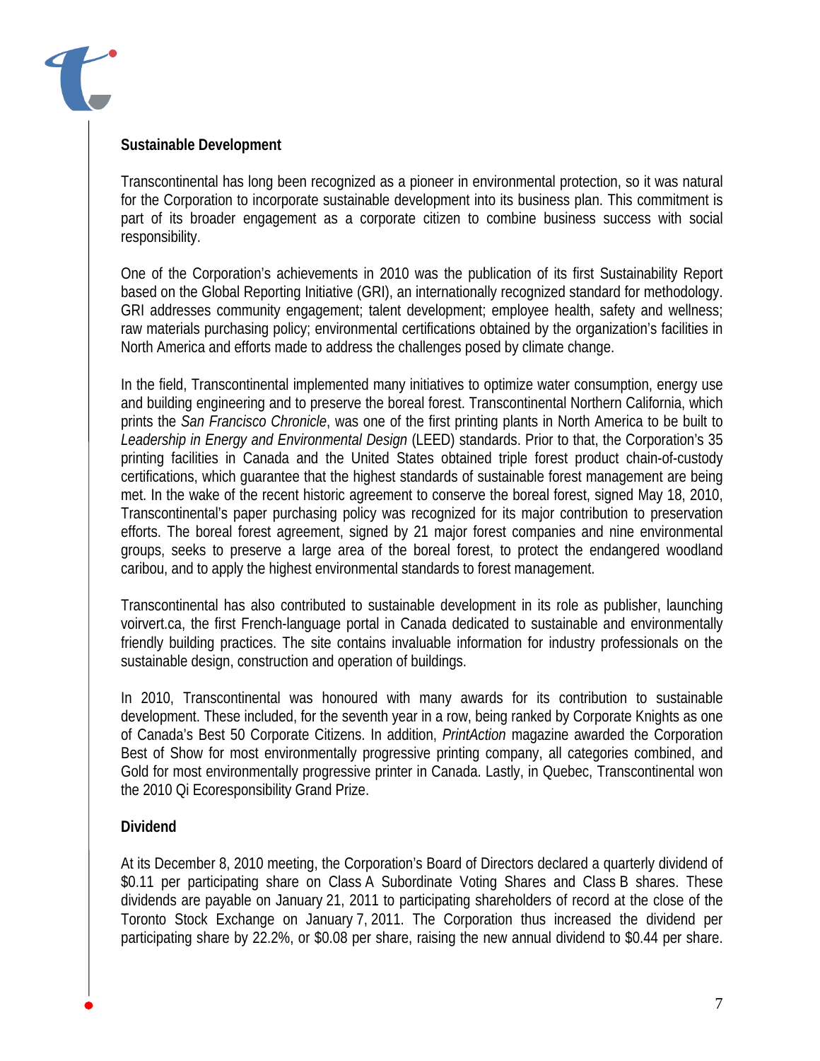## Sustainable Development

Transcontinental has long been recognized as a pioneer in environmental protection, so it was natural for the Corporation to incorporate sustainable development into its business plan. This commitment is part of its broader engagement as a corporate citizen to combine business success with social responsibility.

One of the Corporation's achievements in 2010 was the publication of its first Sustainability Report based on the Global Reporting Initiative (GRI), an internationally recognized standard for methodology. GRI addresses community engagement; talent development; employee health, safety and wellness; raw materials purchasing policy; environmental certifications obtained by the organization's facilities in North America and efforts made to address the challenges posed by climate change.

In the field, Transcontinental implemented many initiatives to optimize water consumption, energy use and building engineering and to preserve the boreal forest. Transcontinental Northern California, which prints the *San Francisco Chronicle*, was one of the first printing plants in North America to be built to *Leadership in Energy and Environmental Design* (LEED) standards. Prior to that, the Corporation's 35 printing facilities in Canada and the United States obtained triple forest product chain-of-custody certifications, which guarantee that the highest standards of sustainable forest management are being met. In the wake of the recent historic agreement to conserve the boreal forest, signed May 18, 2010, Transcontinental's paper purchasing policy was recognized for its major contribution to preservation efforts. The boreal forest agreement, signed by 21 major forest companies and nine environmental groups, seeks to preserve a large area of the boreal forest, to protect the endangered woodland caribou, and to apply the highest environmental standards to forest management.

Transcontinental has also contributed to sustainable development in its role as publisher, launching voirvert.ca, the first French-language portal in Canada dedicated to sustainable and environmentally friendly building practices. The site contains invaluable information for industry professionals on the sustainable design, construction and operation of buildings.

In 2010, Transcontinental was honoured with many awards for its contribution to sustainable development. These included, for the seventh year in a row, being ranked by Corporate Knights as one of Canada's Best 50 Corporate Citizens. In addition, *PrintAction* magazine awarded the Corporation Best of Show for most environmentally progressive printing company, all categories combined, and Gold for most environmentally progressive printer in Canada. Lastly, in Quebec, Transcontinental won the 2010 Qi Ecoresponsibility Grand Prize.

## Dividend

At its December 8, 2010 meeting, the Corporation's Board of Directors declared a quarterly dividend of $0.11 per participating share on Class A Subordinate Voting Shares and Class B shares. These dividends are payable on January 21, 2011 to participating shareholders of record at the close of the Toronto Stock Exchange on January 7, 2011. The Corporation thus increased the dividend per participating share by 22.2%, or $0.08 per share, raising the new annual dividend to $0.44 per share.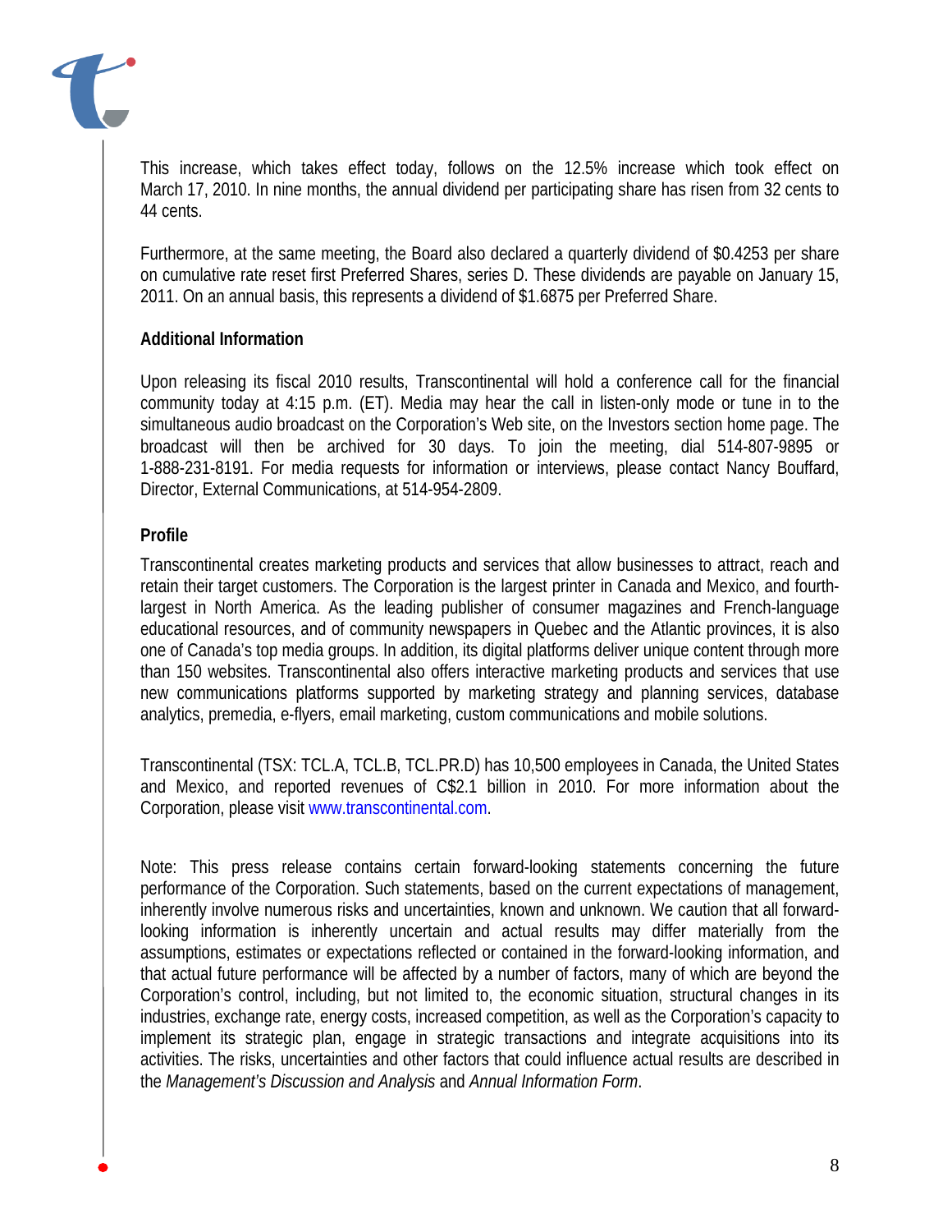This increase, which takes effect today, follows on the 12.5% increase which took effect on March 17, 2010. In nine months, the annual dividend per participating share has risen from 32 cents to 44 cents.

Furthermore, at the same meeting, the Board also declared a quarterly dividend of $0.4253 per share on cumulative rate reset first Preferred Shares, series D. These dividends are payable on January 15, 2011. On an annual basis, this represents a dividend of $1.6875 per Preferred Share.

**Additional Information**

Upon releasing its fiscal 2010 results, Transcontinental will hold a conference call for the financial community today at 4:15 p.m. (ET). Media may hear the call in listen-only mode or tune in to the simultaneous audio broadcast on the Corporation's Web site, on the Investors section home page. The broadcast will then be archived for 30 days. To join the meeting, dial 514-807-9895 or 1-888-231-8191. For media requests for information or interviews, please contact Nancy Bouffard, Director, External Communications, at 514-954-2809.

**Profile**

Transcontinental creates marketing products and services that allow businesses to attract, reach and retain their target customers. The Corporation is the largest printer in Canada and Mexico, and fourth-largest in North America. As the leading publisher of consumer magazines and French-language educational resources, and of community newspapers in Quebec and the Atlantic provinces, it is also one of Canada's top media groups. In addition, its digital platforms deliver unique content through more than 150 websites. Transcontinental also offers interactive marketing products and services that use new communications platforms supported by marketing strategy and planning services, database analytics, premedia, e-flyers, email marketing, custom communications and mobile solutions.

Transcontinental (TSX: TCL.A, TCL.B, TCL.PR.D) has 10,500 employees in Canada, the United States and Mexico, and reported revenues of C$2.1 billion in 2010. For more information about the Corporation, please visit www.transcontinental.com.

Note: This press release contains certain forward-looking statements concerning the future performance of the Corporation. Such statements, based on the current expectations of management, inherently involve numerous risks and uncertainties, known and unknown. We caution that all forward-looking information is inherently uncertain and actual results may differ materially from the assumptions, estimates or expectations reflected or contained in the forward-looking information, and that actual future performance will be affected by a number of factors, many of which are beyond the Corporation's control, including, but not limited to, the economic situation, structural changes in its industries, exchange rate, energy costs, increased competition, as well as the Corporation's capacity to implement its strategic plan, engage in strategic transactions and integrate acquisitions into its activities. The risks, uncertainties and other factors that could influence actual results are described in the *Management's Discussion and Analysis* and *Annual Information Form*.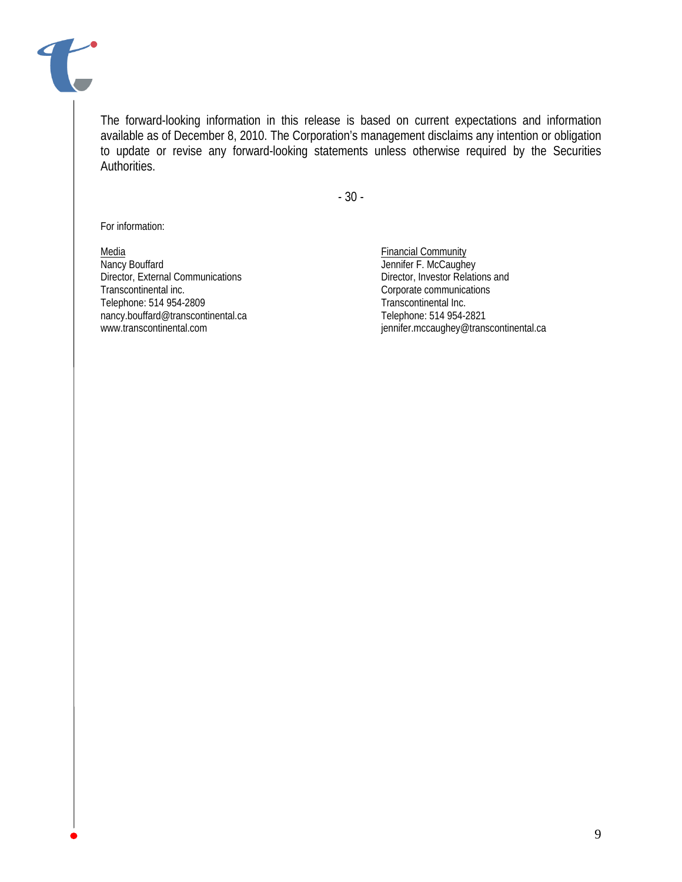The forward-looking information in this release is based on current expectations and information available as of December 8, 2010. The Corporation's management disclaims any intention or obligation to update or revise any forward-looking statements unless otherwise required by the Securities Authorities.

- 30 -

For information:

Media
Nancy Bouffard
Director, External Communications
Transcontinental inc.
Telephone: 514 954-2809
nancy.bouffard@transcontinental.ca
www.transcontinental.com

Financial Community
Jennifer F. McCaughey
Director, Investor Relations and
Corporate communications
Transcontinental Inc.
Telephone: 514 954-2821
jennifer.mccaughey@transcontinental.ca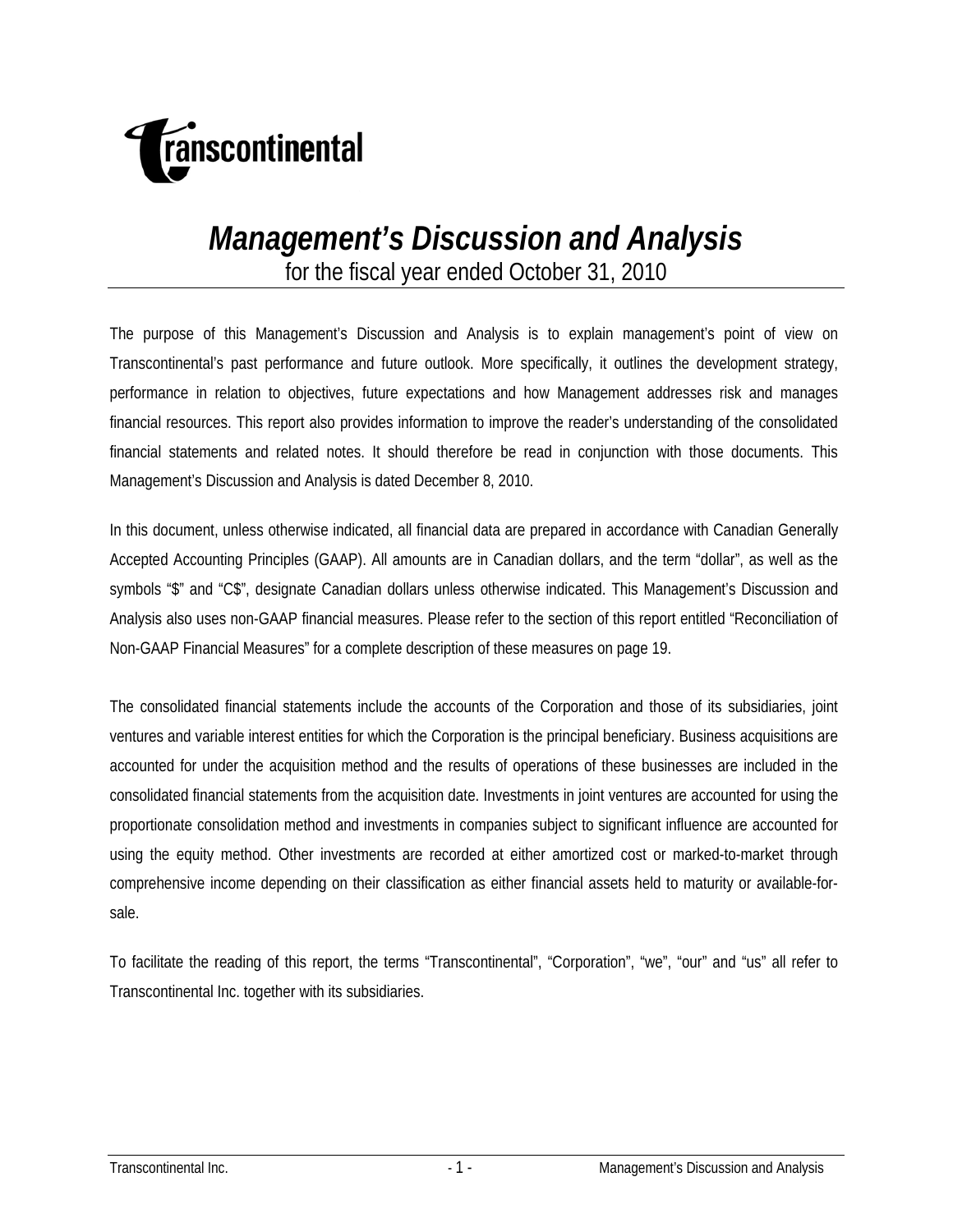# *Management's Discussion and Analysis*

for the fiscal year ended October 31, 2010

The purpose of this Management's Discussion and Analysis is to explain management's point of view on Transcontinental's past performance and future outlook. More specifically, it outlines the development strategy, performance in relation to objectives, future expectations and how Management addresses risk and manages financial resources. This report also provides information to improve the reader's understanding of the consolidated financial statements and related notes. It should therefore be read in conjunction with those documents. This Management's Discussion and Analysis is dated December 8, 2010.

In this document, unless otherwise indicated, all financial data are prepared in accordance with Canadian Generally Accepted Accounting Principles (GAAP). All amounts are in Canadian dollars, and the term "dollar", as well as the symbols "$" and "C$", designate Canadian dollars unless otherwise indicated. This Management's Discussion and Analysis also uses non-GAAP financial measures. Please refer to the section of this report entitled "Reconciliation of Non-GAAP Financial Measures" for a complete description of these measures on page 19.

The consolidated financial statements include the accounts of the Corporation and those of its subsidiaries, joint ventures and variable interest entities for which the Corporation is the principal beneficiary. Business acquisitions are accounted for under the acquisition method and the results of operations of these businesses are included in the consolidated financial statements from the acquisition date. Investments in joint ventures are accounted for using the proportionate consolidation method and investments in companies subject to significant influence are accounted for using the equity method. Other investments are recorded at either amortized cost or marked-to-market through comprehensive income depending on their classification as either financial assets held to maturity or available-for-sale.

To facilitate the reading of this report, the terms "Transcontinental", "Corporation", "we", "our" and "us" all refer to Transcontinental Inc. together with its subsidiaries.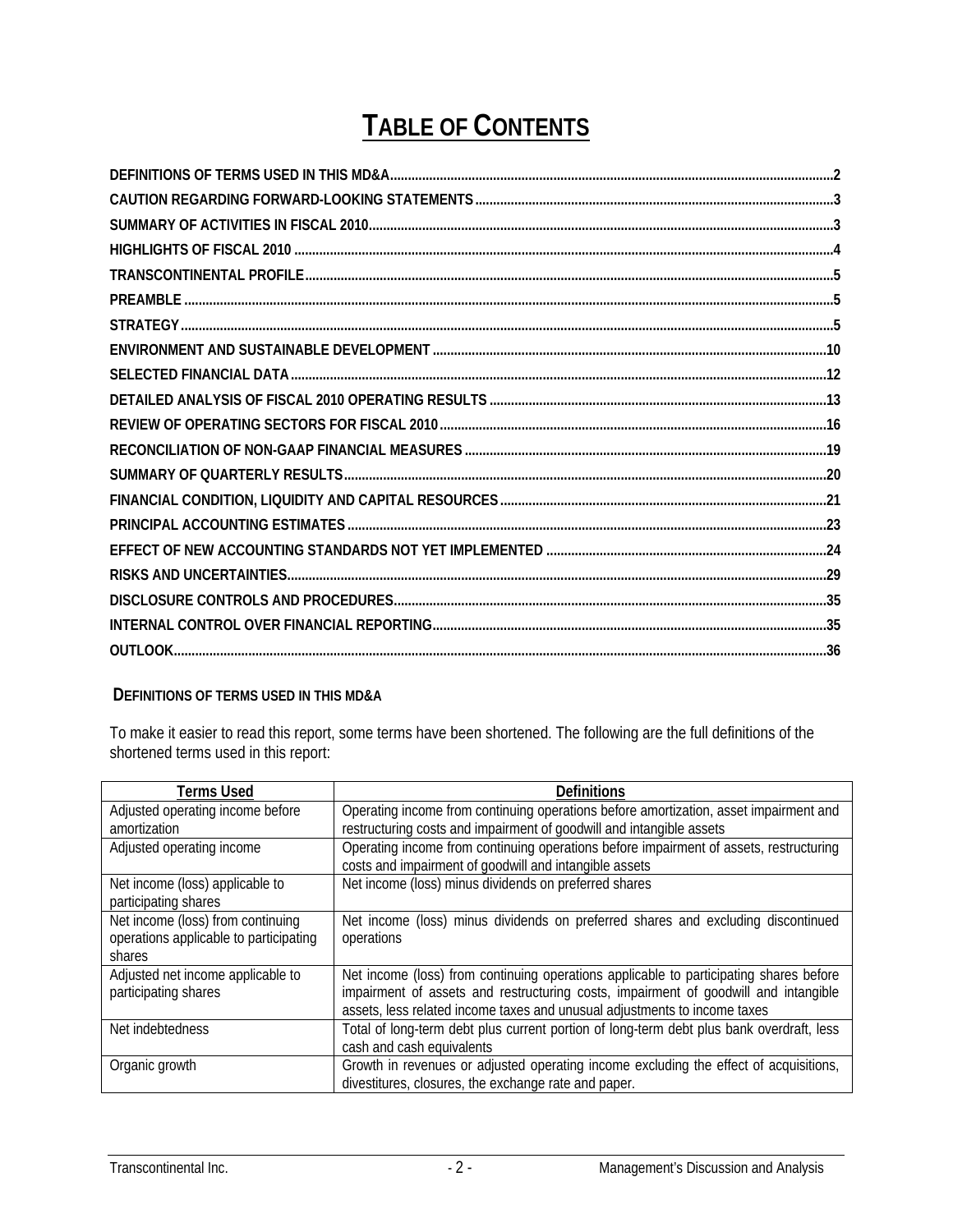# TABLE OF CONTENTS

| | |
|---|---|
| DEFINITIONS OF TERMS USED IN THIS MD&A | 2 |
| CAUTION REGARDING FORWARD-LOOKING STATEMENTS | 3 |
| SUMMARY OF ACTIVITIES IN FISCAL 2010 | 3 |
| HIGHLIGHTS OF FISCAL 2010 | 4 |
| TRANSCONTINENTAL PROFILE | 5 |
| PREAMBLE | 5 |
| STRATEGY | 5 |
| ENVIRONMENT AND SUSTAINABLE DEVELOPMENT | 10 |
| SELECTED FINANCIAL DATA | 12 |
| DETAILED ANALYSIS OF FISCAL 2010 OPERATING RESULTS | 13 |
| REVIEW OF OPERATING SECTORS FOR FISCAL 2010 | 16 |
| RECONCILIATION OF NON-GAAP FINANCIAL MEASURES | 19 |
| SUMMARY OF QUARTERLY RESULTS | 20 |
| FINANCIAL CONDITION, LIQUIDITY AND CAPITAL RESOURCES | 21 |
| PRINCIPAL ACCOUNTING ESTIMATES | 23 |
| EFFECT OF NEW ACCOUNTING STANDARDS NOT YET IMPLEMENTED | 24 |
| RISKS AND UNCERTAINTIES | 29 |
| DISCLOSURE CONTROLS AND PROCEDURES | 35 |
| INTERNAL CONTROL OVER FINANCIAL REPORTING | 35 |
| OUTLOOK | 36 |

## DEFINITIONS OF TERMS USED IN THIS MD&A

To make it easier to read this report, some terms have been shortened. The following are the full definitions of the shortened terms used in this report:

| Terms Used | Definitions |
|---|---|
| Adjusted operating income before amortization | Operating income from continuing operations before amortization, asset impairment and restructuring costs and impairment of goodwill and intangible assets |
| Adjusted operating income | Operating income from continuing operations before impairment of assets, restructuring costs and impairment of goodwill and intangible assets |
| Net income (loss) applicable to participating shares | Net income (loss) minus dividends on preferred shares |
| Net income (loss) from continuing operations applicable to participating shares | Net income (loss) minus dividends on preferred shares and excluding discontinued operations |
| Adjusted net income applicable to participating shares | Net income (loss) from continuing operations applicable to participating shares before impairment of assets and restructuring costs, impairment of goodwill and intangible assets, less related income taxes and unusual adjustments to income taxes |
| Net indebtedness | Total of long-term debt plus current portion of long-term debt plus bank overdraft, less cash and cash equivalents |
| Organic growth | Growth in revenues or adjusted operating income excluding the effect of acquisitions, divestitures, closures, the exchange rate and paper. |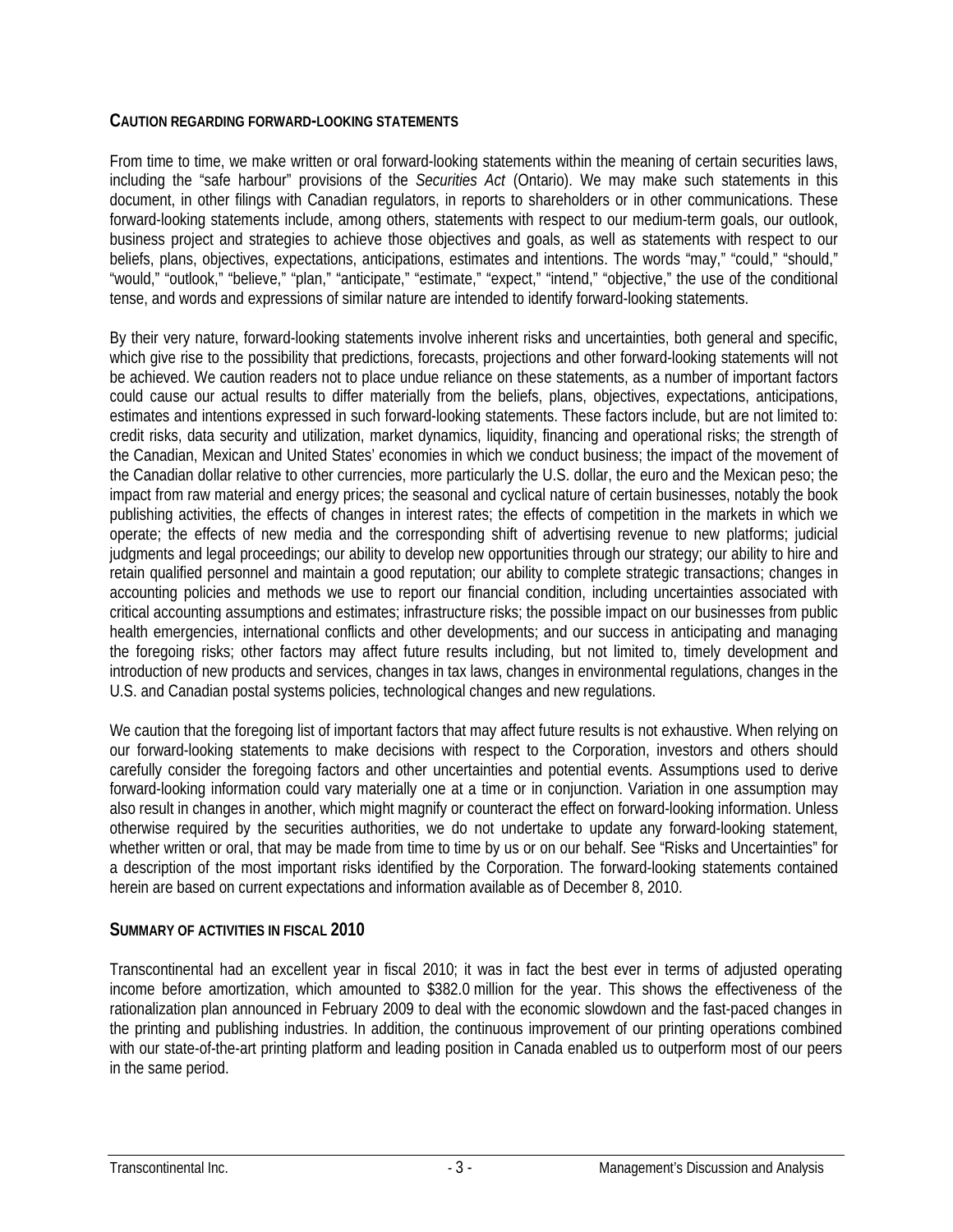## CAUTION REGARDING FORWARD-LOOKING STATEMENTS

From time to time, we make written or oral forward-looking statements within the meaning of certain securities laws, including the "safe harbour" provisions of the *Securities Act* (Ontario). We may make such statements in this document, in other filings with Canadian regulators, in reports to shareholders or in other communications. These forward-looking statements include, among others, statements with respect to our medium-term goals, our outlook, business project and strategies to achieve those objectives and goals, as well as statements with respect to our beliefs, plans, objectives, expectations, anticipations, estimates and intentions. The words "may," "could," "should," "would," "outlook," "believe," "plan," "anticipate," "estimate," "expect," "intend," "objective," the use of the conditional tense, and words and expressions of similar nature are intended to identify forward-looking statements.

By their very nature, forward-looking statements involve inherent risks and uncertainties, both general and specific, which give rise to the possibility that predictions, forecasts, projections and other forward-looking statements will not be achieved. We caution readers not to place undue reliance on these statements, as a number of important factors could cause our actual results to differ materially from the beliefs, plans, objectives, expectations, anticipations, estimates and intentions expressed in such forward-looking statements. These factors include, but are not limited to: credit risks, data security and utilization, market dynamics, liquidity, financing and operational risks; the strength of the Canadian, Mexican and United States' economies in which we conduct business; the impact of the movement of the Canadian dollar relative to other currencies, more particularly the U.S. dollar, the euro and the Mexican peso; the impact from raw material and energy prices; the seasonal and cyclical nature of certain businesses, notably the book publishing activities, the effects of changes in interest rates; the effects of competition in the markets in which we operate; the effects of new media and the corresponding shift of advertising revenue to new platforms; judicial judgments and legal proceedings; our ability to develop new opportunities through our strategy; our ability to hire and retain qualified personnel and maintain a good reputation; our ability to complete strategic transactions; changes in accounting policies and methods we use to report our financial condition, including uncertainties associated with critical accounting assumptions and estimates; infrastructure risks; the possible impact on our businesses from public health emergencies, international conflicts and other developments; and our success in anticipating and managing the foregoing risks; other factors may affect future results including, but not limited to, timely development and introduction of new products and services, changes in tax laws, changes in environmental regulations, changes in the U.S. and Canadian postal systems policies, technological changes and new regulations.

We caution that the foregoing list of important factors that may affect future results is not exhaustive. When relying on our forward-looking statements to make decisions with respect to the Corporation, investors and others should carefully consider the foregoing factors and other uncertainties and potential events. Assumptions used to derive forward-looking information could vary materially one at a time or in conjunction. Variation in one assumption may also result in changes in another, which might magnify or counteract the effect on forward-looking information. Unless otherwise required by the securities authorities, we do not undertake to update any forward-looking statement, whether written or oral, that may be made from time to time by us or on our behalf. See "Risks and Uncertainties" for a description of the most important risks identified by the Corporation. The forward-looking statements contained herein are based on current expectations and information available as of December 8, 2010.

## SUMMARY OF ACTIVITIES IN FISCAL 2010

Transcontinental had an excellent year in fiscal 2010; it was in fact the best ever in terms of adjusted operating income before amortization, which amounted to $382.0 million for the year. This shows the effectiveness of the rationalization plan announced in February 2009 to deal with the economic slowdown and the fast-paced changes in the printing and publishing industries. In addition, the continuous improvement of our printing operations combined with our state-of-the-art printing platform and leading position in Canada enabled us to outperform most of our peers in the same period.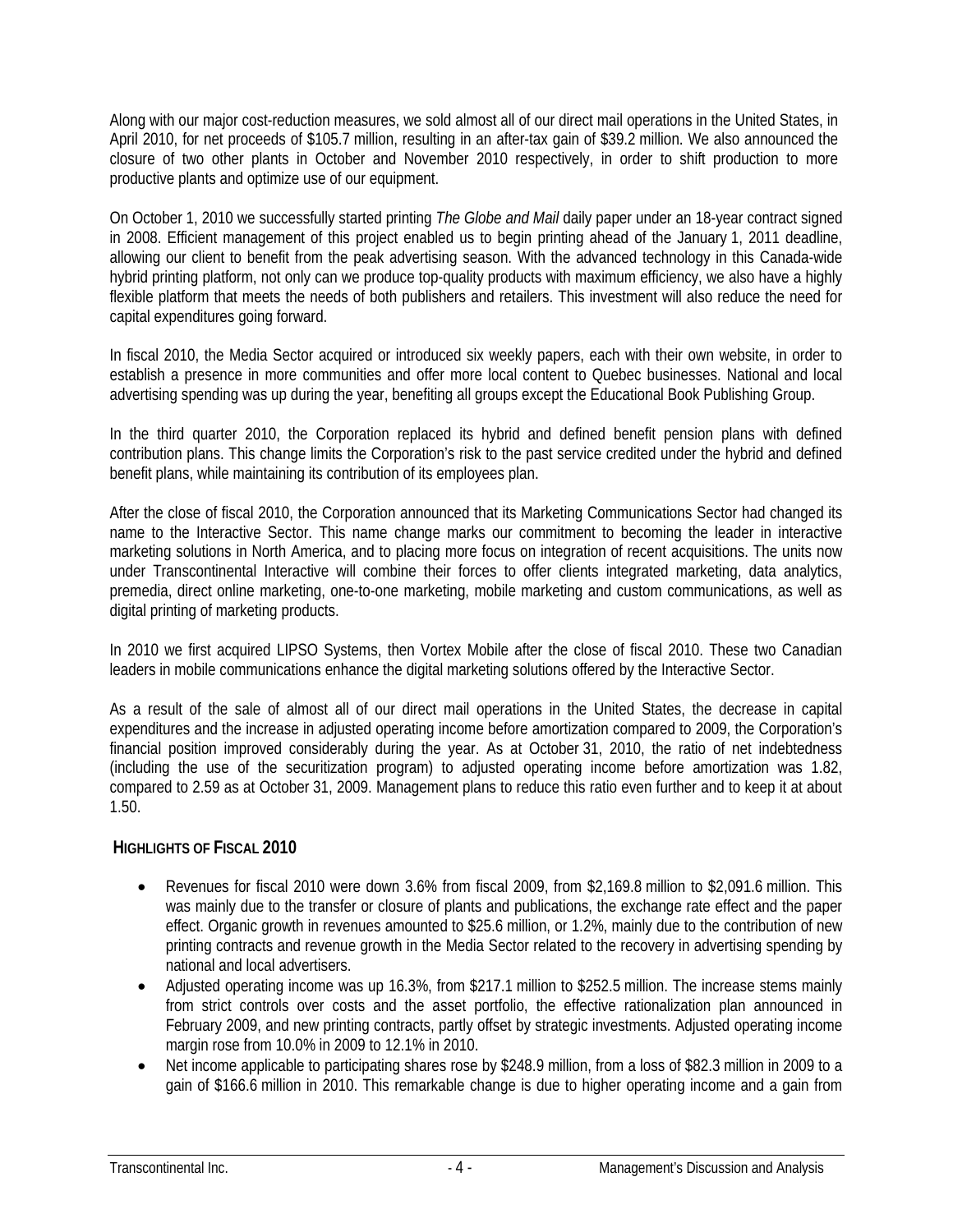Along with our major cost-reduction measures, we sold almost all of our direct mail operations in the United States, in April 2010, for net proceeds of $105.7 million, resulting in an after-tax gain of $39.2 million. We also announced the closure of two other plants in October and November 2010 respectively, in order to shift production to more productive plants and optimize use of our equipment.

On October 1, 2010 we successfully started printing *The Globe and Mail* daily paper under an 18-year contract signed in 2008. Efficient management of this project enabled us to begin printing ahead of the January 1, 2011 deadline, allowing our client to benefit from the peak advertising season. With the advanced technology in this Canada-wide hybrid printing platform, not only can we produce top-quality products with maximum efficiency, we also have a highly flexible platform that meets the needs of both publishers and retailers. This investment will also reduce the need for capital expenditures going forward.

In fiscal 2010, the Media Sector acquired or introduced six weekly papers, each with their own website, in order to establish a presence in more communities and offer more local content to Quebec businesses. National and local advertising spending was up during the year, benefiting all groups except the Educational Book Publishing Group.

In the third quarter 2010, the Corporation replaced its hybrid and defined benefit pension plans with defined contribution plans. This change limits the Corporation's risk to the past service credited under the hybrid and defined benefit plans, while maintaining its contribution of its employees plan.

After the close of fiscal 2010, the Corporation announced that its Marketing Communications Sector had changed its name to the Interactive Sector. This name change marks our commitment to becoming the leader in interactive marketing solutions in North America, and to placing more focus on integration of recent acquisitions. The units now under Transcontinental Interactive will combine their forces to offer clients integrated marketing, data analytics, premedia, direct online marketing, one-to-one marketing, mobile marketing and custom communications, as well as digital printing of marketing products.

In 2010 we first acquired LIPSO Systems, then Vortex Mobile after the close of fiscal 2010. These two Canadian leaders in mobile communications enhance the digital marketing solutions offered by the Interactive Sector.

As a result of the sale of almost all of our direct mail operations in the United States, the decrease in capital expenditures and the increase in adjusted operating income before amortization compared to 2009, the Corporation's financial position improved considerably during the year. As at October 31, 2010, the ratio of net indebtedness (including the use of the securitization program) to adjusted operating income before amortization was 1.82, compared to 2.59 as at October 31, 2009. Management plans to reduce this ratio even further and to keep it at about 1.50.

## HIGHLIGHTS OF FISCAL 2010

- Revenues for fiscal 2010 were down 3.6% from fiscal 2009, from $2,169.8 million to $2,091.6 million. This was mainly due to the transfer or closure of plants and publications, the exchange rate effect and the paper effect. Organic growth in revenues amounted to $25.6 million, or 1.2%, mainly due to the contribution of new printing contracts and revenue growth in the Media Sector related to the recovery in advertising spending by national and local advertisers.
- Adjusted operating income was up 16.3%, from $217.1 million to $252.5 million. The increase stems mainly from strict controls over costs and the asset portfolio, the effective rationalization plan announced in February 2009, and new printing contracts, partly offset by strategic investments. Adjusted operating income margin rose from 10.0% in 2009 to 12.1% in 2010.
- Net income applicable to participating shares rose by $248.9 million, from a loss of $82.3 million in 2009 to a gain of $166.6 million in 2010. This remarkable change is due to higher operating income and a gain from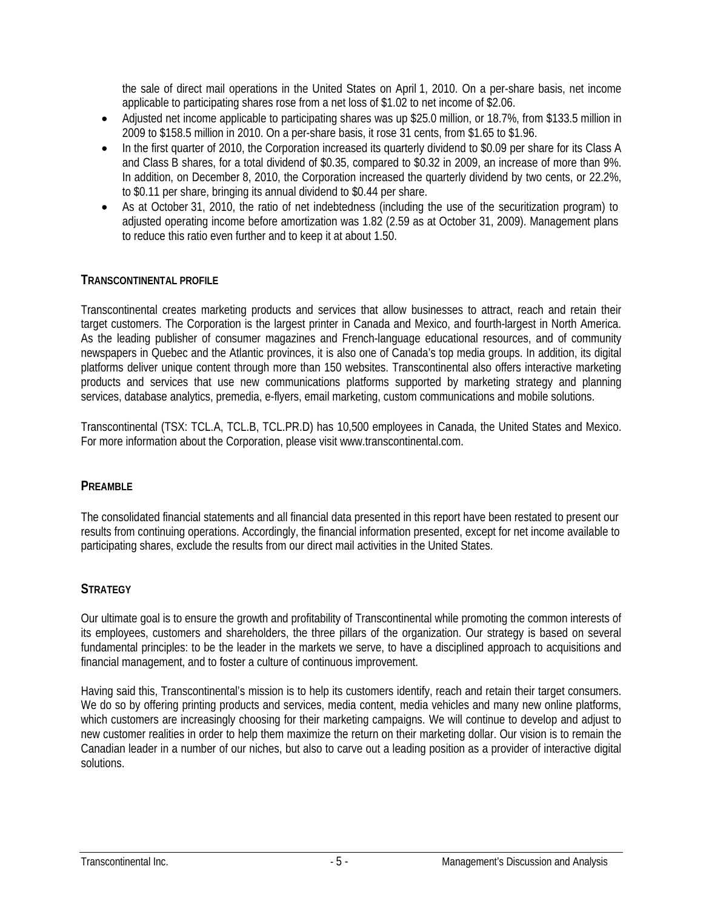the sale of direct mail operations in the United States on April 1, 2010. On a per-share basis, net income applicable to participating shares rose from a net loss of $1.02 to net income of $2.06.

- Adjusted net income applicable to participating shares was up $25.0 million, or 18.7%, from $133.5 million in 2009 to $158.5 million in 2010. On a per-share basis, it rose 31 cents, from $1.65 to $1.96.
- In the first quarter of 2010, the Corporation increased its quarterly dividend to $0.09 per share for its Class A and Class B shares, for a total dividend of $0.35, compared to $0.32 in 2009, an increase of more than 9%. In addition, on December 8, 2010, the Corporation increased the quarterly dividend by two cents, or 22.2%, to $0.11 per share, bringing its annual dividend to $0.44 per share.
- As at October 31, 2010, the ratio of net indebtedness (including the use of the securitization program) to adjusted operating income before amortization was 1.82 (2.59 as at October 31, 2009). Management plans to reduce this ratio even further and to keep it at about 1.50.

## TRANSCONTINENTAL PROFILE

Transcontinental creates marketing products and services that allow businesses to attract, reach and retain their target customers. The Corporation is the largest printer in Canada and Mexico, and fourth-largest in North America. As the leading publisher of consumer magazines and French-language educational resources, and of community newspapers in Quebec and the Atlantic provinces, it is also one of Canada's top media groups. In addition, its digital platforms deliver unique content through more than 150 websites. Transcontinental also offers interactive marketing products and services that use new communications platforms supported by marketing strategy and planning services, database analytics, premedia, e-flyers, email marketing, custom communications and mobile solutions.

Transcontinental (TSX: TCL.A, TCL.B, TCL.PR.D) has 10,500 employees in Canada, the United States and Mexico. For more information about the Corporation, please visit www.transcontinental.com.

## PREAMBLE

The consolidated financial statements and all financial data presented in this report have been restated to present our results from continuing operations. Accordingly, the financial information presented, except for net income available to participating shares, exclude the results from our direct mail activities in the United States.

## STRATEGY

Our ultimate goal is to ensure the growth and profitability of Transcontinental while promoting the common interests of its employees, customers and shareholders, the three pillars of the organization. Our strategy is based on several fundamental principles: to be the leader in the markets we serve, to have a disciplined approach to acquisitions and financial management, and to foster a culture of continuous improvement.

Having said this, Transcontinental's mission is to help its customers identify, reach and retain their target consumers. We do so by offering printing products and services, media content, media vehicles and many new online platforms, which customers are increasingly choosing for their marketing campaigns. We will continue to develop and adjust to new customer realities in order to help them maximize the return on their marketing dollar. Our vision is to remain the Canadian leader in a number of our niches, but also to carve out a leading position as a provider of interactive digital solutions.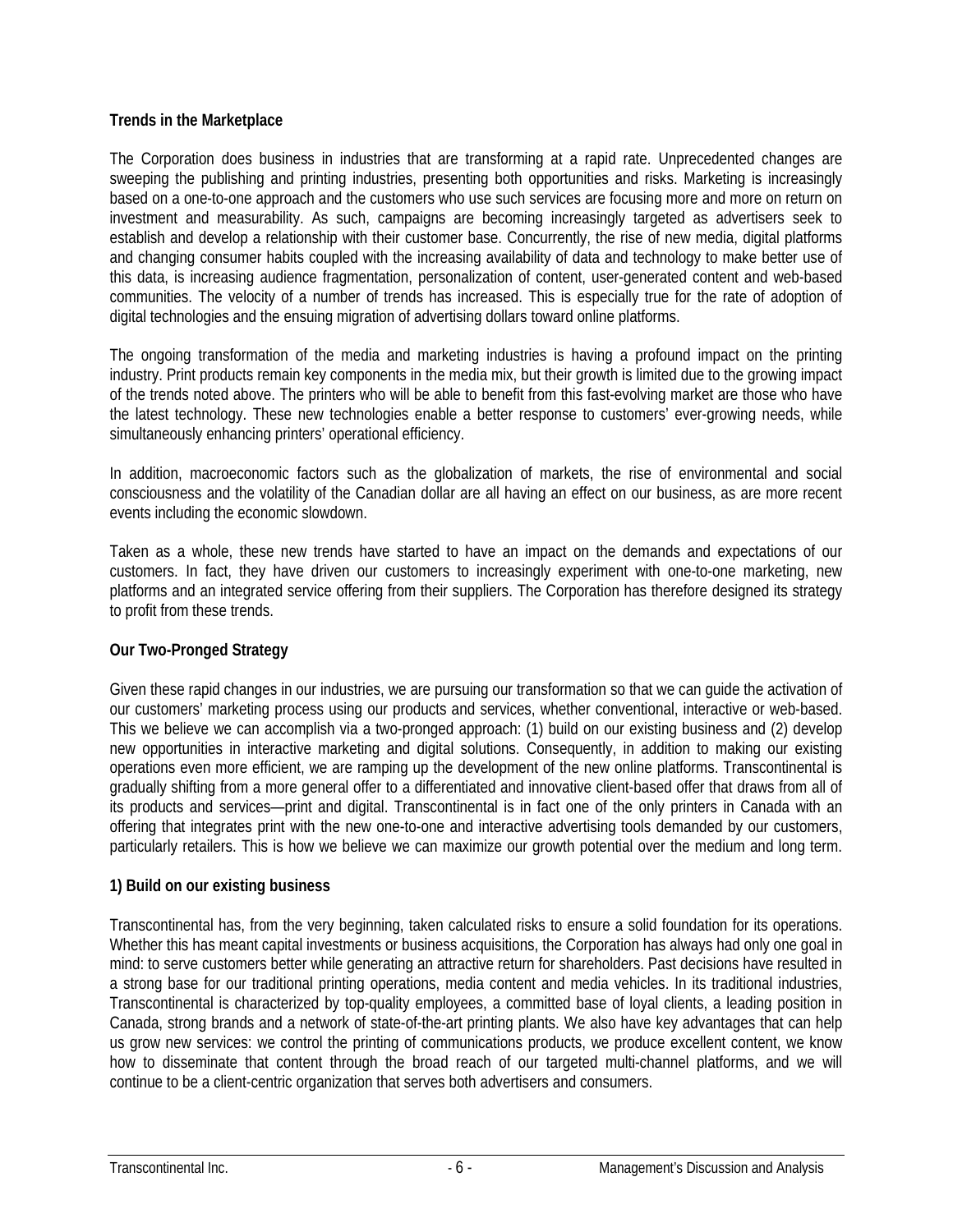**Trends in the Marketplace**

The Corporation does business in industries that are transforming at a rapid rate. Unprecedented changes are sweeping the publishing and printing industries, presenting both opportunities and risks. Marketing is increasingly based on a one-to-one approach and the customers who use such services are focusing more and more on return on investment and measurability. As such, campaigns are becoming increasingly targeted as advertisers seek to establish and develop a relationship with their customer base. Concurrently, the rise of new media, digital platforms and changing consumer habits coupled with the increasing availability of data and technology to make better use of this data, is increasing audience fragmentation, personalization of content, user-generated content and web-based communities. The velocity of a number of trends has increased. This is especially true for the rate of adoption of digital technologies and the ensuing migration of advertising dollars toward online platforms.

The ongoing transformation of the media and marketing industries is having a profound impact on the printing industry. Print products remain key components in the media mix, but their growth is limited due to the growing impact of the trends noted above. The printers who will be able to benefit from this fast-evolving market are those who have the latest technology. These new technologies enable a better response to customers' ever-growing needs, while simultaneously enhancing printers' operational efficiency.

In addition, macroeconomic factors such as the globalization of markets, the rise of environmental and social consciousness and the volatility of the Canadian dollar are all having an effect on our business, as are more recent events including the economic slowdown.

Taken as a whole, these new trends have started to have an impact on the demands and expectations of our customers. In fact, they have driven our customers to increasingly experiment with one-to-one marketing, new platforms and an integrated service offering from their suppliers. The Corporation has therefore designed its strategy to profit from these trends.

**Our Two-Pronged Strategy**

Given these rapid changes in our industries, we are pursuing our transformation so that we can guide the activation of our customers' marketing process using our products and services, whether conventional, interactive or web-based. This we believe we can accomplish via a two-pronged approach: (1) build on our existing business and (2) develop new opportunities in interactive marketing and digital solutions. Consequently, in addition to making our existing operations even more efficient, we are ramping up the development of the new online platforms. Transcontinental is gradually shifting from a more general offer to a differentiated and innovative client-based offer that draws from all of its products and services—print and digital. Transcontinental is in fact one of the only printers in Canada with an offering that integrates print with the new one-to-one and interactive advertising tools demanded by our customers, particularly retailers. This is how we believe we can maximize our growth potential over the medium and long term.

**1) Build on our existing business**

Transcontinental has, from the very beginning, taken calculated risks to ensure a solid foundation for its operations. Whether this has meant capital investments or business acquisitions, the Corporation has always had only one goal in mind: to serve customers better while generating an attractive return for shareholders. Past decisions have resulted in a strong base for our traditional printing operations, media content and media vehicles. In its traditional industries, Transcontinental is characterized by top-quality employees, a committed base of loyal clients, a leading position in Canada, strong brands and a network of state-of-the-art printing plants. We also have key advantages that can help us grow new services: we control the printing of communications products, we produce excellent content, we know how to disseminate that content through the broad reach of our targeted multi-channel platforms, and we will continue to be a client-centric organization that serves both advertisers and consumers.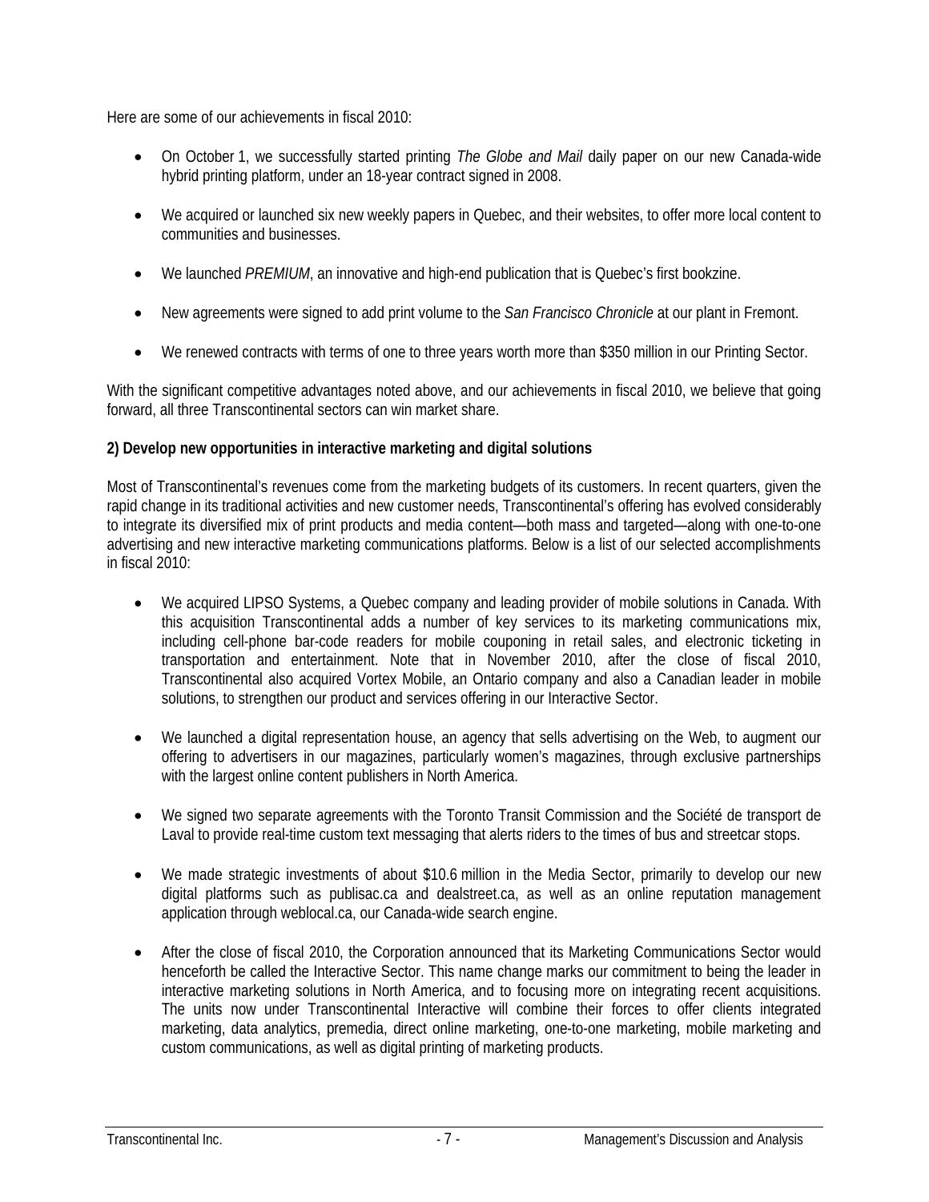Here are some of our achievements in fiscal 2010:

- On October 1, we successfully started printing *The Globe and Mail* daily paper on our new Canada-wide hybrid printing platform, under an 18-year contract signed in 2008.
- We acquired or launched six new weekly papers in Quebec, and their websites, to offer more local content to communities and businesses.
- We launched *PREMIUM*, an innovative and high-end publication that is Quebec's first bookzine.
- New agreements were signed to add print volume to the *San Francisco Chronicle* at our plant in Fremont.
- We renewed contracts with terms of one to three years worth more than $350 million in our Printing Sector.

With the significant competitive advantages noted above, and our achievements in fiscal 2010, we believe that going forward, all three Transcontinental sectors can win market share.

**2) Develop new opportunities in interactive marketing and digital solutions**

Most of Transcontinental's revenues come from the marketing budgets of its customers. In recent quarters, given the rapid change in its traditional activities and new customer needs, Transcontinental's offering has evolved considerably to integrate its diversified mix of print products and media content—both mass and targeted—along with one-to-one advertising and new interactive marketing communications platforms. Below is a list of our selected accomplishments in fiscal 2010:

- We acquired LIPSO Systems, a Quebec company and leading provider of mobile solutions in Canada. With this acquisition Transcontinental adds a number of key services to its marketing communications mix, including cell-phone bar-code readers for mobile couponing in retail sales, and electronic ticketing in transportation and entertainment. Note that in November 2010, after the close of fiscal 2010, Transcontinental also acquired Vortex Mobile, an Ontario company and also a Canadian leader in mobile solutions, to strengthen our product and services offering in our Interactive Sector.
- We launched a digital representation house, an agency that sells advertising on the Web, to augment our offering to advertisers in our magazines, particularly women's magazines, through exclusive partnerships with the largest online content publishers in North America.
- We signed two separate agreements with the Toronto Transit Commission and the Société de transport de Laval to provide real-time custom text messaging that alerts riders to the times of bus and streetcar stops.
- We made strategic investments of about $10.6 million in the Media Sector, primarily to develop our new digital platforms such as publisac.ca and dealstreet.ca, as well as an online reputation management application through weblocal.ca, our Canada-wide search engine.
- After the close of fiscal 2010, the Corporation announced that its Marketing Communications Sector would henceforth be called the Interactive Sector. This name change marks our commitment to being the leader in interactive marketing solutions in North America, and to focusing more on integrating recent acquisitions. The units now under Transcontinental Interactive will combine their forces to offer clients integrated marketing, data analytics, premedia, direct online marketing, one-to-one marketing, mobile marketing and custom communications, as well as digital printing of marketing products.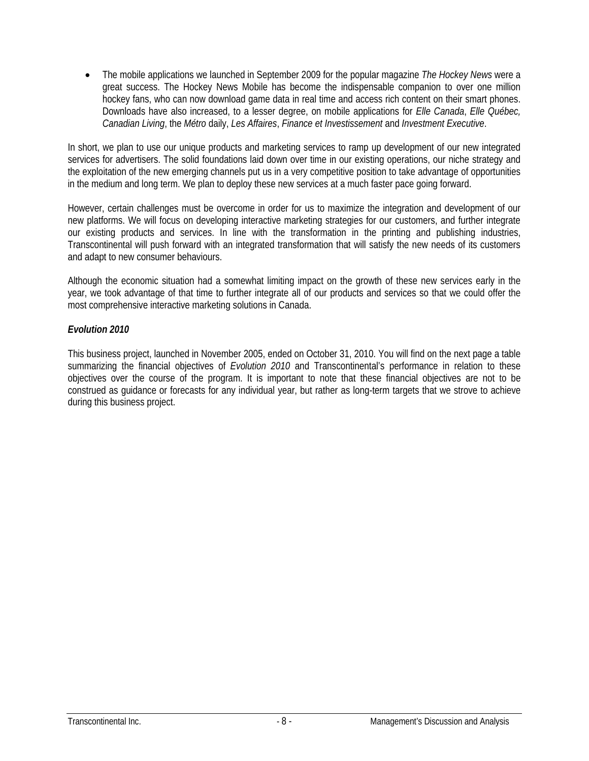- The mobile applications we launched in September 2009 for the popular magazine *The Hockey News* were a great success. The Hockey News Mobile has become the indispensable companion to over one million hockey fans, who can now download game data in real time and access rich content on their smart phones. Downloads have also increased, to a lesser degree, on mobile applications for *Elle Canada*, *Elle Québec, Canadian Living*, the *Métro* daily, *Les Affaires*, *Finance et Investissement* and *Investment Executive*.

In short, we plan to use our unique products and marketing services to ramp up development of our new integrated services for advertisers. The solid foundations laid down over time in our existing operations, our niche strategy and the exploitation of the new emerging channels put us in a very competitive position to take advantage of opportunities in the medium and long term. We plan to deploy these new services at a much faster pace going forward.

However, certain challenges must be overcome in order for us to maximize the integration and development of our new platforms. We will focus on developing interactive marketing strategies for our customers, and further integrate our existing products and services. In line with the transformation in the printing and publishing industries, Transcontinental will push forward with an integrated transformation that will satisfy the new needs of its customers and adapt to new consumer behaviours.

Although the economic situation had a somewhat limiting impact on the growth of these new services early in the year, we took advantage of that time to further integrate all of our products and services so that we could offer the most comprehensive interactive marketing solutions in Canada.

***Evolution 2010***

This business project, launched in November 2005, ended on October 31, 2010. You will find on the next page a table summarizing the financial objectives of *Evolution 2010* and Transcontinental's performance in relation to these objectives over the course of the program. It is important to note that these financial objectives are not to be construed as guidance or forecasts for any individual year, but rather as long-term targets that we strove to achieve during this business project.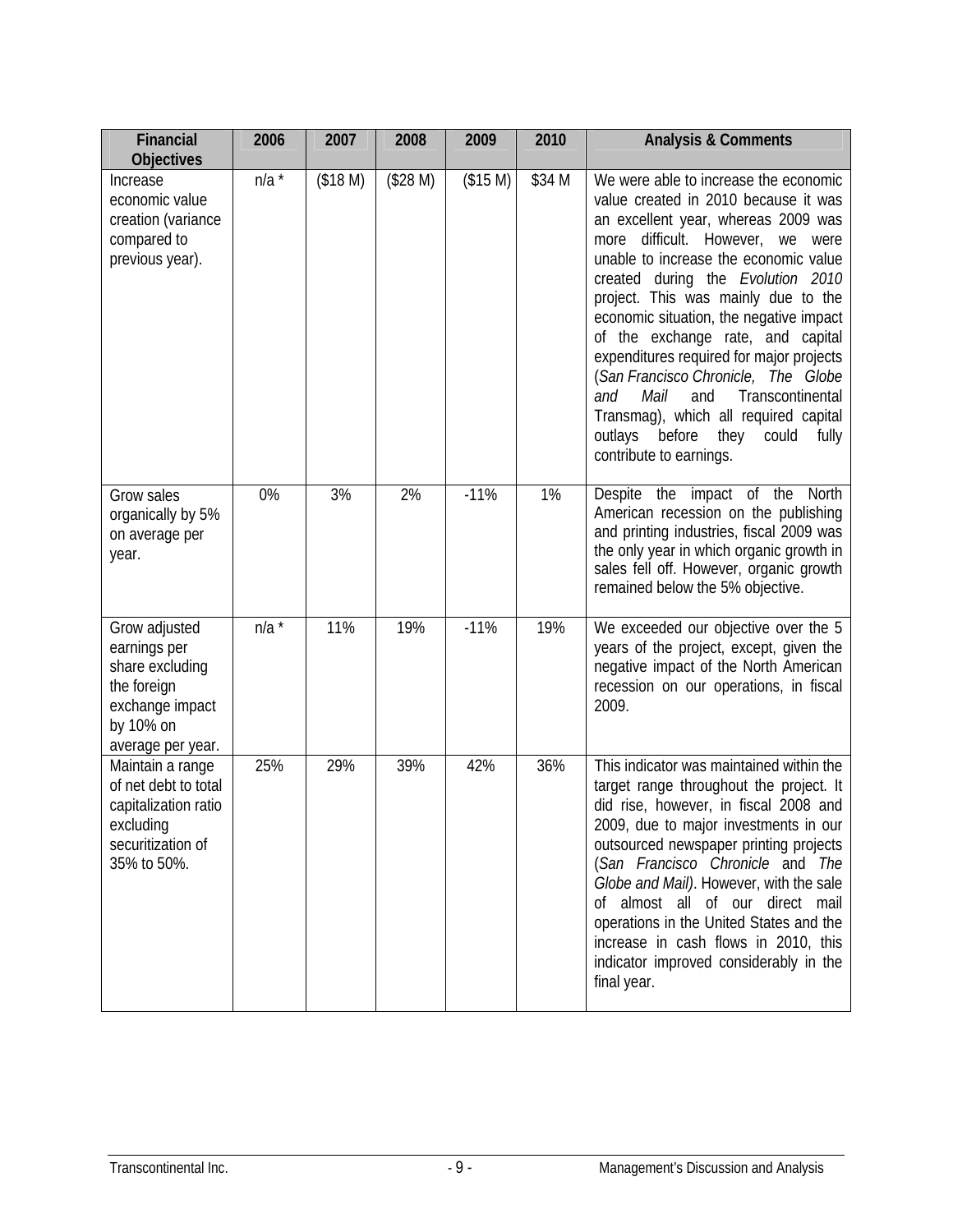| Financial Objectives | 2006 | 2007 | 2008 | 2009 | 2010 | Analysis & Comments |
|---|---|---|---|---|---|---|
| Increase economic value creation (variance compared to previous year). | n/a * | ($18 M) | ($28 M) | ($15 M) | $34 M | We were able to increase the economic value created in 2010 because it was an excellent year, whereas 2009 was more difficult. However, we were unable to increase the economic value created during the *Evolution 2010* project. This was mainly due to the economic situation, the negative impact of the exchange rate, and capital expenditures required for major projects (*San Francisco Chronicle, The Globe and Mail* and Transcontinental Transmag), which all required capital outlays before they could fully contribute to earnings. |
| Grow sales organically by 5% on average per year. | 0% | 3% | 2% | -11% | 1% | Despite the impact of the North American recession on the publishing and printing industries, fiscal 2009 was the only year in which organic growth in sales fell off. However, organic growth remained below the 5% objective. |
| Grow adjusted earnings per share excluding the foreign exchange impact by 10% on average per year. | n/a * | 11% | 19% | -11% | 19% | We exceeded our objective over the 5 years of the project, except, given the negative impact of the North American recession on our operations, in fiscal 2009. |
| Maintain a range of net debt to total capitalization ratio excluding securitization of 35% to 50%. | 25% | 29% | 39% | 42% | 36% | This indicator was maintained within the target range throughout the project. It did rise, however, in fiscal 2008 and 2009, due to major investments in our outsourced newspaper printing projects (*San Francisco Chronicle* and *The Globe and Mail)*. However, with the sale of almost all of our direct mail operations in the United States and the increase in cash flows in 2010, this indicator improved considerably in the final year. |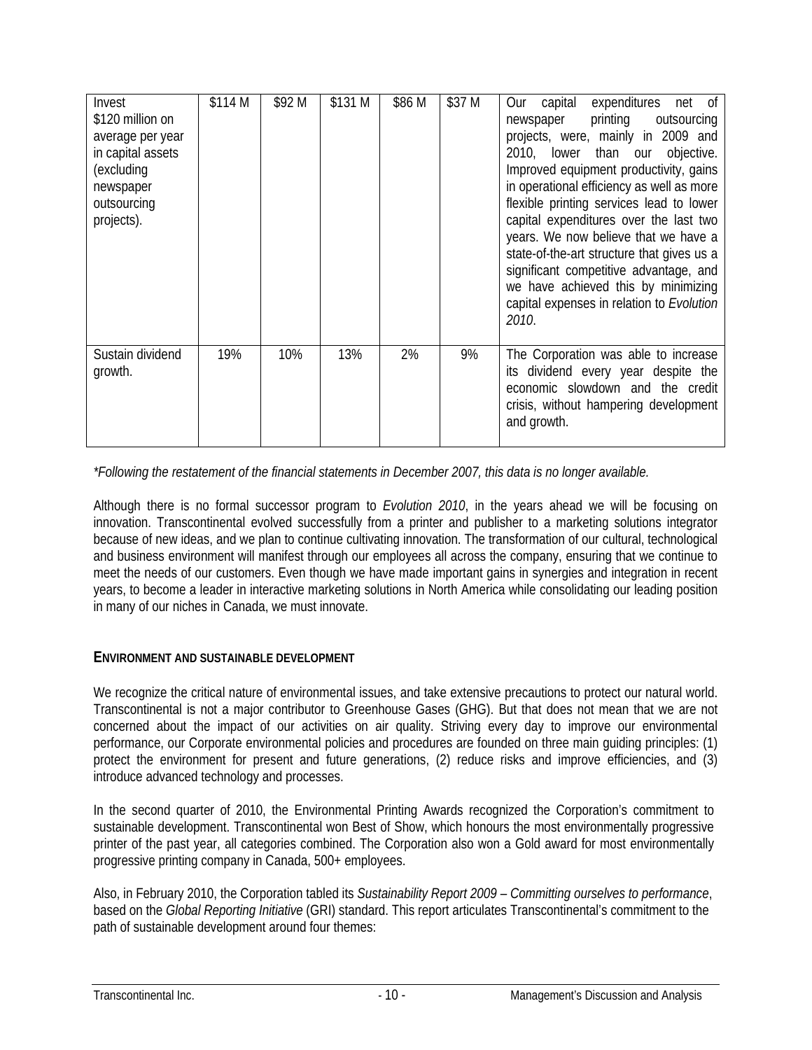| Invest $120 million on average per year in capital assets (excluding newspaper outsourcing projects). | $114 M | $92 M | $131 M | $86 M | $37 M | Our capital expenditures net of newspaper printing outsourcing projects, were, mainly in 2009 and 2010, lower than our objective. Improved equipment productivity, gains in operational efficiency as well as more flexible printing services lead to lower capital expenditures over the last two years. We now believe that we have a state-of-the-art structure that gives us a significant competitive advantage, and we have achieved this by minimizing capital expenses in relation to *Evolution 2010*. |
|---|---|---|---|---|---|---|
| Sustain dividend growth. | 19% | 10% | 13% | 2% | 9% | The Corporation was able to increase its dividend every year despite the economic slowdown and the credit crisis, without hampering development and growth. |

*\*Following the restatement of the financial statements in December 2007, this data is no longer available.*

Although there is no formal successor program to *Evolution 2010*, in the years ahead we will be focusing on innovation. Transcontinental evolved successfully from a printer and publisher to a marketing solutions integrator because of new ideas, and we plan to continue cultivating innovation. The transformation of our cultural, technological and business environment will manifest through our employees all across the company, ensuring that we continue to meet the needs of our customers. Even though we have made important gains in synergies and integration in recent years, to become a leader in interactive marketing solutions in North America while consolidating our leading position in many of our niches in Canada, we must innovate.

## ENVIRONMENT AND SUSTAINABLE DEVELOPMENT

We recognize the critical nature of environmental issues, and take extensive precautions to protect our natural world. Transcontinental is not a major contributor to Greenhouse Gases (GHG). But that does not mean that we are not concerned about the impact of our activities on air quality. Striving every day to improve our environmental performance, our Corporate environmental policies and procedures are founded on three main guiding principles: (1) protect the environment for present and future generations, (2) reduce risks and improve efficiencies, and (3) introduce advanced technology and processes.

In the second quarter of 2010, the Environmental Printing Awards recognized the Corporation's commitment to sustainable development. Transcontinental won Best of Show, which honours the most environmentally progressive printer of the past year, all categories combined. The Corporation also won a Gold award for most environmentally progressive printing company in Canada, 500+ employees.

Also, in February 2010, the Corporation tabled its *Sustainability Report 2009 – Committing ourselves to performance*, based on the *Global Reporting Initiative* (GRI) standard. This report articulates Transcontinental's commitment to the path of sustainable development around four themes: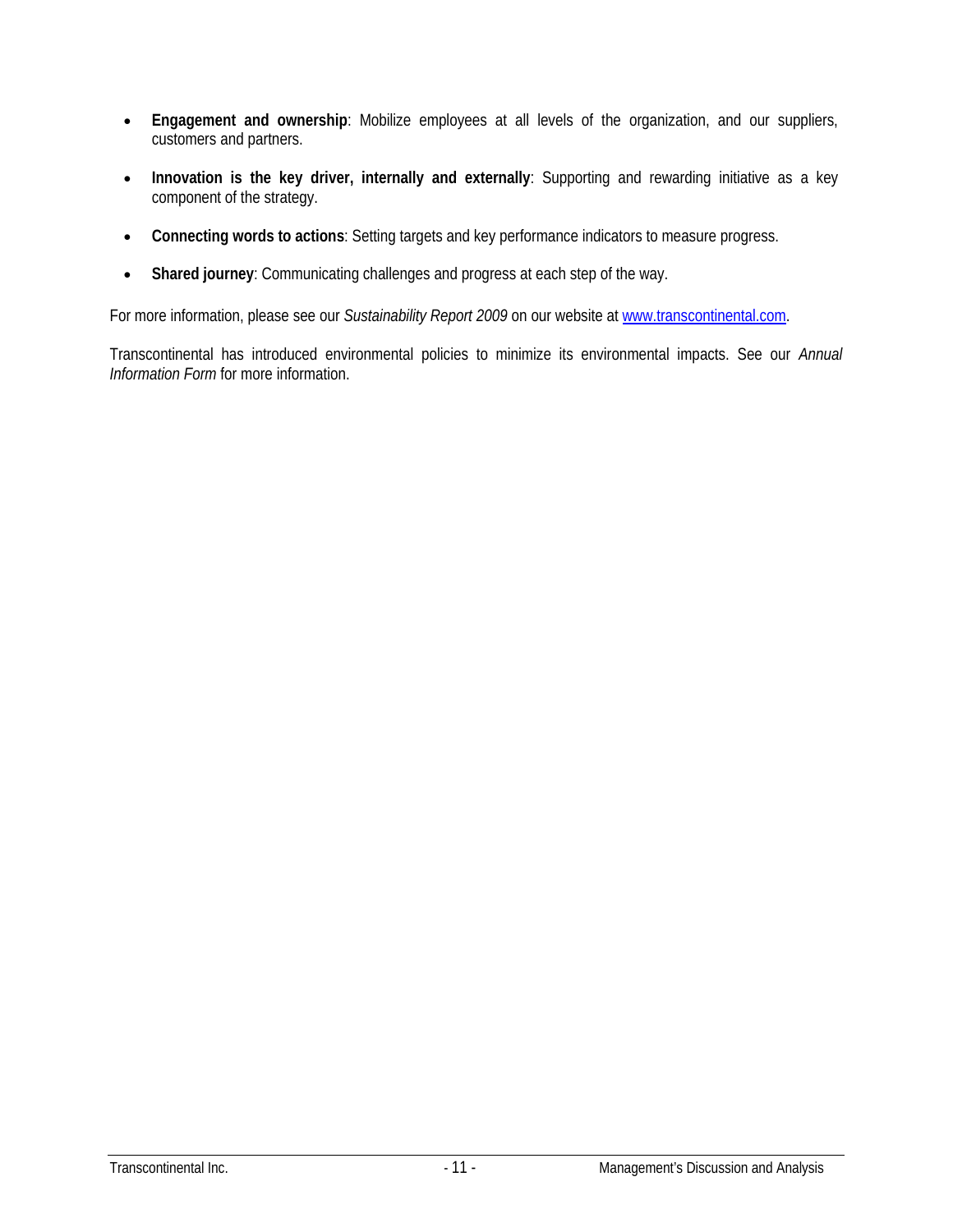- **Engagement and ownership**: Mobilize employees at all levels of the organization, and our suppliers, customers and partners.
- **Innovation is the key driver, internally and externally**: Supporting and rewarding initiative as a key component of the strategy.
- **Connecting words to actions**: Setting targets and key performance indicators to measure progress.
- **Shared journey**: Communicating challenges and progress at each step of the way.

For more information, please see our *Sustainability Report 2009* on our website at www.transcontinental.com.

Transcontinental has introduced environmental policies to minimize its environmental impacts. See our *Annual Information Form* for more information.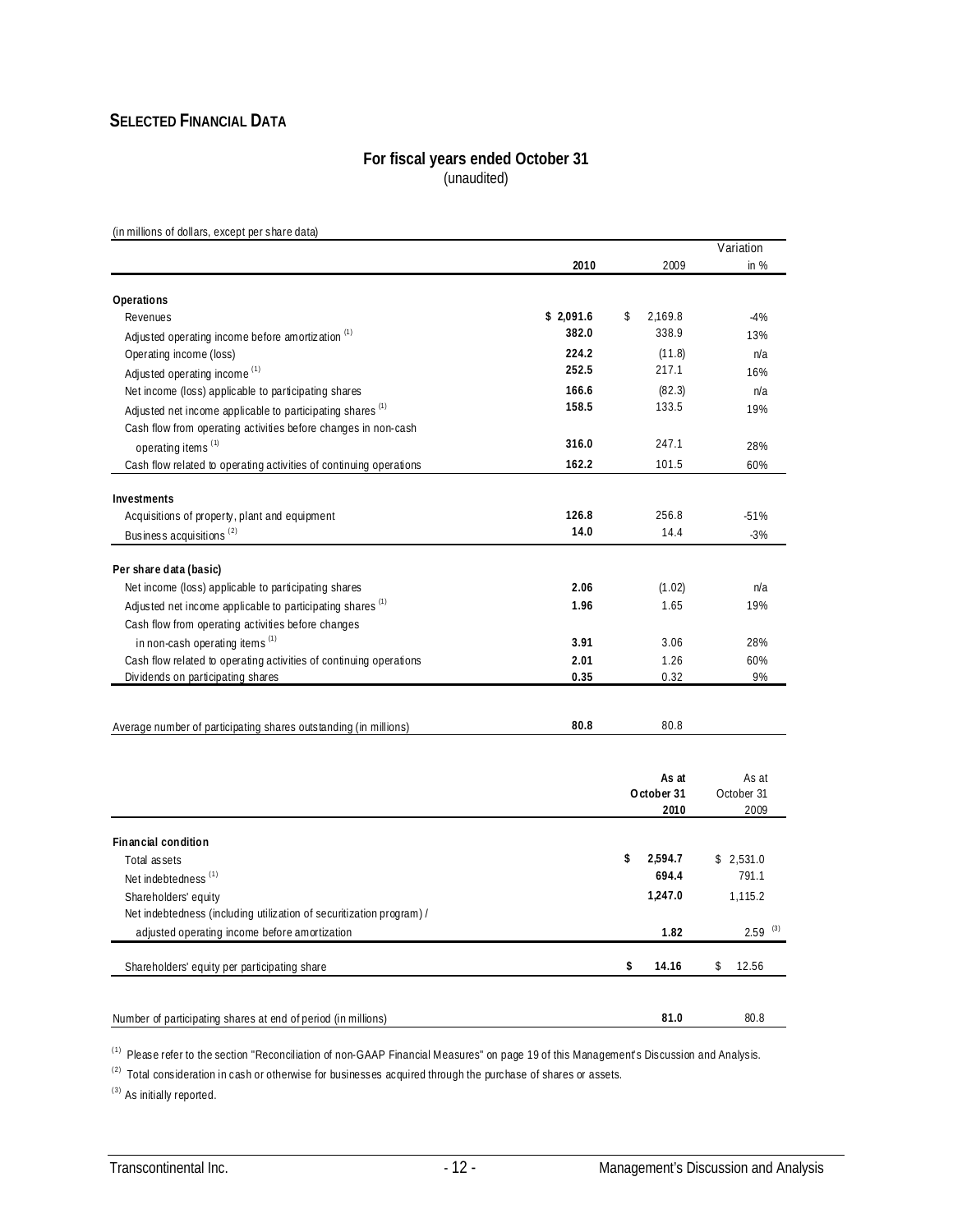## SELECTED FINANCIAL DATA

**For fiscal years ended October 31**
(unaudited)

(in millions of dollars, except per share data)

| | 2010 | 2009 | Variation in % |
|---|---|---|---|
| **Operations** | | | |
| Revenues | **$ 2,091.6** | $ 2,169.8 | -4% |
| Adjusted operating income before amortization [(1)] | **382.0** | 338.9 | 13% |
| Operating income (loss) | **224.2** | (11.8) | n/a |
| Adjusted operating income [(1)] | **252.5** | 217.1 | 16% |
| Net income (loss) applicable to participating shares | **166.6** | (82.3) | n/a |
| Adjusted net income applicable to participating shares [(1)] | **158.5** | 133.5 | 19% |
| Cash flow from operating activities before changes in non-cash operating items [(1)] | **316.0** | 247.1 | 28% |
| Cash flow related to operating activities of continuing operations | **162.2** | 101.5 | 60% |
| **Investments** | | | |
| Acquisitions of property, plant and equipment | **126.8** | 256.8 | -51% |
| Business acquisitions [(2)] | **14.0** | 14.4 | -3% |
| **Per share data (basic)** | | | |
| Net income (loss) applicable to participating shares | **2.06** | (1.02) | n/a |
| Adjusted net income applicable to participating shares [(1)] | **1.96** | 1.65 | 19% |
| Cash flow from operating activities before changes in non-cash operating items [(1)] | **3.91** | 3.06 | 28% |
| Cash flow related to operating activities of continuing operations | **2.01** | 1.26 | 60% |
| Dividends on participating shares | **0.35** | 0.32 | 9% |
| Average number of participating shares outstanding (in millions) | **80.8** | 80.8 | |

| | **As at October 31 2010** | As at October 31 2009 |
|---|---|---|
| **Financial condition** | | |
| Total assets | **$ 2,594.7** | $ 2,531.0 |
| Net indebtedness [(1)] | **694.4** | 791.1 |
| Shareholders' equity | **1,247.0** | 1,115.2 |
| Net indebtedness (including utilization of securitization program) / adjusted operating income before amortization | **1.82** | 2.59 [(3)] |
| Shareholders' equity per participating share | **$ 14.16** | $ 12.56 |
| Number of participating shares at end of period (in millions) | **81.0** | 80.8 |

[(1)] Please refer to the section "Reconciliation of non-GAAP Financial Measures" on page 19 of this Management's Discussion and Analysis.

[(2)] Total consideration in cash or otherwise for businesses acquired through the purchase of shares or assets.

[(3)] As initially reported.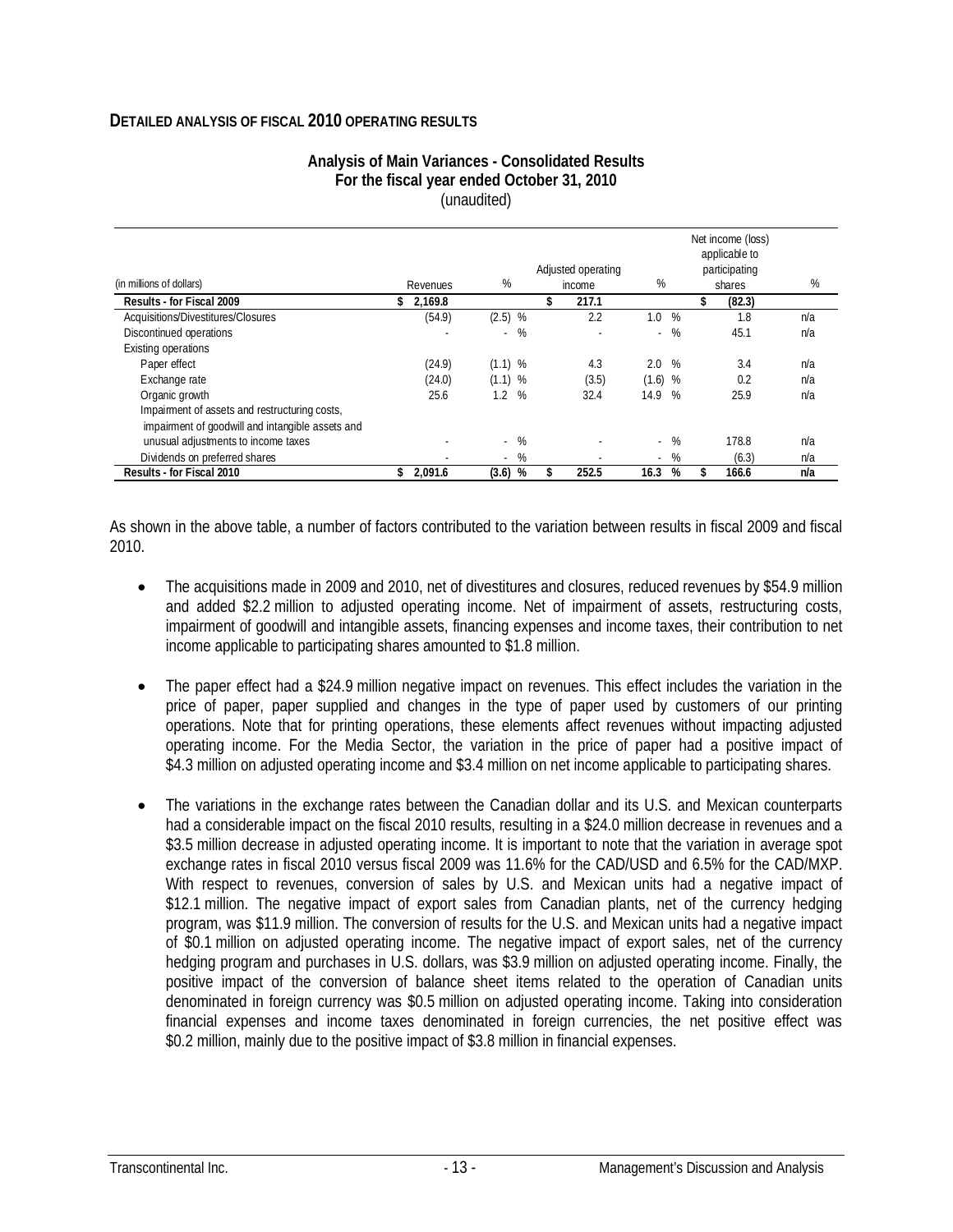## DETAILED ANALYSIS OF FISCAL 2010 OPERATING RESULTS

**Analysis of Main Variances - Consolidated Results**
**For the fiscal year ended October 31, 2010**
(unaudited)

| (in millions of dollars) | Revenues | % | Adjusted operating income | % | Net income (loss) applicable to participating shares | % |
|---|---|---|---|---|---|---|
| **Results - for Fiscal 2009** | **$ 2,169.8** | | **$ 217.1** | | **$ (82.3)** | |
| Acquisitions/Divestitures/Closures | (54.9) | (2.5) % | 2.2 | 1.0 % | 1.8 | n/a |
| Discontinued operations | - | - % | - | - % | 45.1 | n/a |
| Existing operations | | | | | | |
| Paper effect | (24.9) | (1.1) % | 4.3 | 2.0 % | 3.4 | n/a |
| Exchange rate | (24.0) | (1.1) % | (3.5) | (1.6) % | 0.2 | n/a |
| Organic growth | 25.6 | 1.2 % | 32.4 | 14.9 % | 25.9 | n/a |
| Impairment of assets and restructuring costs, impairment of goodwill and intangible assets and unusual adjustments to income taxes | - | - % | - | - % | 178.8 | n/a |
| Dividends on preferred shares | - | - % | - | - % | (6.3) | n/a |
| **Results - for Fiscal 2010** | **$ 2,091.6** | **(3.6) %** | **$ 252.5** | **16.3 %** | **$ 166.6** | **n/a** |

As shown in the above table, a number of factors contributed to the variation between results in fiscal 2009 and fiscal 2010.

- The acquisitions made in 2009 and 2010, net of divestitures and closures, reduced revenues by $54.9 million and added $2.2 million to adjusted operating income. Net of impairment of assets, restructuring costs, impairment of goodwill and intangible assets, financing expenses and income taxes, their contribution to net income applicable to participating shares amounted to $1.8 million.

- The paper effect had a $24.9 million negative impact on revenues. This effect includes the variation in the price of paper, paper supplied and changes in the type of paper used by customers of our printing operations. Note that for printing operations, these elements affect revenues without impacting adjusted operating income. For the Media Sector, the variation in the price of paper had a positive impact of $4.3 million on adjusted operating income and $3.4 million on net income applicable to participating shares.

- The variations in the exchange rates between the Canadian dollar and its U.S. and Mexican counterparts had a considerable impact on the fiscal 2010 results, resulting in a $24.0 million decrease in revenues and a $3.5 million decrease in adjusted operating income. It is important to note that the variation in average spot exchange rates in fiscal 2010 versus fiscal 2009 was 11.6% for the CAD/USD and 6.5% for the CAD/MXP. With respect to revenues, conversion of sales by U.S. and Mexican units had a negative impact of $12.1 million. The negative impact of export sales from Canadian plants, net of the currency hedging program, was $11.9 million. The conversion of results for the U.S. and Mexican units had a negative impact of $0.1 million on adjusted operating income. The negative impact of export sales, net of the currency hedging program and purchases in U.S. dollars, was $3.9 million on adjusted operating income. Finally, the positive impact of the conversion of balance sheet items related to the operation of Canadian units denominated in foreign currency was $0.5 million on adjusted operating income. Taking into consideration financial expenses and income taxes denominated in foreign currencies, the net positive effect was $0.2 million, mainly due to the positive impact of $3.8 million in financial expenses.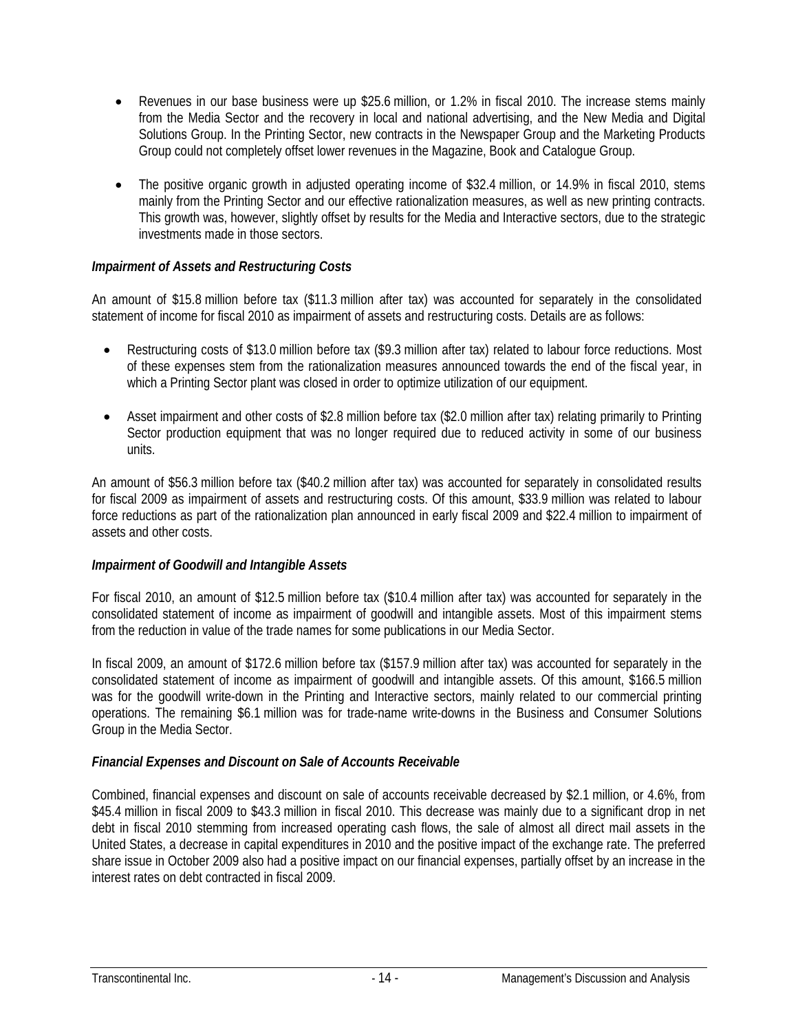- Revenues in our base business were up $25.6 million, or 1.2% in fiscal 2010. The increase stems mainly from the Media Sector and the recovery in local and national advertising, and the New Media and Digital Solutions Group. In the Printing Sector, new contracts in the Newspaper Group and the Marketing Products Group could not completely offset lower revenues in the Magazine, Book and Catalogue Group.

- The positive organic growth in adjusted operating income of $32.4 million, or 14.9% in fiscal 2010, stems mainly from the Printing Sector and our effective rationalization measures, as well as new printing contracts. This growth was, however, slightly offset by results for the Media and Interactive sectors, due to the strategic investments made in those sectors.

### *Impairment of Assets and Restructuring Costs*

An amount of $15.8 million before tax ($11.3 million after tax) was accounted for separately in the consolidated statement of income for fiscal 2010 as impairment of assets and restructuring costs. Details are as follows:

- Restructuring costs of $13.0 million before tax ($9.3 million after tax) related to labour force reductions. Most of these expenses stem from the rationalization measures announced towards the end of the fiscal year, in which a Printing Sector plant was closed in order to optimize utilization of our equipment.

- Asset impairment and other costs of $2.8 million before tax ($2.0 million after tax) relating primarily to Printing Sector production equipment that was no longer required due to reduced activity in some of our business units.

An amount of $56.3 million before tax ($40.2 million after tax) was accounted for separately in consolidated results for fiscal 2009 as impairment of assets and restructuring costs. Of this amount, $33.9 million was related to labour force reductions as part of the rationalization plan announced in early fiscal 2009 and $22.4 million to impairment of assets and other costs.

### *Impairment of Goodwill and Intangible Assets*

For fiscal 2010, an amount of $12.5 million before tax ($10.4 million after tax) was accounted for separately in the consolidated statement of income as impairment of goodwill and intangible assets. Most of this impairment stems from the reduction in value of the trade names for some publications in our Media Sector.

In fiscal 2009, an amount of $172.6 million before tax ($157.9 million after tax) was accounted for separately in the consolidated statement of income as impairment of goodwill and intangible assets. Of this amount, $166.5 million was for the goodwill write-down in the Printing and Interactive sectors, mainly related to our commercial printing operations. The remaining $6.1 million was for trade-name write-downs in the Business and Consumer Solutions Group in the Media Sector.

### *Financial Expenses and Discount on Sale of Accounts Receivable*

Combined, financial expenses and discount on sale of accounts receivable decreased by $2.1 million, or 4.6%, from $45.4 million in fiscal 2009 to $43.3 million in fiscal 2010. This decrease was mainly due to a significant drop in net debt in fiscal 2010 stemming from increased operating cash flows, the sale of almost all direct mail assets in the United States, a decrease in capital expenditures in 2010 and the positive impact of the exchange rate. The preferred share issue in October 2009 also had a positive impact on our financial expenses, partially offset by an increase in the interest rates on debt contracted in fiscal 2009.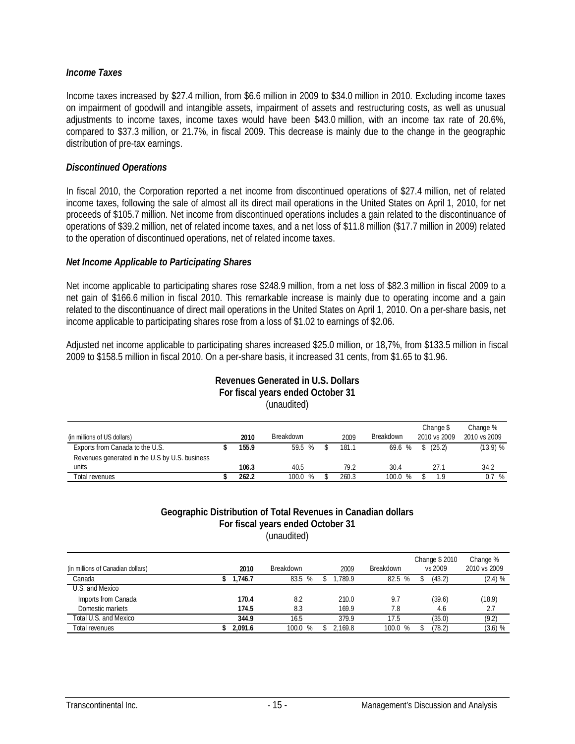### *Income Taxes*

Income taxes increased by \$27.4 million, from \$6.6 million in 2009 to \$34.0 million in 2010. Excluding income taxes on impairment of goodwill and intangible assets, impairment of assets and restructuring costs, as well as unusual adjustments to income taxes, income taxes would have been \$43.0 million, with an income tax rate of 20.6%, compared to \$37.3 million, or 21.7%, in fiscal 2009. This decrease is mainly due to the change in the geographic distribution of pre-tax earnings.

### *Discontinued Operations*

In fiscal 2010, the Corporation reported a net income from discontinued operations of \$27.4 million, net of related income taxes, following the sale of almost all its direct mail operations in the United States on April 1, 2010, for net proceeds of \$105.7 million. Net income from discontinued operations includes a gain related to the discontinuance of operations of \$39.2 million, net of related income taxes, and a net loss of \$11.8 million (\$17.7 million in 2009) related to the operation of discontinued operations, net of related income taxes.

### *Net Income Applicable to Participating Shares*

Net income applicable to participating shares rose \$248.9 million, from a net loss of \$82.3 million in fiscal 2009 to a net gain of \$166.6 million in fiscal 2010. This remarkable increase is mainly due to operating income and a gain related to the discontinuance of direct mail operations in the United States on April 1, 2010. On a per-share basis, net income applicable to participating shares rose from a loss of \$1.02 to earnings of \$2.06.

Adjusted net income applicable to participating shares increased \$25.0 million, or 18,7%, from \$133.5 million in fiscal 2009 to \$158.5 million in fiscal 2010. On a per-share basis, it increased 31 cents, from \$1.65 to \$1.96.

**Revenues Generated in U.S. Dollars**
**For fiscal years ended October 31**
(unaudited)

| (in millions of US dollars) | 2010 | Breakdown | 2009 | Breakdown | Change \$ 2010 vs 2009 | Change % 2010 vs 2009 |
|---|---|---|---|---|---|---|
| Exports from Canada to the U.S. | \$ 155.9 | 59.5 % | \$ 181.1 | 69.6 % | \$ (25.2) | (13.9) % |
| Revenues generated in the U.S by U.S. business units | 106.3 | 40.5 | 79.2 | 30.4 | 27.1 | 34.2 |
| Total revenues | \$ 262.2 | 100.0 % | \$ 260.3 | 100.0 % | \$ 1.9 | 0.7 % |

**Geographic Distribution of Total Revenues in Canadian dollars**
**For fiscal years ended October 31**
(unaudited)

| (in millions of Canadian dollars) | 2010 | Breakdown | 2009 | Breakdown | Change \$ 2010 vs 2009 | Change % 2010 vs 2009 |
|---|---|---|---|---|---|---|
| Canada | \$ 1,746.7 | 83.5 % | \$ 1,789.9 | 82.5 % | \$ (43.2) | (2.4) % |
| U.S. and Mexico | | | | | | |
| Imports from Canada | 170.4 | 8.2 | 210.0 | 9.7 | (39.6) | (18.9) |
| Domestic markets | 174.5 | 8.3 | 169.9 | 7.8 | 4.6 | 2.7 |
| Total U.S. and Mexico | 344.9 | 16.5 | 379.9 | 17.5 | (35.0) | (9.2) |
| Total revenues | \$ 2,091.6 | 100.0 % | \$ 2,169.8 | 100.0 % | \$ (78.2) | (3.6) % |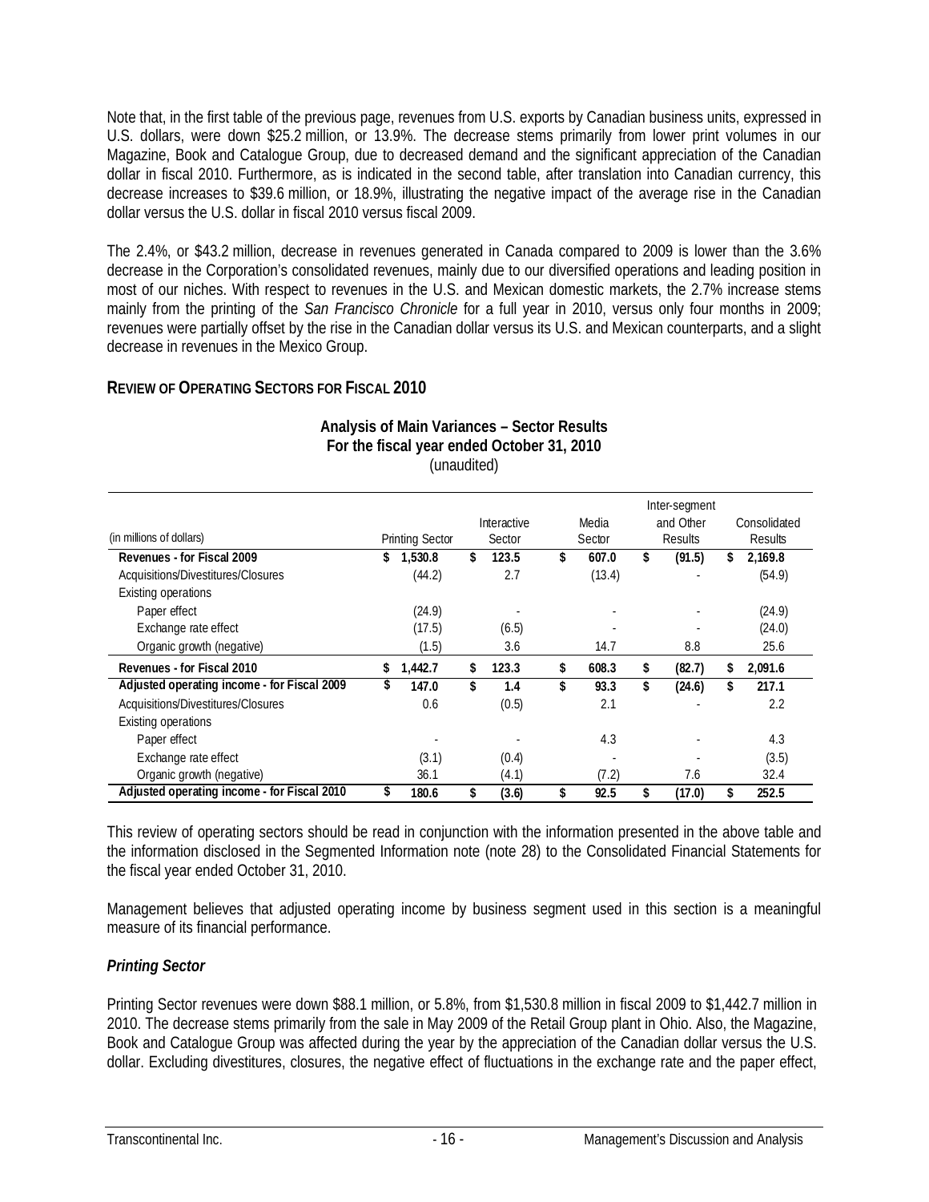Note that, in the first table of the previous page, revenues from U.S. exports by Canadian business units, expressed in U.S. dollars, were down $25.2 million, or 13.9%. The decrease stems primarily from lower print volumes in our Magazine, Book and Catalogue Group, due to decreased demand and the significant appreciation of the Canadian dollar in fiscal 2010. Furthermore, as is indicated in the second table, after translation into Canadian currency, this decrease increases to $39.6 million, or 18.9%, illustrating the negative impact of the average rise in the Canadian dollar versus the U.S. dollar in fiscal 2010 versus fiscal 2009.

The 2.4%, or $43.2 million, decrease in revenues generated in Canada compared to 2009 is lower than the 3.6% decrease in the Corporation's consolidated revenues, mainly due to our diversified operations and leading position in most of our niches. With respect to revenues in the U.S. and Mexican domestic markets, the 2.7% increase stems mainly from the printing of the *San Francisco Chronicle* for a full year in 2010, versus only four months in 2009; revenues were partially offset by the rise in the Canadian dollar versus its U.S. and Mexican counterparts, and a slight decrease in revenues in the Mexico Group.

## REVIEW OF OPERATING SECTORS FOR FISCAL 2010

**Analysis of Main Variances – Sector Results**
**For the fiscal year ended October 31, 2010**
(unaudited)

| (in millions of dollars) | Printing Sector | Interactive Sector | Media Sector | Inter-segment and Other Results | Consolidated Results |
|---|---|---|---|---|---|
| **Revenues - for Fiscal 2009** | **$ 1,530.8** | **$ 123.5** | **$ 607.0** | **$ (91.5)** | **$ 2,169.8** |
| Acquisitions/Divestitures/Closures | (44.2) | 2.7 | (13.4) | - | (54.9) |
| Existing operations | | | | | |
| Paper effect | (24.9) | - | - | - | (24.9) |
| Exchange rate effect | (17.5) | (6.5) | - | - | (24.0) |
| Organic growth (negative) | (1.5) | 3.6 | 14.7 | 8.8 | 25.6 |
| **Revenues - for Fiscal 2010** | **$ 1,442.7** | **$ 123.3** | **$ 608.3** | **$ (82.7)** | **$ 2,091.6** |
| **Adjusted operating income - for Fiscal 2009** | **$ 147.0** | **$ 1.4** | **$ 93.3** | **$ (24.6)** | **$ 217.1** |
| Acquisitions/Divestitures/Closures | 0.6 | (0.5) | 2.1 | - | 2.2 |
| Existing operations | | | | | |
| Paper effect | - | - | 4.3 | - | 4.3 |
| Exchange rate effect | (3.1) | (0.4) | - | - | (3.5) |
| Organic growth (negative) | 36.1 | (4.1) | (7.2) | 7.6 | 32.4 |
| **Adjusted operating income - for Fiscal 2010** | **$ 180.6** | **$ (3.6)** | **$ 92.5** | **$ (17.0)** | **$ 252.5** |

This review of operating sectors should be read in conjunction with the information presented in the above table and the information disclosed in the Segmented Information note (note 28) to the Consolidated Financial Statements for the fiscal year ended October 31, 2010.

Management believes that adjusted operating income by business segment used in this section is a meaningful measure of its financial performance.

### *Printing Sector*

Printing Sector revenues were down $88.1 million, or 5.8%, from $1,530.8 million in fiscal 2009 to $1,442.7 million in 2010. The decrease stems primarily from the sale in May 2009 of the Retail Group plant in Ohio. Also, the Magazine, Book and Catalogue Group was affected during the year by the appreciation of the Canadian dollar versus the U.S. dollar. Excluding divestitures, closures, the negative effect of fluctuations in the exchange rate and the paper effect,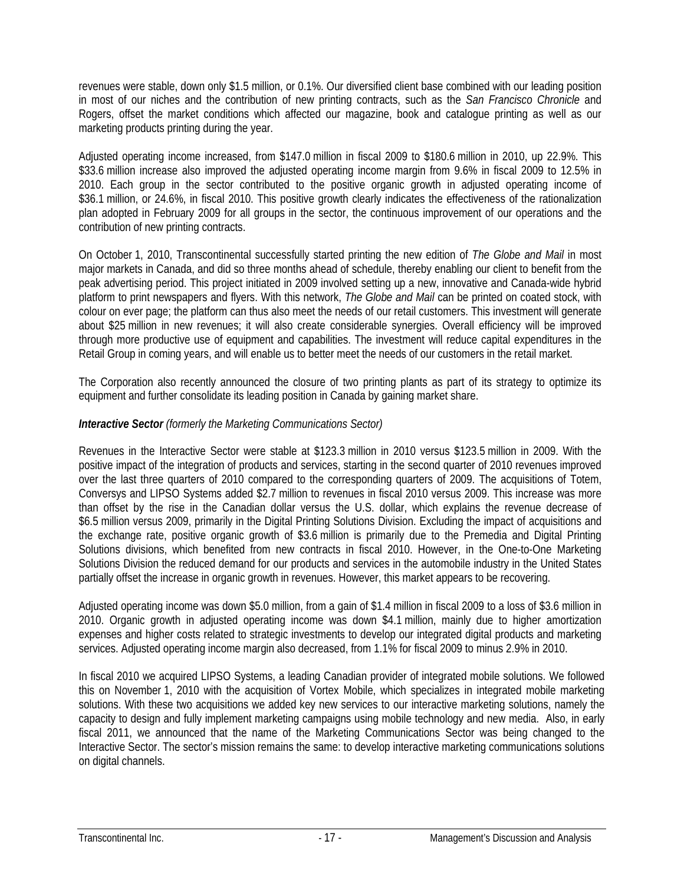revenues were stable, down only $1.5 million, or 0.1%. Our diversified client base combined with our leading position in most of our niches and the contribution of new printing contracts, such as the *San Francisco Chronicle* and Rogers, offset the market conditions which affected our magazine, book and catalogue printing as well as our marketing products printing during the year.

Adjusted operating income increased, from $147.0 million in fiscal 2009 to $180.6 million in 2010, up 22.9%. This $33.6 million increase also improved the adjusted operating income margin from 9.6% in fiscal 2009 to 12.5% in 2010. Each group in the sector contributed to the positive organic growth in adjusted operating income of $36.1 million, or 24.6%, in fiscal 2010. This positive growth clearly indicates the effectiveness of the rationalization plan adopted in February 2009 for all groups in the sector, the continuous improvement of our operations and the contribution of new printing contracts.

On October 1, 2010, Transcontinental successfully started printing the new edition of *The Globe and Mail* in most major markets in Canada, and did so three months ahead of schedule, thereby enabling our client to benefit from the peak advertising period. This project initiated in 2009 involved setting up a new, innovative and Canada-wide hybrid platform to print newspapers and flyers. With this network, *The Globe and Mail* can be printed on coated stock, with colour on ever page; the platform can thus also meet the needs of our retail customers. This investment will generate about $25 million in new revenues; it will also create considerable synergies. Overall efficiency will be improved through more productive use of equipment and capabilities. The investment will reduce capital expenditures in the Retail Group in coming years, and will enable us to better meet the needs of our customers in the retail market.

The Corporation also recently announced the closure of two printing plants as part of its strategy to optimize its equipment and further consolidate its leading position in Canada by gaining market share.

***Interactive Sector*** *(formerly the Marketing Communications Sector)*

Revenues in the Interactive Sector were stable at $123.3 million in 2010 versus $123.5 million in 2009. With the positive impact of the integration of products and services, starting in the second quarter of 2010 revenues improved over the last three quarters of 2010 compared to the corresponding quarters of 2009. The acquisitions of Totem, Conversys and LIPSO Systems added $2.7 million to revenues in fiscal 2010 versus 2009. This increase was more than offset by the rise in the Canadian dollar versus the U.S. dollar, which explains the revenue decrease of $6.5 million versus 2009, primarily in the Digital Printing Solutions Division. Excluding the impact of acquisitions and the exchange rate, positive organic growth of $3.6 million is primarily due to the Premedia and Digital Printing Solutions divisions, which benefited from new contracts in fiscal 2010. However, in the One-to-One Marketing Solutions Division the reduced demand for our products and services in the automobile industry in the United States partially offset the increase in organic growth in revenues. However, this market appears to be recovering.

Adjusted operating income was down $5.0 million, from a gain of $1.4 million in fiscal 2009 to a loss of $3.6 million in 2010. Organic growth in adjusted operating income was down $4.1 million, mainly due to higher amortization expenses and higher costs related to strategic investments to develop our integrated digital products and marketing services. Adjusted operating income margin also decreased, from 1.1% for fiscal 2009 to minus 2.9% in 2010.

In fiscal 2010 we acquired LIPSO Systems, a leading Canadian provider of integrated mobile solutions. We followed this on November 1, 2010 with the acquisition of Vortex Mobile, which specializes in integrated mobile marketing solutions. With these two acquisitions we added key new services to our interactive marketing solutions, namely the capacity to design and fully implement marketing campaigns using mobile technology and new media. Also, in early fiscal 2011, we announced that the name of the Marketing Communications Sector was being changed to the Interactive Sector. The sector's mission remains the same: to develop interactive marketing communications solutions on digital channels.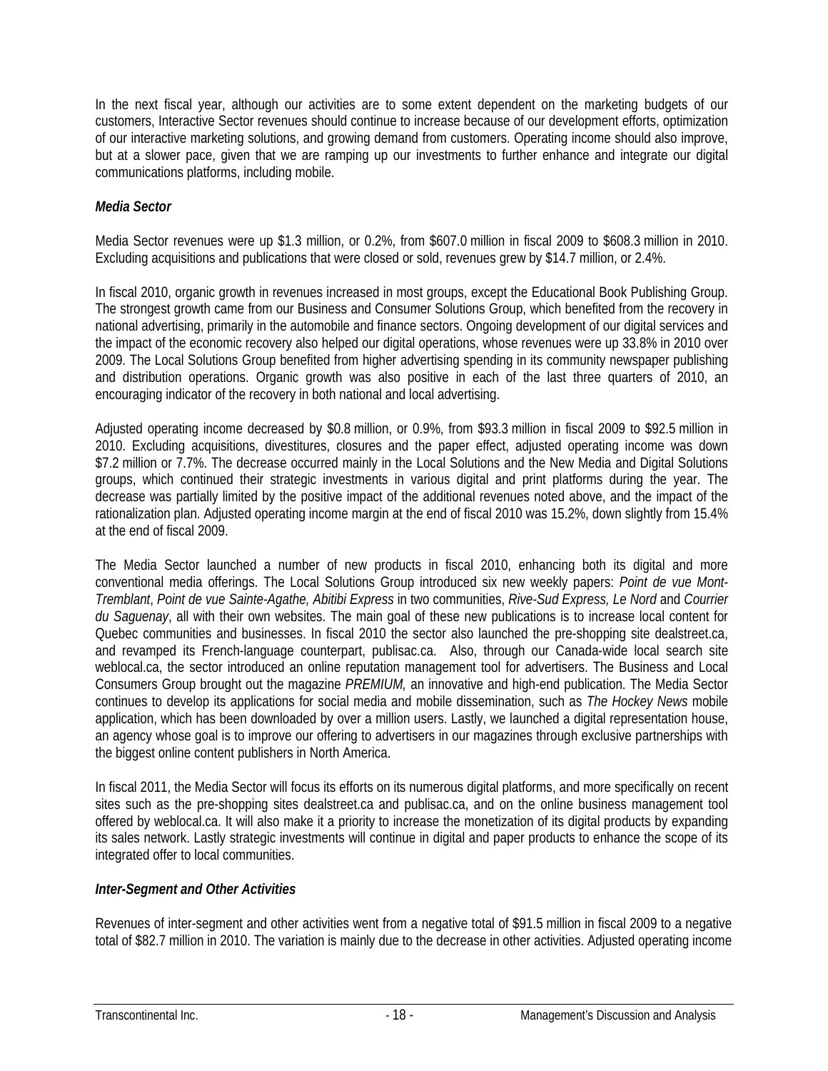In the next fiscal year, although our activities are to some extent dependent on the marketing budgets of our customers, Interactive Sector revenues should continue to increase because of our development efforts, optimization of our interactive marketing solutions, and growing demand from customers. Operating income should also improve, but at a slower pace, given that we are ramping up our investments to further enhance and integrate our digital communications platforms, including mobile.

### *Media Sector*

Media Sector revenues were up $1.3 million, or 0.2%, from $607.0 million in fiscal 2009 to $608.3 million in 2010. Excluding acquisitions and publications that were closed or sold, revenues grew by $14.7 million, or 2.4%.

In fiscal 2010, organic growth in revenues increased in most groups, except the Educational Book Publishing Group. The strongest growth came from our Business and Consumer Solutions Group, which benefited from the recovery in national advertising, primarily in the automobile and finance sectors. Ongoing development of our digital services and the impact of the economic recovery also helped our digital operations, whose revenues were up 33.8% in 2010 over 2009. The Local Solutions Group benefited from higher advertising spending in its community newspaper publishing and distribution operations. Organic growth was also positive in each of the last three quarters of 2010, an encouraging indicator of the recovery in both national and local advertising.

Adjusted operating income decreased by $0.8 million, or 0.9%, from $93.3 million in fiscal 2009 to $92.5 million in 2010. Excluding acquisitions, divestitures, closures and the paper effect, adjusted operating income was down $7.2 million or 7.7%. The decrease occurred mainly in the Local Solutions and the New Media and Digital Solutions groups, which continued their strategic investments in various digital and print platforms during the year. The decrease was partially limited by the positive impact of the additional revenues noted above, and the impact of the rationalization plan. Adjusted operating income margin at the end of fiscal 2010 was 15.2%, down slightly from 15.4% at the end of fiscal 2009.

The Media Sector launched a number of new products in fiscal 2010, enhancing both its digital and more conventional media offerings. The Local Solutions Group introduced six new weekly papers: *Point de vue Mont-Tremblant*, *Point de vue Sainte-Agathe, Abitibi Express* in two communities, *Rive-Sud Express, Le Nord* and *Courrier du Saguenay*, all with their own websites. The main goal of these new publications is to increase local content for Quebec communities and businesses. In fiscal 2010 the sector also launched the pre-shopping site dealstreet.ca, and revamped its French-language counterpart, publisac.ca. Also, through our Canada-wide local search site weblocal.ca, the sector introduced an online reputation management tool for advertisers. The Business and Local Consumers Group brought out the magazine *PREMIUM,* an innovative and high-end publication. The Media Sector continues to develop its applications for social media and mobile dissemination, such as *The Hockey News* mobile application, which has been downloaded by over a million users. Lastly, we launched a digital representation house, an agency whose goal is to improve our offering to advertisers in our magazines through exclusive partnerships with the biggest online content publishers in North America.

In fiscal 2011, the Media Sector will focus its efforts on its numerous digital platforms, and more specifically on recent sites such as the pre-shopping sites dealstreet.ca and publisac.ca, and on the online business management tool offered by weblocal.ca. It will also make it a priority to increase the monetization of its digital products by expanding its sales network. Lastly strategic investments will continue in digital and paper products to enhance the scope of its integrated offer to local communities.

### *Inter-Segment and Other Activities*

Revenues of inter-segment and other activities went from a negative total of $91.5 million in fiscal 2009 to a negative total of $82.7 million in 2010. The variation is mainly due to the decrease in other activities. Adjusted operating income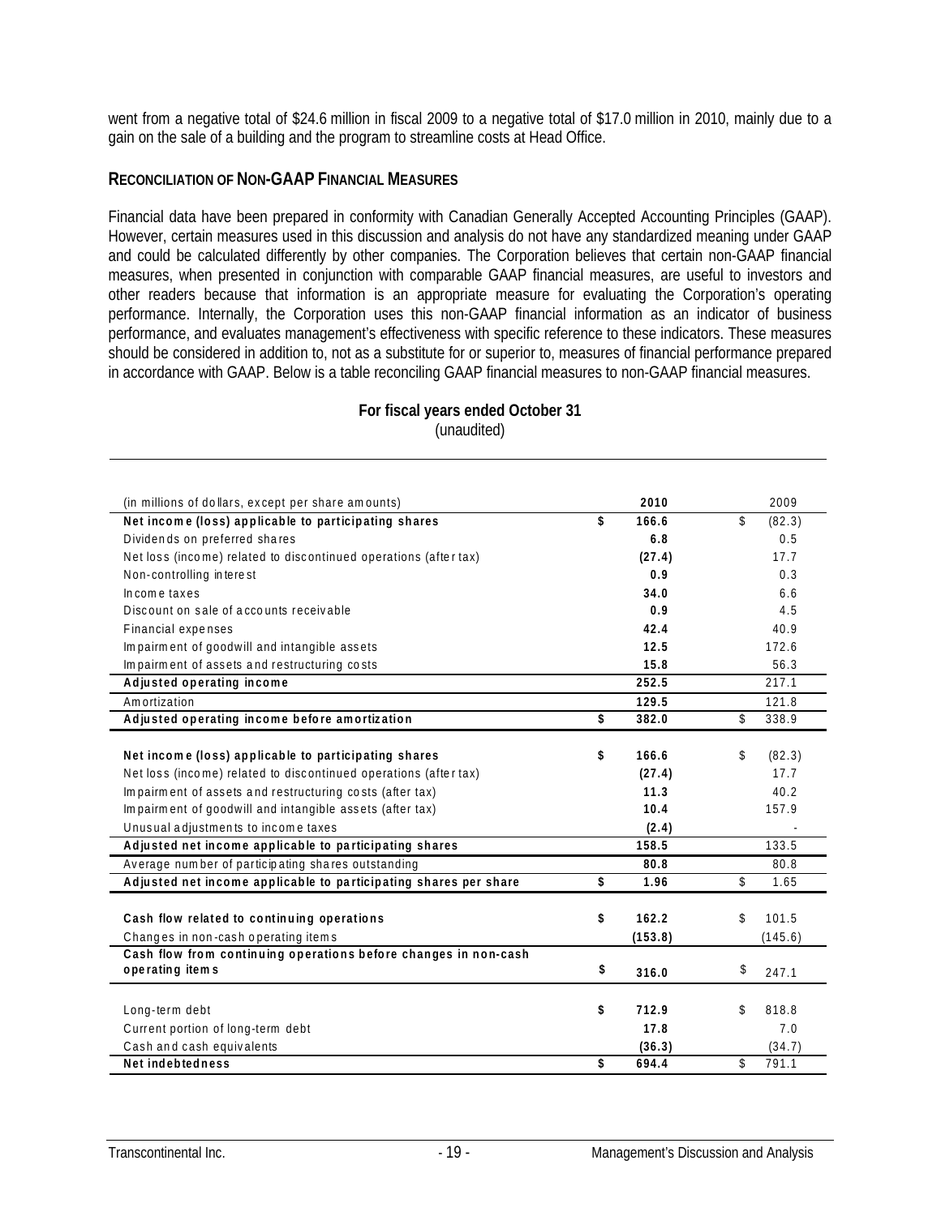went from a negative total of $24.6 million in fiscal 2009 to a negative total of $17.0 million in 2010, mainly due to a gain on the sale of a building and the program to streamline costs at Head Office.

## RECONCILIATION OF NON-GAAP FINANCIAL MEASURES

Financial data have been prepared in conformity with Canadian Generally Accepted Accounting Principles (GAAP). However, certain measures used in this discussion and analysis do not have any standardized meaning under GAAP and could be calculated differently by other companies. The Corporation believes that certain non-GAAP financial measures, when presented in conjunction with comparable GAAP financial measures, are useful to investors and other readers because that information is an appropriate measure for evaluating the Corporation's operating performance. Internally, the Corporation uses this non-GAAP financial information as an indicator of business performance, and evaluates management's effectiveness with specific reference to these indicators. These measures should be considered in addition to, not as a substitute for or superior to, measures of financial performance prepared in accordance with GAAP. Below is a table reconciling GAAP financial measures to non-GAAP financial measures.

**For fiscal years ended October 31**
(unaudited)

| (in millions of dollars, except per share amounts) | 2010 | 2009 |
|---|---|---|
| **Net income (loss) applicable to participating shares** | **$ 166.6** | $ (82.3) |
| Dividends on preferred shares | **6.8** | 0.5 |
| Net loss (income) related to discontinued operations (after tax) | **(27.4)** | 17.7 |
| Non-controlling interest | **0.9** | 0.3 |
| Income taxes | **34.0** | 6.6 |
| Discount on sale of accounts receivable | **0.9** | 4.5 |
| Financial expenses | **42.4** | 40.9 |
| Impairment of goodwill and intangible assets | **12.5** | 172.6 |
| Impairment of assets and restructuring costs | **15.8** | 56.3 |
| **Adjusted operating income** | **252.5** | 217.1 |
| Amortization | **129.5** | 121.8 |
| **Adjusted operating income before amortization** | **$ 382.0** | $ 338.9 |
| | | |
| **Net income (loss) applicable to participating shares** | **$ 166.6** | $ (82.3) |
| Net loss (income) related to discontinued operations (after tax) | **(27.4)** | 17.7 |
| Impairment of assets and restructuring costs (after tax) | **11.3** | 40.2 |
| Impairment of goodwill and intangible assets (after tax) | **10.4** | 157.9 |
| Unusual adjustments to income taxes | **(2.4)** | - |
| **Adjusted net income applicable to participating shares** | **158.5** | 133.5 |
| Average number of participating shares outstanding | **80.8** | 80.8 |
| **Adjusted net income applicable to participating shares per share** | **$ 1.96** | $ 1.65 |
| | | |
| **Cash flow related to continuing operations** | **$ 162.2** | $ 101.5 |
| Changes in non-cash operating items | **(153.8)** | (145.6) |
| **Cash flow from continuing operations before changes in non-cash operating items** | **$ 316.0** | $ 247.1 |
| | | |
| Long-term debt | **$ 712.9** | $ 818.8 |
| Current portion of long-term debt | **17.8** | 7.0 |
| Cash and cash equivalents | **(36.3)** | (34.7) |
| **Net indebtedness** | **$ 694.4** | $ 791.1 |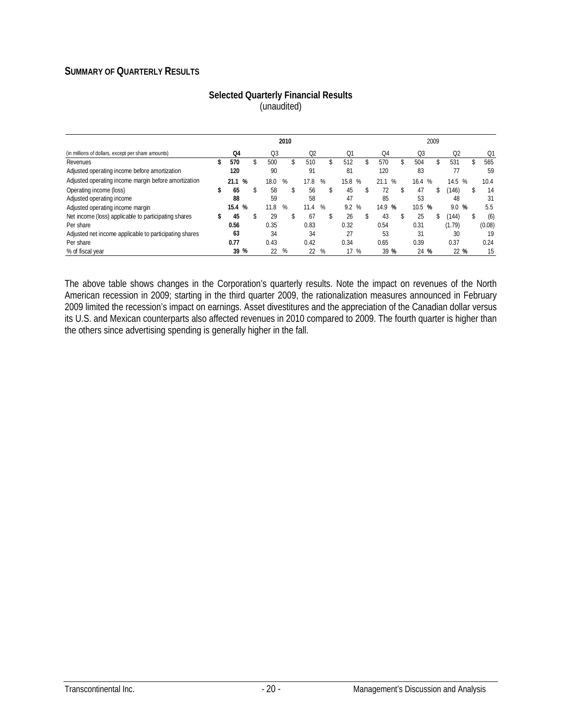## SUMMARY OF QUARTERLY RESULTS

**Selected Quarterly Financial Results**
(unaudited)

| | 2010 | | | | 2009 | | | |
|---|---|---|---|---|---|---|---|---|
| (in millions of dollars, except per share amounts) | **Q4** | Q3 | Q2 | Q1 | Q4 | Q3 | Q2 | Q1 |
| Revenues | **$ 570** | $ 500 | $ 510 | $ 512 | $ 570 | $ 504 | $ 531 | $ 565 |
| Adjusted operating income before amortization | **120** | 90 | 91 | 81 | 120 | 83 | 77 | 59 |
| Adjusted operating income margin before amortization | **21.1 %** | 18.0 % | 17.8 % | 15.8 % | 21.1 % | 16.4 % | 14.5 % | 10.4 |
| Operating income (loss) | **$ 65** | $ 58 | $ 56 | $ 45 | $ 72 | $ 47 | $ (146) | $ 14 |
| Adjusted operating income | **88** | 59 | 58 | 47 | 85 | 53 | 48 | 31 |
| Adjusted operating income margin | **15.4 %** | 11.8 % | 11.4 % | 9.2 % | 14.9 % | 10.5 % | 9.0 % | 5.5 |
| Net income (loss) applicable to participating shares | **$ 45** | $ 29 | $ 67 | $ 26 | $ 43 | $ 25 | $ (144) | $ (6) |
| Per share | **0.56** | 0.35 | 0.83 | 0.32 | 0.54 | 0.31 | (1.79) | (0.08) |
| Adjusted net income applicable to participating shares | **63** | 34 | 34 | 27 | 53 | 31 | 30 | 19 |
| Per share | **0.77** | 0.43 | 0.42 | 0.34 | 0.65 | 0.39 | 0.37 | 0.24 |
| % of fiscal year | **39 %** | 22 % | 22 % | 17 % | 39 % | 24 % | 22 % | 15 |

The above table shows changes in the Corporation's quarterly results. Note the impact on revenues of the North American recession in 2009; starting in the third quarter 2009, the rationalization measures announced in February 2009 limited the recession's impact on earnings. Asset divestitures and the appreciation of the Canadian dollar versus its U.S. and Mexican counterparts also affected revenues in 2010 compared to 2009. The fourth quarter is higher than the others since advertising spending is generally higher in the fall.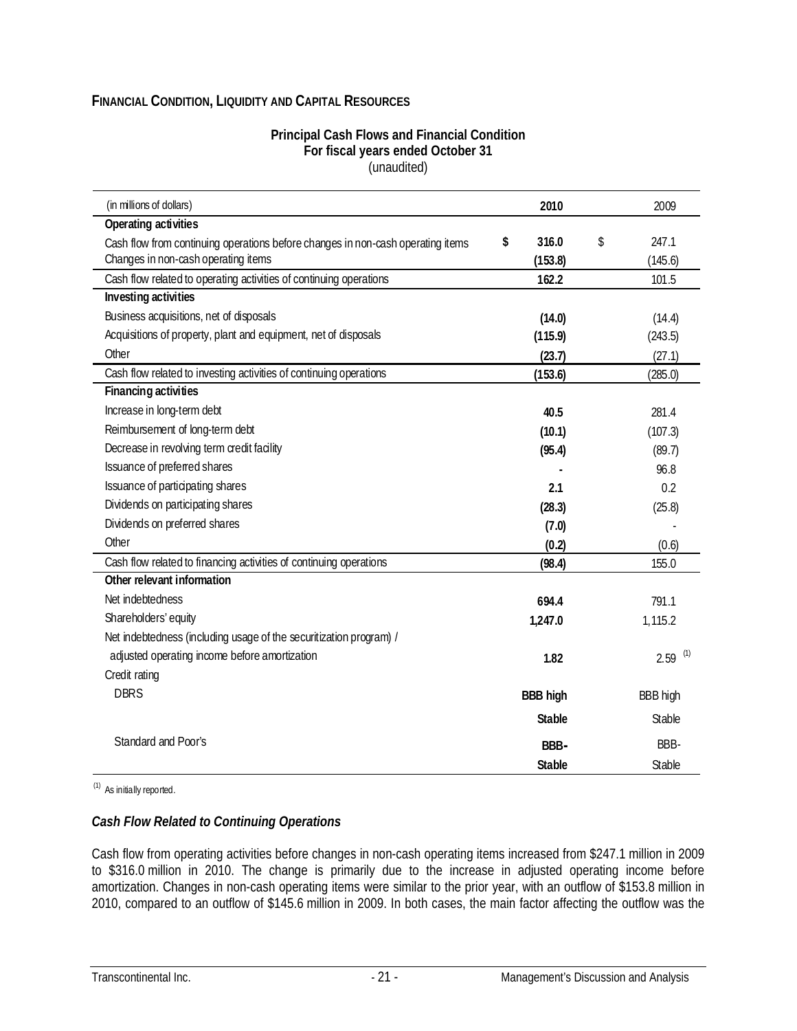## FINANCIAL CONDITION, LIQUIDITY AND CAPITAL RESOURCES

**Principal Cash Flows and Financial Condition**
**For fiscal years ended October 31**
(unaudited)

| (in millions of dollars) | 2010 | 2009 |
|---|---|---|
| **Operating activities** | | |
| Cash flow from continuing operations before changes in non-cash operating items | **$ 316.0** | $ 247.1 |
| Changes in non-cash operating items | **(153.8)** | (145.6) |
| Cash flow related to operating activities of continuing operations | **162.2** | 101.5 |
| **Investing activities** | | |
| Business acquisitions, net of disposals | **(14.0)** | (14.4) |
| Acquisitions of property, plant and equipment, net of disposals | **(115.9)** | (243.5) |
| Other | **(23.7)** | (27.1) |
| Cash flow related to investing activities of continuing operations | **(153.6)** | (285.0) |
| **Financing activities** | | |
| Increase in long-term debt | **40.5** | 281.4 |
| Reimbursement of long-term debt | **(10.1)** | (107.3) |
| Decrease in revolving term credit facility | **(95.4)** | (89.7) |
| Issuance of preferred shares | **-** | 96.8 |
| Issuance of participating shares | **2.1** | 0.2 |
| Dividends on participating shares | **(28.3)** | (25.8) |
| Dividends on preferred shares | **(7.0)** | - |
| Other | **(0.2)** | (0.6) |
| Cash flow related to financing activities of continuing operations | **(98.4)** | 155.0 |
| **Other relevant information** | | |
| Net indebtedness | **694.4** | 791.1 |
| Shareholders' equity | **1,247.0** | 1,115.2 |
| Net indebtedness (including usage of the securitization program) / adjusted operating income before amortization | **1.82** | 2.59 (1) |
| Credit rating | | |
| DBRS | **BBB high** | BBB high |
| | **Stable** | Stable |
| Standard and Poor's | **BBB-** | BBB- |
| | **Stable** | Stable |

(1) As initially reported.

### *Cash Flow Related to Continuing Operations*

Cash flow from operating activities before changes in non-cash operating items increased from $247.1 million in 2009 to $316.0 million in 2010. The change is primarily due to the increase in adjusted operating income before amortization. Changes in non-cash operating items were similar to the prior year, with an outflow of $153.8 million in 2010, compared to an outflow of $145.6 million in 2009. In both cases, the main factor affecting the outflow was the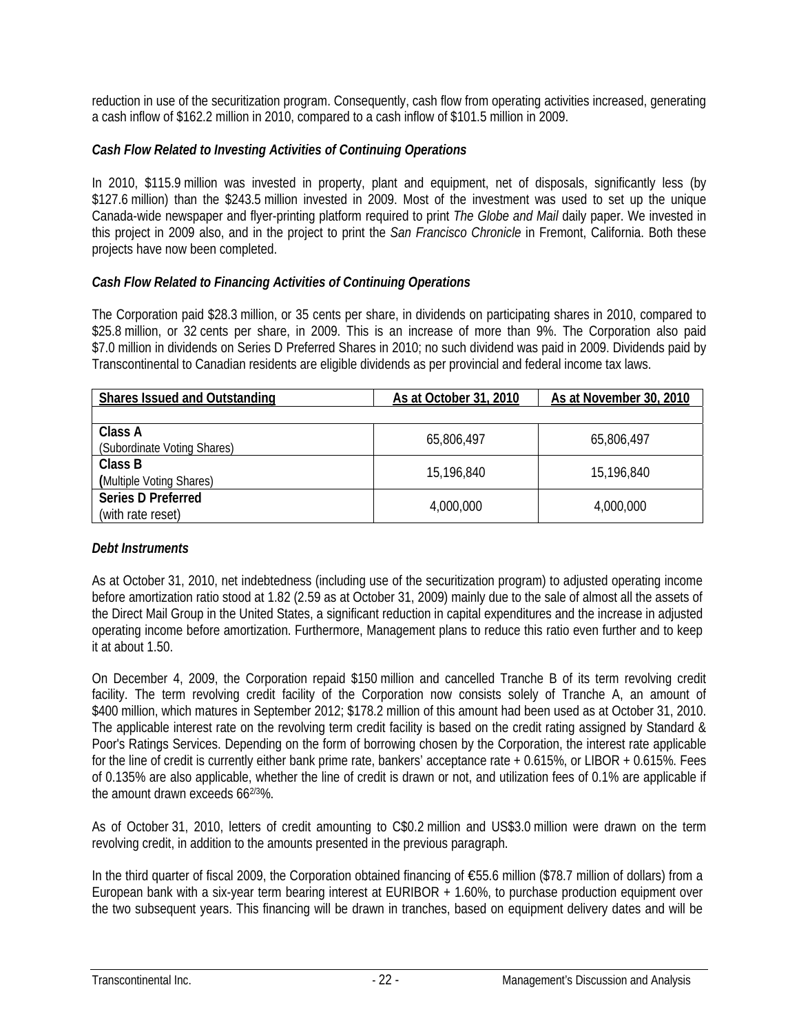reduction in use of the securitization program. Consequently, cash flow from operating activities increased, generating a cash inflow of $162.2 million in 2010, compared to a cash inflow of $101.5 million in 2009.

### *Cash Flow Related to Investing Activities of Continuing Operations*

In 2010, $115.9 million was invested in property, plant and equipment, net of disposals, significantly less (by $127.6 million) than the $243.5 million invested in 2009. Most of the investment was used to set up the unique Canada-wide newspaper and flyer-printing platform required to print *The Globe and Mail* daily paper. We invested in this project in 2009 also, and in the project to print the *San Francisco Chronicle* in Fremont, California. Both these projects have now been completed.

### *Cash Flow Related to Financing Activities of Continuing Operations*

The Corporation paid $28.3 million, or 35 cents per share, in dividends on participating shares in 2010, compared to $25.8 million, or 32 cents per share, in 2009. This is an increase of more than 9%. The Corporation also paid $7.0 million in dividends on Series D Preferred Shares in 2010; no such dividend was paid in 2009. Dividends paid by Transcontinental to Canadian residents are eligible dividends as per provincial and federal income tax laws.

| Shares Issued and Outstanding | As at October 31, 2010 | As at November 30, 2010 |
|---|---|---|
| **Class A** (Subordinate Voting Shares) | 65,806,497 | 65,806,497 |
| **Class B** (Multiple Voting Shares) | 15,196,840 | 15,196,840 |
| **Series D Preferred** (with rate reset) | 4,000,000 | 4,000,000 |

### *Debt Instruments*

As at October 31, 2010, net indebtedness (including use of the securitization program) to adjusted operating income before amortization ratio stood at 1.82 (2.59 as at October 31, 2009) mainly due to the sale of almost all the assets of the Direct Mail Group in the United States, a significant reduction in capital expenditures and the increase in adjusted operating income before amortization. Furthermore, Management plans to reduce this ratio even further and to keep it at about 1.50.

On December 4, 2009, the Corporation repaid $150 million and cancelled Tranche B of its term revolving credit facility. The term revolving credit facility of the Corporation now consists solely of Tranche A, an amount of $400 million, which matures in September 2012; $178.2 million of this amount had been used as at October 31, 2010. The applicable interest rate on the revolving term credit facility is based on the credit rating assigned by Standard & Poor's Ratings Services. Depending on the form of borrowing chosen by the Corporation, the interest rate applicable for the line of credit is currently either bank prime rate, bankers' acceptance rate + 0.615%, or LIBOR + 0.615%. Fees of 0.135% are also applicable, whether the line of credit is drawn or not, and utilization fees of 0.1% are applicable if the amount drawn exceeds $66^{2/3}$%.

As of October 31, 2010, letters of credit amounting to C$0.2 million and US$3.0 million were drawn on the term revolving credit, in addition to the amounts presented in the previous paragraph.

In the third quarter of fiscal 2009, the Corporation obtained financing of €55.6 million ($78.7 million of dollars) from a European bank with a six-year term bearing interest at EURIBOR + 1.60%, to purchase production equipment over the two subsequent years. This financing will be drawn in tranches, based on equipment delivery dates and will be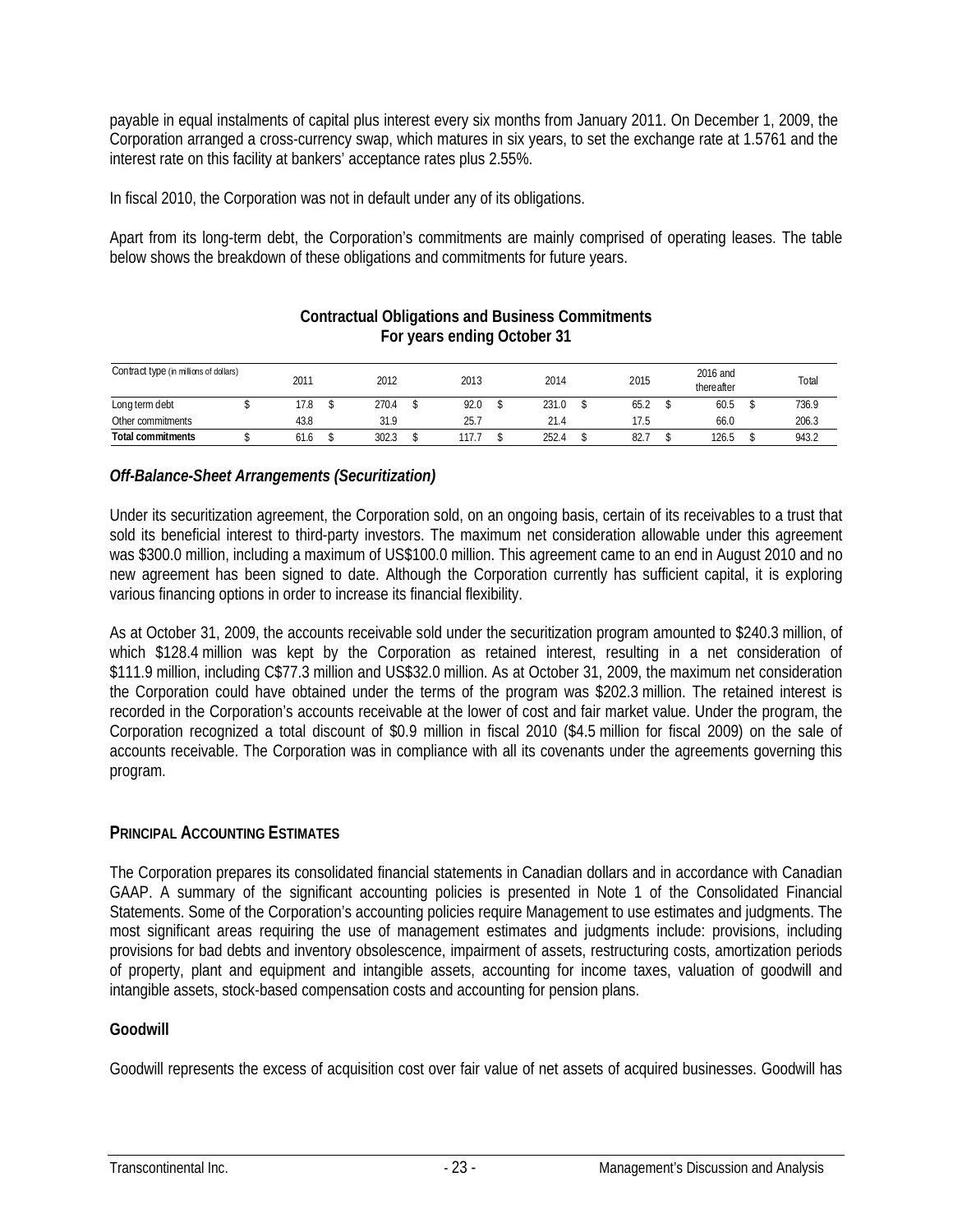payable in equal instalments of capital plus interest every six months from January 2011. On December 1, 2009, the Corporation arranged a cross-currency swap, which matures in six years, to set the exchange rate at 1.5761 and the interest rate on this facility at bankers' acceptance rates plus 2.55%.

In fiscal 2010, the Corporation was not in default under any of its obligations.

Apart from its long-term debt, the Corporation's commitments are mainly comprised of operating leases. The table below shows the breakdown of these obligations and commitments for future years.

**Contractual Obligations and Business Commitments**
**For years ending October 31**

| Contract type (in millions of dollars) | 2011 | 2012 | 2013 | 2014 | 2015 | 2016 and thereafter | Total |
|---|---|---|---|---|---|---|---|
| Long term debt | $ 17.8 | $ 270.4 | $ 92.0 | $ 231.0 | $ 65.2 | $ 60.5 | $ 736.9 |
| Other commitments | 43.8 | 31.9 | 25.7 | 21.4 | 17.5 | 66.0 | 206.3 |
| **Total commitments** | $ 61.6 | $ 302.3 | $ 117.7 | $ 252.4 | $ 82.7 | $ 126.5 | $ 943.2 |

### *Off-Balance-Sheet Arrangements (Securitization)*

Under its securitization agreement, the Corporation sold, on an ongoing basis, certain of its receivables to a trust that sold its beneficial interest to third-party investors. The maximum net consideration allowable under this agreement was \$300.0 million, including a maximum of US\$100.0 million. This agreement came to an end in August 2010 and no new agreement has been signed to date. Although the Corporation currently has sufficient capital, it is exploring various financing options in order to increase its financial flexibility.

As at October 31, 2009, the accounts receivable sold under the securitization program amounted to \$240.3 million, of which \$128.4 million was kept by the Corporation as retained interest, resulting in a net consideration of \$111.9 million, including C\$77.3 million and US\$32.0 million. As at October 31, 2009, the maximum net consideration the Corporation could have obtained under the terms of the program was \$202.3 million. The retained interest is recorded in the Corporation's accounts receivable at the lower of cost and fair market value. Under the program, the Corporation recognized a total discount of \$0.9 million in fiscal 2010 (\$4.5 million for fiscal 2009) on the sale of accounts receivable. The Corporation was in compliance with all its covenants under the agreements governing this program.

## PRINCIPAL ACCOUNTING ESTIMATES

The Corporation prepares its consolidated financial statements in Canadian dollars and in accordance with Canadian GAAP. A summary of the significant accounting policies is presented in Note 1 of the Consolidated Financial Statements. Some of the Corporation's accounting policies require Management to use estimates and judgments. The most significant areas requiring the use of management estimates and judgments include: provisions, including provisions for bad debts and inventory obsolescence, impairment of assets, restructuring costs, amortization periods of property, plant and equipment and intangible assets, accounting for income taxes, valuation of goodwill and intangible assets, stock-based compensation costs and accounting for pension plans.

### Goodwill

Goodwill represents the excess of acquisition cost over fair value of net assets of acquired businesses. Goodwill has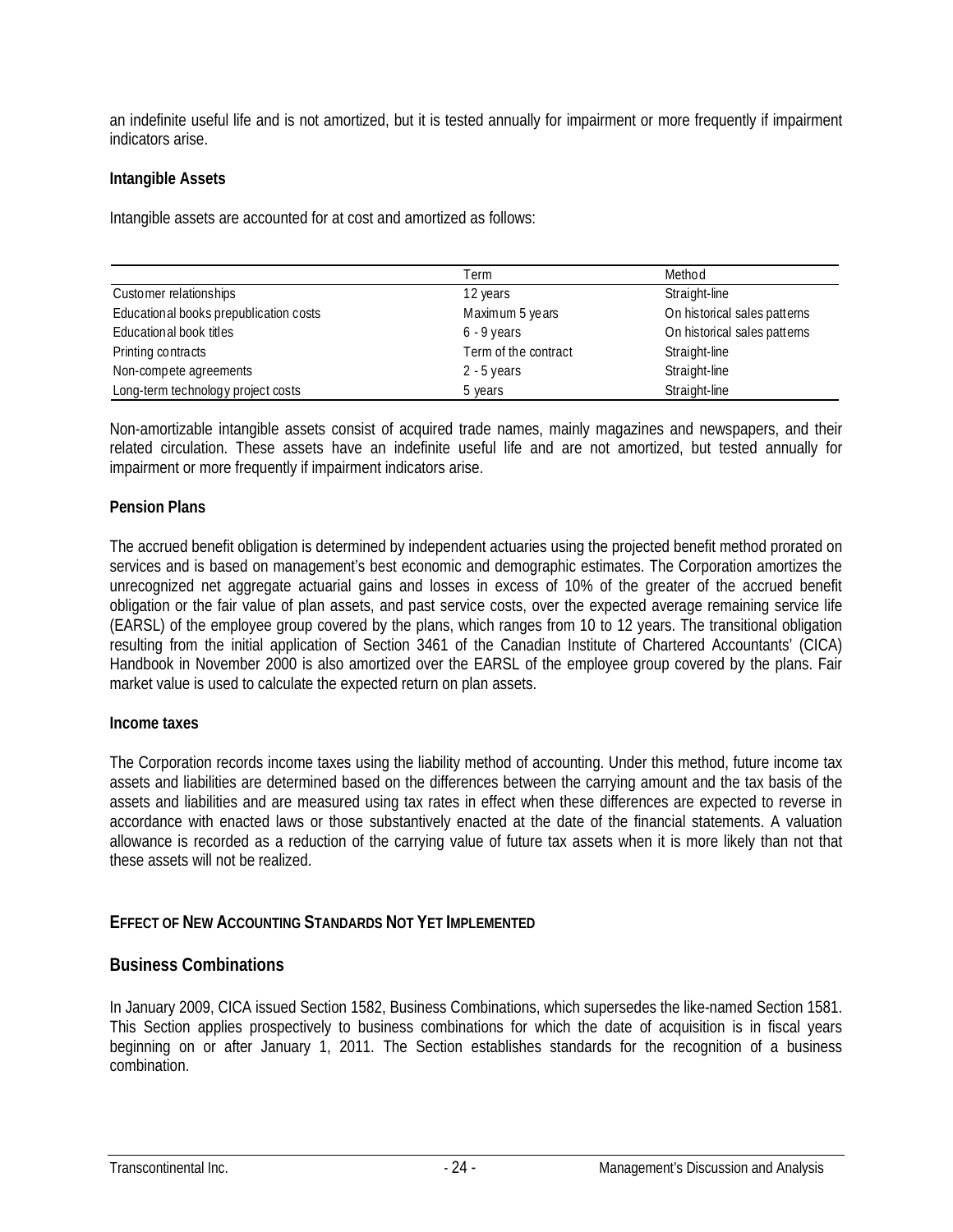an indefinite useful life and is not amortized, but it is tested annually for impairment or more frequently if impairment indicators arise.

**Intangible Assets**

Intangible assets are accounted for at cost and amortized as follows:

| | Term | Method |
|---|---|---|
| Customer relationships | 12 years | Straight-line |
| Educational books prepublication costs | Maximum 5 years | On historical sales patterns |
| Educational book titles | 6 - 9 years | On historical sales patterns |
| Printing contracts | Term of the contract | Straight-line |
| Non-compete agreements | 2 - 5 years | Straight-line |
| Long-term technology project costs | 5 years | Straight-line |

Non-amortizable intangible assets consist of acquired trade names, mainly magazines and newspapers, and their related circulation. These assets have an indefinite useful life and are not amortized, but tested annually for impairment or more frequently if impairment indicators arise.

**Pension Plans**

The accrued benefit obligation is determined by independent actuaries using the projected benefit method prorated on services and is based on management's best economic and demographic estimates. The Corporation amortizes the unrecognized net aggregate actuarial gains and losses in excess of 10% of the greater of the accrued benefit obligation or the fair value of plan assets, and past service costs, over the expected average remaining service life (EARSL) of the employee group covered by the plans, which ranges from 10 to 12 years. The transitional obligation resulting from the initial application of Section 3461 of the Canadian Institute of Chartered Accountants' (CICA) Handbook in November 2000 is also amortized over the EARSL of the employee group covered by the plans. Fair market value is used to calculate the expected return on plan assets.

**Income taxes**

The Corporation records income taxes using the liability method of accounting. Under this method, future income tax assets and liabilities are determined based on the differences between the carrying amount and the tax basis of the assets and liabilities and are measured using tax rates in effect when these differences are expected to reverse in accordance with enacted laws or those substantively enacted at the date of the financial statements. A valuation allowance is recorded as a reduction of the carrying value of future tax assets when it is more likely than not that these assets will not be realized.

## EFFECT OF NEW ACCOUNTING STANDARDS NOT YET IMPLEMENTED

### Business Combinations

In January 2009, CICA issued Section 1582, Business Combinations, which supersedes the like-named Section 1581. This Section applies prospectively to business combinations for which the date of acquisition is in fiscal years beginning on or after January 1, 2011. The Section establishes standards for the recognition of a business combination.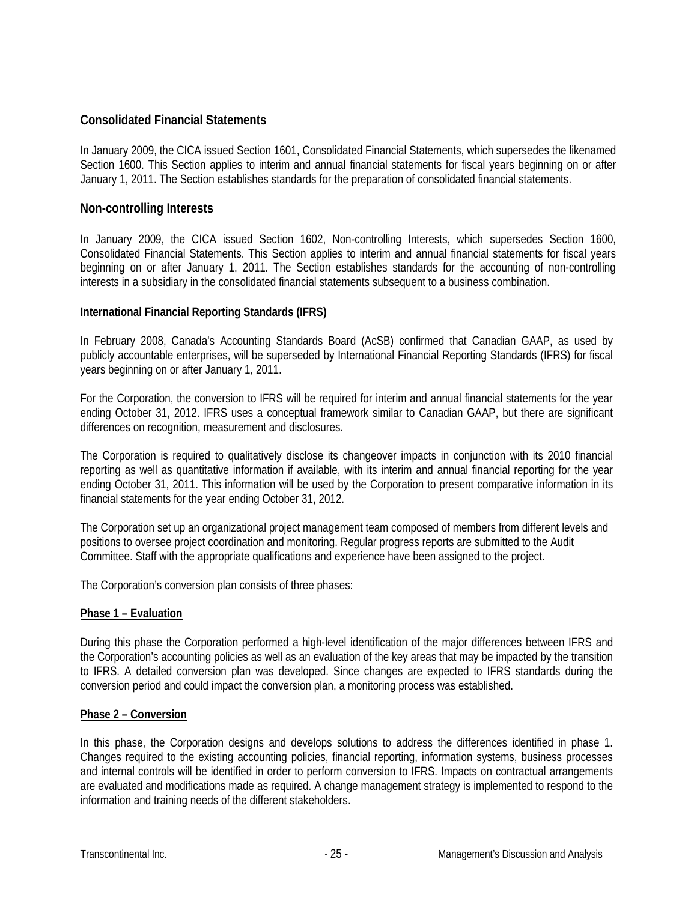## Consolidated Financial Statements

In January 2009, the CICA issued Section 1601, Consolidated Financial Statements, which supersedes the likenamed Section 1600. This Section applies to interim and annual financial statements for fiscal years beginning on or after January 1, 2011. The Section establishes standards for the preparation of consolidated financial statements.

## Non-controlling Interests

In January 2009, the CICA issued Section 1602, Non-controlling Interests, which supersedes Section 1600, Consolidated Financial Statements. This Section applies to interim and annual financial statements for fiscal years beginning on or after January 1, 2011. The Section establishes standards for the accounting of non-controlling interests in a subsidiary in the consolidated financial statements subsequent to a business combination.

### International Financial Reporting Standards (IFRS)

In February 2008, Canada's Accounting Standards Board (AcSB) confirmed that Canadian GAAP, as used by publicly accountable enterprises, will be superseded by International Financial Reporting Standards (IFRS) for fiscal years beginning on or after January 1, 2011.

For the Corporation, the conversion to IFRS will be required for interim and annual financial statements for the year ending October 31, 2012. IFRS uses a conceptual framework similar to Canadian GAAP, but there are significant differences on recognition, measurement and disclosures.

The Corporation is required to qualitatively disclose its changeover impacts in conjunction with its 2010 financial reporting as well as quantitative information if available, with its interim and annual financial reporting for the year ending October 31, 2011. This information will be used by the Corporation to present comparative information in its financial statements for the year ending October 31, 2012.

The Corporation set up an organizational project management team composed of members from different levels and positions to oversee project coordination and monitoring. Regular progress reports are submitted to the Audit Committee. Staff with the appropriate qualifications and experience have been assigned to the project.

The Corporation's conversion plan consists of three phases:

**Phase 1 – Evaluation**

During this phase the Corporation performed a high-level identification of the major differences between IFRS and the Corporation's accounting policies as well as an evaluation of the key areas that may be impacted by the transition to IFRS. A detailed conversion plan was developed. Since changes are expected to IFRS standards during the conversion period and could impact the conversion plan, a monitoring process was established.

**Phase 2 – Conversion**

In this phase, the Corporation designs and develops solutions to address the differences identified in phase 1. Changes required to the existing accounting policies, financial reporting, information systems, business processes and internal controls will be identified in order to perform conversion to IFRS. Impacts on contractual arrangements are evaluated and modifications made as required. A change management strategy is implemented to respond to the information and training needs of the different stakeholders.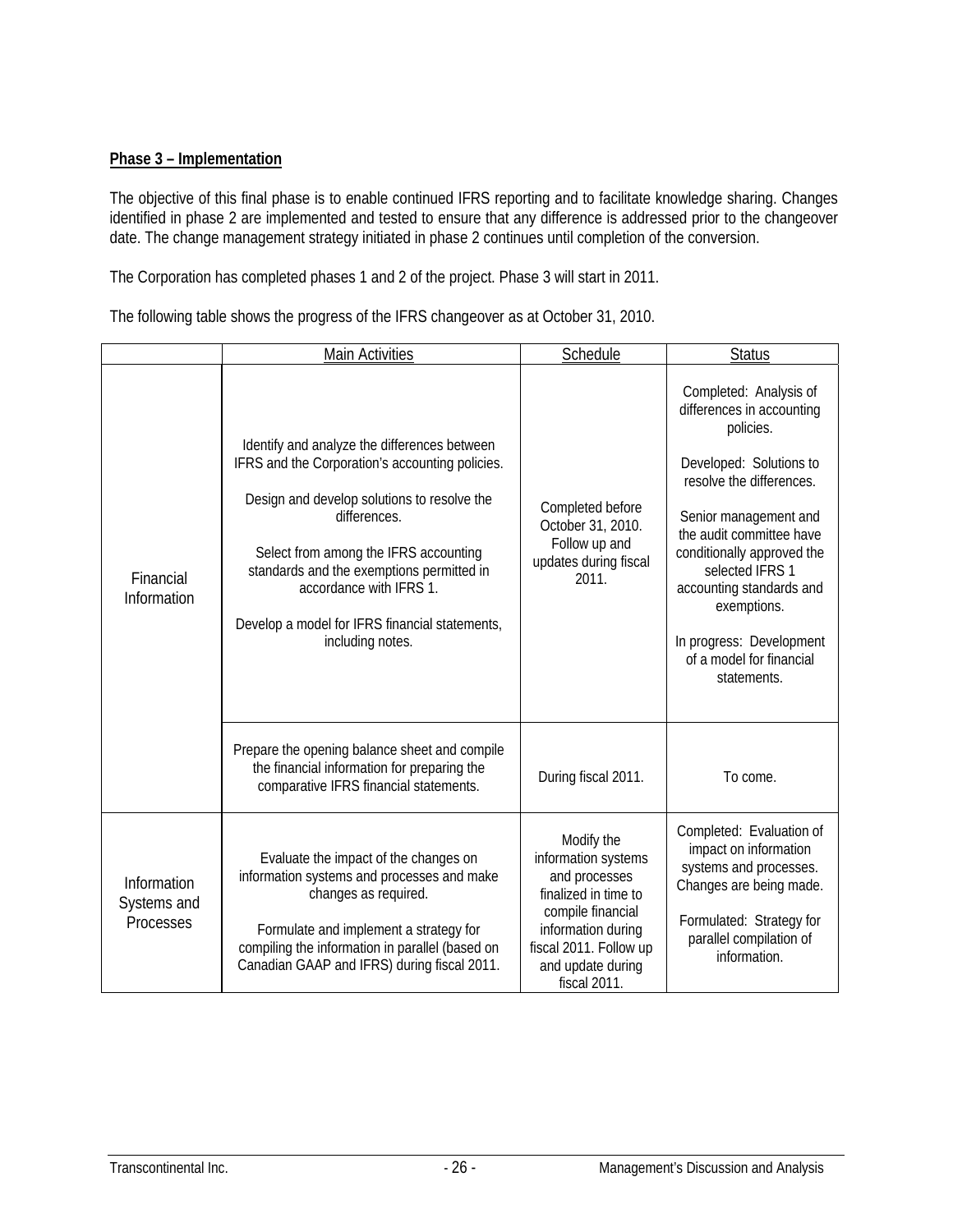**Phase 3 – Implementation**

The objective of this final phase is to enable continued IFRS reporting and to facilitate knowledge sharing. Changes identified in phase 2 are implemented and tested to ensure that any difference is addressed prior to the changeover date. The change management strategy initiated in phase 2 continues until completion of the conversion.

The Corporation has completed phases 1 and 2 of the project. Phase 3 will start in 2011.

The following table shows the progress of the IFRS changeover as at October 31, 2010.

| | Main Activities | Schedule | Status |
|---|---|---|---|
| Financial Information | Identify and analyze the differences between IFRS and the Corporation's accounting policies.<br><br>Design and develop solutions to resolve the differences.<br><br>Select from among the IFRS accounting standards and the exemptions permitted in accordance with IFRS 1.<br><br>Develop a model for IFRS financial statements, including notes. | Completed before October 31, 2010. Follow up and updates during fiscal 2011. | Completed: Analysis of differences in accounting policies.<br><br>Developed: Solutions to resolve the differences.<br><br>Senior management and the audit committee have conditionally approved the selected IFRS 1 accounting standards and exemptions.<br><br>In progress: Development of a model for financial statements. |
| | Prepare the opening balance sheet and compile the financial information for preparing the comparative IFRS financial statements. | During fiscal 2011. | To come. |
| Information Systems and Processes | Evaluate the impact of the changes on information systems and processes and make changes as required.<br><br>Formulate and implement a strategy for compiling the information in parallel (based on Canadian GAAP and IFRS) during fiscal 2011. | Modify the information systems and processes finalized in time to compile financial information during fiscal 2011. Follow up and update during fiscal 2011. | Completed: Evaluation of impact on information systems and processes. Changes are being made.<br><br>Formulated: Strategy for parallel compilation of information. |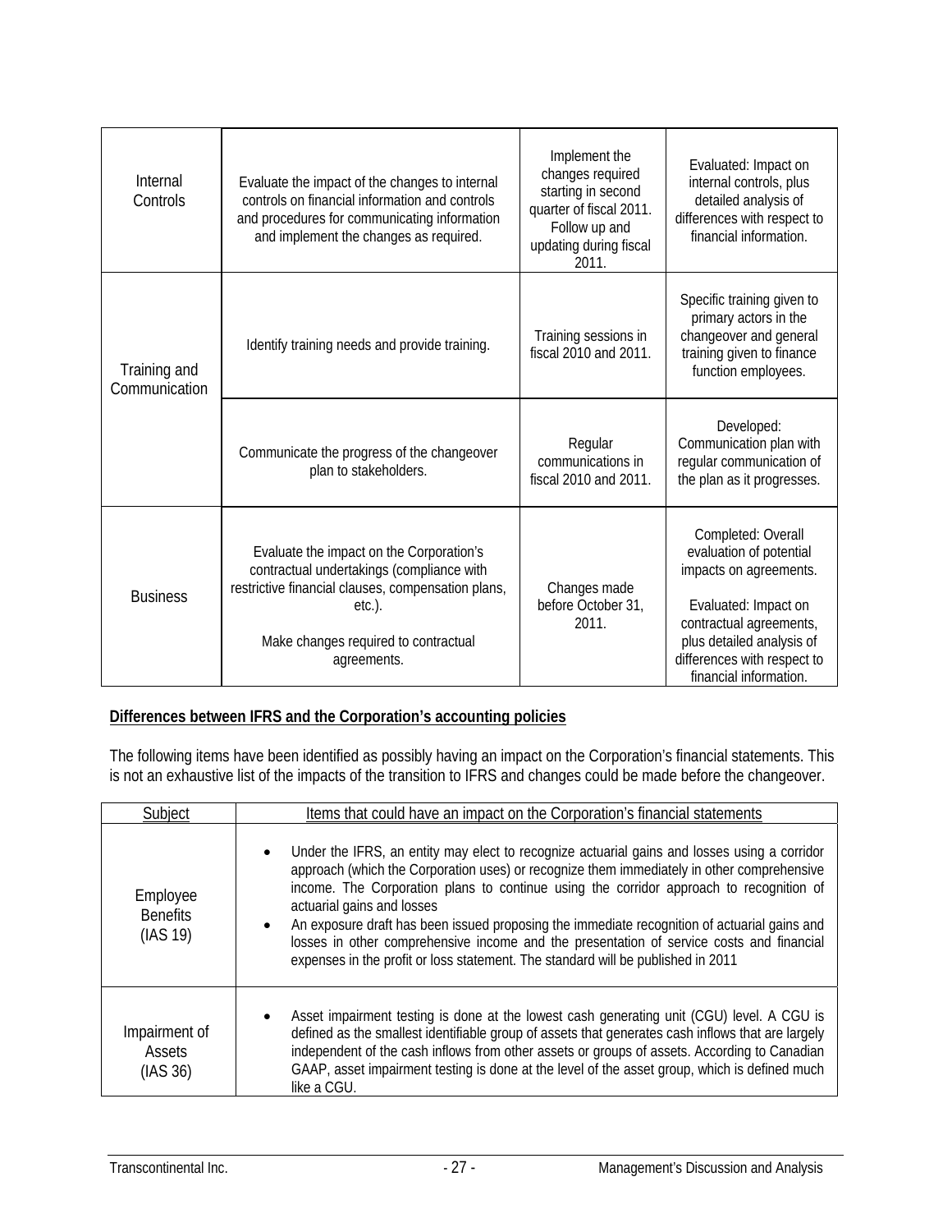| | | | |
|---|---|---|---|
| Internal Controls | Evaluate the impact of the changes to internal controls on financial information and controls and procedures for communicating information and implement the changes as required. | Implement the changes required starting in second quarter of fiscal 2011. Follow up and updating during fiscal 2011. | Evaluated: Impact on internal controls, plus detailed analysis of differences with respect to financial information. |
| Training and Communication | Identify training needs and provide training. | Training sessions in fiscal 2010 and 2011. | Specific training given to primary actors in the changeover and general training given to finance function employees. |
| | Communicate the progress of the changeover plan to stakeholders. | Regular communications in fiscal 2010 and 2011. | Developed: Communication plan with regular communication of the plan as it progresses. |
| Business | Evaluate the impact on the Corporation's contractual undertakings (compliance with restrictive financial clauses, compensation plans, etc.).<br><br>Make changes required to contractual agreements. | Changes made before October 31, 2011. | Completed: Overall evaluation of potential impacts on agreements.<br><br>Evaluated: Impact on contractual agreements, plus detailed analysis of differences with respect to financial information. |

**Differences between IFRS and the Corporation's accounting policies**

The following items have been identified as possibly having an impact on the Corporation's financial statements. This is not an exhaustive list of the impacts of the transition to IFRS and changes could be made before the changeover.

| Subject | Items that could have an impact on the Corporation's financial statements |
|---|---|
| Employee Benefits (IAS 19) | • Under the IFRS, an entity may elect to recognize actuarial gains and losses using a corridor approach (which the Corporation uses) or recognize them immediately in other comprehensive income. The Corporation plans to continue using the corridor approach to recognition of actuarial gains and losses<br>• An exposure draft has been issued proposing the immediate recognition of actuarial gains and losses in other comprehensive income and the presentation of service costs and financial expenses in the profit or loss statement. The standard will be published in 2011 |
| Impairment of Assets (IAS 36) | • Asset impairment testing is done at the lowest cash generating unit (CGU) level. A CGU is defined as the smallest identifiable group of assets that generates cash inflows that are largely independent of the cash inflows from other assets or groups of assets. According to Canadian GAAP, asset impairment testing is done at the level of the asset group, which is defined much like a CGU. |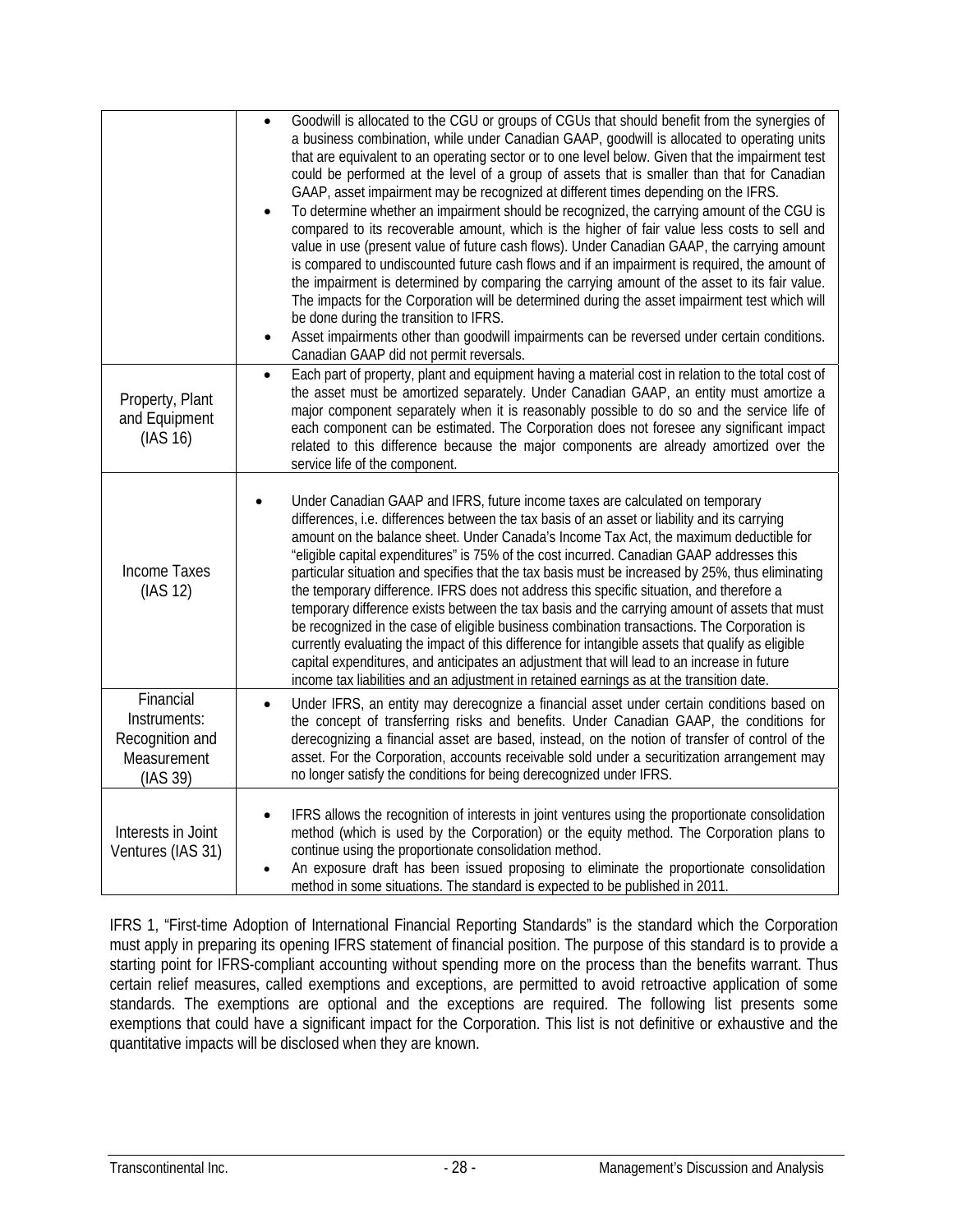| | |
|---|---|
| | • Goodwill is allocated to the CGU or groups of CGUs that should benefit from the synergies of a business combination, while under Canadian GAAP, goodwill is allocated to operating units that are equivalent to an operating sector or to one level below. Given that the impairment test could be performed at the level of a group of assets that is smaller than that for Canadian GAAP, asset impairment may be recognized at different times depending on the IFRS.<br>• To determine whether an impairment should be recognized, the carrying amount of the CGU is compared to its recoverable amount, which is the higher of fair value less costs to sell and value in use (present value of future cash flows). Under Canadian GAAP, the carrying amount is compared to undiscounted future cash flows and if an impairment is required, the amount of the impairment is determined by comparing the carrying amount of the asset to its fair value. The impacts for the Corporation will be determined during the asset impairment test which will be done during the transition to IFRS.<br>• Asset impairments other than goodwill impairments can be reversed under certain conditions. Canadian GAAP did not permit reversals. |
| Property, Plant and Equipment (IAS 16) | • Each part of property, plant and equipment having a material cost in relation to the total cost of the asset must be amortized separately. Under Canadian GAAP, an entity must amortize a major component separately when it is reasonably possible to do so and the service life of each component can be estimated. The Corporation does not foresee any significant impact related to this difference because the major components are already amortized over the service life of the component. |
| Income Taxes (IAS 12) | • Under Canadian GAAP and IFRS, future income taxes are calculated on temporary differences, i.e. differences between the tax basis of an asset or liability and its carrying amount on the balance sheet. Under Canada's Income Tax Act, the maximum deductible for "eligible capital expenditures" is 75% of the cost incurred. Canadian GAAP addresses this particular situation and specifies that the tax basis must be increased by 25%, thus eliminating the temporary difference. IFRS does not address this specific situation, and therefore a temporary difference exists between the tax basis and the carrying amount of assets that must be recognized in the case of eligible business combination transactions. The Corporation is currently evaluating the impact of this difference for intangible assets that qualify as eligible capital expenditures, and anticipates an adjustment that will lead to an increase in future income tax liabilities and an adjustment in retained earnings as at the transition date. |
| Financial Instruments: Recognition and Measurement (IAS 39) | • Under IFRS, an entity may derecognize a financial asset under certain conditions based on the concept of transferring risks and benefits. Under Canadian GAAP, the conditions for derecognizing a financial asset are based, instead, on the notion of transfer of control of the asset. For the Corporation, accounts receivable sold under a securitization arrangement may no longer satisfy the conditions for being derecognized under IFRS. |
| Interests in Joint Ventures (IAS 31) | • IFRS allows the recognition of interests in joint ventures using the proportionate consolidation method (which is used by the Corporation) or the equity method. The Corporation plans to continue using the proportionate consolidation method.<br>• An exposure draft has been issued proposing to eliminate the proportionate consolidation method in some situations. The standard is expected to be published in 2011. |

IFRS 1, "First-time Adoption of International Financial Reporting Standards" is the standard which the Corporation must apply in preparing its opening IFRS statement of financial position. The purpose of this standard is to provide a starting point for IFRS-compliant accounting without spending more on the process than the benefits warrant. Thus certain relief measures, called exemptions and exceptions, are permitted to avoid retroactive application of some standards. The exemptions are optional and the exceptions are required. The following list presents some exemptions that could have a significant impact for the Corporation. This list is not definitive or exhaustive and the quantitative impacts will be disclosed when they are known.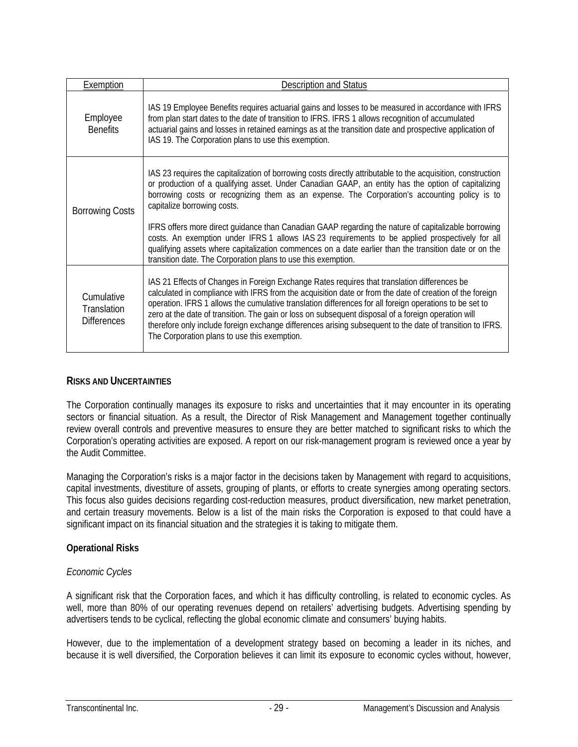| Exemption | Description and Status |
|---|---|
| Employee Benefits | IAS 19 Employee Benefits requires actuarial gains and losses to be measured in accordance with IFRS from plan start dates to the date of transition to IFRS. IFRS 1 allows recognition of accumulated actuarial gains and losses in retained earnings as at the transition date and prospective application of IAS 19. The Corporation plans to use this exemption. |
| Borrowing Costs | IAS 23 requires the capitalization of borrowing costs directly attributable to the acquisition, construction or production of a qualifying asset. Under Canadian GAAP, an entity has the option of capitalizing borrowing costs or recognizing them as an expense. The Corporation's accounting policy is to capitalize borrowing costs.<br><br>IFRS offers more direct guidance than Canadian GAAP regarding the nature of capitalizable borrowing costs. An exemption under IFRS 1 allows IAS 23 requirements to be applied prospectively for all qualifying assets where capitalization commences on a date earlier than the transition date or on the transition date. The Corporation plans to use this exemption. |
| Cumulative Translation Differences | IAS 21 Effects of Changes in Foreign Exchange Rates requires that translation differences be calculated in compliance with IFRS from the acquisition date or from the date of creation of the foreign operation. IFRS 1 allows the cumulative translation differences for all foreign operations to be set to zero at the date of transition. The gain or loss on subsequent disposal of a foreign operation will therefore only include foreign exchange differences arising subsequent to the date of transition to IFRS. The Corporation plans to use this exemption. |

## RISKS AND UNCERTAINTIES

The Corporation continually manages its exposure to risks and uncertainties that it may encounter in its operating sectors or financial situation. As a result, the Director of Risk Management and Management together continually review overall controls and preventive measures to ensure they are better matched to significant risks to which the Corporation's operating activities are exposed. A report on our risk-management program is reviewed once a year by the Audit Committee.

Managing the Corporation's risks is a major factor in the decisions taken by Management with regard to acquisitions, capital investments, divestiture of assets, grouping of plants, or efforts to create synergies among operating sectors. This focus also guides decisions regarding cost-reduction measures, product diversification, new market penetration, and certain treasury movements. Below is a list of the main risks the Corporation is exposed to that could have a significant impact on its financial situation and the strategies it is taking to mitigate them.

### Operational Risks

*Economic Cycles*

A significant risk that the Corporation faces, and which it has difficulty controlling, is related to economic cycles. As well, more than 80% of our operating revenues depend on retailers' advertising budgets. Advertising spending by advertisers tends to be cyclical, reflecting the global economic climate and consumers' buying habits.

However, due to the implementation of a development strategy based on becoming a leader in its niches, and because it is well diversified, the Corporation believes it can limit its exposure to economic cycles without, however,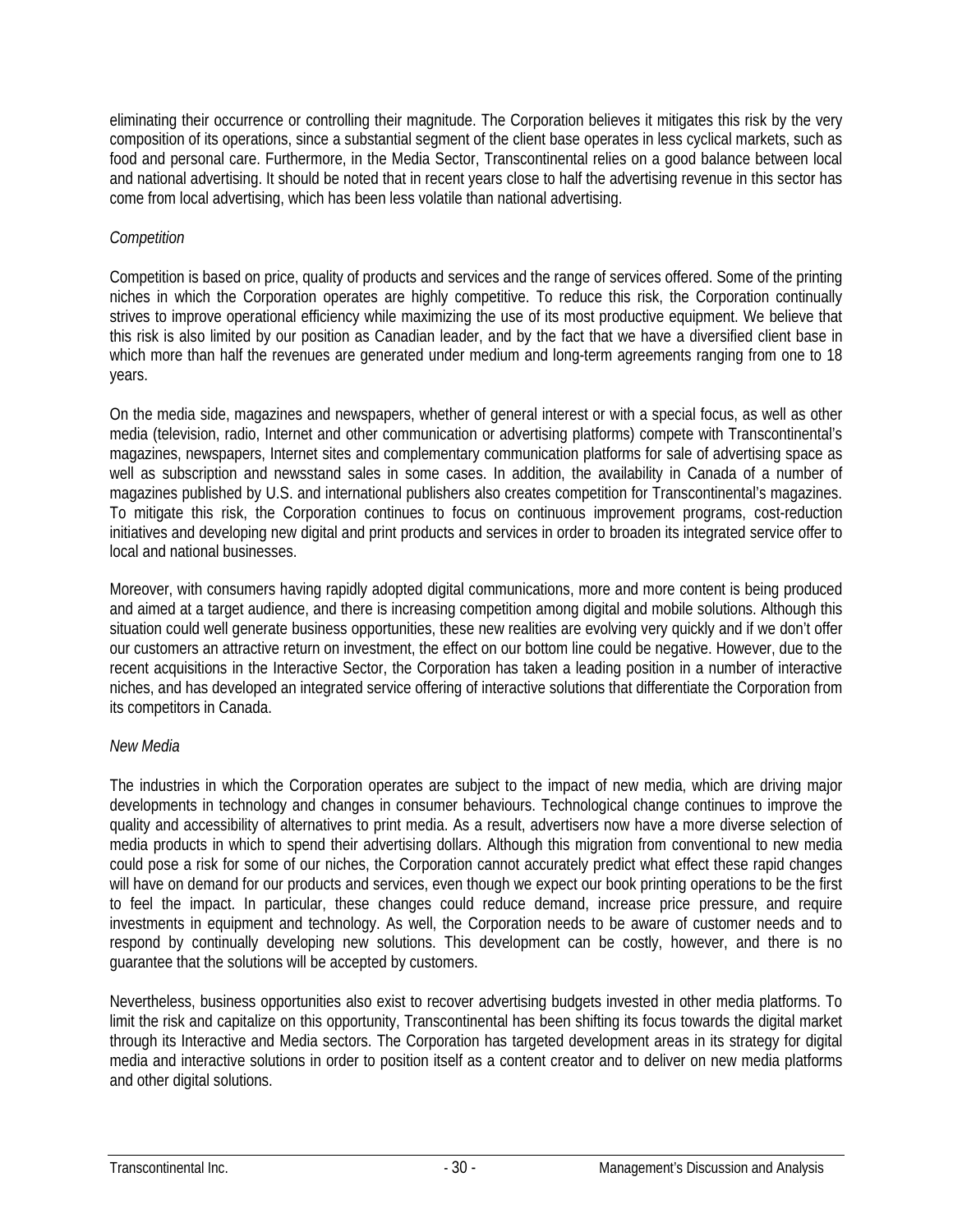eliminating their occurrence or controlling their magnitude. The Corporation believes it mitigates this risk by the very composition of its operations, since a substantial segment of the client base operates in less cyclical markets, such as food and personal care. Furthermore, in the Media Sector, Transcontinental relies on a good balance between local and national advertising. It should be noted that in recent years close to half the advertising revenue in this sector has come from local advertising, which has been less volatile than national advertising.

*Competition*

Competition is based on price, quality of products and services and the range of services offered. Some of the printing niches in which the Corporation operates are highly competitive. To reduce this risk, the Corporation continually strives to improve operational efficiency while maximizing the use of its most productive equipment. We believe that this risk is also limited by our position as Canadian leader, and by the fact that we have a diversified client base in which more than half the revenues are generated under medium and long-term agreements ranging from one to 18 years.

On the media side, magazines and newspapers, whether of general interest or with a special focus, as well as other media (television, radio, Internet and other communication or advertising platforms) compete with Transcontinental's magazines, newspapers, Internet sites and complementary communication platforms for sale of advertising space as well as subscription and newsstand sales in some cases. In addition, the availability in Canada of a number of magazines published by U.S. and international publishers also creates competition for Transcontinental's magazines. To mitigate this risk, the Corporation continues to focus on continuous improvement programs, cost-reduction initiatives and developing new digital and print products and services in order to broaden its integrated service offer to local and national businesses.

Moreover, with consumers having rapidly adopted digital communications, more and more content is being produced and aimed at a target audience, and there is increasing competition among digital and mobile solutions. Although this situation could well generate business opportunities, these new realities are evolving very quickly and if we don't offer our customers an attractive return on investment, the effect on our bottom line could be negative. However, due to the recent acquisitions in the Interactive Sector, the Corporation has taken a leading position in a number of interactive niches, and has developed an integrated service offering of interactive solutions that differentiate the Corporation from its competitors in Canada.

*New Media*

The industries in which the Corporation operates are subject to the impact of new media, which are driving major developments in technology and changes in consumer behaviours. Technological change continues to improve the quality and accessibility of alternatives to print media. As a result, advertisers now have a more diverse selection of media products in which to spend their advertising dollars. Although this migration from conventional to new media could pose a risk for some of our niches, the Corporation cannot accurately predict what effect these rapid changes will have on demand for our products and services, even though we expect our book printing operations to be the first to feel the impact. In particular, these changes could reduce demand, increase price pressure, and require investments in equipment and technology. As well, the Corporation needs to be aware of customer needs and to respond by continually developing new solutions. This development can be costly, however, and there is no guarantee that the solutions will be accepted by customers.

Nevertheless, business opportunities also exist to recover advertising budgets invested in other media platforms. To limit the risk and capitalize on this opportunity, Transcontinental has been shifting its focus towards the digital market through its Interactive and Media sectors. The Corporation has targeted development areas in its strategy for digital media and interactive solutions in order to position itself as a content creator and to deliver on new media platforms and other digital solutions.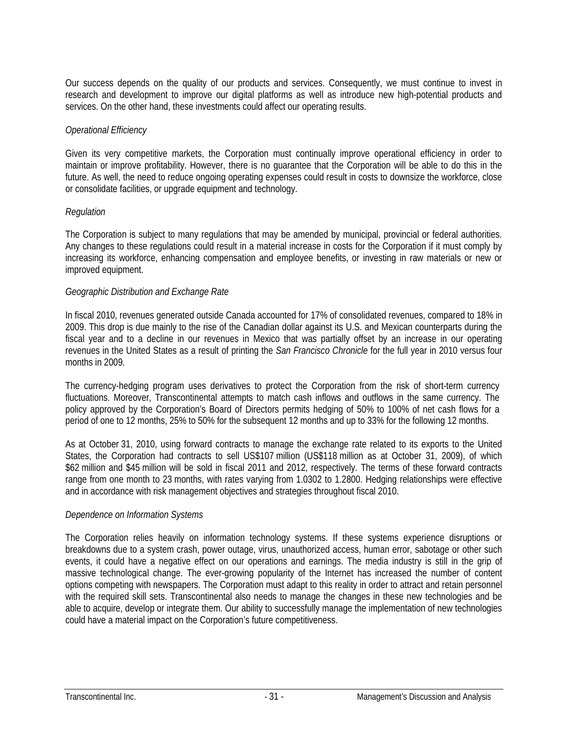Our success depends on the quality of our products and services. Consequently, we must continue to invest in research and development to improve our digital platforms as well as introduce new high-potential products and services. On the other hand, these investments could affect our operating results.

*Operational Efficiency*

Given its very competitive markets, the Corporation must continually improve operational efficiency in order to maintain or improve profitability. However, there is no guarantee that the Corporation will be able to do this in the future. As well, the need to reduce ongoing operating expenses could result in costs to downsize the workforce, close or consolidate facilities, or upgrade equipment and technology.

*Regulation*

The Corporation is subject to many regulations that may be amended by municipal, provincial or federal authorities. Any changes to these regulations could result in a material increase in costs for the Corporation if it must comply by increasing its workforce, enhancing compensation and employee benefits, or investing in raw materials or new or improved equipment.

*Geographic Distribution and Exchange Rate*

In fiscal 2010, revenues generated outside Canada accounted for 17% of consolidated revenues, compared to 18% in 2009. This drop is due mainly to the rise of the Canadian dollar against its U.S. and Mexican counterparts during the fiscal year and to a decline in our revenues in Mexico that was partially offset by an increase in our operating revenues in the United States as a result of printing the *San Francisco Chronicle* for the full year in 2010 versus four months in 2009.

The currency-hedging program uses derivatives to protect the Corporation from the risk of short-term currency fluctuations. Moreover, Transcontinental attempts to match cash inflows and outflows in the same currency. The policy approved by the Corporation's Board of Directors permits hedging of 50% to 100% of net cash flows for a period of one to 12 months, 25% to 50% for the subsequent 12 months and up to 33% for the following 12 months.

As at October 31, 2010, using forward contracts to manage the exchange rate related to its exports to the United States, the Corporation had contracts to sell US$107 million (US$118 million as at October 31, 2009), of which $62 million and $45 million will be sold in fiscal 2011 and 2012, respectively. The terms of these forward contracts range from one month to 23 months, with rates varying from 1.0302 to 1.2800. Hedging relationships were effective and in accordance with risk management objectives and strategies throughout fiscal 2010.

*Dependence on Information Systems*

The Corporation relies heavily on information technology systems. If these systems experience disruptions or breakdowns due to a system crash, power outage, virus, unauthorized access, human error, sabotage or other such events, it could have a negative effect on our operations and earnings. The media industry is still in the grip of massive technological change. The ever-growing popularity of the Internet has increased the number of content options competing with newspapers. The Corporation must adapt to this reality in order to attract and retain personnel with the required skill sets. Transcontinental also needs to manage the changes in these new technologies and be able to acquire, develop or integrate them. Our ability to successfully manage the implementation of new technologies could have a material impact on the Corporation's future competitiveness.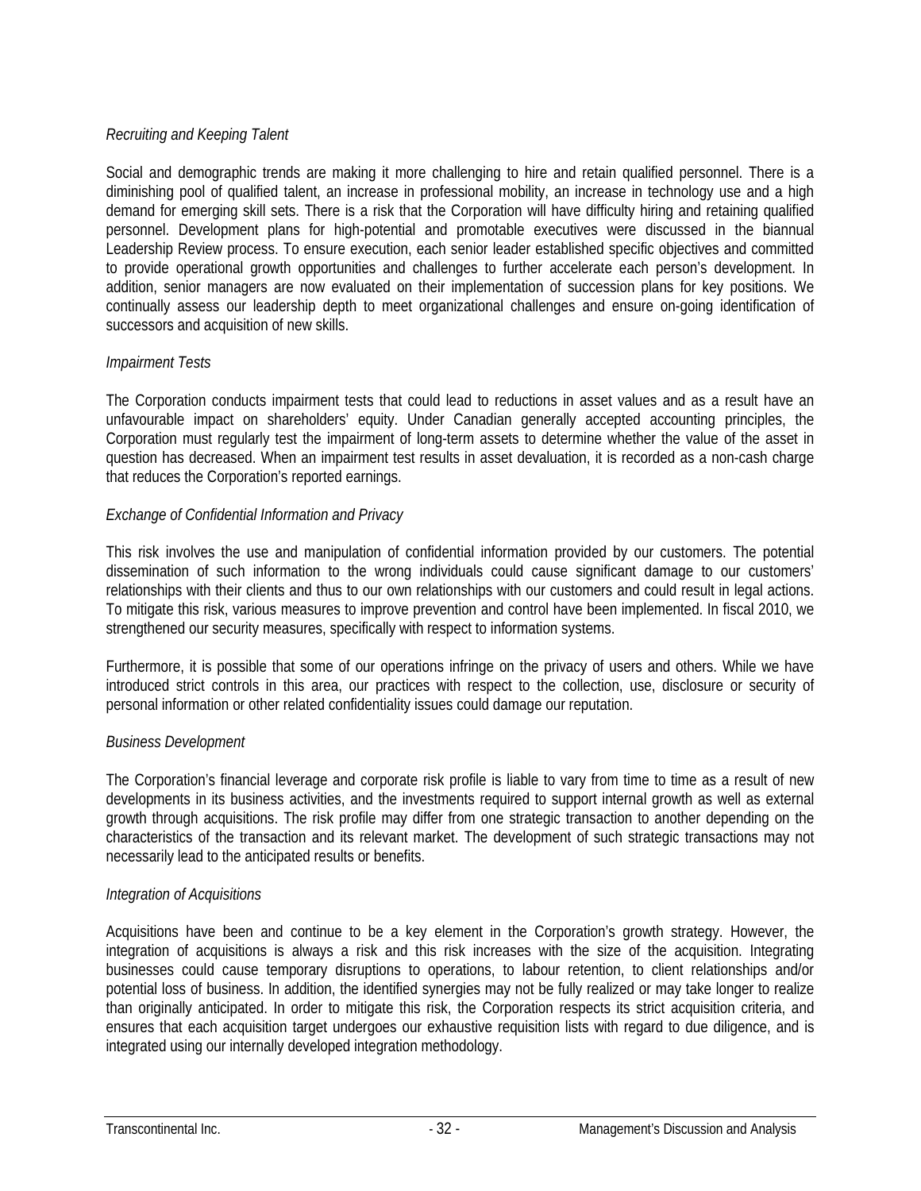*Recruiting and Keeping Talent*

Social and demographic trends are making it more challenging to hire and retain qualified personnel. There is a diminishing pool of qualified talent, an increase in professional mobility, an increase in technology use and a high demand for emerging skill sets. There is a risk that the Corporation will have difficulty hiring and retaining qualified personnel. Development plans for high-potential and promotable executives were discussed in the biannual Leadership Review process. To ensure execution, each senior leader established specific objectives and committed to provide operational growth opportunities and challenges to further accelerate each person's development. In addition, senior managers are now evaluated on their implementation of succession plans for key positions. We continually assess our leadership depth to meet organizational challenges and ensure on-going identification of successors and acquisition of new skills.

*Impairment Tests*

The Corporation conducts impairment tests that could lead to reductions in asset values and as a result have an unfavourable impact on shareholders' equity. Under Canadian generally accepted accounting principles, the Corporation must regularly test the impairment of long-term assets to determine whether the value of the asset in question has decreased. When an impairment test results in asset devaluation, it is recorded as a non-cash charge that reduces the Corporation's reported earnings.

*Exchange of Confidential Information and Privacy*

This risk involves the use and manipulation of confidential information provided by our customers. The potential dissemination of such information to the wrong individuals could cause significant damage to our customers' relationships with their clients and thus to our own relationships with our customers and could result in legal actions. To mitigate this risk, various measures to improve prevention and control have been implemented. In fiscal 2010, we strengthened our security measures, specifically with respect to information systems.

Furthermore, it is possible that some of our operations infringe on the privacy of users and others. While we have introduced strict controls in this area, our practices with respect to the collection, use, disclosure or security of personal information or other related confidentiality issues could damage our reputation.

*Business Development*

The Corporation's financial leverage and corporate risk profile is liable to vary from time to time as a result of new developments in its business activities, and the investments required to support internal growth as well as external growth through acquisitions. The risk profile may differ from one strategic transaction to another depending on the characteristics of the transaction and its relevant market. The development of such strategic transactions may not necessarily lead to the anticipated results or benefits.

*Integration of Acquisitions*

Acquisitions have been and continue to be a key element in the Corporation's growth strategy. However, the integration of acquisitions is always a risk and this risk increases with the size of the acquisition. Integrating businesses could cause temporary disruptions to operations, to labour retention, to client relationships and/or potential loss of business. In addition, the identified synergies may not be fully realized or may take longer to realize than originally anticipated. In order to mitigate this risk, the Corporation respects its strict acquisition criteria, and ensures that each acquisition target undergoes our exhaustive requisition lists with regard to due diligence, and is integrated using our internally developed integration methodology.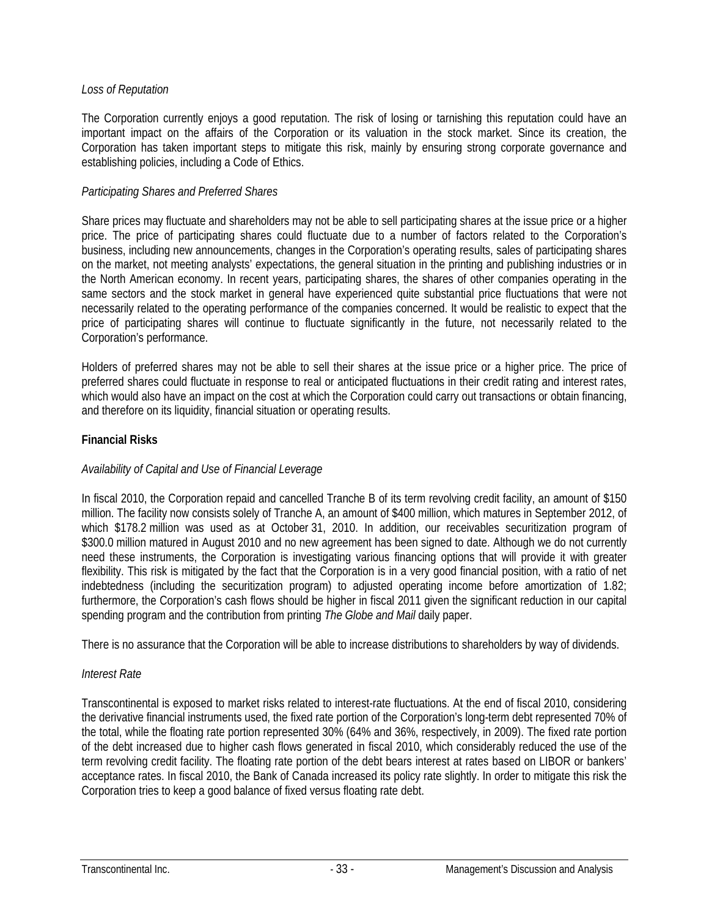*Loss of Reputation*

The Corporation currently enjoys a good reputation. The risk of losing or tarnishing this reputation could have an important impact on the affairs of the Corporation or its valuation in the stock market. Since its creation, the Corporation has taken important steps to mitigate this risk, mainly by ensuring strong corporate governance and establishing policies, including a Code of Ethics.

*Participating Shares and Preferred Shares*

Share prices may fluctuate and shareholders may not be able to sell participating shares at the issue price or a higher price. The price of participating shares could fluctuate due to a number of factors related to the Corporation's business, including new announcements, changes in the Corporation's operating results, sales of participating shares on the market, not meeting analysts' expectations, the general situation in the printing and publishing industries or in the North American economy. In recent years, participating shares, the shares of other companies operating in the same sectors and the stock market in general have experienced quite substantial price fluctuations that were not necessarily related to the operating performance of the companies concerned. It would be realistic to expect that the price of participating shares will continue to fluctuate significantly in the future, not necessarily related to the Corporation's performance.

Holders of preferred shares may not be able to sell their shares at the issue price or a higher price. The price of preferred shares could fluctuate in response to real or anticipated fluctuations in their credit rating and interest rates, which would also have an impact on the cost at which the Corporation could carry out transactions or obtain financing, and therefore on its liquidity, financial situation or operating results.

**Financial Risks**

*Availability of Capital and Use of Financial Leverage*

In fiscal 2010, the Corporation repaid and cancelled Tranche B of its term revolving credit facility, an amount of $150 million. The facility now consists solely of Tranche A, an amount of $400 million, which matures in September 2012, of which $178.2 million was used as at October 31, 2010. In addition, our receivables securitization program of $300.0 million matured in August 2010 and no new agreement has been signed to date. Although we do not currently need these instruments, the Corporation is investigating various financing options that will provide it with greater flexibility. This risk is mitigated by the fact that the Corporation is in a very good financial position, with a ratio of net indebtedness (including the securitization program) to adjusted operating income before amortization of 1.82; furthermore, the Corporation's cash flows should be higher in fiscal 2011 given the significant reduction in our capital spending program and the contribution from printing *The Globe and Mail* daily paper.

There is no assurance that the Corporation will be able to increase distributions to shareholders by way of dividends.

*Interest Rate*

Transcontinental is exposed to market risks related to interest-rate fluctuations. At the end of fiscal 2010, considering the derivative financial instruments used, the fixed rate portion of the Corporation's long-term debt represented 70% of the total, while the floating rate portion represented 30% (64% and 36%, respectively, in 2009). The fixed rate portion of the debt increased due to higher cash flows generated in fiscal 2010, which considerably reduced the use of the term revolving credit facility. The floating rate portion of the debt bears interest at rates based on LIBOR or bankers' acceptance rates. In fiscal 2010, the Bank of Canada increased its policy rate slightly. In order to mitigate this risk the Corporation tries to keep a good balance of fixed versus floating rate debt.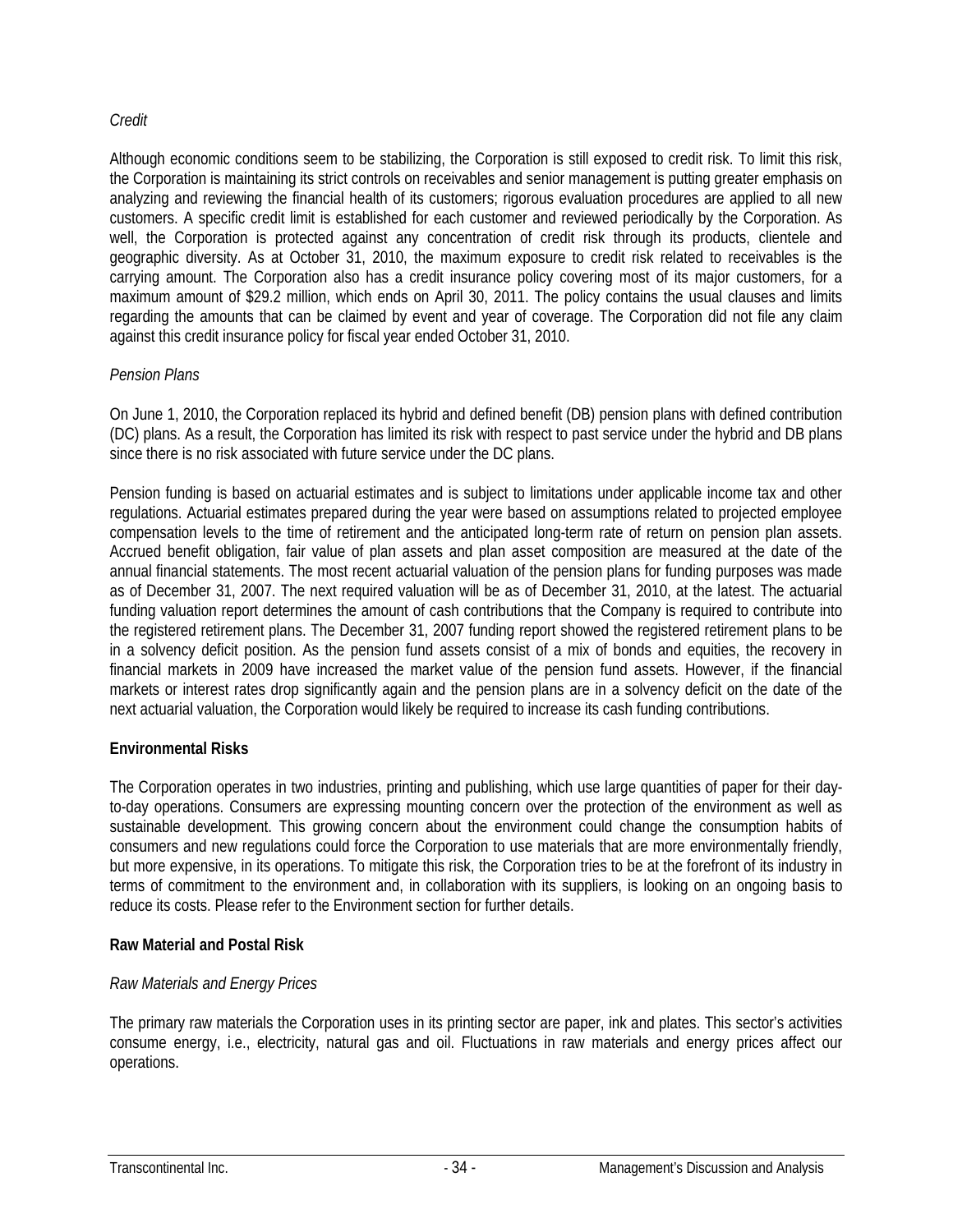*Credit*

Although economic conditions seem to be stabilizing, the Corporation is still exposed to credit risk. To limit this risk, the Corporation is maintaining its strict controls on receivables and senior management is putting greater emphasis on analyzing and reviewing the financial health of its customers; rigorous evaluation procedures are applied to all new customers. A specific credit limit is established for each customer and reviewed periodically by the Corporation. As well, the Corporation is protected against any concentration of credit risk through its products, clientele and geographic diversity. As at October 31, 2010, the maximum exposure to credit risk related to receivables is the carrying amount. The Corporation also has a credit insurance policy covering most of its major customers, for a maximum amount of $29.2 million, which ends on April 30, 2011. The policy contains the usual clauses and limits regarding the amounts that can be claimed by event and year of coverage. The Corporation did not file any claim against this credit insurance policy for fiscal year ended October 31, 2010.

*Pension Plans*

On June 1, 2010, the Corporation replaced its hybrid and defined benefit (DB) pension plans with defined contribution (DC) plans. As a result, the Corporation has limited its risk with respect to past service under the hybrid and DB plans since there is no risk associated with future service under the DC plans.

Pension funding is based on actuarial estimates and is subject to limitations under applicable income tax and other regulations. Actuarial estimates prepared during the year were based on assumptions related to projected employee compensation levels to the time of retirement and the anticipated long-term rate of return on pension plan assets. Accrued benefit obligation, fair value of plan assets and plan asset composition are measured at the date of the annual financial statements. The most recent actuarial valuation of the pension plans for funding purposes was made as of December 31, 2007. The next required valuation will be as of December 31, 2010, at the latest. The actuarial funding valuation report determines the amount of cash contributions that the Company is required to contribute into the registered retirement plans. The December 31, 2007 funding report showed the registered retirement plans to be in a solvency deficit position. As the pension fund assets consist of a mix of bonds and equities, the recovery in financial markets in 2009 have increased the market value of the pension fund assets. However, if the financial markets or interest rates drop significantly again and the pension plans are in a solvency deficit on the date of the next actuarial valuation, the Corporation would likely be required to increase its cash funding contributions.

**Environmental Risks**

The Corporation operates in two industries, printing and publishing, which use large quantities of paper for their day-to-day operations. Consumers are expressing mounting concern over the protection of the environment as well as sustainable development. This growing concern about the environment could change the consumption habits of consumers and new regulations could force the Corporation to use materials that are more environmentally friendly, but more expensive, in its operations. To mitigate this risk, the Corporation tries to be at the forefront of its industry in terms of commitment to the environment and, in collaboration with its suppliers, is looking on an ongoing basis to reduce its costs. Please refer to the Environment section for further details.

**Raw Material and Postal Risk**

*Raw Materials and Energy Prices*

The primary raw materials the Corporation uses in its printing sector are paper, ink and plates. This sector's activities consume energy, i.e., electricity, natural gas and oil. Fluctuations in raw materials and energy prices affect our operations.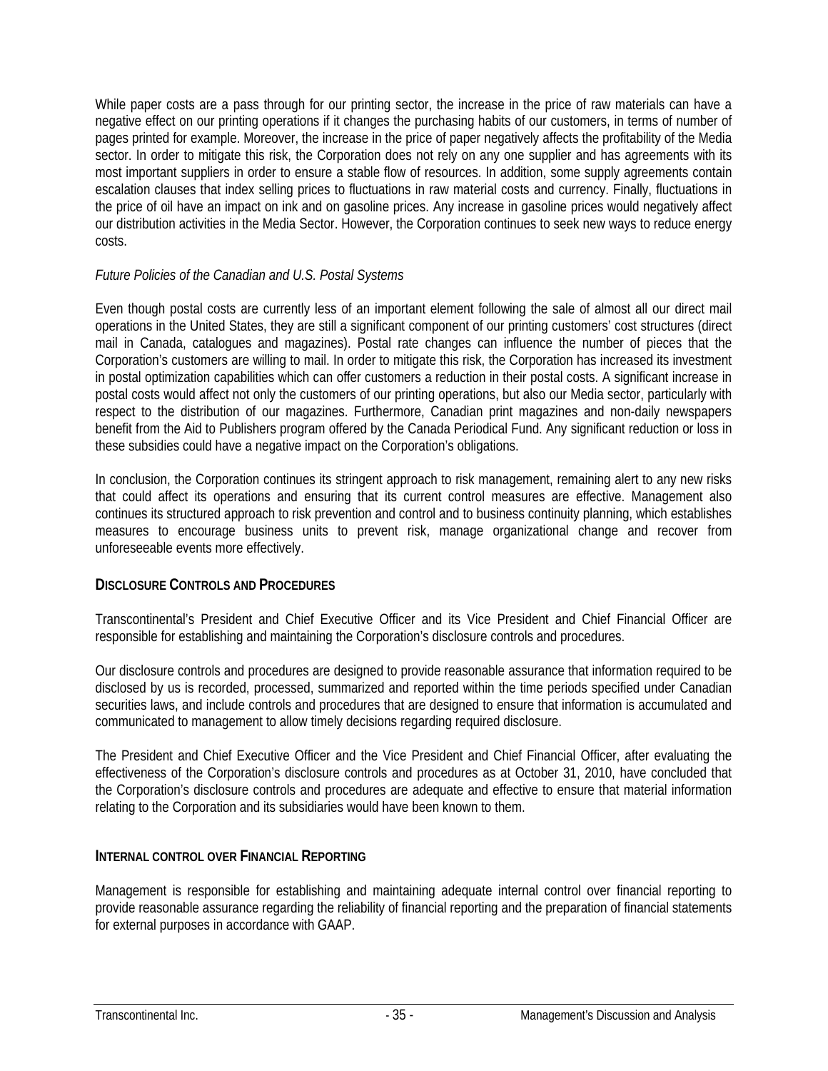While paper costs are a pass through for our printing sector, the increase in the price of raw materials can have a negative effect on our printing operations if it changes the purchasing habits of our customers, in terms of number of pages printed for example. Moreover, the increase in the price of paper negatively affects the profitability of the Media sector. In order to mitigate this risk, the Corporation does not rely on any one supplier and has agreements with its most important suppliers in order to ensure a stable flow of resources. In addition, some supply agreements contain escalation clauses that index selling prices to fluctuations in raw material costs and currency. Finally, fluctuations in the price of oil have an impact on ink and on gasoline prices. Any increase in gasoline prices would negatively affect our distribution activities in the Media Sector. However, the Corporation continues to seek new ways to reduce energy costs.

*Future Policies of the Canadian and U.S. Postal Systems*

Even though postal costs are currently less of an important element following the sale of almost all our direct mail operations in the United States, they are still a significant component of our printing customers' cost structures (direct mail in Canada, catalogues and magazines). Postal rate changes can influence the number of pieces that the Corporation's customers are willing to mail. In order to mitigate this risk, the Corporation has increased its investment in postal optimization capabilities which can offer customers a reduction in their postal costs. A significant increase in postal costs would affect not only the customers of our printing operations, but also our Media sector, particularly with respect to the distribution of our magazines. Furthermore, Canadian print magazines and non-daily newspapers benefit from the Aid to Publishers program offered by the Canada Periodical Fund. Any significant reduction or loss in these subsidies could have a negative impact on the Corporation's obligations.

In conclusion, the Corporation continues its stringent approach to risk management, remaining alert to any new risks that could affect its operations and ensuring that its current control measures are effective. Management also continues its structured approach to risk prevention and control and to business continuity planning, which establishes measures to encourage business units to prevent risk, manage organizational change and recover from unforeseeable events more effectively.

## DISCLOSURE CONTROLS AND PROCEDURES

Transcontinental's President and Chief Executive Officer and its Vice President and Chief Financial Officer are responsible for establishing and maintaining the Corporation's disclosure controls and procedures.

Our disclosure controls and procedures are designed to provide reasonable assurance that information required to be disclosed by us is recorded, processed, summarized and reported within the time periods specified under Canadian securities laws, and include controls and procedures that are designed to ensure that information is accumulated and communicated to management to allow timely decisions regarding required disclosure.

The President and Chief Executive Officer and the Vice President and Chief Financial Officer, after evaluating the effectiveness of the Corporation's disclosure controls and procedures as at October 31, 2010, have concluded that the Corporation's disclosure controls and procedures are adequate and effective to ensure that material information relating to the Corporation and its subsidiaries would have been known to them.

## INTERNAL CONTROL OVER FINANCIAL REPORTING

Management is responsible for establishing and maintaining adequate internal control over financial reporting to provide reasonable assurance regarding the reliability of financial reporting and the preparation of financial statements for external purposes in accordance with GAAP.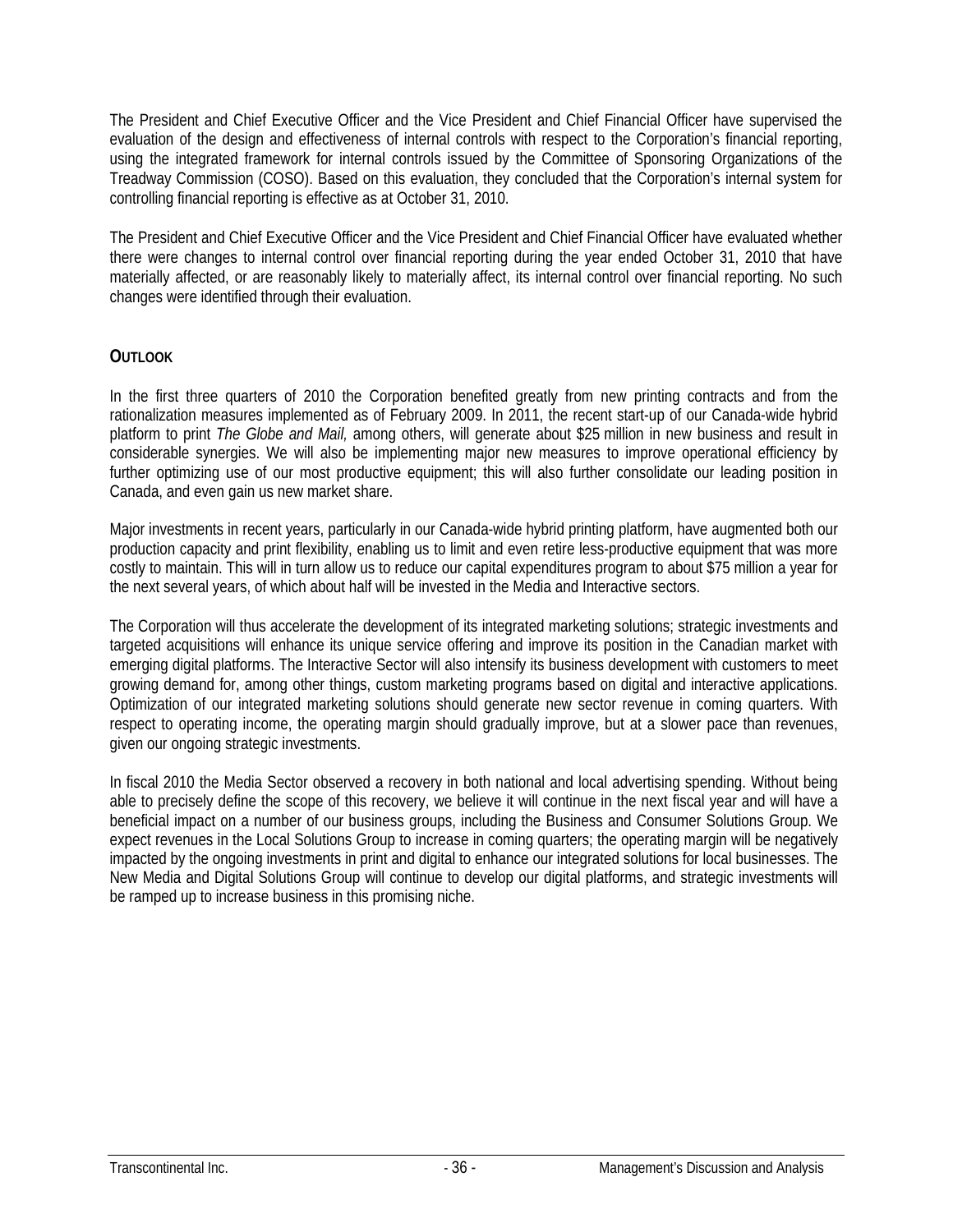The President and Chief Executive Officer and the Vice President and Chief Financial Officer have supervised the evaluation of the design and effectiveness of internal controls with respect to the Corporation's financial reporting, using the integrated framework for internal controls issued by the Committee of Sponsoring Organizations of the Treadway Commission (COSO). Based on this evaluation, they concluded that the Corporation's internal system for controlling financial reporting is effective as at October 31, 2010.

The President and Chief Executive Officer and the Vice President and Chief Financial Officer have evaluated whether there were changes to internal control over financial reporting during the year ended October 31, 2010 that have materially affected, or are reasonably likely to materially affect, its internal control over financial reporting. No such changes were identified through their evaluation.

## OUTLOOK

In the first three quarters of 2010 the Corporation benefited greatly from new printing contracts and from the rationalization measures implemented as of February 2009. In 2011, the recent start-up of our Canada-wide hybrid platform to print *The Globe and Mail,* among others, will generate about $25 million in new business and result in considerable synergies. We will also be implementing major new measures to improve operational efficiency by further optimizing use of our most productive equipment; this will also further consolidate our leading position in Canada, and even gain us new market share.

Major investments in recent years, particularly in our Canada-wide hybrid printing platform, have augmented both our production capacity and print flexibility, enabling us to limit and even retire less-productive equipment that was more costly to maintain. This will in turn allow us to reduce our capital expenditures program to about $75 million a year for the next several years, of which about half will be invested in the Media and Interactive sectors.

The Corporation will thus accelerate the development of its integrated marketing solutions; strategic investments and targeted acquisitions will enhance its unique service offering and improve its position in the Canadian market with emerging digital platforms. The Interactive Sector will also intensify its business development with customers to meet growing demand for, among other things, custom marketing programs based on digital and interactive applications. Optimization of our integrated marketing solutions should generate new sector revenue in coming quarters. With respect to operating income, the operating margin should gradually improve, but at a slower pace than revenues, given our ongoing strategic investments.

In fiscal 2010 the Media Sector observed a recovery in both national and local advertising spending. Without being able to precisely define the scope of this recovery, we believe it will continue in the next fiscal year and will have a beneficial impact on a number of our business groups, including the Business and Consumer Solutions Group. We expect revenues in the Local Solutions Group to increase in coming quarters; the operating margin will be negatively impacted by the ongoing investments in print and digital to enhance our integrated solutions for local businesses. The New Media and Digital Solutions Group will continue to develop our digital platforms, and strategic investments will be ramped up to increase business in this promising niche.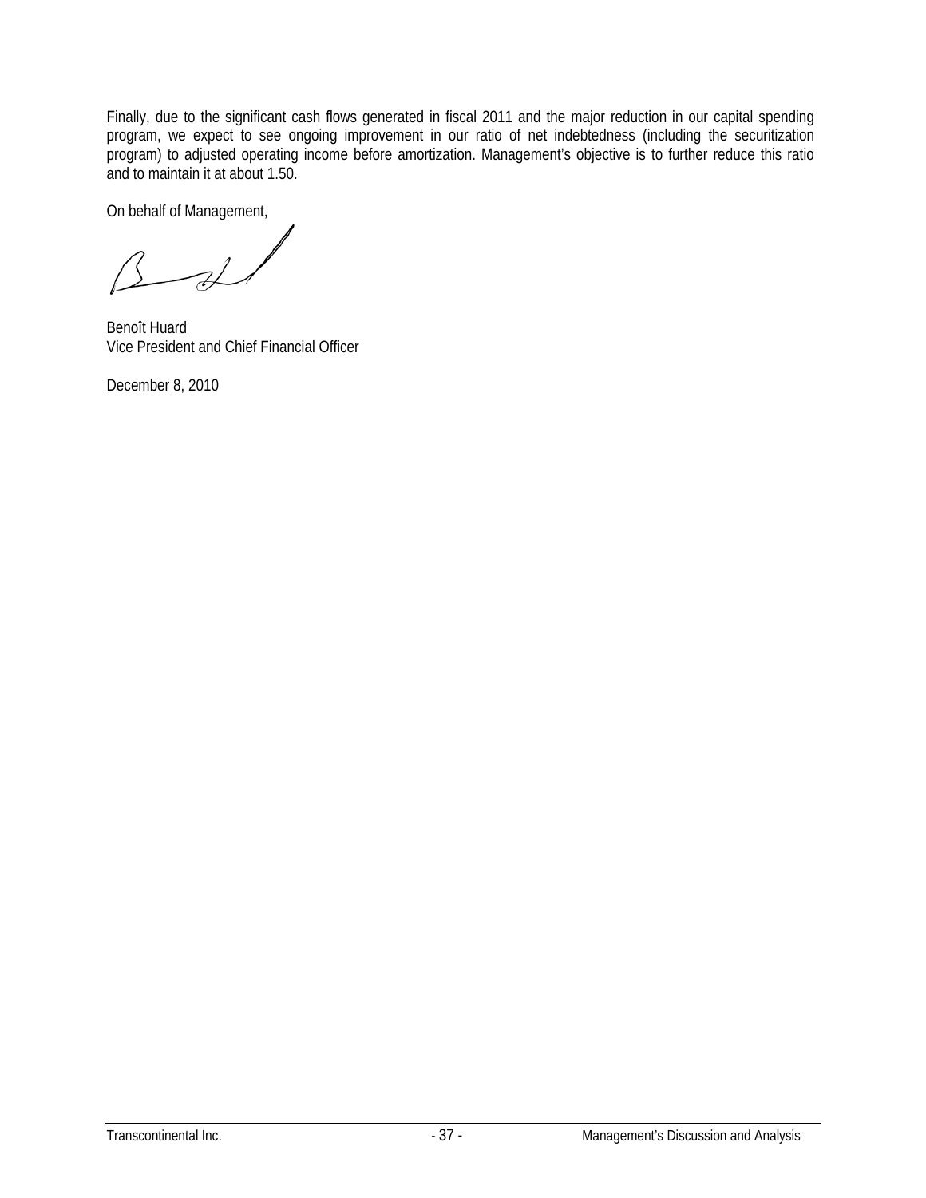Finally, due to the significant cash flows generated in fiscal 2011 and the major reduction in our capital spending program, we expect to see ongoing improvement in our ratio of net indebtedness (including the securitization program) to adjusted operating income before amortization. Management's objective is to further reduce this ratio and to maintain it at about 1.50.

On behalf of Management,

Benoît Huard
Vice President and Chief Financial Officer

December 8, 2010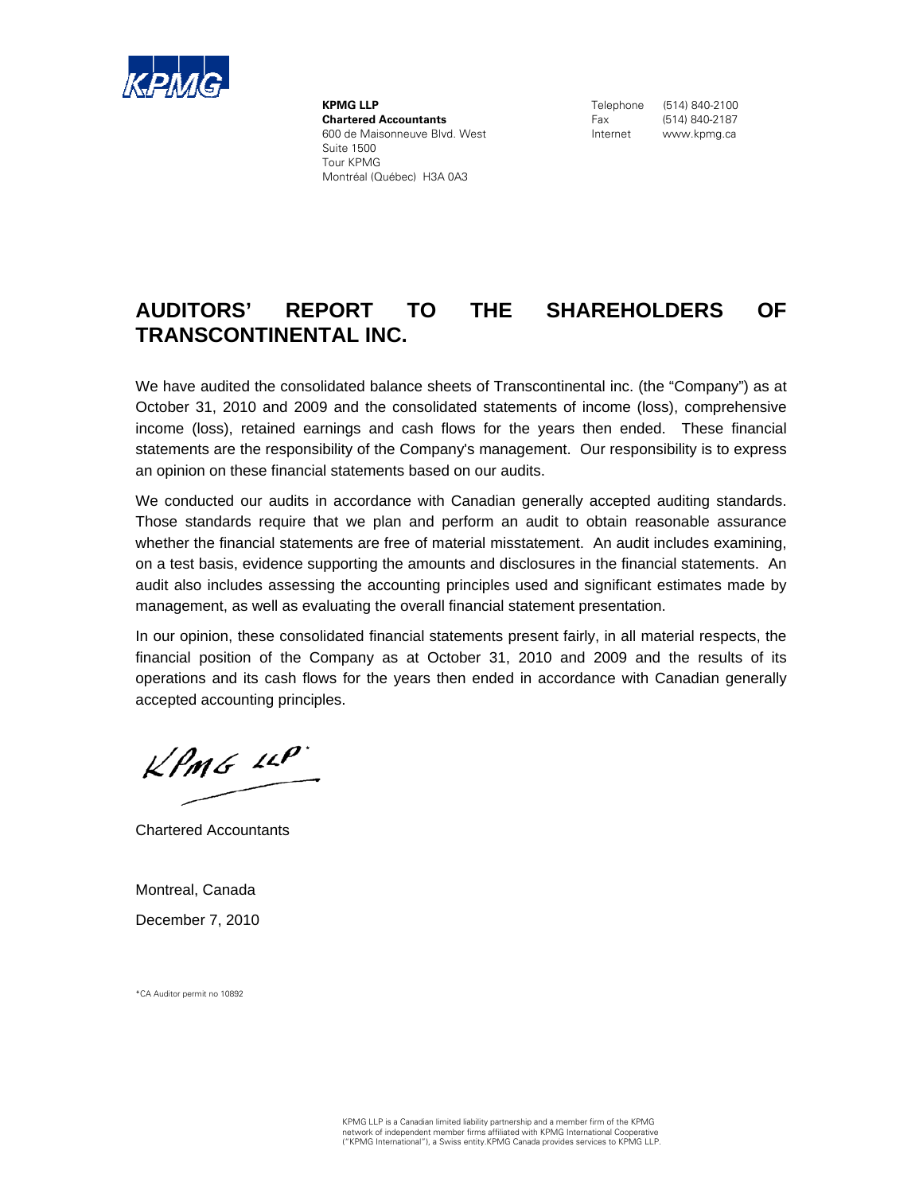KPMG

**KPMG LLP**
**Chartered Accountants**
600 de Maisonneuve Blvd. West
Suite 1500
Tour KPMG
Montréal (Québec) H3A 0A3

Telephone (514) 840-2100
Fax (514) 840-2187
Internet www.kpmg.ca

# AUDITORS' REPORT TO THE SHAREHOLDERS OF TRANSCONTINENTAL INC.

We have audited the consolidated balance sheets of Transcontinental inc. (the "Company") as at October 31, 2010 and 2009 and the consolidated statements of income (loss), comprehensive income (loss), retained earnings and cash flows for the years then ended. These financial statements are the responsibility of the Company's management. Our responsibility is to express an opinion on these financial statements based on our audits.

We conducted our audits in accordance with Canadian generally accepted auditing standards. Those standards require that we plan and perform an audit to obtain reasonable assurance whether the financial statements are free of material misstatement. An audit includes examining, on a test basis, evidence supporting the amounts and disclosures in the financial statements. An audit also includes assessing the accounting principles used and significant estimates made by management, as well as evaluating the overall financial statement presentation.

In our opinion, these consolidated financial statements present fairly, in all material respects, the financial position of the Company as at October 31, 2010 and 2009 and the results of its operations and its cash flows for the years then ended in accordance with Canadian generally accepted accounting principles.

KPMG LLP*

Chartered Accountants

Montreal, Canada

December 7, 2010

*CA Auditor permit no 10892

KPMG LLP is a Canadian limited liability partnership and a member firm of the KPMG network of independent member firms affiliated with KPMG International Cooperative ("KPMG International"), a Swiss entity.KPMG Canada provides services to KPMG LLP.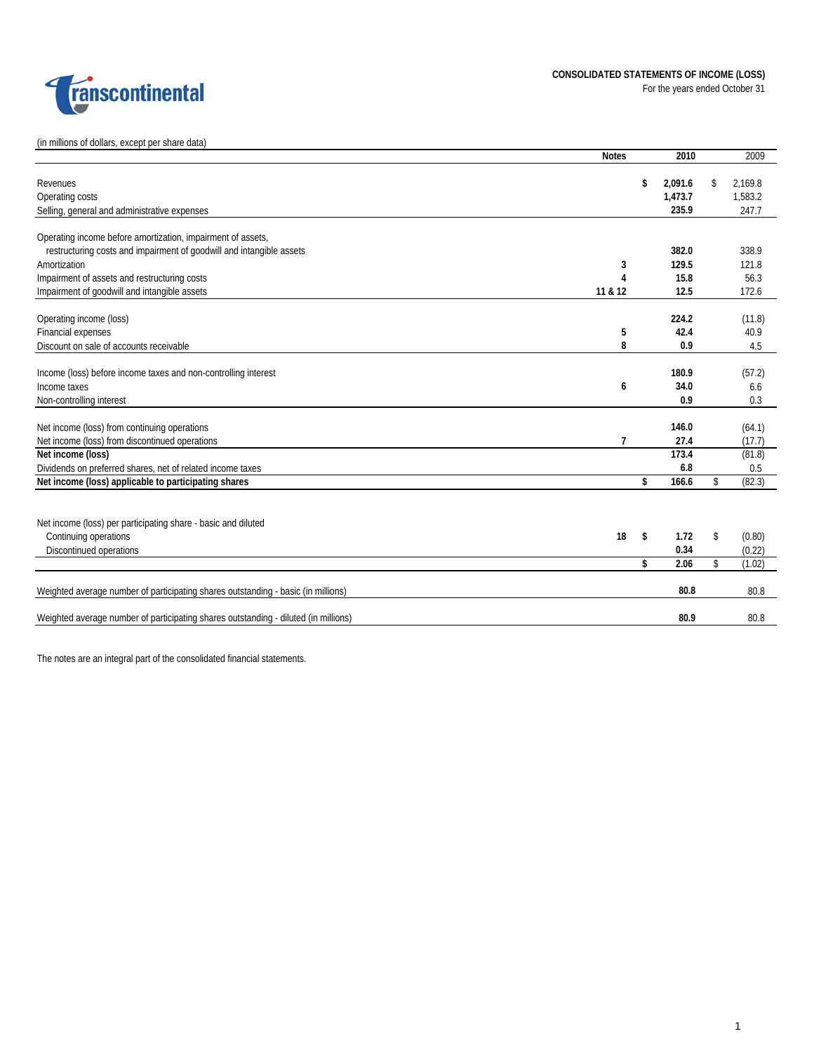# CONSOLIDATED STATEMENTS OF INCOME (LOSS)

For the years ended October 31

(in millions of dollars, except per share data)

| | Notes | 2010 | 2009 |
|---|---|---|---|
| Revenues | | $ 2,091.6 | $ 2,169.8 |
| Operating costs | | 1,473.7 | 1,583.2 |
| Selling, general and administrative expenses | | 235.9 | 247.7 |
| Operating income before amortization, impairment of assets, restructuring costs and impairment of goodwill and intangible assets | | 382.0 | 338.9 |
| Amortization | 3 | 129.5 | 121.8 |
| Impairment of assets and restructuring costs | 4 | 15.8 | 56.3 |
| Impairment of goodwill and intangible assets | 11 & 12 | 12.5 | 172.6 |
| Operating income (loss) | | 224.2 | (11.8) |
| Financial expenses | 5 | 42.4 | 40.9 |
| Discount on sale of accounts receivable | 8 | 0.9 | 4.5 |
| Income (loss) before income taxes and non-controlling interest | | 180.9 | (57.2) |
| Income taxes | 6 | 34.0 | 6.6 |
| Non-controlling interest | | 0.9 | 0.3 |
| Net income (loss) from continuing operations | | 146.0 | (64.1) |
| Net income (loss) from discontinued operations | 7 | 27.4 | (17.7) |
| **Net income (loss)** | | 173.4 | (81.8) |
| Dividends on preferred shares, net of related income taxes | | 6.8 | 0.5 |
| **Net income (loss) applicable to participating shares** | | $ 166.6 | $ (82.3) |
| Net income (loss) per participating share - basic and diluted | | | |
| Continuing operations | 18 | $ 1.72 | $ (0.80) |
| Discontinued operations | | 0.34 | (0.22) |
| | | $ 2.06 | $ (1.02) |
| Weighted average number of participating shares outstanding - basic (in millions) | | 80.8 | 80.8 |
| Weighted average number of participating shares outstanding - diluted (in millions) | | 80.9 | 80.8 |

The notes are an integral part of the consolidated financial statements.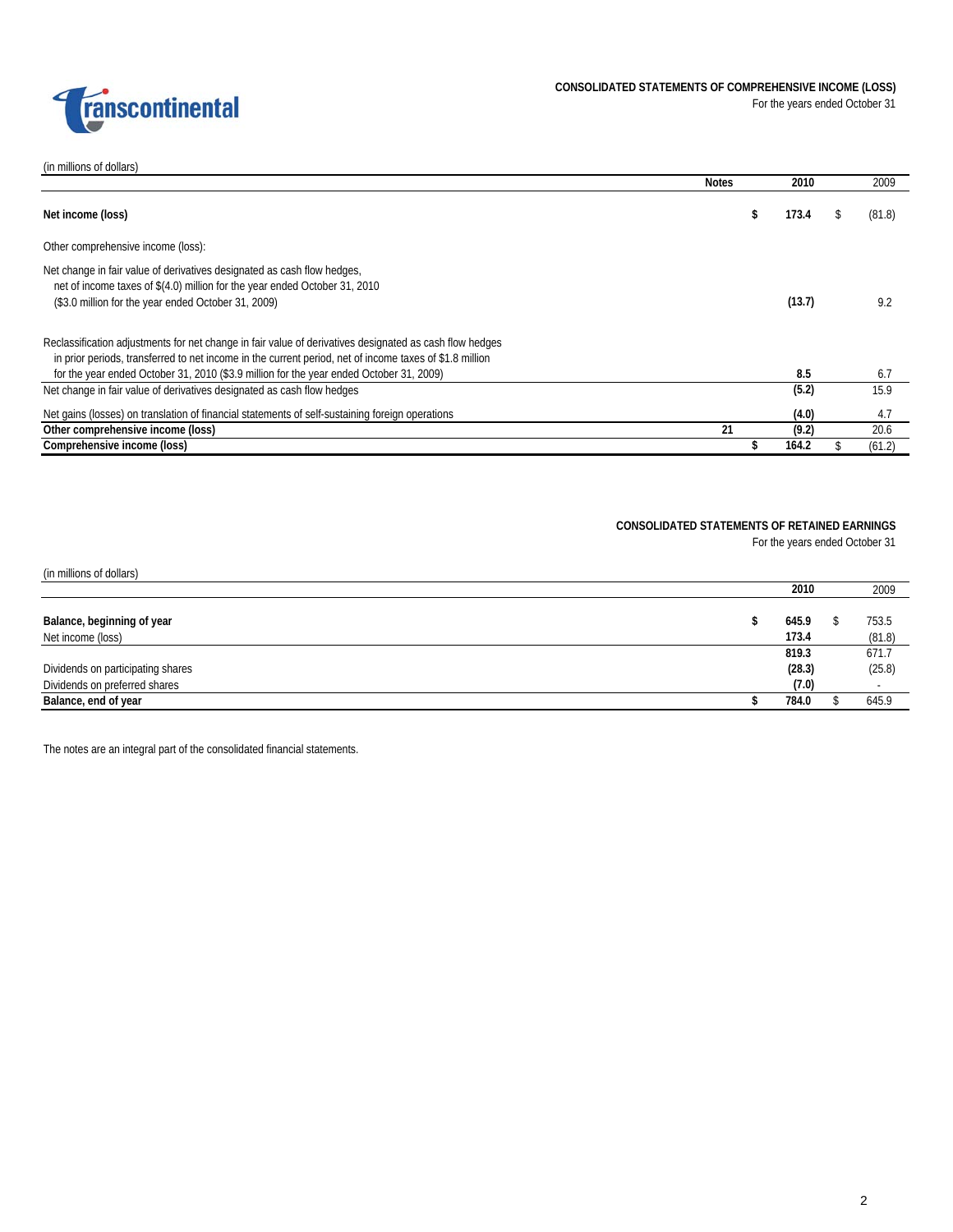## CONSOLIDATED STATEMENTS OF COMPREHENSIVE INCOME (LOSS)

For the years ended October 31

(in millions of dollars)

| | Notes | 2010 | 2009 |
|---|---|---|---|
| **Net income (loss)** | | **$ 173.4** | $ (81.8) |
| Other comprehensive income (loss): | | | |
| Net change in fair value of derivatives designated as cash flow hedges, net of income taxes of $(4.0) million for the year ended October 31, 2010 ($3.0 million for the year ended October 31, 2009) | | **(13.7)** | 9.2 |
| Reclassification adjustments for net change in fair value of derivatives designated as cash flow hedges in prior periods, transferred to net income in the current period, net of income taxes of $1.8 million for the year ended October 31, 2010 ($3.9 million for the year ended October 31, 2009) | | **8.5** | 6.7 |
| Net change in fair value of derivatives designated as cash flow hedges | | **(5.2)** | 15.9 |
| Net gains (losses) on translation of financial statements of self-sustaining foreign operations | | **(4.0)** | 4.7 |
| **Other comprehensive income (loss)** | 21 | **(9.2)** | 20.6 |
| **Comprehensive income (loss)** | | **$ 164.2** | $ (61.2) |

## CONSOLIDATED STATEMENTS OF RETAINED EARNINGS

For the years ended October 31

(in millions of dollars)

| | 2010 | 2009 |
|---|---|---|
| **Balance, beginning of year** | **$ 645.9** | $ 753.5 |
| Net income (loss) | **173.4** | (81.8) |
| | **819.3** | 671.7 |
| Dividends on participating shares | **(28.3)** | (25.8) |
| Dividends on preferred shares | **(7.0)** | - |
| **Balance, end of year** | **$ 784.0** | $ 645.9 |

The notes are an integral part of the consolidated financial statements.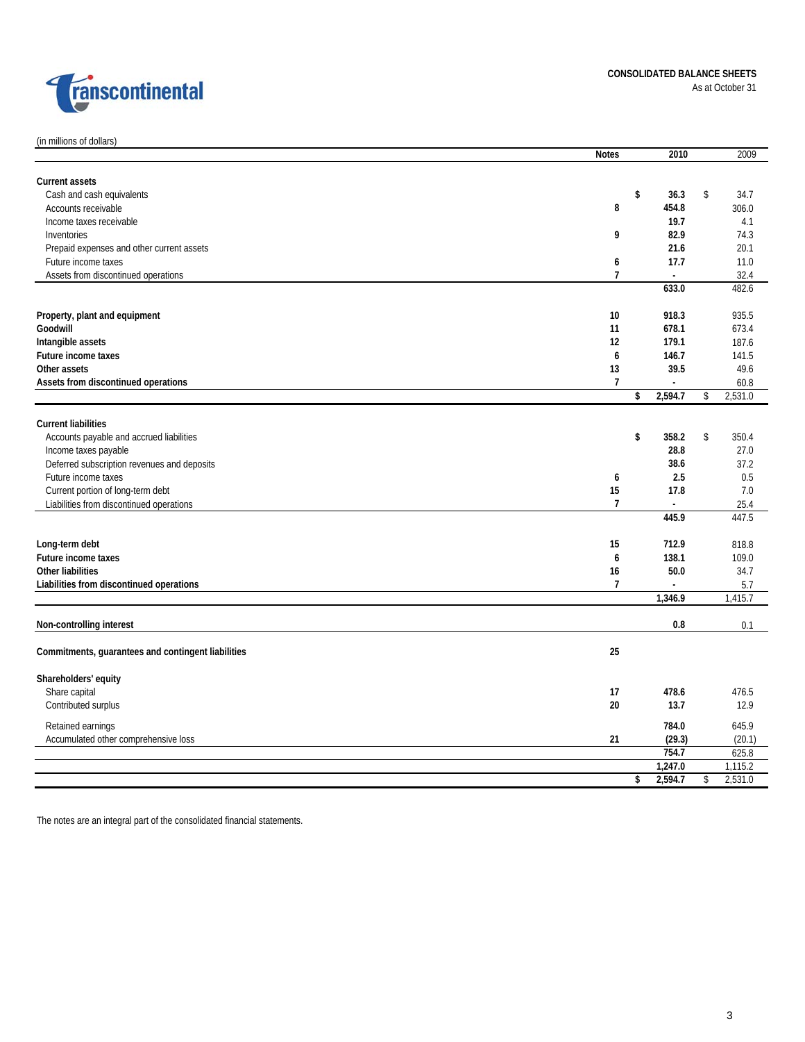**transcontinental**

**CONSOLIDATED BALANCE SHEETS**
As at October 31

(in millions of dollars)

| | Notes | 2010 | 2009 |
|---|---|---|---|
| **Current assets** | | | |
| Cash and cash equivalents | | $ 36.3 | $ 34.7 |
| Accounts receivable | 8 | 454.8 | 306.0 |
| Income taxes receivable | | 19.7 | 4.1 |
| Inventories | 9 | 82.9 | 74.3 |
| Prepaid expenses and other current assets | | 21.6 | 20.1 |
| Future income taxes | 6 | 17.7 | 11.0 |
| Assets from discontinued operations | 7 | - | 32.4 |
| | | 633.0 | 482.6 |
| **Property, plant and equipment** | 10 | 918.3 | 935.5 |
| **Goodwill** | 11 | 678.1 | 673.4 |
| **Intangible assets** | 12 | 179.1 | 187.6 |
| **Future income taxes** | 6 | 146.7 | 141.5 |
| **Other assets** | 13 | 39.5 | 49.6 |
| **Assets from discontinued operations** | 7 | - | 60.8 |
| | | $ 2,594.7 | $ 2,531.0 |
| **Current liabilities** | | | |
| Accounts payable and accrued liabilities | | $ 358.2 | $ 350.4 |
| Income taxes payable | | 28.8 | 27.0 |
| Deferred subscription revenues and deposits | | 38.6 | 37.2 |
| Future income taxes | 6 | 2.5 | 0.5 |
| Current portion of long-term debt | 15 | 17.8 | 7.0 |
| Liabilities from discontinued operations | 7 | - | 25.4 |
| | | 445.9 | 447.5 |
| **Long-term debt** | 15 | 712.9 | 818.8 |
| **Future income taxes** | 6 | 138.1 | 109.0 |
| **Other liabilities** | 16 | 50.0 | 34.7 |
| **Liabilities from discontinued operations** | 7 | - | 5.7 |
| | | 1,346.9 | 1,415.7 |
| **Non-controlling interest** | | 0.8 | 0.1 |
| **Commitments, guarantees and contingent liabilities** | 25 | | |
| **Shareholders' equity** | | | |
| Share capital | 17 | 478.6 | 476.5 |
| Contributed surplus | 20 | 13.7 | 12.9 |
| Retained earnings | | 784.0 | 645.9 |
| Accumulated other comprehensive loss | 21 | (29.3) | (20.1) |
| | | 754.7 | 625.8 |
| | | 1,247.0 | 1,115.2 |
| | | $ 2,594.7 | $ 2,531.0 |

The notes are an integral part of the consolidated financial statements.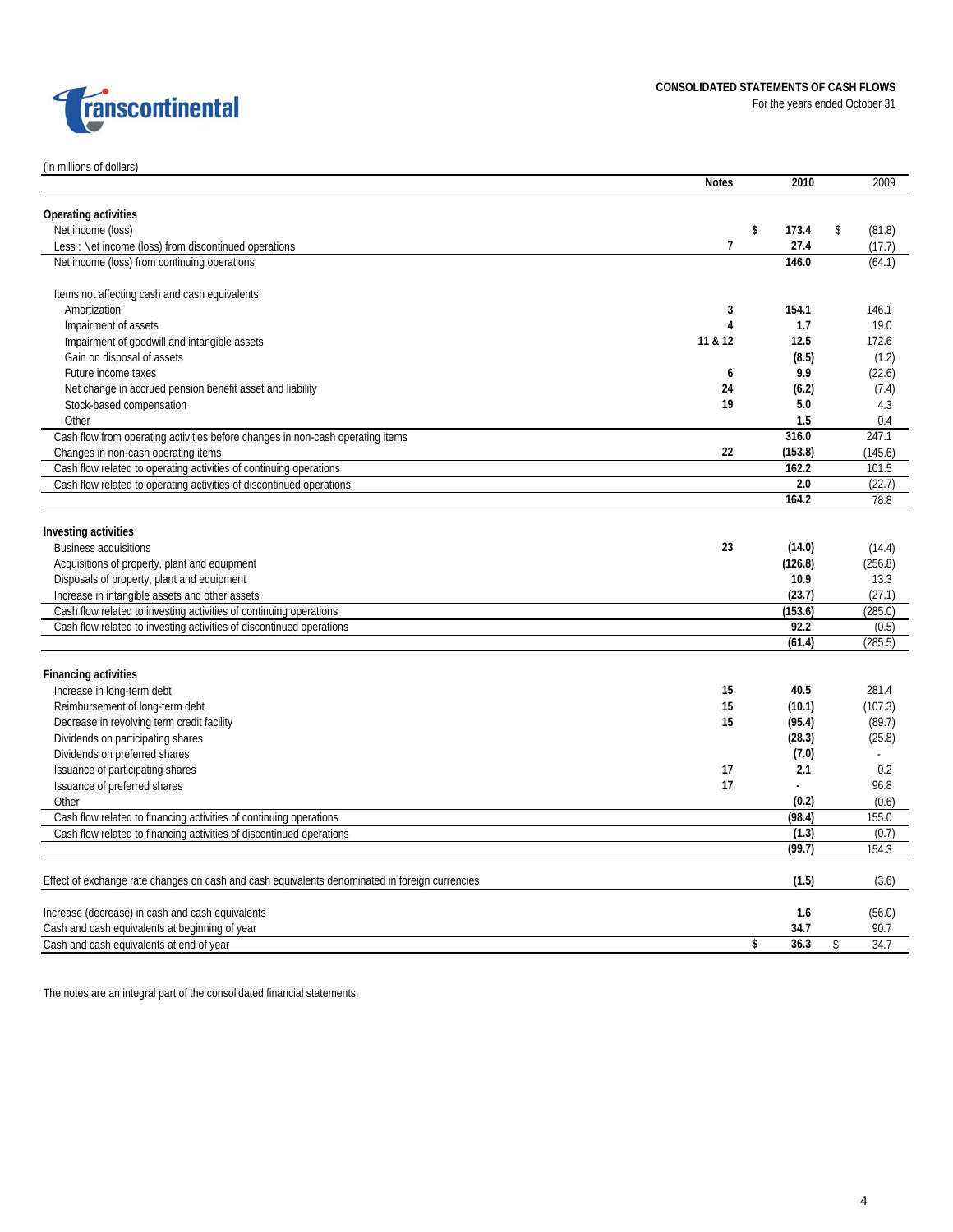transcontinental

**CONSOLIDATED STATEMENTS OF CASH FLOWS**
For the years ended October 31

(in millions of dollars)

| | Notes | 2010 | 2009 |
|---|---|---|---|
| **Operating activities** | | | |
| Net income (loss) | | $ 173.4 | $ (81.8) |
| Less : Net income (loss) from discontinued operations | 7 | 27.4 | (17.7) |
| Net income (loss) from continuing operations | | 146.0 | (64.1) |
| | | | |
| Items not affecting cash and cash equivalents | | | |
| Amortization | 3 | 154.1 | 146.1 |
| Impairment of assets | 4 | 1.7 | 19.0 |
| Impairment of goodwill and intangible assets | 11 & 12 | 12.5 | 172.6 |
| Gain on disposal of assets | | (8.5) | (1.2) |
| Future income taxes | 6 | 9.9 | (22.6) |
| Net change in accrued pension benefit asset and liability | 24 | (6.2) | (7.4) |
| Stock-based compensation | 19 | 5.0 | 4.3 |
| Other | | 1.5 | 0.4 |
| Cash flow from operating activities before changes in non-cash operating items | | 316.0 | 247.1 |
| Changes in non-cash operating items | 22 | (153.8) | (145.6) |
| Cash flow related to operating activities of continuing operations | | 162.2 | 101.5 |
| Cash flow related to operating activities of discontinued operations | | 2.0 | (22.7) |
| | | 164.2 | 78.8 |
| | | | |
| **Investing activities** | | | |
| Business acquisitions | 23 | (14.0) | (14.4) |
| Acquisitions of property, plant and equipment | | (126.8) | (256.8) |
| Disposals of property, plant and equipment | | 10.9 | 13.3 |
| Increase in intangible assets and other assets | | (23.7) | (27.1) |
| Cash flow related to investing activities of continuing operations | | (153.6) | (285.0) |
| Cash flow related to investing activities of discontinued operations | | 92.2 | (0.5) |
| | | (61.4) | (285.5) |
| | | | |
| **Financing activities** | | | |
| Increase in long-term debt | 15 | 40.5 | 281.4 |
| Reimbursement of long-term debt | 15 | (10.1) | (107.3) |
| Decrease in revolving term credit facility | 15 | (95.4) | (89.7) |
| Dividends on participating shares | | (28.3) | (25.8) |
| Dividends on preferred shares | | (7.0) | - |
| Issuance of participating shares | 17 | 2.1 | 0.2 |
| Issuance of preferred shares | 17 | - | 96.8 |
| Other | | (0.2) | (0.6) |
| Cash flow related to financing activities of continuing operations | | (98.4) | 155.0 |
| Cash flow related to financing activities of discontinued operations | | (1.3) | (0.7) |
| | | (99.7) | 154.3 |
| | | | |
| Effect of exchange rate changes on cash and cash equivalents denominated in foreign currencies | | (1.5) | (3.6) |
| | | | |
| Increase (decrease) in cash and cash equivalents | | 1.6 | (56.0) |
| Cash and cash equivalents at beginning of year | | 34.7 | 90.7 |
| Cash and cash equivalents at end of year | | $ 36.3 | $ 34.7 |

The notes are an integral part of the consolidated financial statements.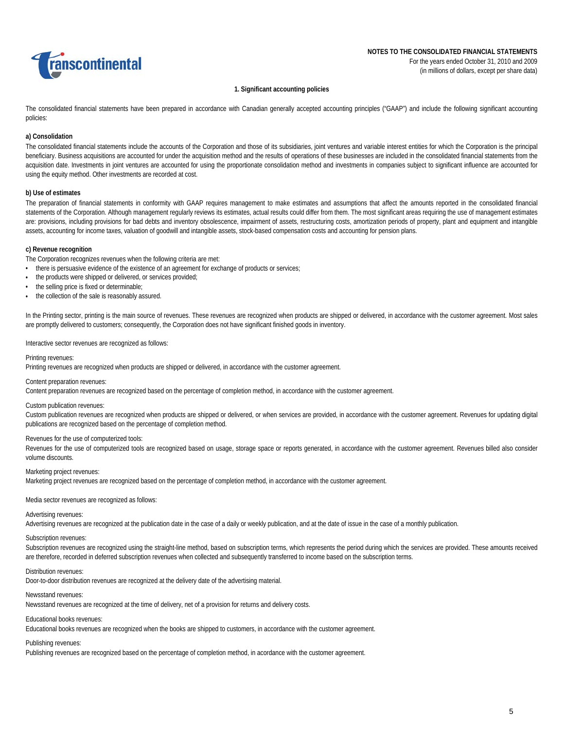## 1. Significant accounting policies

The consolidated financial statements have been prepared in accordance with Canadian generally accepted accounting principles ("GAAP") and include the following significant accounting policies:

### a) Consolidation

The consolidated financial statements include the accounts of the Corporation and those of its subsidiaries, joint ventures and variable interest entities for which the Corporation is the principal beneficiary. Business acquisitions are accounted for under the acquisition method and the results of operations of these businesses are included in the consolidated financial statements from the acquisition date. Investments in joint ventures are accounted for using the proportionate consolidation method and investments in companies subject to significant influence are accounted for using the equity method. Other investments are recorded at cost.

### b) Use of estimates

The preparation of financial statements in conformity with GAAP requires management to make estimates and assumptions that affect the amounts reported in the consolidated financial statements of the Corporation. Although management regularly reviews its estimates, actual results could differ from them. The most significant areas requiring the use of management estimates are: provisions, including provisions for bad debts and inventory obsolescence, impairment of assets, restructuring costs, amortization periods of property, plant and equipment and intangible assets, accounting for income taxes, valuation of goodwill and intangible assets, stock-based compensation costs and accounting for pension plans.

### c) Revenue recognition

The Corporation recognizes revenues when the following criteria are met:

- there is persuasive evidence of the existence of an agreement for exchange of products or services;
- the products were shipped or delivered, or services provided;
- the selling price is fixed or determinable;
- the collection of the sale is reasonably assured.

In the Printing sector, printing is the main source of revenues. These revenues are recognized when products are shipped or delivered, in accordance with the customer agreement. Most sales are promptly delivered to customers; consequently, the Corporation does not have significant finished goods in inventory.

Interactive sector revenues are recognized as follows:

Printing revenues:
Printing revenues are recognized when products are shipped or delivered, in accordance with the customer agreement.

Content preparation revenues:
Content preparation revenues are recognized based on the percentage of completion method, in accordance with the customer agreement.

Custom publication revenues:
Custom publication revenues are recognized when products are shipped or delivered, or when services are provided, in accordance with the customer agreement. Revenues for updating digital publications are recognized based on the percentage of completion method.

Revenues for the use of computerized tools:
Revenues for the use of computerized tools are recognized based on usage, storage space or reports generated, in accordance with the customer agreement. Revenues billed also consider volume discounts.

Marketing project revenues:
Marketing project revenues are recognized based on the percentage of completion method, in accordance with the customer agreement.

Media sector revenues are recognized as follows:

Advertising revenues:
Advertising revenues are recognized at the publication date in the case of a daily or weekly publication, and at the date of issue in the case of a monthly publication.

Subscription revenues:
Subscription revenues are recognized using the straight-line method, based on subscription terms, which represents the period during which the services are provided. These amounts received are therefore, recorded in deferred subscription revenues when collected and subsequently transferred to income based on the subscription terms.

Distribution revenues:
Door-to-door distribution revenues are recognized at the delivery date of the advertising material.

Newsstand revenues:
Newsstand revenues are recognized at the time of delivery, net of a provision for returns and delivery costs.

Educational books revenues:
Educational books revenues are recognized when the books are shipped to customers, in accordance with the customer agreement.

Publishing revenues:
Publishing revenues are recognized based on the percentage of completion method, in acordance with the customer agreement.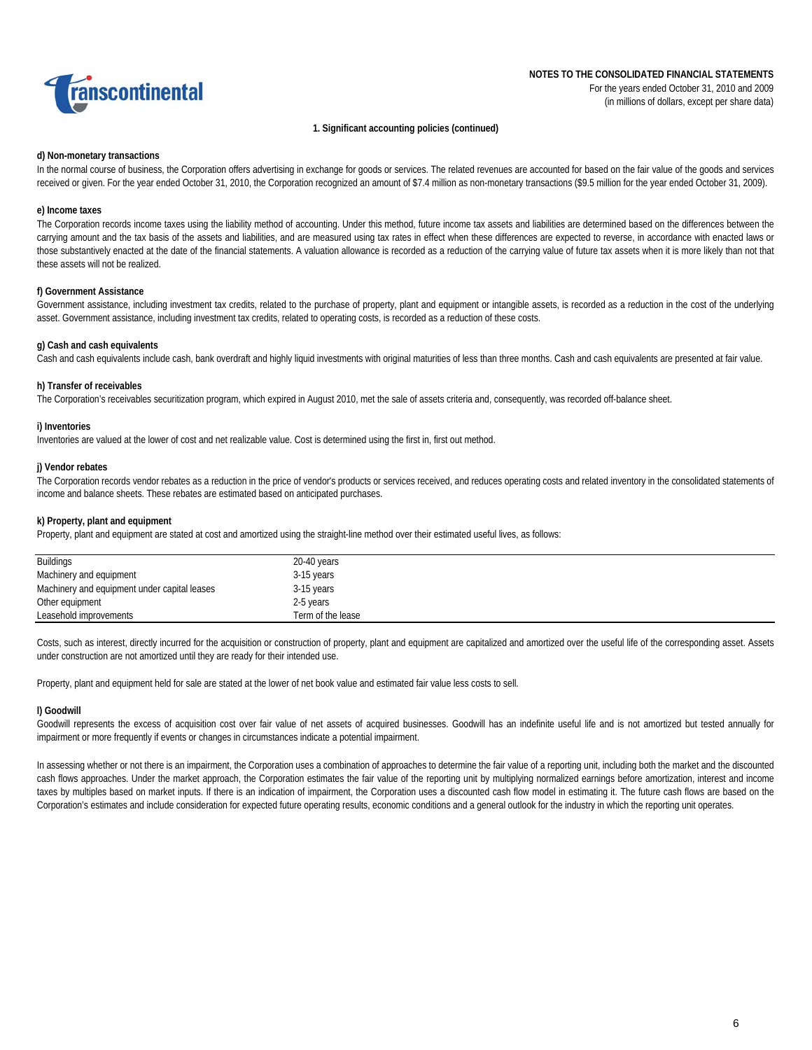**1. Significant accounting policies (continued)**

**d) Non-monetary transactions**

In the normal course of business, the Corporation offers advertising in exchange for goods or services. The related revenues are accounted for based on the fair value of the goods and services received or given. For the year ended October 31, 2010, the Corporation recognized an amount of $7.4 million as non-monetary transactions ($9.5 million for the year ended October 31, 2009).

**e) Income taxes**

The Corporation records income taxes using the liability method of accounting. Under this method, future income tax assets and liabilities are determined based on the differences between the carrying amount and the tax basis of the assets and liabilities, and are measured using tax rates in effect when these differences are expected to reverse, in accordance with enacted laws or those substantively enacted at the date of the financial statements. A valuation allowance is recorded as a reduction of the carrying value of future tax assets when it is more likely than not that these assets will not be realized.

**f) Government Assistance**

Government assistance, including investment tax credits, related to the purchase of property, plant and equipment or intangible assets, is recorded as a reduction in the cost of the underlying asset. Government assistance, including investment tax credits, related to operating costs, is recorded as a reduction of these costs.

**g) Cash and cash equivalents**

Cash and cash equivalents include cash, bank overdraft and highly liquid investments with original maturities of less than three months. Cash and cash equivalents are presented at fair value.

**h) Transfer of receivables**

The Corporation's receivables securitization program, which expired in August 2010, met the sale of assets criteria and, consequently, was recorded off-balance sheet.

**i) Inventories**

Inventories are valued at the lower of cost and net realizable value. Cost is determined using the first in, first out method.

**j) Vendor rebates**

The Corporation records vendor rebates as a reduction in the price of vendor's products or services received, and reduces operating costs and related inventory in the consolidated statements of income and balance sheets. These rebates are estimated based on anticipated purchases.

**k) Property, plant and equipment**

Property, plant and equipment are stated at cost and amortized using the straight-line method over their estimated useful lives, as follows:

| | |
|---|---|
| Buildings | 20-40 years |
| Machinery and equipment | 3-15 years |
| Machinery and equipment under capital leases | 3-15 years |
| Other equipment | 2-5 years |
| Leasehold improvements | Term of the lease |

Costs, such as interest, directly incurred for the acquisition or construction of property, plant and equipment are capitalized and amortized over the useful life of the corresponding asset. Assets under construction are not amortized until they are ready for their intended use.

Property, plant and equipment held for sale are stated at the lower of net book value and estimated fair value less costs to sell.

**l) Goodwill**

Goodwill represents the excess of acquisition cost over fair value of net assets of acquired businesses. Goodwill has an indefinite useful life and is not amortized but tested annually for impairment or more frequently if events or changes in circumstances indicate a potential impairment.

In assessing whether or not there is an impairment, the Corporation uses a combination of approaches to determine the fair value of a reporting unit, including both the market and the discounted cash flows approaches. Under the market approach, the Corporation estimates the fair value of the reporting unit by multiplying normalized earnings before amortization, interest and income taxes by multiples based on market inputs. If there is an indication of impairment, the Corporation uses a discounted cash flow model in estimating it. The future cash flows are based on the Corporation's estimates and include consideration for expected future operating results, economic conditions and a general outlook for the industry in which the reporting unit operates.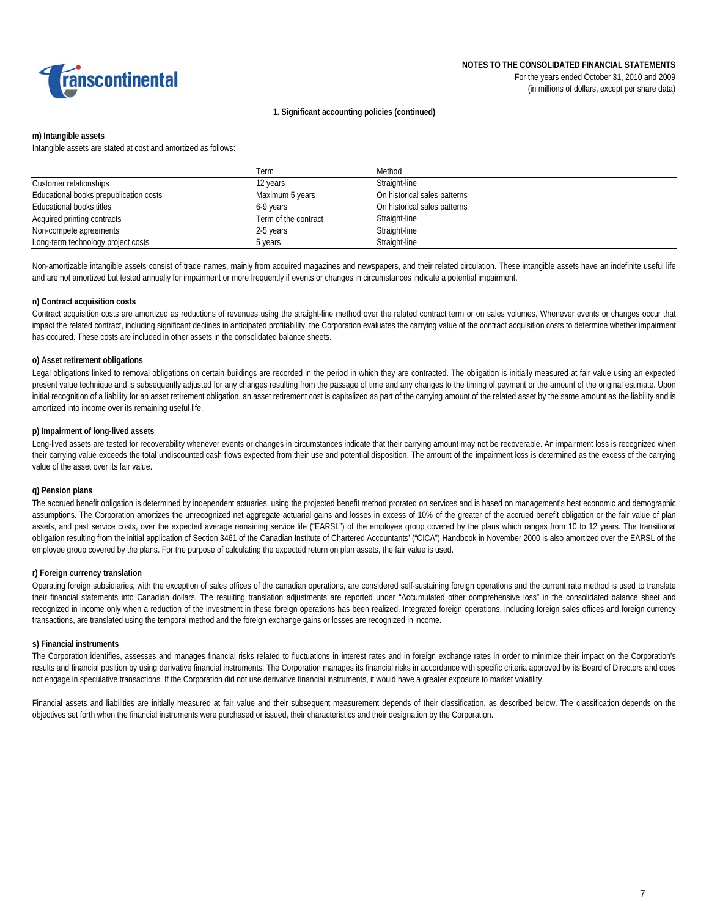## 1. Significant accounting policies (continued)

### m) Intangible assets

Intangible assets are stated at cost and amortized as follows:

| | Term | Method |
|---|---|---|
| Customer relationships | 12 years | Straight-line |
| Educational books prepublication costs | Maximum 5 years | On historical sales patterns |
| Educational books titles | 6-9 years | On historical sales patterns |
| Acquired printing contracts | Term of the contract | Straight-line |
| Non-compete agreements | 2-5 years | Straight-line |
| Long-term technology project costs | 5 years | Straight-line |

Non-amortizable intangible assets consist of trade names, mainly from acquired magazines and newspapers, and their related circulation. These intangible assets have an indefinite useful life and are not amortized but tested annually for impairment or more frequently if events or changes in circumstances indicate a potential impairment.

### n) Contract acquisition costs

Contract acquisition costs are amortized as reductions of revenues using the straight-line method over the related contract term or on sales volumes. Whenever events or changes occur that impact the related contract, including significant declines in anticipated profitability, the Corporation evaluates the carrying value of the contract acquisition costs to determine whether impairment has occured. These costs are included in other assets in the consolidated balance sheets.

### o) Asset retirement obligations

Legal obligations linked to removal obligations on certain buildings are recorded in the period in which they are contracted. The obligation is initially measured at fair value using an expected present value technique and is subsequently adjusted for any changes resulting from the passage of time and any changes to the timing of payment or the amount of the original estimate. Upon initial recognition of a liability for an asset retirement obligation, an asset retirement cost is capitalized as part of the carrying amount of the related asset by the same amount as the liability and is amortized into income over its remaining useful life.

### p) Impairment of long-lived assets

Long-lived assets are tested for recoverability whenever events or changes in circumstances indicate that their carrying amount may not be recoverable. An impairment loss is recognized when their carrying value exceeds the total undiscounted cash flows expected from their use and potential disposition. The amount of the impairment loss is determined as the excess of the carrying value of the asset over its fair value.

### q) Pension plans

The accrued benefit obligation is determined by independent actuaries, using the projected benefit method prorated on services and is based on management's best economic and demographic assumptions. The Corporation amortizes the unrecognized net aggregate actuarial gains and losses in excess of 10% of the greater of the accrued benefit obligation or the fair value of plan assets, and past service costs, over the expected average remaining service life ("EARSL") of the employee group covered by the plans which ranges from 10 to 12 years. The transitional obligation resulting from the initial application of Section 3461 of the Canadian Institute of Chartered Accountants' ("CICA") Handbook in November 2000 is also amortized over the EARSL of the employee group covered by the plans. For the purpose of calculating the expected return on plan assets, the fair value is used.

### r) Foreign currency translation

Operating foreign subsidiaries, with the exception of sales offices of the canadian operations, are considered self-sustaining foreign operations and the current rate method is used to translate their financial statements into Canadian dollars. The resulting translation adjustments are reported under "Accumulated other comprehensive loss" in the consolidated balance sheet and recognized in income only when a reduction of the investment in these foreign operations has been realized. Integrated foreign operations, including foreign sales offices and foreign currency transactions, are translated using the temporal method and the foreign exchange gains or losses are recognized in income.

### s) Financial instruments

The Corporation identifies, assesses and manages financial risks related to fluctuations in interest rates and in foreign exchange rates in order to minimize their impact on the Corporation's results and financial position by using derivative financial instruments. The Corporation manages its financial risks in accordance with specific criteria approved by its Board of Directors and does not engage in speculative transactions. If the Corporation did not use derivative financial instruments, it would have a greater exposure to market volatility.

Financial assets and liabilities are initially measured at fair value and their subsequent measurement depends of their classification, as described below. The classification depends on the objectives set forth when the financial instruments were purchased or issued, their characteristics and their designation by the Corporation.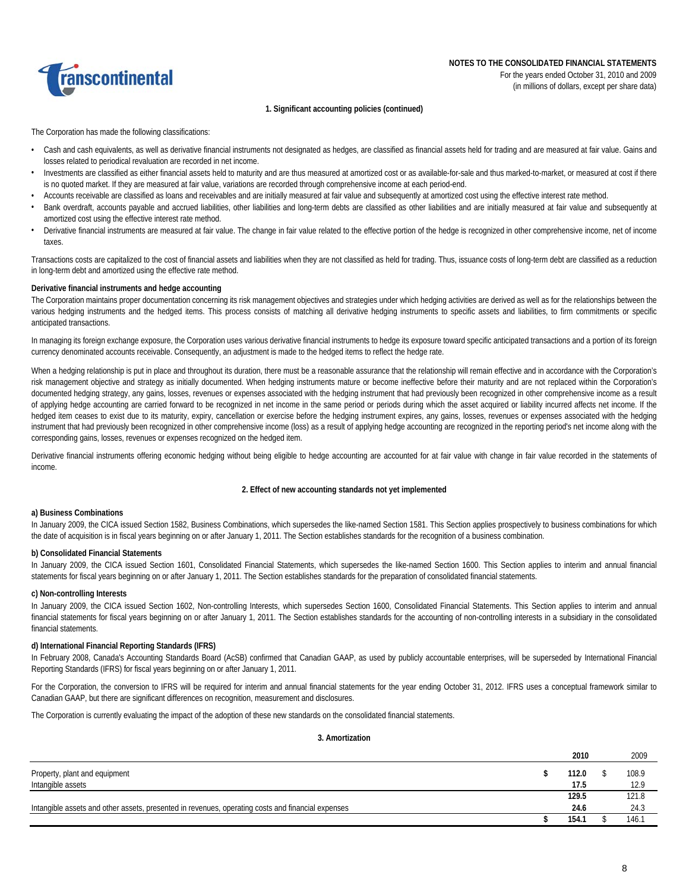**NOTES TO THE CONSOLIDATED FINANCIAL STATEMENTS**
For the years ended October 31, 2010 and 2009
(in millions of dollars, except per share data)

### 1. Significant accounting policies (continued)

The Corporation has made the following classifications:

- Cash and cash equivalents, as well as derivative financial instruments not designated as hedges, are classified as financial assets held for trading and are measured at fair value. Gains and losses related to periodical revaluation are recorded in net income.
- Investments are classified as either financial assets held to maturity and are thus measured at amortized cost or as available-for-sale and thus marked-to-market, or measured at cost if there is no quoted market. If they are measured at fair value, variations are recorded through comprehensive income at each period-end.
- Accounts receivable are classified as loans and receivables and are initially measured at fair value and subsequently at amortized cost using the effective interest rate method.
- Bank overdraft, accounts payable and accrued liabilities, other liabilities and long-term debts are classified as other liabilities and are initially measured at fair value and subsequently at amortized cost using the effective interest rate method.
- Derivative financial instruments are measured at fair value. The change in fair value related to the effective portion of the hedge is recognized in other comprehensive income, net of income taxes.

Transactions costs are capitalized to the cost of financial assets and liabilities when they are not classified as held for trading. Thus, issuance costs of long-term debt are classified as a reduction in long-term debt and amortized using the effective rate method.

**Derivative financial instruments and hedge accounting**

The Corporation maintains proper documentation concerning its risk management objectives and strategies under which hedging activities are derived as well as for the relationships between the various hedging instruments and the hedged items. This process consists of matching all derivative hedging instruments to specific assets and liabilities, to firm commitments or specific anticipated transactions.

In managing its foreign exchange exposure, the Corporation uses various derivative financial instruments to hedge its exposure toward specific anticipated transactions and a portion of its foreign currency denominated accounts receivable. Consequently, an adjustment is made to the hedged items to reflect the hedge rate.

When a hedging relationship is put in place and throughout its duration, there must be a reasonable assurance that the relationship will remain effective and in accordance with the Corporation's risk management objective and strategy as initially documented. When hedging instruments mature or become ineffective before their maturity and are not replaced within the Corporation's documented hedging strategy, any gains, losses, revenues or expenses associated with the hedging instrument that had previously been recognized in other comprehensive income as a result of applying hedge accounting are carried forward to be recognized in net income in the same period or periods during which the asset acquired or liability incurred affects net income. If the hedged item ceases to exist due to its maturity, expiry, cancellation or exercise before the hedging instrument expires, any gains, losses, revenues or expenses associated with the hedging instrument that had previously been recognized in other comprehensive income (loss) as a result of applying hedge accounting are recognized in the reporting period's net income along with the corresponding gains, losses, revenues or expenses recognized on the hedged item.

Derivative financial instruments offering economic hedging without being eligible to hedge accounting are accounted for at fair value with change in fair value recorded in the statements of income.

### 2. Effect of new accounting standards not yet implemented

**a) Business Combinations**

In January 2009, the CICA issued Section 1582, Business Combinations, which supersedes the like-named Section 1581. This Section applies prospectively to business combinations for which the date of acquisition is in fiscal years beginning on or after January 1, 2011. The Section establishes standards for the recognition of a business combination.

**b) Consolidated Financial Statements**

In January 2009, the CICA issued Section 1601, Consolidated Financial Statements, which supersedes the like-named Section 1600. This Section applies to interim and annual financial statements for fiscal years beginning on or after January 1, 2011. The Section establishes standards for the preparation of consolidated financial statements.

**c) Non-controlling Interests**

In January 2009, the CICA issued Section 1602, Non-controlling Interests, which supersedes Section 1600, Consolidated Financial Statements. This Section applies to interim and annual financial statements for fiscal years beginning on or after January 1, 2011. The Section establishes standards for the accounting of non-controlling interests in a subsidiary in the consolidated financial statements.

**d) International Financial Reporting Standards (IFRS)**

In February 2008, Canada's Accounting Standards Board (AcSB) confirmed that Canadian GAAP, as used by publicly accountable enterprises, will be superseded by International Financial Reporting Standards (IFRS) for fiscal years beginning on or after January 1, 2011.

For the Corporation, the conversion to IFRS will be required for interim and annual financial statements for the year ending October 31, 2012. IFRS uses a conceptual framework similar to Canadian GAAP, but there are significant differences on recognition, measurement and disclosures.

The Corporation is currently evaluating the impact of the adoption of these new standards on the consolidated financial statements.

### 3. Amortization

| | | **2010** | | 2009 |
|---|---|---|---|---|
| Property, plant and equipment | **$** | **112.0** | $ | 108.9 |
| Intangible assets | | **17.5** | | 12.9 |
| | | **129.5** | | 121.8 |
| Intangible assets and other assets, presented in revenues, operating costs and financial expenses | | **24.6** | | 24.3 |
| | **$** | **154.1** | $ | 146.1 |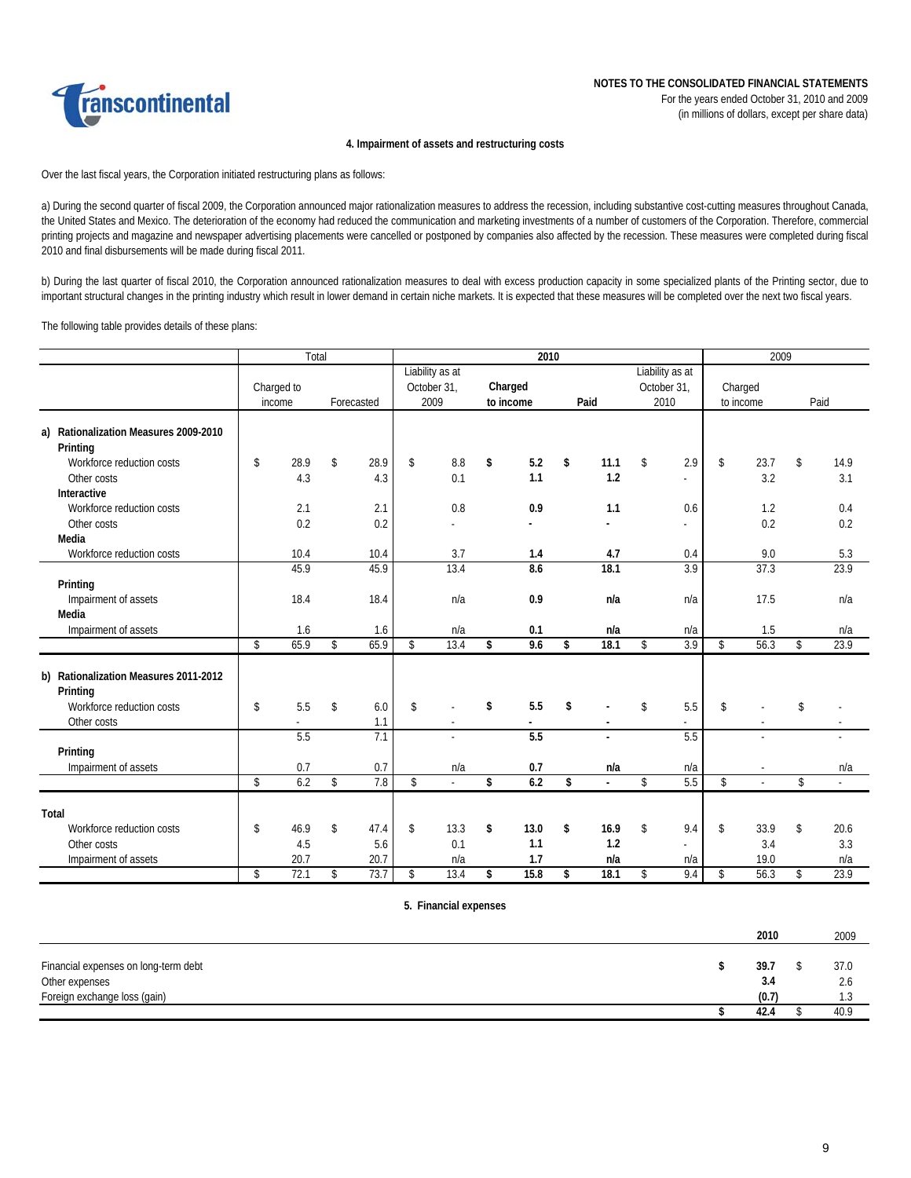# NOTES TO THE CONSOLIDATED FINANCIAL STATEMENTS

For the years ended October 31, 2010 and 2009
(in millions of dollars, except per share data)

## 4. Impairment of assets and restructuring costs

Over the last fiscal years, the Corporation initiated restructuring plans as follows:

a) During the second quarter of fiscal 2009, the Corporation announced major rationalization measures to address the recession, including substantive cost-cutting measures throughout Canada, the United States and Mexico. The deterioration of the economy had reduced the communication and marketing investments of a number of customers of the Corporation. Therefore, commercial printing projects and magazine and newspaper advertising placements were cancelled or postponed by companies also affected by the recession. These measures were completed during fiscal 2010 and final disbursements will be made during fiscal 2011.

b) During the last quarter of fiscal 2010, the Corporation announced rationalization measures to deal with excess production capacity in some specialized plants of the Printing sector, due to important structural changes in the printing industry which result in lower demand in certain niche markets. It is expected that these measures will be completed over the next two fiscal years.

The following table provides details of these plans:

| | Total | | 2010 | | | | 2009 | |
|---|---|---|---|---|---|---|---|---|
| | Charged to income | Forecasted | Liability as at October 31, 2009 | **Charged to income** | **Paid** | Liability as at October 31, 2010 | Charged to income | Paid |
| **a) Rationalization Measures 2009-2010** | | | | | | | | |
| **Printing** | | | | | | | | |
| Workforce reduction costs | $ 28.9 | $ 28.9 | $ 8.8 | **$ 5.2** | **$ 11.1** | $ 2.9 | $ 23.7 | $ 14.9 |
| Other costs | 4.3 | 4.3 | 0.1 | **1.1** | **1.2** | - | 3.2 | 3.1 |
| **Interactive** | | | | | | | | |
| Workforce reduction costs | 2.1 | 2.1 | 0.8 | **0.9** | **1.1** | 0.6 | 1.2 | 0.4 |
| Other costs | 0.2 | 0.2 | - | **-** | **-** | - | 0.2 | 0.2 |
| **Media** | | | | | | | | |
| Workforce reduction costs | 10.4 | 10.4 | 3.7 | **1.4** | **4.7** | 0.4 | 9.0 | 5.3 |
| | 45.9 | 45.9 | 13.4 | **8.6** | **18.1** | 3.9 | 37.3 | 23.9 |
| **Printing** | | | | | | | | |
| Impairment of assets | 18.4 | 18.4 | n/a | **0.9** | **n/a** | n/a | 17.5 | n/a |
| **Media** | | | | | | | | |
| Impairment of assets | 1.6 | 1.6 | n/a | **0.1** | **n/a** | n/a | 1.5 | n/a |
| | $ 65.9 | $ 65.9 | $ 13.4 | **$ 9.6** | **$ 18.1** | $ 3.9 | $ 56.3 | $ 23.9 |
| **b) Rationalization Measures 2011-2012** | | | | | | | | |
| **Printing** | | | | | | | | |
| Workforce reduction costs | $ 5.5 | $ 6.0 | $ - | **$ 5.5** | **$ -** | $ 5.5 | $ - | $ - |
| Other costs | - | 1.1 | - | **-** | **-** | - | - | - |
| | 5.5 | 7.1 | - | **5.5** | **-** | 5.5 | - | - |
| **Printing** | | | | | | | | |
| Impairment of assets | 0.7 | 0.7 | n/a | **0.7** | **n/a** | n/a | - | n/a |
| | $ 6.2 | $ 7.8 | $ - | **$ 6.2** | **$ -** | $ 5.5 | $ - | $ - |
| **Total** | | | | | | | | |
| Workforce reduction costs | $ 46.9 | $ 47.4 | $ 13.3 | **$ 13.0** | **$ 16.9** | $ 9.4 | $ 33.9 | $ 20.6 |
| Other costs | 4.5 | 5.6 | 0.1 | **1.1** | **1.2** | - | 3.4 | 3.3 |
| Impairment of assets | 20.7 | 20.7 | n/a | **1.7** | **n/a** | n/a | 19.0 | n/a |
| | $ 72.1 | $ 73.7 | $ 13.4 | **$ 15.8** | **$ 18.1** | $ 9.4 | $ 56.3 | $ 23.9 |

## 5. Financial expenses

| | **2010** | 2009 |
|---|---|---|
| Financial expenses on long-term debt | **$ 39.7** | $ 37.0 |
| Other expenses | **3.4** | 2.6 |
| Foreign exchange loss (gain) | **(0.7)** | 1.3 |
| | **$ 42.4** | $ 40.9 |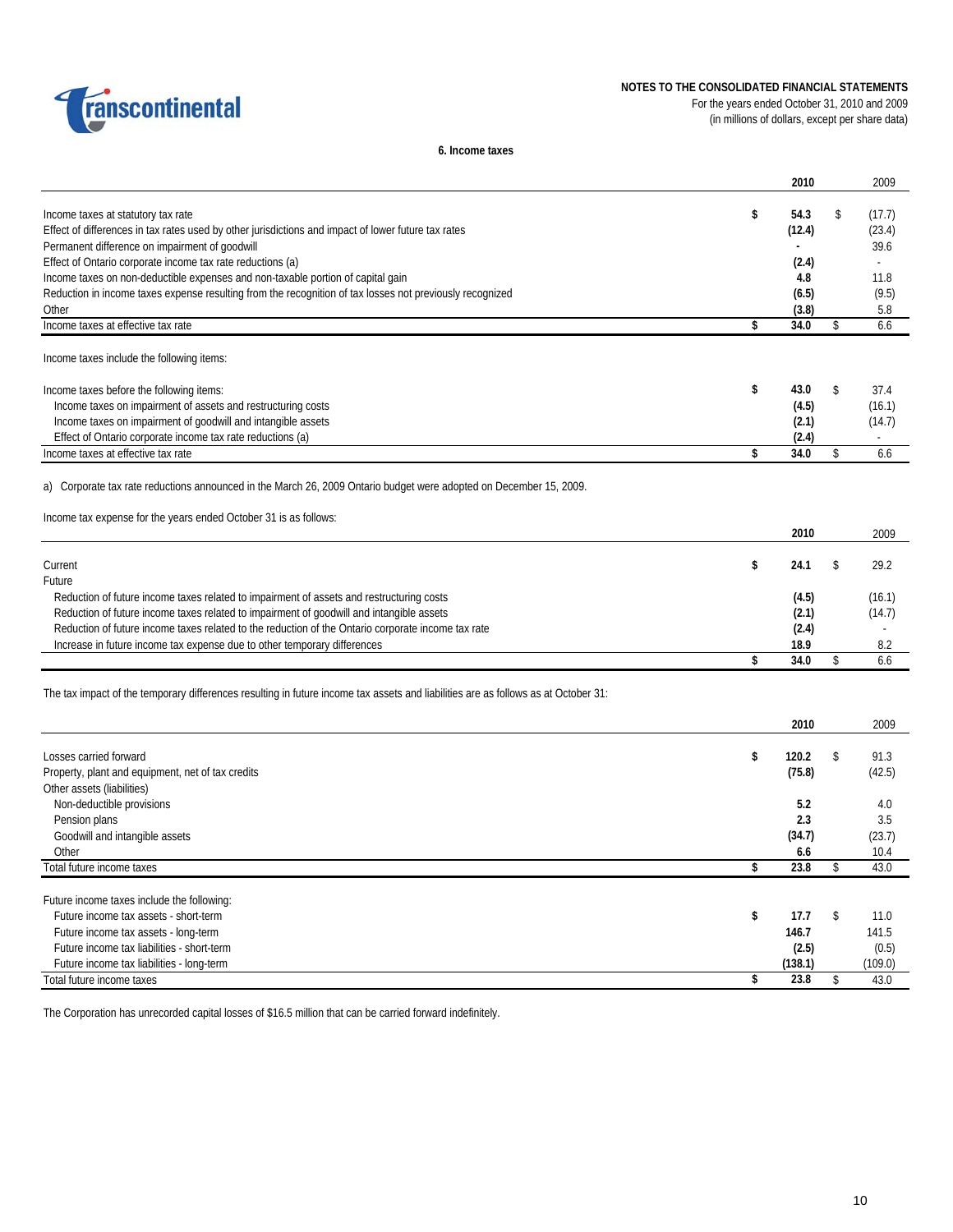### 6. Income taxes

| | 2010 | 2009 |
|---|---|---|
| Income taxes at statutory tax rate | $ 54.3 | $ (17.7) |
| Effect of differences in tax rates used by other jurisdictions and impact of lower future tax rates | (12.4) | (23.4) |
| Permanent difference on impairment of goodwill | - | 39.6 |
| Effect of Ontario corporate income tax rate reductions (a) | (2.4) | - |
| Income taxes on non-deductible expenses and non-taxable portion of capital gain | 4.8 | 11.8 |
| Reduction in income taxes expense resulting from the recognition of tax losses not previously recognized | (6.5) | (9.5) |
| Other | (3.8) | 5.8 |
| Income taxes at effective tax rate | $ 34.0 | $ 6.6 |

Income taxes include the following items:

| | 2010 | 2009 |
|---|---|---|
| Income taxes before the following items: | $ 43.0 | $ 37.4 |
| Income taxes on impairment of assets and restructuring costs | (4.5) | (16.1) |
| Income taxes on impairment of goodwill and intangible assets | (2.1) | (14.7) |
| Effect of Ontario corporate income tax rate reductions (a) | (2.4) | - |
| Income taxes at effective tax rate | $ 34.0 | $ 6.6 |

a) Corporate tax rate reductions announced in the March 26, 2009 Ontario budget were adopted on December 15, 2009.

Income tax expense for the years ended October 31 is as follows:

| | 2010 | 2009 |
|---|---|---|
| Current | $ 24.1 | $ 29.2 |
| Future | | |
| Reduction of future income taxes related to impairment of assets and restructuring costs | (4.5) | (16.1) |
| Reduction of future income taxes related to impairment of goodwill and intangible assets | (2.1) | (14.7) |
| Reduction of future income taxes related to the reduction of the Ontario corporate income tax rate | (2.4) | - |
| Increase in future income tax expense due to other temporary differences | 18.9 | 8.2 |
| | $ 34.0 | $ 6.6 |

The tax impact of the temporary differences resulting in future income tax assets and liabilities are as follows as at October 31:

| | 2010 | 2009 |
|---|---|---|
| Losses carried forward | $ 120.2 | $ 91.3 |
| Property, plant and equipment, net of tax credits | (75.8) | (42.5) |
| Other assets (liabilities) | | |
| Non-deductible provisions | 5.2 | 4.0 |
| Pension plans | 2.3 | 3.5 |
| Goodwill and intangible assets | (34.7) | (23.7) |
| Other | 6.6 | 10.4 |
| Total future income taxes | $ 23.8 | $ 43.0 |
| | | |
| Future income taxes include the following: | | |
| Future income tax assets - short-term | $ 17.7 | $ 11.0 |
| Future income tax assets - long-term | 146.7 | 141.5 |
| Future income tax liabilities - short-term | (2.5) | (0.5) |
| Future income tax liabilities - long-term | (138.1) | (109.0) |
| Total future income taxes | $ 23.8 | $ 43.0 |

The Corporation has unrecorded capital losses of $16.5 million that can be carried forward indefinitely.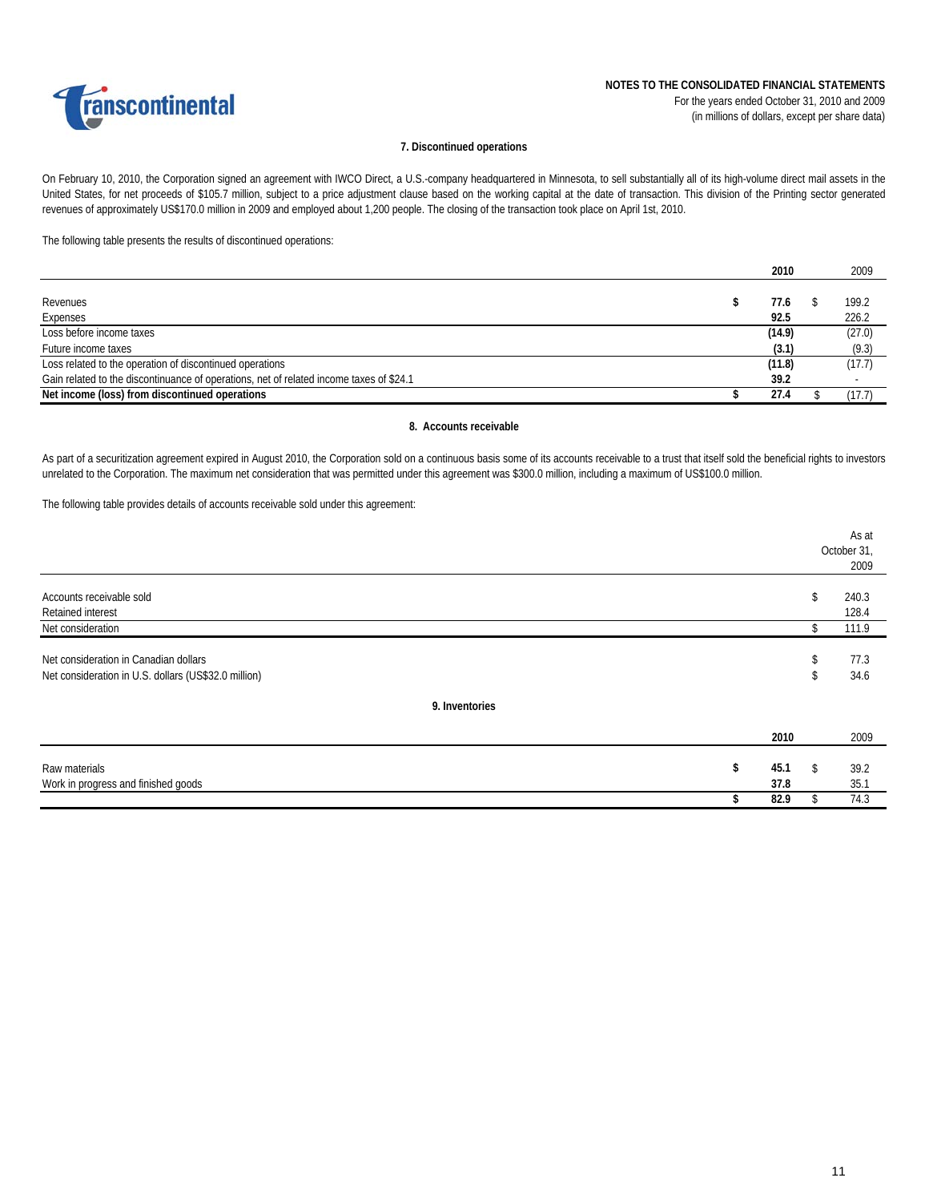### 7. Discontinued operations

On February 10, 2010, the Corporation signed an agreement with IWCO Direct, a U.S.-company headquartered in Minnesota, to sell substantially all of its high-volume direct mail assets in the United States, for net proceeds of $105.7 million, subject to a price adjustment clause based on the working capital at the date of transaction. This division of the Printing sector generated revenues of approximately US$170.0 million in 2009 and employed about 1,200 people. The closing of the transaction took place on April 1st, 2010.

The following table presents the results of discontinued operations:

| | 2010 | 2009 |
|---|---|---|
| Revenues | **$ 77.6** | $ 199.2 |
| Expenses | **92.5** | 226.2 |
| Loss before income taxes | **(14.9)** | (27.0) |
| Future income taxes | **(3.1)** | (9.3) |
| Loss related to the operation of discontinued operations | **(11.8)** | (17.7) |
| Gain related to the discontinuance of operations, net of related income taxes of $24.1 | **39.2** | - |
| **Net income (loss) from discontinued operations** | **$ 27.4** | $ (17.7) |

### 8. Accounts receivable

As part of a securitization agreement expired in August 2010, the Corporation sold on a continuous basis some of its accounts receivable to a trust that itself sold the beneficial rights to investors unrelated to the Corporation. The maximum net consideration that was permitted under this agreement was $300.0 million, including a maximum of US$100.0 million.

The following table provides details of accounts receivable sold under this agreement:

| | As at October 31, 2009 |
|---|---|
| Accounts receivable sold | $ 240.3 |
| Retained interest | 128.4 |
| Net consideration | $ 111.9 |
| | |
| Net consideration in Canadian dollars | $ 77.3 |
| Net consideration in U.S. dollars (US$32.0 million) | $ 34.6 |

### 9. Inventories

| | 2010 | 2009 |
|---|---|---|
| Raw materials | **$ 45.1** | $ 39.2 |
| Work in progress and finished goods | **37.8** | 35.1 |
| | **$ 82.9** | $ 74.3 |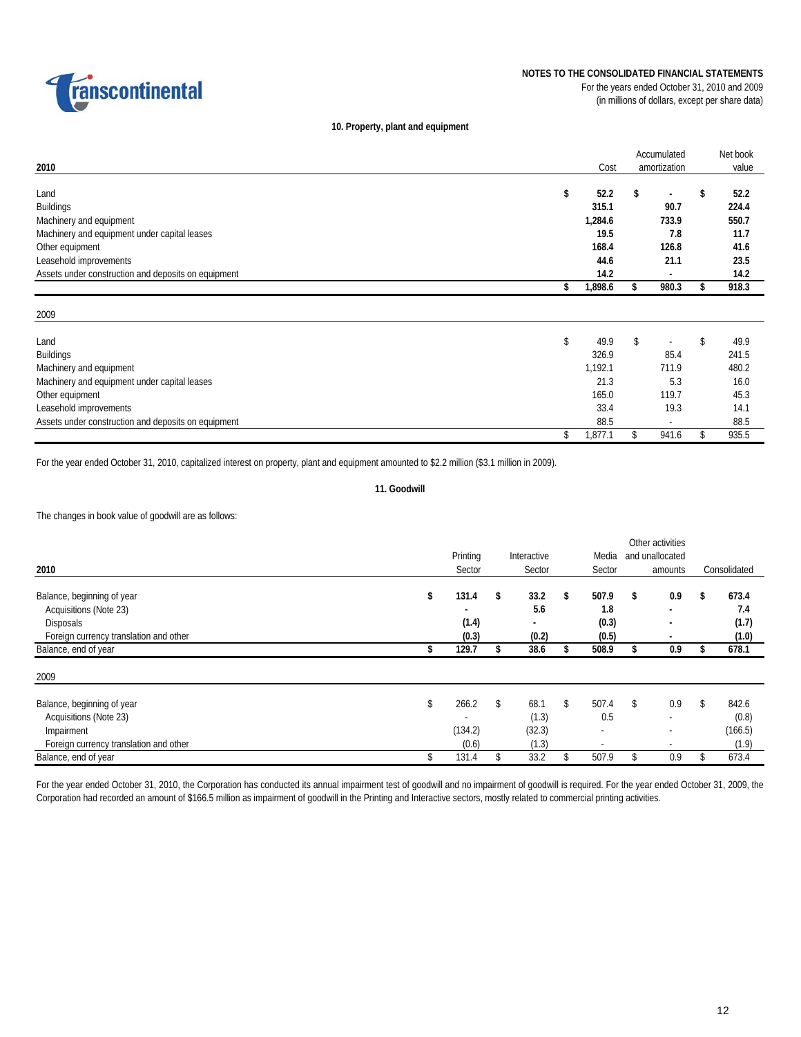## 10. Property, plant and equipment

| 2010 | Cost | Accumulated amortization | Net book value |
|---|---|---|---|
| Land | **$ 52.2** | **$ -** | **$ 52.2** |
| Buildings | **315.1** | **90.7** | **224.4** |
| Machinery and equipment | **1,284.6** | **733.9** | **550.7** |
| Machinery and equipment under capital leases | **19.5** | **7.8** | **11.7** |
| Other equipment | **168.4** | **126.8** | **41.6** |
| Leasehold improvements | **44.6** | **21.1** | **23.5** |
| Assets under construction and deposits on equipment | **14.2** | **-** | **14.2** |
| | **$ 1,898.6** | **$ 980.3** | **$ 918.3** |

| 2009 | Cost | Accumulated amortization | Net book value |
|---|---|---|---|
| Land | $ 49.9 | $ - | $ 49.9 |
| Buildings | 326.9 | 85.4 | 241.5 |
| Machinery and equipment | 1,192.1 | 711.9 | 480.2 |
| Machinery and equipment under capital leases | 21.3 | 5.3 | 16.0 |
| Other equipment | 165.0 | 119.7 | 45.3 |
| Leasehold improvements | 33.4 | 19.3 | 14.1 |
| Assets under construction and deposits on equipment | 88.5 | - | 88.5 |
| | $ 1,877.1 | $ 941.6 | $ 935.5 |

For the year ended October 31, 2010, capitalized interest on property, plant and equipment amounted to $2.2 million ($3.1 million in 2009).

## 11. Goodwill

The changes in book value of goodwill are as follows:

| 2010 | Printing Sector | Interactive Sector | Media Sector | Other activities and unallocated amounts | Consolidated |
|---|---|---|---|---|---|
| Balance, beginning of year | **$ 131.4** | **$ 33.2** | **$ 507.9** | **$ 0.9** | **$ 673.4** |
| Acquisitions (Note 23) | **-** | **5.6** | **1.8** | **-** | **7.4** |
| Disposals | **(1.4)** | **-** | **(0.3)** | **-** | **(1.7)** |
| Foreign currency translation and other | **(0.3)** | **(0.2)** | **(0.5)** | **-** | **(1.0)** |
| Balance, end of year | **$ 129.7** | **$ 38.6** | **$ 508.9** | **$ 0.9** | **$ 678.1** |

| 2009 | Printing Sector | Interactive Sector | Media Sector | Other activities and unallocated amounts | Consolidated |
|---|---|---|---|---|---|
| Balance, beginning of year | $ 266.2 | $ 68.1 | $ 507.4 | $ 0.9 | $ 842.6 |
| Acquisitions (Note 23) | - | (1.3) | 0.5 | - | (0.8) |
| Impairment | (134.2) | (32.3) | - | - | (166.5) |
| Foreign currency translation and other | (0.6) | (1.3) | - | - | (1.9) |
| Balance, end of year | $ 131.4 | $ 33.2 | $ 507.9 | $ 0.9 | $ 673.4 |

For the year ended October 31, 2010, the Corporation has conducted its annual impairment test of goodwill and no impairment of goodwill is required. For the year ended October 31, 2009, the Corporation had recorded an amount of $166.5 million as impairment of goodwill in the Printing and Interactive sectors, mostly related to commercial printing activities.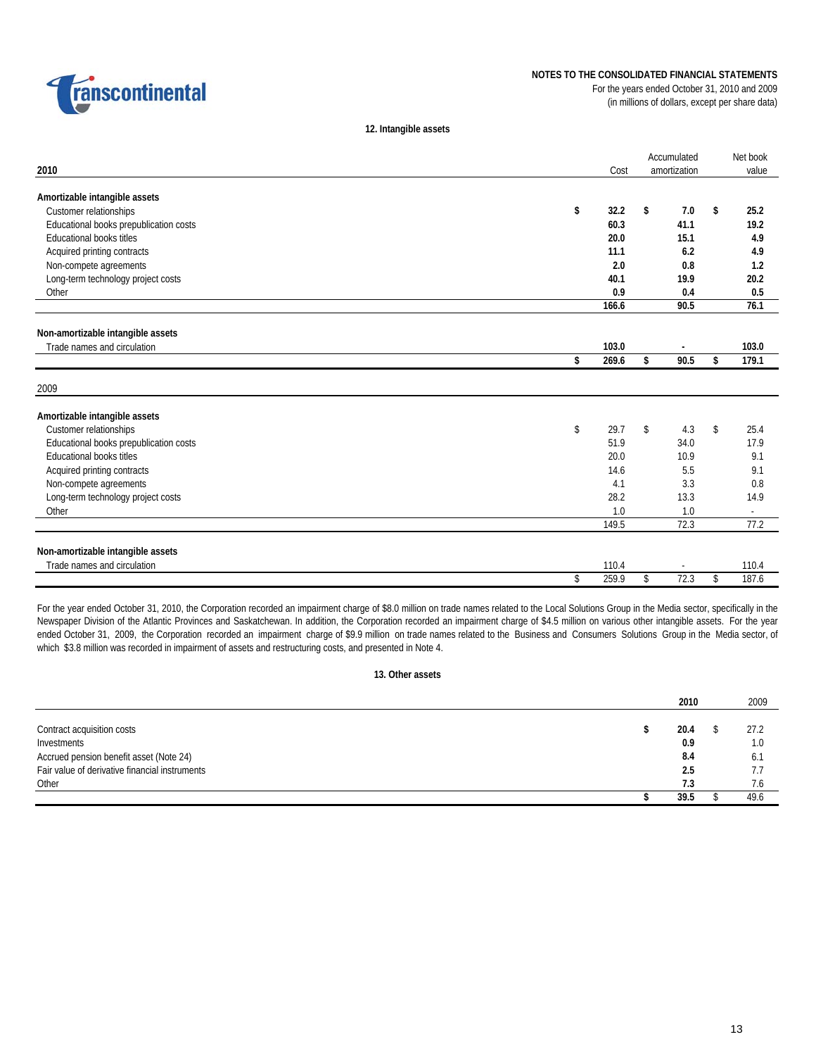NOTES TO THE CONSOLIDATED FINANCIAL STATEMENTS
For the years ended October 31, 2010 and 2009
(in millions of dollars, except per share data)

## 12. Intangible assets

| **2010** | Cost | Accumulated amortization | Net book value |
|---|---|---|---|
| **Amortizable intangible assets** | | | |
| Customer relationships | **$ 32.2** | **$ 7.0** | **$ 25.2** |
| Educational books prepublication costs | **60.3** | **41.1** | **19.2** |
| Educational books titles | **20.0** | **15.1** | **4.9** |
| Acquired printing contracts | **11.1** | **6.2** | **4.9** |
| Non-compete agreements | **2.0** | **0.8** | **1.2** |
| Long-term technology project costs | **40.1** | **19.9** | **20.2** |
| Other | **0.9** | **0.4** | **0.5** |
| | **166.6** | **90.5** | **76.1** |
| **Non-amortizable intangible assets** | | | |
| Trade names and circulation | **103.0** | **-** | **103.0** |
| | **$ 269.6** | **$ 90.5** | **$ 179.1** |

| 2009 | Cost | Accumulated amortization | Net book value |
|---|---|---|---|
| **Amortizable intangible assets** | | | |
| Customer relationships | $ 29.7 | $ 4.3 | $ 25.4 |
| Educational books prepublication costs | 51.9 | 34.0 | 17.9 |
| Educational books titles | 20.0 | 10.9 | 9.1 |
| Acquired printing contracts | 14.6 | 5.5 | 9.1 |
| Non-compete agreements | 4.1 | 3.3 | 0.8 |
| Long-term technology project costs | 28.2 | 13.3 | 14.9 |
| Other | 1.0 | 1.0 | - |
| | 149.5 | 72.3 | 77.2 |
| **Non-amortizable intangible assets** | | | |
| Trade names and circulation | 110.4 | - | 110.4 |
| | $ 259.9 | $ 72.3 | $ 187.6 |

For the year ended October 31, 2010, the Corporation recorded an impairment charge of $8.0 million on trade names related to the Local Solutions Group in the Media sector, specifically in the Newspaper Division of the Atlantic Provinces and Saskatchewan. In addition, the Corporation recorded an impairment charge of $4.5 million on various other intangible assets. For the year ended October 31, 2009, the Corporation recorded an impairment charge of $9.9 million on trade names related to the Business and Consumers Solutions Group in the Media sector, of which $3.8 million was recorded in impairment of assets and restructuring costs, and presented in Note 4.

## 13. Other assets

| | **2010** | 2009 |
|---|---|---|
| Contract acquisition costs | **$ 20.4** | $ 27.2 |
| Investments | **0.9** | 1.0 |
| Accrued pension benefit asset (Note 24) | **8.4** | 6.1 |
| Fair value of derivative financial instruments | **2.5** | 7.7 |
| Other | **7.3** | 7.6 |
| | **$ 39.5** | $ 49.6 |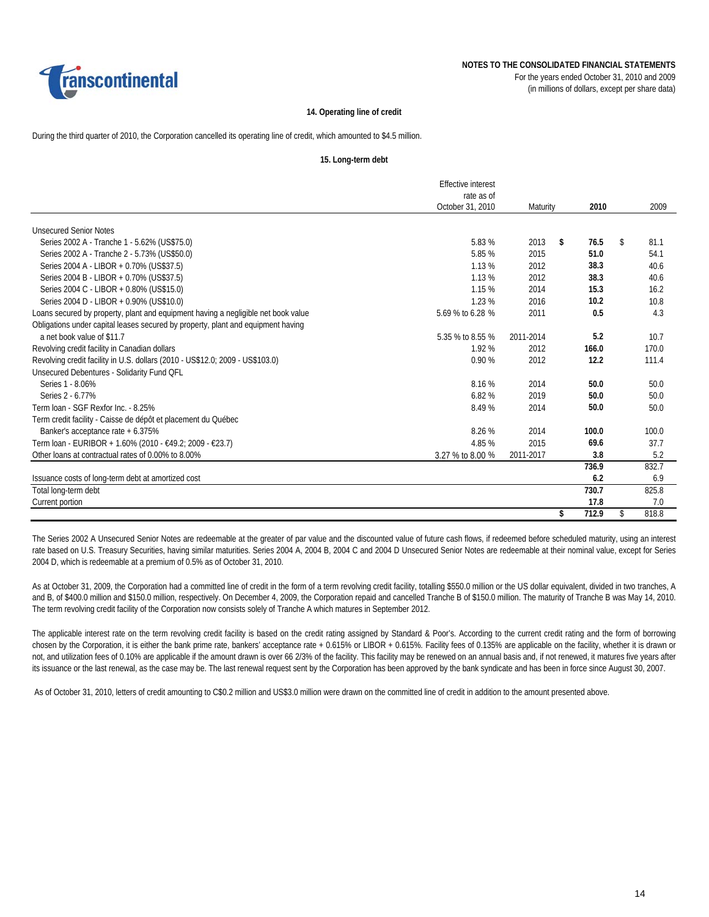## 14. Operating line of credit

During the third quarter of 2010, the Corporation cancelled its operating line of credit, which amounted to $4.5 million.

## 15. Long-term debt

| | Effective interest rate as of October 31, 2010 | Maturity | 2010 | 2009 |
|---|---|---|---|---|
| Unsecured Senior Notes | | | | |
| Series 2002 A - Tranche 1 - 5.62% (US$75.0) | 5.83 % | 2013 | **$ 76.5** | $ 81.1 |
| Series 2002 A - Tranche 2 - 5.73% (US$50.0) | 5.85 % | 2015 | **51.0** | 54.1 |
| Series 2004 A - LIBOR + 0.70% (US$37.5) | 1.13 % | 2012 | **38.3** | 40.6 |
| Series 2004 B - LIBOR + 0.70% (US$37.5) | 1.13 % | 2012 | **38.3** | 40.6 |
| Series 2004 C - LIBOR + 0.80% (US$15.0) | 1.15 % | 2014 | **15.3** | 16.2 |
| Series 2004 D - LIBOR + 0.90% (US$10.0) | 1.23 % | 2016 | **10.2** | 10.8 |
| Loans secured by property, plant and equipment having a negligible net book value | 5.69 % to 6.28 % | 2011 | **0.5** | 4.3 |
| Obligations under capital leases secured by property, plant and equipment having a net book value of $11.7 | 5.35 % to 8.55 % | 2011-2014 | **5.2** | 10.7 |
| Revolving credit facility in Canadian dollars | 1.92 % | 2012 | **166.0** | 170.0 |
| Revolving credit facility in U.S. dollars (2010 - US$12.0; 2009 - US$103.0) | 0.90 % | 2012 | **12.2** | 111.4 |
| Unsecured Debentures - Solidarity Fund QFL | | | | |
| Series 1 - 8.06% | 8.16 % | 2014 | **50.0** | 50.0 |
| Series 2 - 6.77% | 6.82 % | 2019 | **50.0** | 50.0 |
| Term loan - SGF Rexfor Inc. - 8.25% | 8.49 % | 2014 | **50.0** | 50.0 |
| Term credit facility - Caisse de dépôt et placement du Québec | | | | |
| Banker's acceptance rate + 6.375% | 8.26 % | 2014 | **100.0** | 100.0 |
| Term loan - EURIBOR + 1.60% (2010 - €49.2; 2009 - €23.7) | 4.85 % | 2015 | **69.6** | 37.7 |
| Other loans at contractual rates of 0.00% to 8.00% | 3.27 % to 8.00 % | 2011-2017 | **3.8** | 5.2 |
| | | | **736.9** | 832.7 |
| Issuance costs of long-term debt at amortized cost | | | **6.2** | 6.9 |
| Total long-term debt | | | **730.7** | 825.8 |
| Current portion | | | **17.8** | 7.0 |
| | | | **$ 712.9** | $ 818.8 |

The Series 2002 A Unsecured Senior Notes are redeemable at the greater of par value and the discounted value of future cash flows, if redeemed before scheduled maturity, using an interest rate based on U.S. Treasury Securities, having similar maturities. Series 2004 A, 2004 B, 2004 C and 2004 D Unsecured Senior Notes are redeemable at their nominal value, except for Series 2004 D, which is redeemable at a premium of 0.5% as of October 31, 2010.

As at October 31, 2009, the Corporation had a committed line of credit in the form of a term revolving credit facility, totalling $550.0 million or the US dollar equivalent, divided in two tranches, A and B, of $400.0 million and $150.0 million, respectively. On December 4, 2009, the Corporation repaid and cancelled Tranche B of $150.0 million. The maturity of Tranche B was May 14, 2010. The term revolving credit facility of the Corporation now consists solely of Tranche A which matures in September 2012.

The applicable interest rate on the term revolving credit facility is based on the credit rating assigned by Standard & Poor's. According to the current credit rating and the form of borrowing chosen by the Corporation, it is either the bank prime rate, bankers' acceptance rate + 0.615% or LIBOR + 0.615%. Facility fees of 0.135% are applicable on the facility, whether it is drawn or not, and utilization fees of 0.10% are applicable if the amount drawn is over 66 2/3% of the facility. This facility may be renewed on an annual basis and, if not renewed, it matures five years after its issuance or the last renewal, as the case may be. The last renewal request sent by the Corporation has been approved by the bank syndicate and has been in force since August 30, 2007.

As of October 31, 2010, letters of credit amounting to C$0.2 million and US$3.0 million were drawn on the committed line of credit in addition to the amount presented above.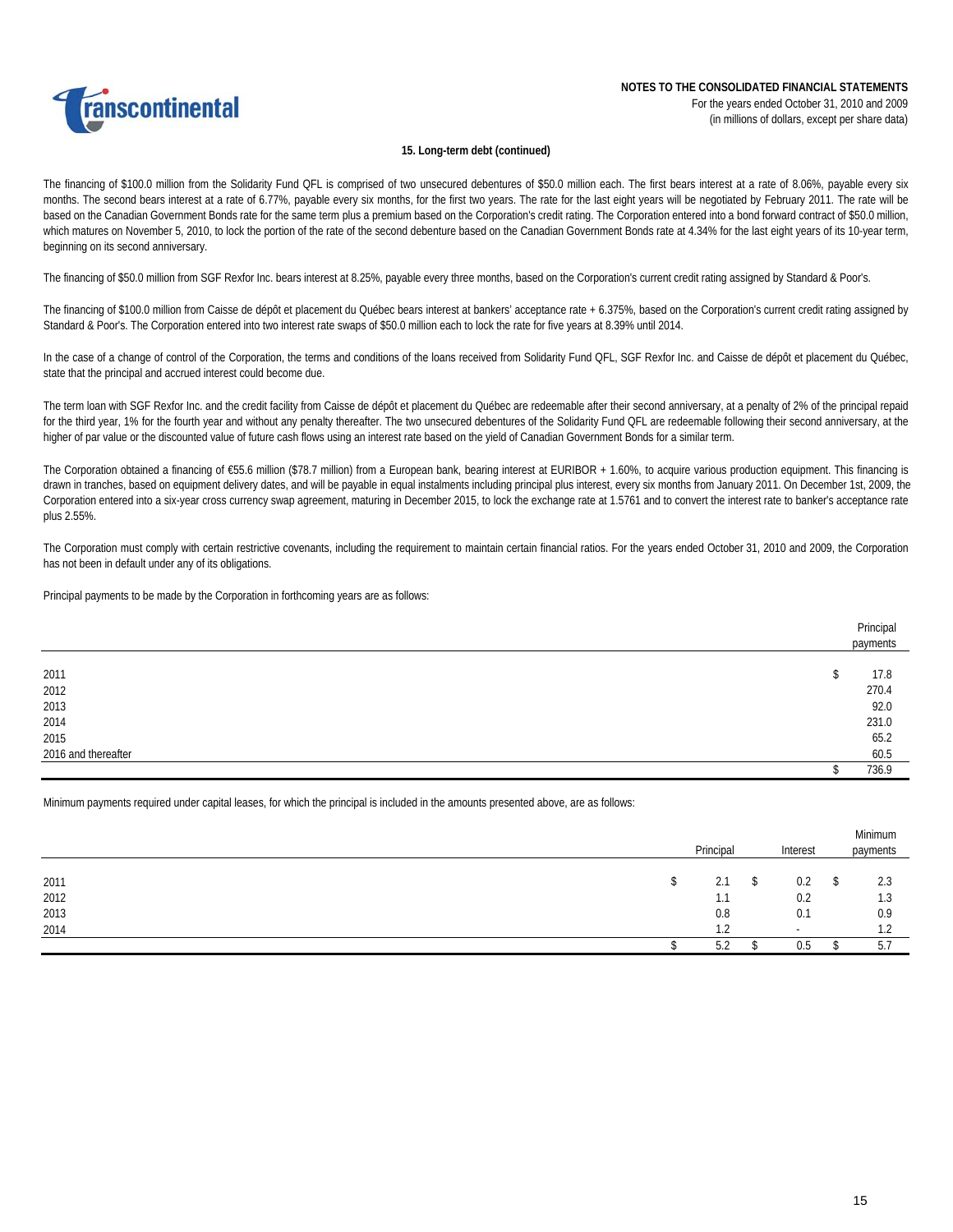**15. Long-term debt (continued)**

The financing of $100.0 million from the Solidarity Fund QFL is comprised of two unsecured debentures of $50.0 million each. The first bears interest at a rate of 8.06%, payable every six months. The second bears interest at a rate of 6.77%, payable every six months, for the first two years. The rate for the last eight years will be negotiated by February 2011. The rate will be based on the Canadian Government Bonds rate for the same term plus a premium based on the Corporation's credit rating. The Corporation entered into a bond forward contract of $50.0 million, which matures on November 5, 2010, to lock the portion of the rate of the second debenture based on the Canadian Government Bonds rate at 4.34% for the last eight years of its 10-year term, beginning on its second anniversary.

The financing of $50.0 million from SGF Rexfor Inc. bears interest at 8.25%, payable every three months, based on the Corporation's current credit rating assigned by Standard & Poor's.

The financing of $100.0 million from Caisse de dépôt et placement du Québec bears interest at bankers' acceptance rate + 6.375%, based on the Corporation's current credit rating assigned by Standard & Poor's. The Corporation entered into two interest rate swaps of $50.0 million each to lock the rate for five years at 8.39% until 2014.

In the case of a change of control of the Corporation, the terms and conditions of the loans received from Solidarity Fund QFL, SGF Rexfor Inc. and Caisse de dépôt et placement du Québec, state that the principal and accrued interest could become due.

The term loan with SGF Rexfor Inc. and the credit facility from Caisse de dépôt et placement du Québec are redeemable after their second anniversary, at a penalty of 2% of the principal repaid for the third year, 1% for the fourth year and without any penalty thereafter. The two unsecured debentures of the Solidarity Fund QFL are redeemable following their second anniversary, at the higher of par value or the discounted value of future cash flows using an interest rate based on the yield of Canadian Government Bonds for a similar term.

The Corporation obtained a financing of €55.6 million ($78.7 million) from a European bank, bearing interest at EURIBOR + 1.60%, to acquire various production equipment. This financing is drawn in tranches, based on equipment delivery dates, and will be payable in equal instalments including principal plus interest, every six months from January 2011. On December 1st, 2009, the Corporation entered into a six-year cross currency swap agreement, maturing in December 2015, to lock the exchange rate at 1.5761 and to convert the interest rate to banker's acceptance rate plus 2.55%.

The Corporation must comply with certain restrictive covenants, including the requirement to maintain certain financial ratios. For the years ended October 31, 2010 and 2009, the Corporation has not been in default under any of its obligations.

Principal payments to be made by the Corporation in forthcoming years are as follows:

| | Principal payments |
|---|---|
| 2011 | $ 17.8 |
| 2012 | 270.4 |
| 2013 | 92.0 |
| 2014 | 231.0 |
| 2015 | 65.2 |
| 2016 and thereafter | 60.5 |
| | $ 736.9 |

Minimum payments required under capital leases, for which the principal is included in the amounts presented above, are as follows:

| | Principal | Interest | Minimum payments |
|---|---|---|---|
| 2011 | $ 2.1 | $ 0.2 | $ 2.3 |
| 2012 | 1.1 | 0.2 | 1.3 |
| 2013 | 0.8 | 0.1 | 0.9 |
| 2014 | 1.2 | - | 1.2 |
| | $ 5.2 | $ 0.5 | $ 5.7 |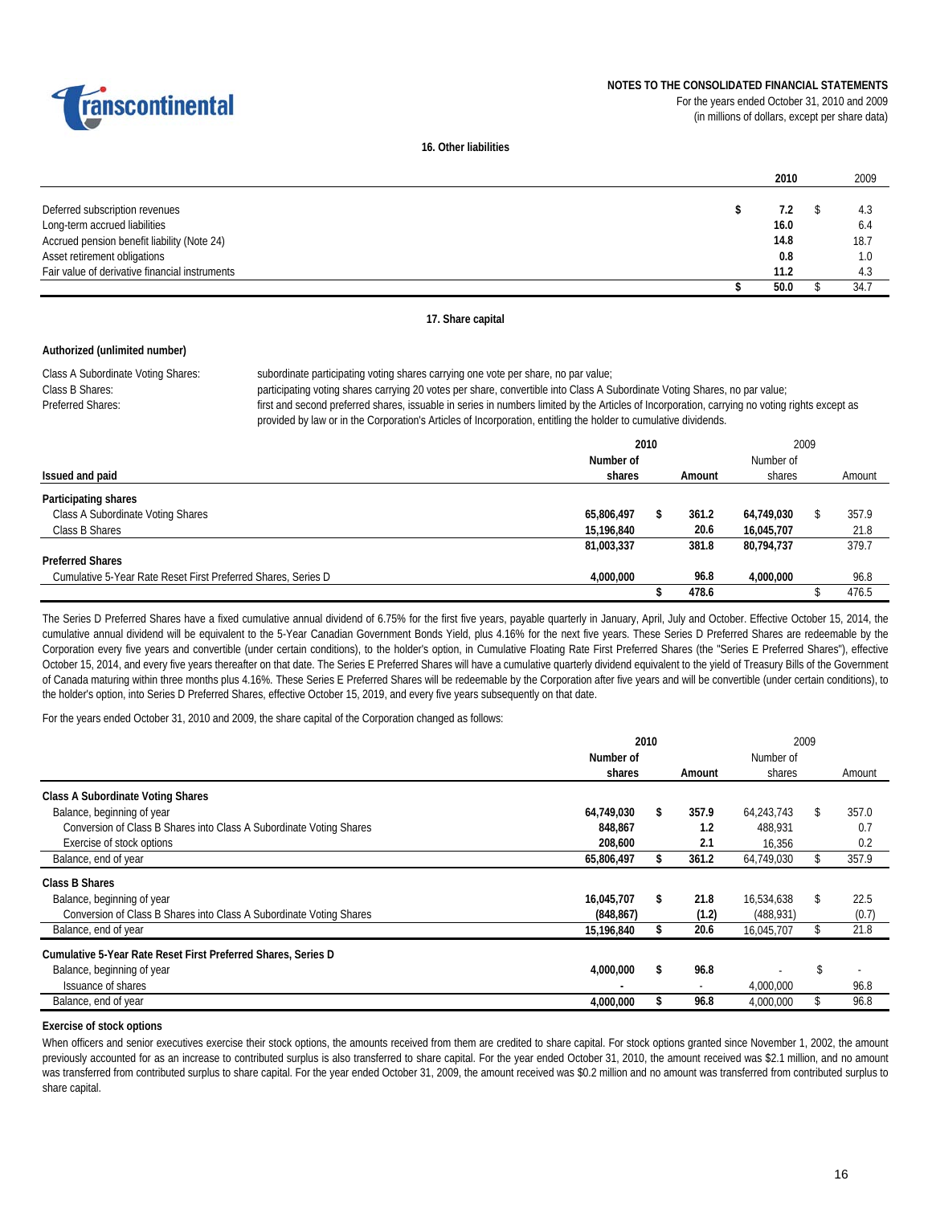## 16. Other liabilities

| | 2010 | 2009 |
|---|---|---|
| Deferred subscription revenues | $ 7.2 | $ 4.3 |
| Long-term accrued liabilities | 16.0 | 6.4 |
| Accrued pension benefit liability (Note 24) | 14.8 | 18.7 |
| Asset retirement obligations | 0.8 | 1.0 |
| Fair value of derivative financial instruments | 11.2 | 4.3 |
| | $ 50.0 | $ 34.7 |

## 17. Share capital

**Authorized (unlimited number)**

Class A Subordinate Voting Shares: subordinate participating voting shares carrying one vote per share, no par value;

Class B Shares: participating voting shares carrying 20 votes per share, convertible into Class A Subordinate Voting Shares, no par value;

Preferred Shares: first and second preferred shares, issuable in series in numbers limited by the Articles of Incorporation, carrying no voting rights except as provided by law or in the Corporation's Articles of Incorporation, entitling the holder to cumulative dividends.

| Issued and paid | 2010 Number of shares | 2010 Amount | 2009 Number of shares | 2009 Amount |
|---|---|---|---|---|
| **Participating shares** | | | | |
| Class A Subordinate Voting Shares | 65,806,497 | $ 361.2 | 64,749,030 | $ 357.9 |
| Class B Shares | 15,196,840 | 20.6 | 16,045,707 | 21.8 |
| | 81,003,337 | 381.8 | 80,794,737 | 379.7 |
| **Preferred Shares** | | | | |
| Cumulative 5-Year Rate Reset First Preferred Shares, Series D | 4,000,000 | 96.8 | 4,000,000 | 96.8 |
| | | $ 478.6 | | $ 476.5 |

The Series D Preferred Shares have a fixed cumulative annual dividend of 6.75% for the first five years, payable quarterly in January, April, July and October. Effective October 15, 2014, the cumulative annual dividend will be equivalent to the 5-Year Canadian Government Bonds Yield, plus 4.16% for the next five years. These Series D Preferred Shares are redeemable by the Corporation every five years and convertible (under certain conditions), to the holder's option, in Cumulative Floating Rate First Preferred Shares (the "Series E Preferred Shares"), effective October 15, 2014, and every five years thereafter on that date. The Series E Preferred Shares will have a cumulative quarterly dividend equivalent to the yield of Treasury Bills of the Government of Canada maturing within three months plus 4.16%. These Series E Preferred Shares will be redeemable by the Corporation after five years and will be convertible (under certain conditions), to the holder's option, into Series D Preferred Shares, effective October 15, 2019, and every five years subsequently on that date.

For the years ended October 31, 2010 and 2009, the share capital of the Corporation changed as follows:

| | 2010 Number of shares | 2010 Amount | 2009 Number of shares | 2009 Amount |
|---|---|---|---|---|
| **Class A Subordinate Voting Shares** | | | | |
| Balance, beginning of year | 64,749,030 | $ 357.9 | 64,243,743 | $ 357.0 |
| Conversion of Class B Shares into Class A Subordinate Voting Shares | 848,867 | 1.2 | 488,931 | 0.7 |
| Exercise of stock options | 208,600 | 2.1 | 16,356 | 0.2 |
| Balance, end of year | 65,806,497 | $ 361.2 | 64,749,030 | $ 357.9 |
| **Class B Shares** | | | | |
| Balance, beginning of year | 16,045,707 | $ 21.8 | 16,534,638 | $ 22.5 |
| Conversion of Class B Shares into Class A Subordinate Voting Shares | (848,867) | (1.2) | (488,931) | (0.7) |
| Balance, end of year | 15,196,840 | $ 20.6 | 16,045,707 | $ 21.8 |
| **Cumulative 5-Year Rate Reset First Preferred Shares, Series D** | | | | |
| Balance, beginning of year | 4,000,000 | $ 96.8 | - | $ - |
| Issuance of shares | - | - | 4,000,000 | 96.8 |
| Balance, end of year | 4,000,000 | $ 96.8 | 4,000,000 | $ 96.8 |

**Exercise of stock options**

When officers and senior executives exercise their stock options, the amounts received from them are credited to share capital. For stock options granted since November 1, 2002, the amount previously accounted for as an increase to contributed surplus is also transferred to share capital. For the year ended October 31, 2010, the amount received was $2.1 million, and no amount was transferred from contributed surplus to share capital. For the year ended October 31, 2009, the amount received was $0.2 million and no amount was transferred from contributed surplus to share capital.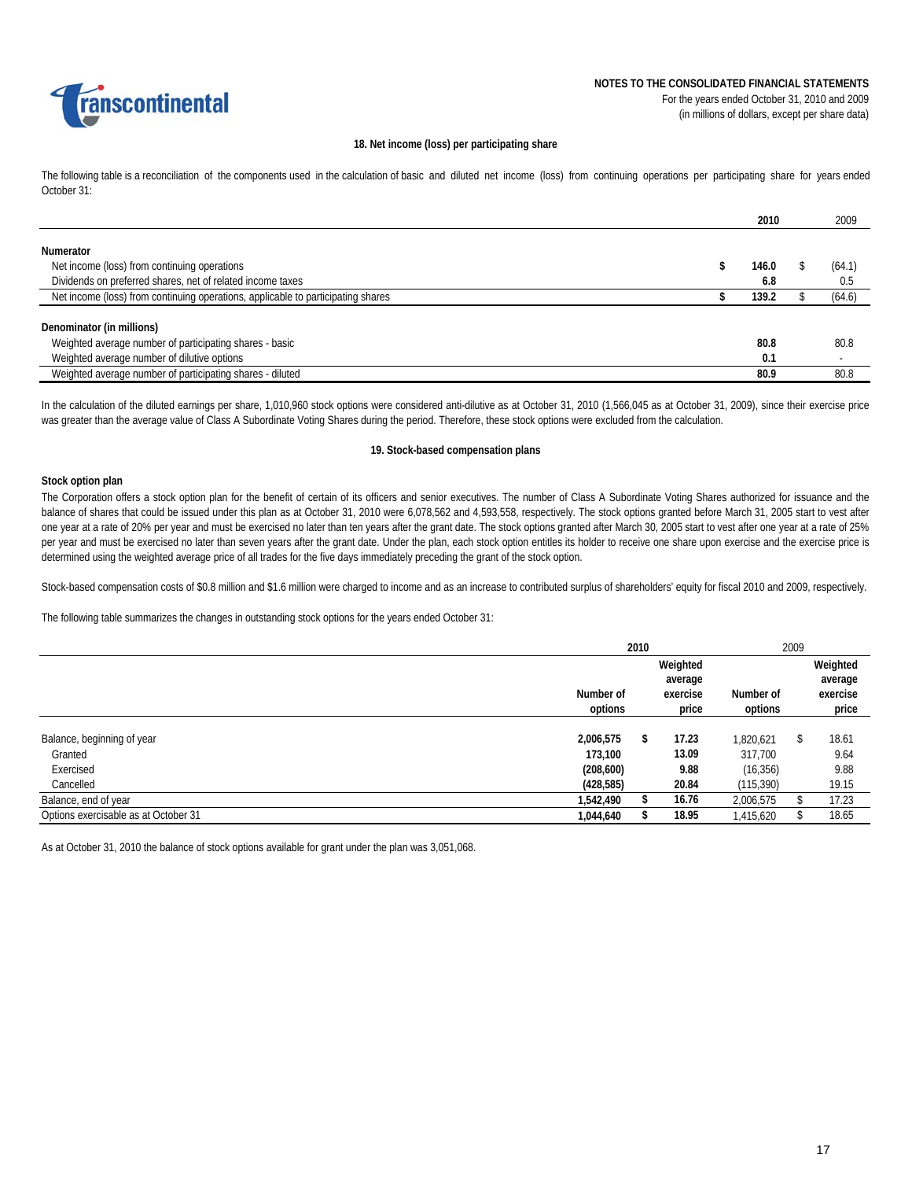**NOTES TO THE CONSOLIDATED FINANCIAL STATEMENTS**
For the years ended October 31, 2010 and 2009
(in millions of dollars, except per share data)

## 18. Net income (loss) per participating share

The following table is a reconciliation of the components used in the calculation of basic and diluted net income (loss) from continuing operations per participating share for years ended October 31:

| | 2010 | 2009 |
|---|---|---|
| **Numerator** | | |
| Net income (loss) from continuing operations | **$ 146.0** | $ (64.1) |
| Dividends on preferred shares, net of related income taxes | **6.8** | 0.5 |
| Net income (loss) from continuing operations, applicable to participating shares | **$ 139.2** | $ (64.6) |
| **Denominator (in millions)** | | |
| Weighted average number of participating shares - basic | **80.8** | 80.8 |
| Weighted average number of dilutive options | **0.1** | - |
| Weighted average number of participating shares - diluted | **80.9** | 80.8 |

In the calculation of the diluted earnings per share, 1,010,960 stock options were considered anti-dilutive as at October 31, 2010 (1,566,045 as at October 31, 2009), since their exercise price was greater than the average value of Class A Subordinate Voting Shares during the period. Therefore, these stock options were excluded from the calculation.

## 19. Stock-based compensation plans

**Stock option plan**

The Corporation offers a stock option plan for the benefit of certain of its officers and senior executives. The number of Class A Subordinate Voting Shares authorized for issuance and the balance of shares that could be issued under this plan as at October 31, 2010 were 6,078,562 and 4,593,558, respectively. The stock options granted before March 31, 2005 start to vest after one year at a rate of 20% per year and must be exercised no later than ten years after the grant date. The stock options granted after March 30, 2005 start to vest after one year at a rate of 25% per year and must be exercised no later than seven years after the grant date. Under the plan, each stock option entitles its holder to receive one share upon exercise and the exercise price is determined using the weighted average price of all trades for the five days immediately preceding the grant of the stock option.

Stock-based compensation costs of $0.8 million and $1.6 million were charged to income and as an increase to contributed surplus of shareholders' equity for fiscal 2010 and 2009, respectively.

The following table summarizes the changes in outstanding stock options for the years ended October 31:

| | 2010 | | 2009 | |
|---|---|---|---|---|
| | Number of options | Weighted average exercise price | Number of options | Weighted average exercise price |
| Balance, beginning of year | **2,006,575** | **$ 17.23** | 1,820,621 | $ 18.61 |
| Granted | **173,100** | **13.09** | 317,700 | 9.64 |
| Exercised | **(208,600)** | **9.88** | (16,356) | 9.88 |
| Cancelled | **(428,585)** | **20.84** | (115,390) | 19.15 |
| Balance, end of year | **1,542,490** | **$ 16.76** | 2,006,575 | $ 17.23 |
| Options exercisable as at October 31 | **1,044,640** | **$ 18.95** | 1,415,620 | $ 18.65 |

As at October 31, 2010 the balance of stock options available for grant under the plan was 3,051,068.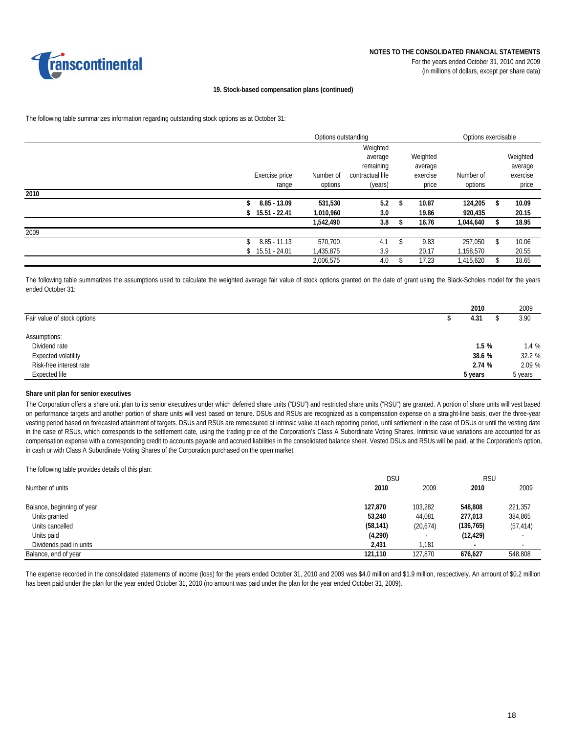## 19. Stock-based compensation plans (continued)

The following table summarizes information regarding outstanding stock options as at October 31:

| | | Options outstanding | | | Options exercisable | |
|---|---|---|---|---|---|---|
| | Exercise price range | Number of options | Weighted average remaining contractual life (years) | Weighted average exercise price | Number of options | Weighted average exercise price |
| **2010** | | | | | | |
| | **$ 8.85 - 13.09** | **531,530** | **5.2** | **$ 10.87** | **124,205** | **$ 10.09** |
| | **$ 15.51 - 22.41** | **1,010,960** | **3.0** | **19.86** | **920,435** | **20.15** |
| | | **1,542,490** | **3.8** | **$ 16.76** | **1,044,640** | **$ 18.95** |
| 2009 | | | | | | |
| | $ 8.85 - 11.13 | 570,700 | 4.1 | $ 9.83 | 257,050 | $ 10.06 |
| | $ 15.51 - 24.01 | 1,435,875 | 3.9 | 20.17 | 1,158,570 | 20.55 |
| | | 2,006,575 | 4.0 | $ 17.23 | 1,415,620 | $ 18.65 |

The following table summarizes the assumptions used to calculate the weighted average fair value of stock options granted on the date of grant using the Black-Scholes model for the years ended October 31:

| | **2010** | 2009 |
|---|---|---|
| Fair value of stock options | **$ 4.31** | $ 3.90 |
| Assumptions: | | |
| Dividend rate | **1.5 %** | 1.4 % |
| Expected volatility | **38.6 %** | 32.2 % |
| Risk-free interest rate | **2.74 %** | 2.09 % |
| Expected life | **5 years** | 5 years |

**Share unit plan for senior executives**

The Corporation offers a share unit plan to its senior executives under which deferred share units ("DSU") and restricted share units ("RSU") are granted. A portion of share units will vest based on performance targets and another portion of share units will vest based on tenure. DSUs and RSUs are recognized as a compensation expense on a straight-line basis, over the three-year vesting period based on forecasted attainment of targets. DSUs and RSUs are remeasured at intrinsic value at each reporting period, until settlement in the case of DSUs or until the vesting date in the case of RSUs, which corresponds to the settlement date, using the trading price of the Corporation's Class A Subordinate Voting Shares. Intrinsic value variations are accounted for as compensation expense with a corresponding credit to accounts payable and accrued liabilities in the consolidated balance sheet. Vested DSUs and RSUs will be paid, at the Corporation's option, in cash or with Class A Subordinate Voting Shares of the Corporation purchased on the open market.

The following table provides details of this plan:

| | DSU | | RSU | |
|---|---|---|---|---|
| Number of units | **2010** | 2009 | **2010** | 2009 |
| Balance, beginning of year | **127,870** | 103,282 | **548,808** | 221,357 |
| Units granted | **53,240** | 44,081 | **277,013** | 384,865 |
| Units cancelled | **(58,141)** | (20,674) | **(136,765)** | (57,414) |
| Units paid | **(4,290)** | - | **(12,429)** | - |
| Dividends paid in units | **2,431** | 1,181 | **-** | - |
| Balance, end of year | **121,110** | 127,870 | **676,627** | 548,808 |

The expense recorded in the consolidated statements of income (loss) for the years ended October 31, 2010 and 2009 was $4.0 million and $1.9 million, respectively. An amount of $0.2 million has been paid under the plan for the year ended October 31, 2010 (no amount was paid under the plan for the year ended October 31, 2009).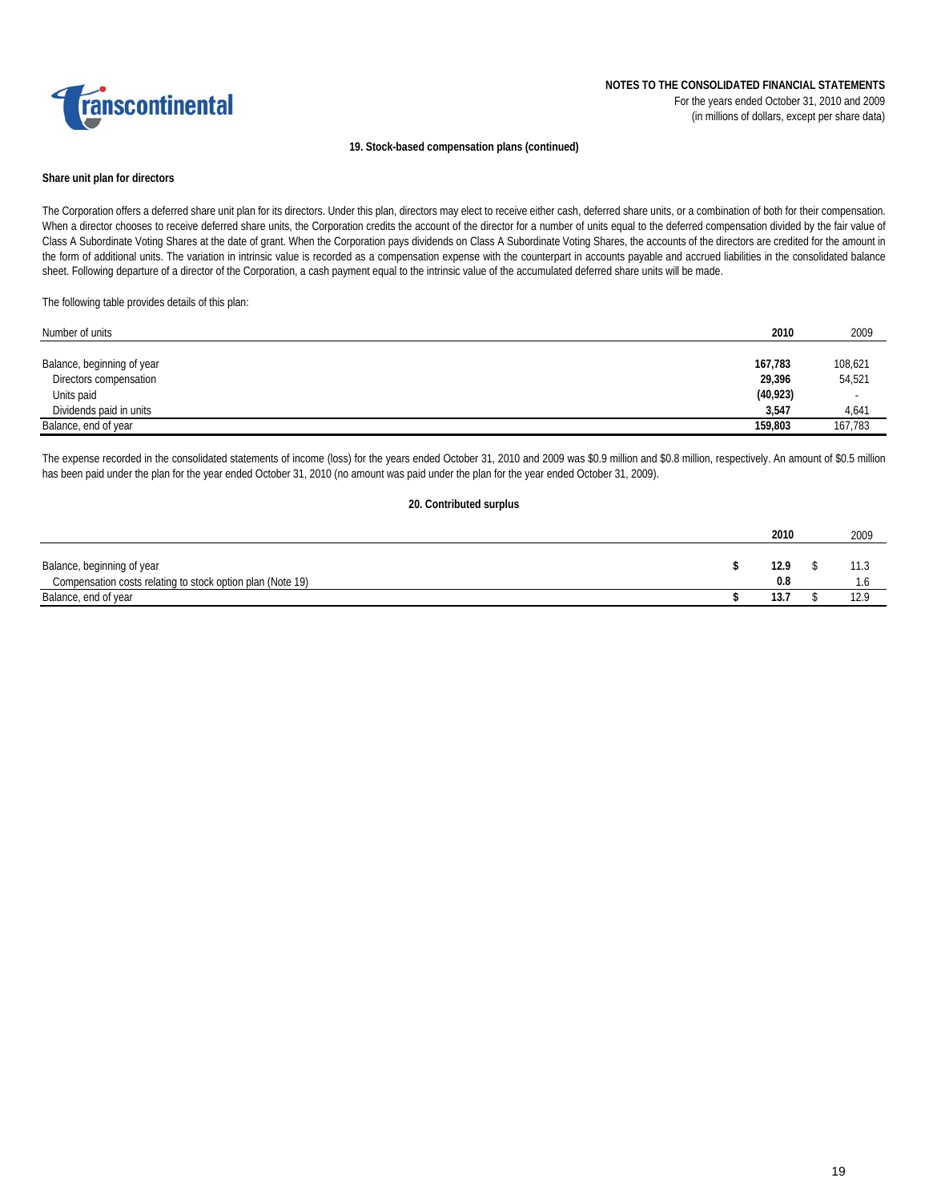## 19. Stock-based compensation plans (continued)

### Share unit plan for directors

The Corporation offers a deferred share unit plan for its directors. Under this plan, directors may elect to receive either cash, deferred share units, or a combination of both for their compensation. When a director chooses to receive deferred share units, the Corporation credits the account of the director for a number of units equal to the deferred compensation divided by the fair value of Class A Subordinate Voting Shares at the date of grant. When the Corporation pays dividends on Class A Subordinate Voting Shares, the accounts of the directors are credited for the amount in the form of additional units. The variation in intrinsic value is recorded as a compensation expense with the counterpart in accounts payable and accrued liabilities in the consolidated balance sheet. Following departure of a director of the Corporation, a cash payment equal to the intrinsic value of the accumulated deferred share units will be made.

The following table provides details of this plan:

| Number of units | 2010 | 2009 |
|---|---|---|
| Balance, beginning of year | 167,783 | 108,621 |
| Directors compensation | 29,396 | 54,521 |
| Units paid | (40,923) | - |
| Dividends paid in units | 3,547 | 4,641 |
| Balance, end of year | 159,803 | 167,783 |

The expense recorded in the consolidated statements of income (loss) for the years ended October 31, 2010 and 2009 was $0.9 million and $0.8 million, respectively. An amount of $0.5 million has been paid under the plan for the year ended October 31, 2010 (no amount was paid under the plan for the year ended October 31, 2009).

## 20. Contributed surplus

| | 2010 | 2009 |
|---|---|---|
| Balance, beginning of year | $ 12.9 | $ 11.3 |
| Compensation costs relating to stock option plan (Note 19) | 0.8 | 1.6 |
| Balance, end of year | $ 13.7 | $ 12.9 |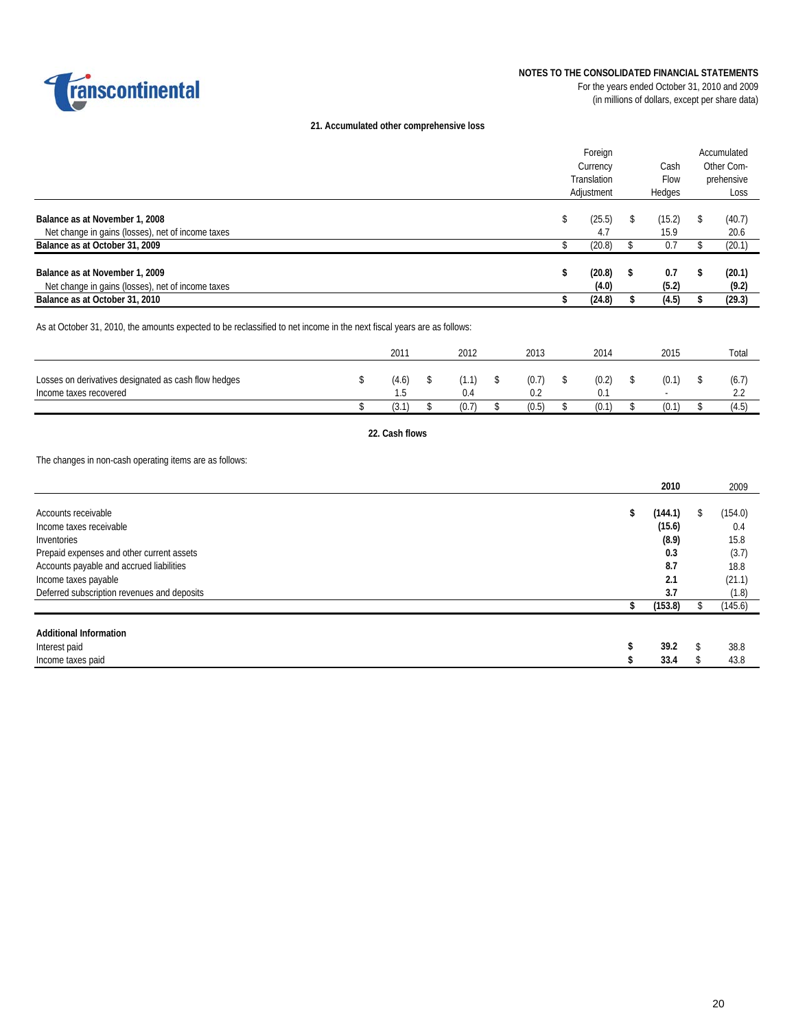## 21. Accumulated other comprehensive loss

| | Foreign Currency Translation Adjustment | Cash Flow Hedges | Accumulated Other Comprehensive Loss |
|---|---|---|---|
| **Balance as at November 1, 2008** | $ (25.5) | $ (15.2) | $ (40.7) |
| Net change in gains (losses), net of income taxes | 4.7 | 15.9 | 20.6 |
| **Balance as at October 31, 2009** | $ (20.8) | $ 0.7 | $ (20.1) |
| | | | |
| **Balance as at November 1, 2009** | **$ (20.8)** | **$ 0.7** | **$ (20.1)** |
| Net change in gains (losses), net of income taxes | **(4.0)** | **(5.2)** | **(9.2)** |
| **Balance as at October 31, 2010** | **$ (24.8)** | **$ (4.5)** | **$ (29.3)** |

As at October 31, 2010, the amounts expected to be reclassified to net income in the next fiscal years are as follows:

| | 2011 | 2012 | 2013 | 2014 | 2015 | Total |
|---|---|---|---|---|---|---|
| Losses on derivatives designated as cash flow hedges | $ (4.6) | $ (1.1) | $ (0.7) | $ (0.2) | $ (0.1) | $ (6.7) |
| Income taxes recovered | 1.5 | 0.4 | 0.2 | 0.1 | - | 2.2 |
| | $ (3.1) | $ (0.7) | $ (0.5) | $ (0.1) | $ (0.1) | $ (4.5) |

## 22. Cash flows

The changes in non-cash operating items are as follows:

| | **2010** | 2009 |
|---|---|---|
| Accounts receivable | **$ (144.1)** | $ (154.0) |
| Income taxes receivable | **(15.6)** | 0.4 |
| Inventories | **(8.9)** | 15.8 |
| Prepaid expenses and other current assets | **0.3** | (3.7) |
| Accounts payable and accrued liabilities | **8.7** | 18.8 |
| Income taxes payable | **2.1** | (21.1) |
| Deferred subscription revenues and deposits | **3.7** | (1.8) |
| | **$ (153.8)** | $ (145.6) |

| **Additional Information** | | |
|---|---|---|
| Interest paid | **$ 39.2** | $ 38.8 |
| Income taxes paid | **$ 33.4** | $ 43.8 |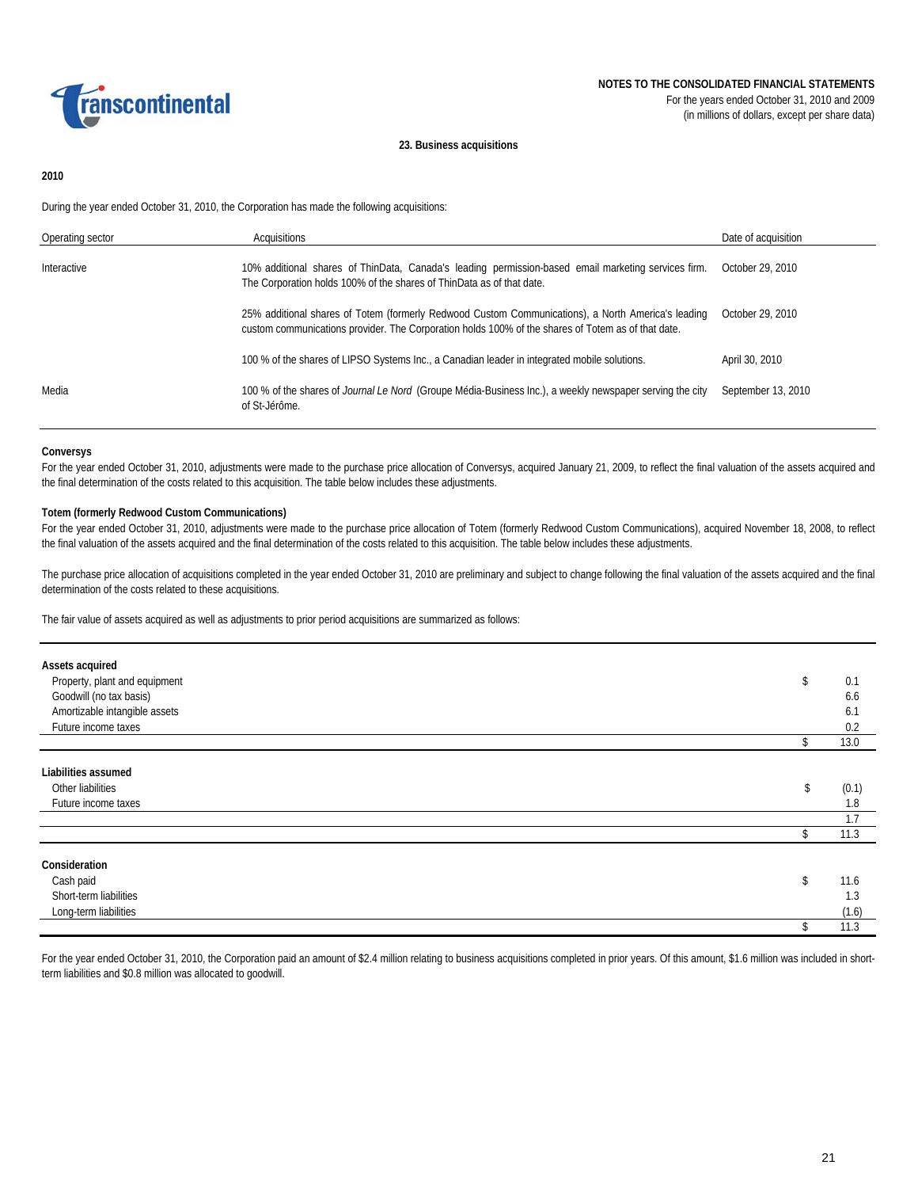## 23. Business acquisitions

### 2010

During the year ended October 31, 2010, the Corporation has made the following acquisitions:

| Operating sector | Acquisitions | Date of acquisition |
|---|---|---|
| Interactive | 10% additional shares of ThinData, Canada's leading permission-based email marketing services firm. The Corporation holds 100% of the shares of ThinData as of that date. | October 29, 2010 |
| | 25% additional shares of Totem (formerly Redwood Custom Communications), a North America's leading custom communications provider. The Corporation holds 100% of the shares of Totem as of that date. | October 29, 2010 |
| | 100 % of the shares of LIPSO Systems Inc., a Canadian leader in integrated mobile solutions. | April 30, 2010 |
| Media | 100 % of the shares of *Journal Le Nord* (Groupe Média-Business Inc.), a weekly newspaper serving the city of St-Jérôme. | September 13, 2010 |

**Conversys**
For the year ended October 31, 2010, adjustments were made to the purchase price allocation of Conversys, acquired January 21, 2009, to reflect the final valuation of the assets acquired and the final determination of the costs related to this acquisition. The table below includes these adjustments.

**Totem (formerly Redwood Custom Communications)**
For the year ended October 31, 2010, adjustments were made to the purchase price allocation of Totem (formerly Redwood Custom Communications), acquired November 18, 2008, to reflect the final valuation of the assets acquired and the final determination of the costs related to this acquisition. The table below includes these adjustments.

The purchase price allocation of acquisitions completed in the year ended October 31, 2010 are preliminary and subject to change following the final valuation of the assets acquired and the final determination of the costs related to these acquisitions.

The fair value of assets acquired as well as adjustments to prior period acquisitions are summarized as follows:

| | | |
|---|---|---|
| **Assets acquired** | | |
| Property, plant and equipment | $ | 0.1 |
| Goodwill (no tax basis) | | 6.6 |
| Amortizable intangible assets | | 6.1 |
| Future income taxes | | 0.2 |
| | $ | 13.0 |
| **Liabilities assumed** | | |
| Other liabilities | $ | (0.1) |
| Future income taxes | | 1.8 |
| | | 1.7 |
| | $ | 11.3 |
| **Consideration** | | |
| Cash paid | $ | 11.6 |
| Short-term liabilities | | 1.3 |
| Long-term liabilities | | (1.6) |
| | $ | 11.3 |

For the year ended October 31, 2010, the Corporation paid an amount of $2.4 million relating to business acquisitions completed in prior years. Of this amount, $1.6 million was included in short-term liabilities and $0.8 million was allocated to goodwill.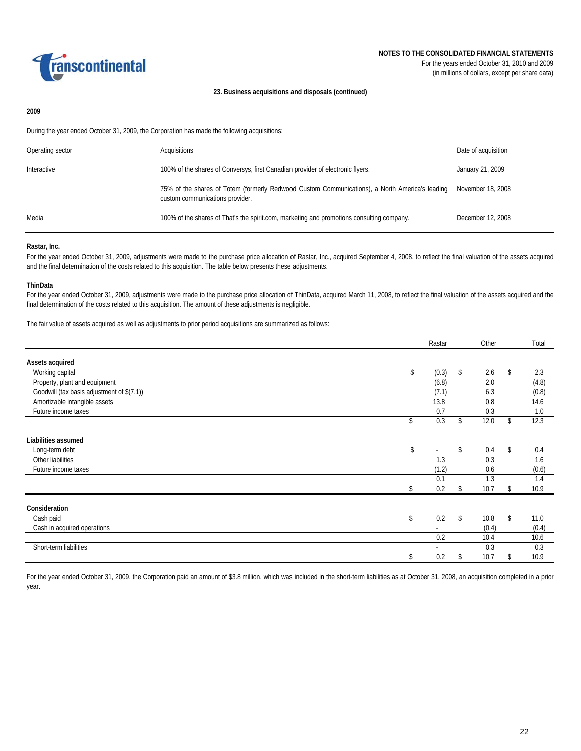## 23. Business acquisitions and disposals (continued)

**2009**

During the year ended October 31, 2009, the Corporation has made the following acquisitions:

| Operating sector | Acquisitions | Date of acquisition |
|---|---|---|
| Interactive | 100% of the shares of Conversys, first Canadian provider of electronic flyers. | January 21, 2009 |
| | 75% of the shares of Totem (formerly Redwood Custom Communications), a North America's leading custom communications provider. | November 18, 2008 |
| Media | 100% of the shares of That's the spirit.com, marketing and promotions consulting company. | December 12, 2008 |

**Rastar, Inc.**

For the year ended October 31, 2009, adjustments were made to the purchase price allocation of Rastar, Inc., acquired September 4, 2008, to reflect the final valuation of the assets acquired and the final determination of the costs related to this acquisition. The table below presents these adjustments.

**ThinData**

For the year ended October 31, 2009, adjustments were made to the purchase price allocation of ThinData, acquired March 11, 2008, to reflect the final valuation of the assets acquired and the final determination of the costs related to this acquisition. The amount of these adjustments is negligible.

The fair value of assets acquired as well as adjustments to prior period acquisitions are summarized as follows:

| | Rastar | Other | Total |
|---|---|---|---|
| **Assets acquired** | | | |
| Working capital | $ (0.3) | $ 2.6 | $ 2.3 |
| Property, plant and equipment | (6.8) | 2.0 | (4.8) |
| Goodwill (tax basis adjustment of $(7.1)) | (7.1) | 6.3 | (0.8) |
| Amortizable intangible assets | 13.8 | 0.8 | 14.6 |
| Future income taxes | 0.7 | 0.3 | 1.0 |
| | $ 0.3 | $ 12.0 | $ 12.3 |
| **Liabilities assumed** | | | |
| Long-term debt | $ - | $ 0.4 | $ 0.4 |
| Other liabilities | 1.3 | 0.3 | 1.6 |
| Future income taxes | (1.2) | 0.6 | (0.6) |
| | 0.1 | 1.3 | 1.4 |
| | $ 0.2 | $ 10.7 | $ 10.9 |
| **Consideration** | | | |
| Cash paid | $ 0.2 | $ 10.8 | $ 11.0 |
| Cash in acquired operations | - | (0.4) | (0.4) |
| | 0.2 | 10.4 | 10.6 |
| Short-term liabilities | - | 0.3 | 0.3 |
| | $ 0.2 | $ 10.7 | $ 10.9 |

For the year ended October 31, 2009, the Corporation paid an amount of $3.8 million, which was included in the short-term liabilities as at October 31, 2008, an acquisition completed in a prior year.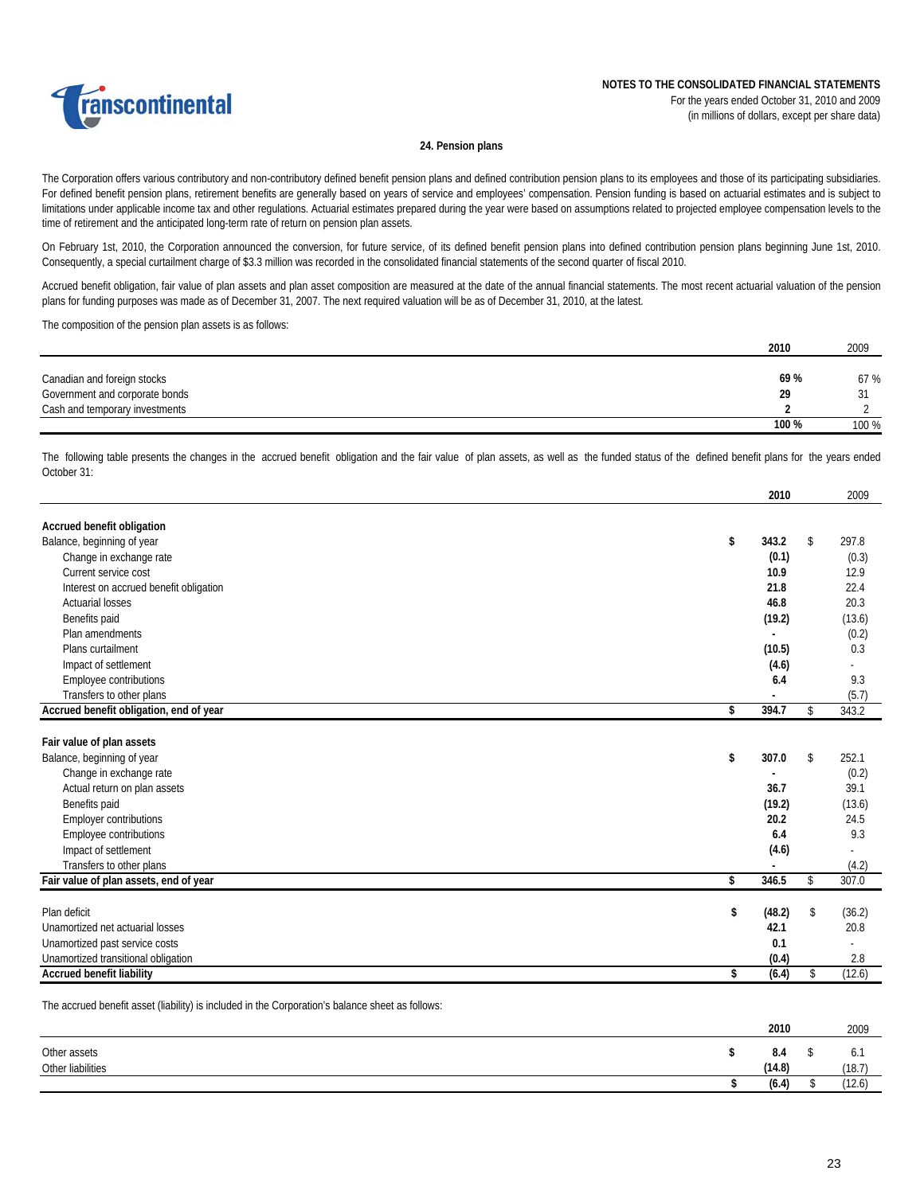## 24. Pension plans

The Corporation offers various contributory and non-contributory defined benefit pension plans and defined contribution pension plans to its employees and those of its participating subsidiaries. For defined benefit pension plans, retirement benefits are generally based on years of service and employees' compensation. Pension funding is based on actuarial estimates and is subject to limitations under applicable income tax and other regulations. Actuarial estimates prepared during the year were based on assumptions related to projected employee compensation levels to the time of retirement and the anticipated long-term rate of return on pension plan assets.

On February 1st, 2010, the Corporation announced the conversion, for future service, of its defined benefit pension plans into defined contribution pension plans beginning June 1st, 2010. Consequently, a special curtailment charge of $3.3 million was recorded in the consolidated financial statements of the second quarter of fiscal 2010.

Accrued benefit obligation, fair value of plan assets and plan asset composition are measured at the date of the annual financial statements. The most recent actuarial valuation of the pension plans for funding purposes was made as of December 31, 2007. The next required valuation will be as of December 31, 2010, at the latest.

The composition of the pension plan assets is as follows:

| | **2010** | 2009 |
|---|---|---|
| Canadian and foreign stocks | **69 %** | 67 % |
| Government and corporate bonds | **29** | 31 |
| Cash and temporary investments | **2** | 2 |
| | **100 %** | 100 % |

The following table presents the changes in the accrued benefit obligation and the fair value of plan assets, as well as the funded status of the defined benefit plans for the years ended October 31:

| | **2010** | 2009 |
|---|---|---|
| **Accrued benefit obligation** | | |
| Balance, beginning of year | **$ 343.2** | $ 297.8 |
| Change in exchange rate | **(0.1)** | (0.3) |
| Current service cost | **10.9** | 12.9 |
| Interest on accrued benefit obligation | **21.8** | 22.4 |
| Actuarial losses | **46.8** | 20.3 |
| Benefits paid | **(19.2)** | (13.6) |
| Plan amendments | **-** | (0.2) |
| Plans curtailment | **(10.5)** | 0.3 |
| Impact of settlement | **(4.6)** | - |
| Employee contributions | **6.4** | 9.3 |
| Transfers to other plans | **-** | (5.7) |
| **Accrued benefit obligation, end of year** | **$ 394.7** | $ 343.2 |
| **Fair value of plan assets** | | |
| Balance, beginning of year | **$ 307.0** | $ 252.1 |
| Change in exchange rate | **-** | (0.2) |
| Actual return on plan assets | **36.7** | 39.1 |
| Benefits paid | **(19.2)** | (13.6) |
| Employer contributions | **20.2** | 24.5 |
| Employee contributions | **6.4** | 9.3 |
| Impact of settlement | **(4.6)** | - |
| Transfers to other plans | **-** | (4.2) |
| **Fair value of plan assets, end of year** | **$ 346.5** | $ 307.0 |
| Plan deficit | **$ (48.2)** | $ (36.2) |
| Unamortized net actuarial losses | **42.1** | 20.8 |
| Unamortized past service costs | **0.1** | - |
| Unamortized transitional obligation | **(0.4)** | 2.8 |
| **Accrued benefit liability** | **$ (6.4)** | $ (12.6) |

The accrued benefit asset (liability) is included in the Corporation's balance sheet as follows:

| | **2010** | 2009 |
|---|---|---|
| Other assets | **$ 8.4** | $ 6.1 |
| Other liabilities | **(14.8)** | (18.7) |
| | **$ (6.4)** | $ (12.6) |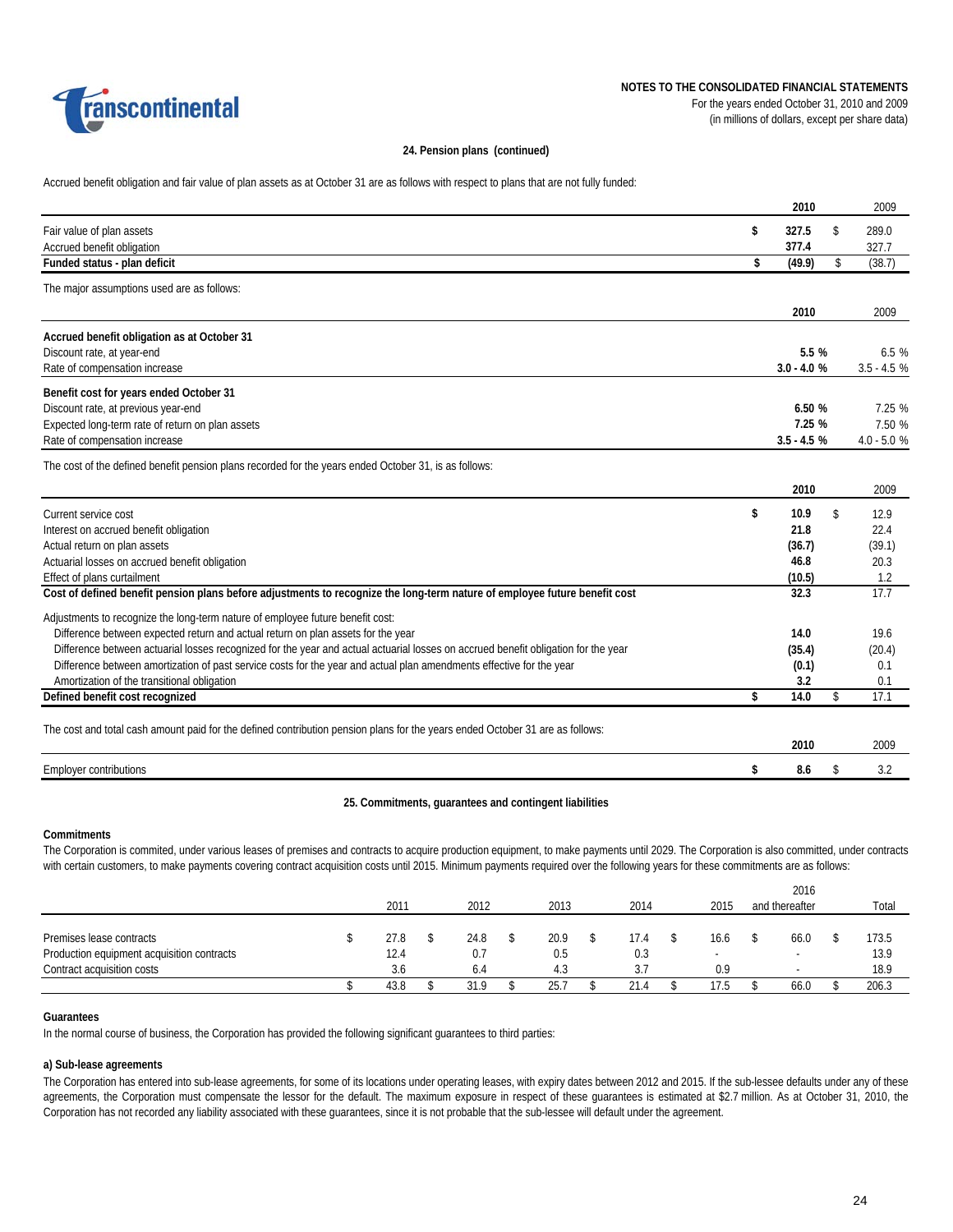## 24. Pension plans (continued)

Accrued benefit obligation and fair value of plan assets as at October 31 are as follows with respect to plans that are not fully funded:

| | 2010 | 2009 |
|---|---|---|
| Fair value of plan assets | **$ 327.5** | $ 289.0 |
| Accrued benefit obligation | **377.4** | 327.7 |
| **Funded status - plan deficit** | **$ (49.9)** | $ (38.7) |

The major assumptions used are as follows:

| | 2010 | 2009 |
|---|---|---|
| **Accrued benefit obligation as at October 31** | | |
| Discount rate, at year-end | **5.5 %** | 6.5 % |
| Rate of compensation increase | **3.0 - 4.0 %** | 3.5 - 4.5 % |
| **Benefit cost for years ended October 31** | | |
| Discount rate, at previous year-end | **6.50 %** | 7.25 % |
| Expected long-term rate of return on plan assets | **7.25 %** | 7.50 % |
| Rate of compensation increase | **3.5 - 4.5 %** | 4.0 - 5.0 % |

The cost of the defined benefit pension plans recorded for the years ended October 31, is as follows:

| | 2010 | 2009 |
|---|---|---|
| Current service cost | **$ 10.9** | $ 12.9 |
| Interest on accrued benefit obligation | **21.8** | 22.4 |
| Actual return on plan assets | **(36.7)** | (39.1) |
| Actuarial losses on accrued benefit obligation | **46.8** | 20.3 |
| Effect of plans curtailment | **(10.5)** | 1.2 |
| **Cost of defined benefit pension plans before adjustments to recognize the long-term nature of employee future benefit cost** | **32.3** | 17.7 |
| Adjustments to recognize the long-term nature of employee future benefit cost: | | |
| Difference between expected return and actual return on plan assets for the year | **14.0** | 19.6 |
| Difference between actuarial losses recognized for the year and actual actuarial losses on accrued benefit obligation for the year | **(35.4)** | (20.4) |
| Difference between amortization of past service costs for the year and actual plan amendments effective for the year | **(0.1)** | 0.1 |
| Amortization of the transitional obligation | **3.2** | 0.1 |
| **Defined benefit cost recognized** | **$ 14.0** | $ 17.1 |

The cost and total cash amount paid for the defined contribution pension plans for the years ended October 31 are as follows:

| | 2010 | 2009 |
|---|---|---|
| Employer contributions | **$ 8.6** | $ 3.2 |

## 25. Commitments, guarantees and contingent liabilities

### Commitments

The Corporation is commited, under various leases of premises and contracts to acquire production equipment, to make payments until 2029. The Corporation is also committed, under contracts with certain customers, to make payments covering contract acquisition costs until 2015. Minimum payments required over the following years for these commitments are as follows:

| | 2011 | 2012 | 2013 | 2014 | 2015 | 2016 and thereafter | Total |
|---|---|---|---|---|---|---|---|
| Premises lease contracts | $ 27.8 | $ 24.8 | $ 20.9 | $ 17.4 | $ 16.6 | $ 66.0 | $ 173.5 |
| Production equipment acquisition contracts | 12.4 | 0.7 | 0.5 | 0.3 | - | - | 13.9 |
| Contract acquisition costs | 3.6 | 6.4 | 4.3 | 3.7 | 0.9 | - | 18.9 |
| | $ 43.8 | $ 31.9 | $ 25.7 | $ 21.4 | $ 17.5 | $ 66.0 | $ 206.3 |

### Guarantees

In the normal course of business, the Corporation has provided the following significant guarantees to third parties:

#### a) Sub-lease agreements

The Corporation has entered into sub-lease agreements, for some of its locations under operating leases, with expiry dates between 2012 and 2015. If the sub-lessee defaults under any of these agreements, the Corporation must compensate the lessor for the default. The maximum exposure in respect of these guarantees is estimated at $2.7 million. As at October 31, 2010, the Corporation has not recorded any liability associated with these guarantees, since it is not probable that the sub-lessee will default under the agreement.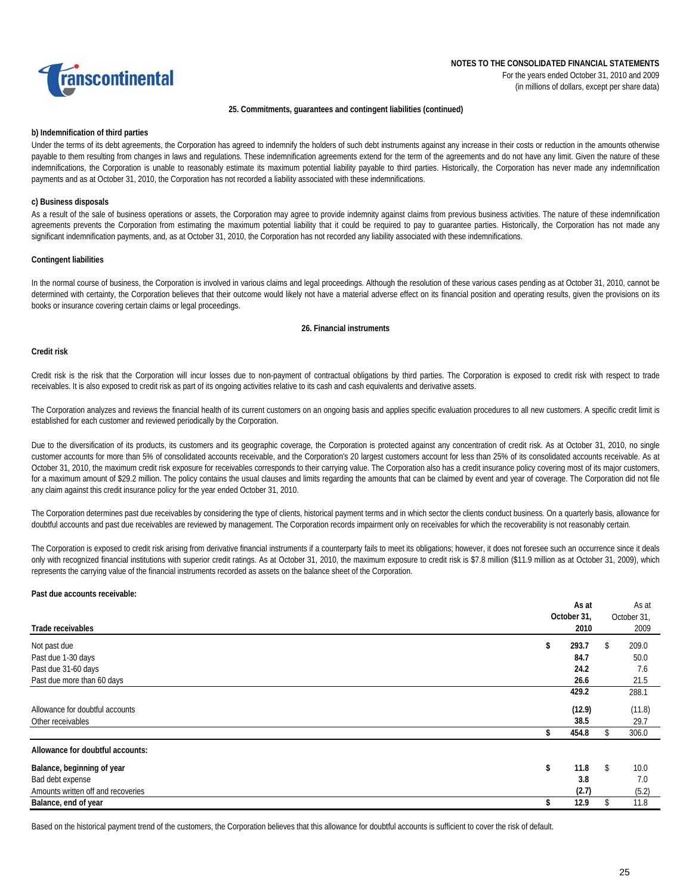### 25. Commitments, guarantees and contingent liabilities (continued)

**b) Indemnification of third parties**

Under the terms of its debt agreements, the Corporation has agreed to indemnify the holders of such debt instruments against any increase in their costs or reduction in the amounts otherwise payable to them resulting from changes in laws and regulations. These indemnification agreements extend for the term of the agreements and do not have any limit. Given the nature of these indemnifications, the Corporation is unable to reasonably estimate its maximum potential liability payable to third parties. Historically, the Corporation has never made any indemnification payments and as at October 31, 2010, the Corporation has not recorded a liability associated with these indemnifications.

**c) Business disposals**

As a result of the sale of business operations or assets, the Corporation may agree to provide indemnity against claims from previous business activities. The nature of these indemnification agreements prevents the Corporation from estimating the maximum potential liability that it could be required to pay to guarantee parties. Historically, the Corporation has not made any significant indemnification payments, and, as at October 31, 2010, the Corporation has not recorded any liability associated with these indemnifications.

**Contingent liabilities**

In the normal course of business, the Corporation is involved in various claims and legal proceedings. Although the resolution of these various cases pending as at October 31, 2010, cannot be determined with certainty, the Corporation believes that their outcome would likely not have a material adverse effect on its financial position and operating results, given the provisions on its books or insurance covering certain claims or legal proceedings.

### 26. Financial instruments

**Credit risk**

Credit risk is the risk that the Corporation will incur losses due to non-payment of contractual obligations by third parties. The Corporation is exposed to credit risk with respect to trade receivables. It is also exposed to credit risk as part of its ongoing activities relative to its cash and cash equivalents and derivative assets.

The Corporation analyzes and reviews the financial health of its current customers on an ongoing basis and applies specific evaluation procedures to all new customers. A specific credit limit is established for each customer and reviewed periodically by the Corporation.

Due to the diversification of its products, its customers and its geographic coverage, the Corporation is protected against any concentration of credit risk. As at October 31, 2010, no single customer accounts for more than 5% of consolidated accounts receivable, and the Corporation's 20 largest customers account for less than 25% of its consolidated accounts receivable. As at October 31, 2010, the maximum credit risk exposure for receivables corresponds to their carrying value. The Corporation also has a credit insurance policy covering most of its major customers, for a maximum amount of $29.2 million. The policy contains the usual clauses and limits regarding the amounts that can be claimed by event and year of coverage. The Corporation did not file any claim against this credit insurance policy for the year ended October 31, 2010.

The Corporation determines past due receivables by considering the type of clients, historical payment terms and in which sector the clients conduct business. On a quarterly basis, allowance for doubtful accounts and past due receivables are reviewed by management. The Corporation records impairment only on receivables for which the recoverability is not reasonably certain.

The Corporation is exposed to credit risk arising from derivative financial instruments if a counterparty fails to meet its obligations; however, it does not foresee such an occurrence since it deals only with recognized financial institutions with superior credit ratings. As at October 31, 2010, the maximum exposure to credit risk is $7.8 million ($11.9 million as at October 31, 2009), which represents the carrying value of the financial instruments recorded as assets on the balance sheet of the Corporation.

**Past due accounts receivable:**

| Trade receivables | As at October 31, 2010 | As at October 31, 2009 |
|---|---|---|
| Not past due | $ 293.7 | $ 209.0 |
| Past due 1-30 days | 84.7 | 50.0 |
| Past due 31-60 days | 24.2 | 7.6 |
| Past due more than 60 days | 26.6 | 21.5 |
| | 429.2 | 288.1 |
| Allowance for doubtful accounts | (12.9) | (11.8) |
| Other receivables | 38.5 | 29.7 |
| | $ 454.8 | $ 306.0 |

**Allowance for doubtful accounts:**

| | 2010 | 2009 |
|---|---|---|
| **Balance, beginning of year** | $ 11.8 | $ 10.0 |
| Bad debt expense | 3.8 | 7.0 |
| Amounts written off and recoveries | (2.7) | (5.2) |
| **Balance, end of year** | $ 12.9 | $ 11.8 |

Based on the historical payment trend of the customers, the Corporation believes that this allowance for doubtful accounts is sufficient to cover the risk of default.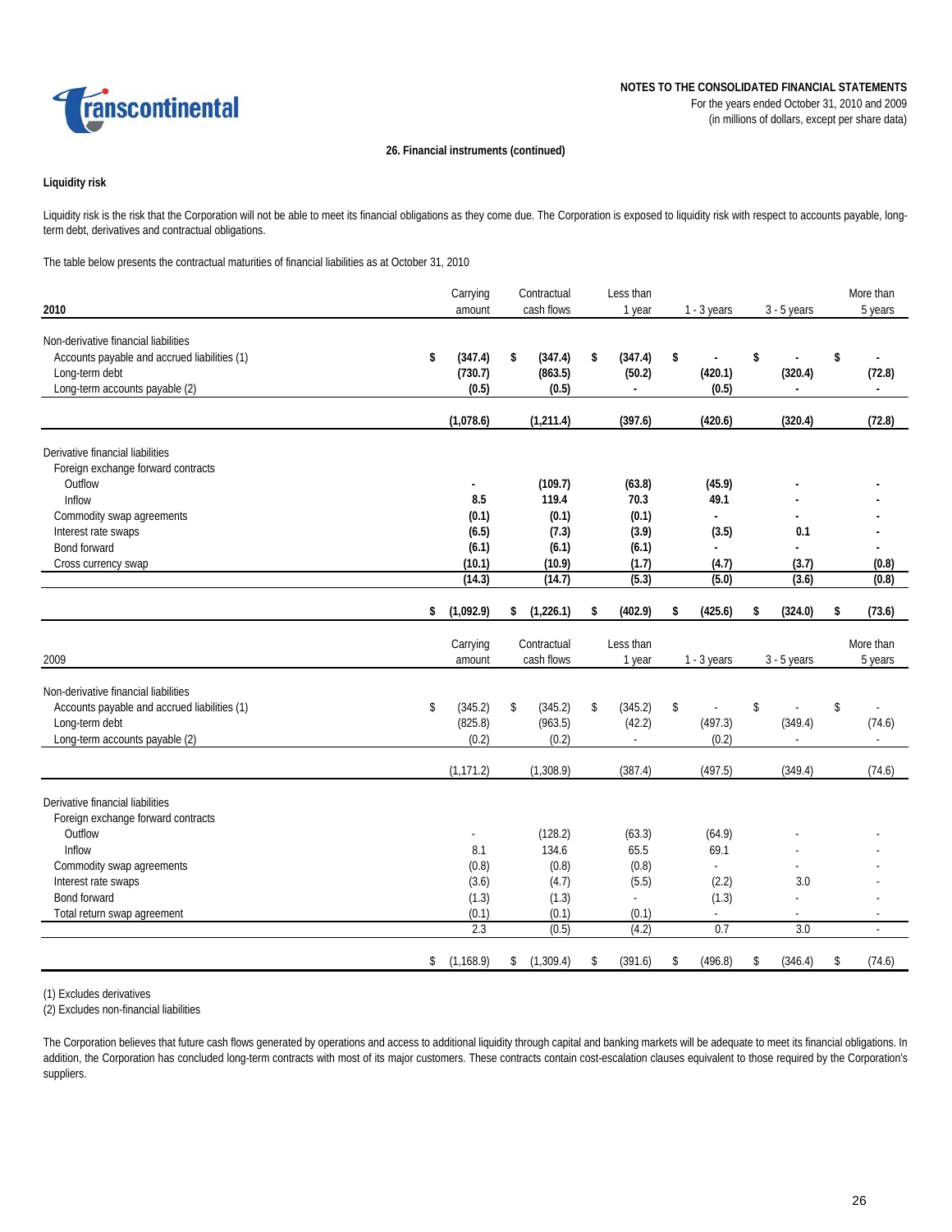**NOTES TO THE CONSOLIDATED FINANCIAL STATEMENTS**
For the years ended October 31, 2010 and 2009
(in millions of dollars, except per share data)

**26. Financial instruments (continued)**

**Liquidity risk**

Liquidity risk is the risk that the Corporation will not be able to meet its financial obligations as they come due. The Corporation is exposed to liquidity risk with respect to accounts payable, long-term debt, derivatives and contractual obligations.

The table below presents the contractual maturities of financial liabilities as at October 31, 2010

| **2010** | Carrying amount | Contractual cash flows | Less than 1 year | 1 - 3 years | 3 - 5 years | More than 5 years |
|---|---|---|---|---|---|---|
| Non-derivative financial liabilities | | | | | | |
| Accounts payable and accrued liabilities (1) | **$ (347.4)** | **$ (347.4)** | **$ (347.4)** | **$ -** | **$ -** | **$ -** |
| Long-term debt | **(730.7)** | **(863.5)** | **(50.2)** | **(420.1)** | **(320.4)** | **(72.8)** |
| Long-term accounts payable (2) | **(0.5)** | **(0.5)** | **-** | **(0.5)** | **-** | **-** |
| | **(1,078.6)** | **(1,211.4)** | **(397.6)** | **(420.6)** | **(320.4)** | **(72.8)** |
| Derivative financial liabilities | | | | | | |
| Foreign exchange forward contracts | | | | | | |
| Outflow | **-** | **(109.7)** | **(63.8)** | **(45.9)** | **-** | **-** |
| Inflow | **8.5** | **119.4** | **70.3** | **49.1** | **-** | **-** |
| Commodity swap agreements | **(0.1)** | **(0.1)** | **(0.1)** | **-** | **-** | **-** |
| Interest rate swaps | **(6.5)** | **(7.3)** | **(3.9)** | **(3.5)** | **0.1** | **-** |
| Bond forward | **(6.1)** | **(6.1)** | **(6.1)** | **-** | **-** | **-** |
| Cross currency swap | **(10.1)** | **(10.9)** | **(1.7)** | **(4.7)** | **(3.7)** | **(0.8)** |
| | **(14.3)** | **(14.7)** | **(5.3)** | **(5.0)** | **(3.6)** | **(0.8)** |
| | **$ (1,092.9)** | **$ (1,226.1)** | **$ (402.9)** | **$ (425.6)** | **$ (324.0)** | **$ (73.6)** |

| 2009 | Carrying amount | Contractual cash flows | Less than 1 year | 1 - 3 years | 3 - 5 years | More than 5 years |
|---|---|---|---|---|---|---|
| Non-derivative financial liabilities | | | | | | |
| Accounts payable and accrued liabilities (1) | $ (345.2) | $ (345.2) | $ (345.2) | $ - | $ - | $ - |
| Long-term debt | (825.8) | (963.5) | (42.2) | (497.3) | (349.4) | (74.6) |
| Long-term accounts payable (2) | (0.2) | (0.2) | - | (0.2) | - | - |
| | (1,171.2) | (1,308.9) | (387.4) | (497.5) | (349.4) | (74.6) |
| Derivative financial liabilities | | | | | | |
| Foreign exchange forward contracts | | | | | | |
| Outflow | - | (128.2) | (63.3) | (64.9) | - | - |
| Inflow | 8.1 | 134.6 | 65.5 | 69.1 | - | - |
| Commodity swap agreements | (0.8) | (0.8) | (0.8) | - | - | - |
| Interest rate swaps | (3.6) | (4.7) | (5.5) | (2.2) | 3.0 | - |
| Bond forward | (1.3) | (1.3) | - | (1.3) | - | - |
| Total return swap agreement | (0.1) | (0.1) | (0.1) | - | - | - |
| | 2.3 | (0.5) | (4.2) | 0.7 | 3.0 | - |
| | $ (1,168.9) | $ (1,309.4) | $ (391.6) | $ (496.8) | $ (346.4) | $ (74.6) |

(1) Excludes derivatives
(2) Excludes non-financial liabilities

The Corporation believes that future cash flows generated by operations and access to additional liquidity through capital and banking markets will be adequate to meet its financial obligations. In addition, the Corporation has concluded long-term contracts with most of its major customers. These contracts contain cost-escalation clauses equivalent to those required by the Corporation's suppliers.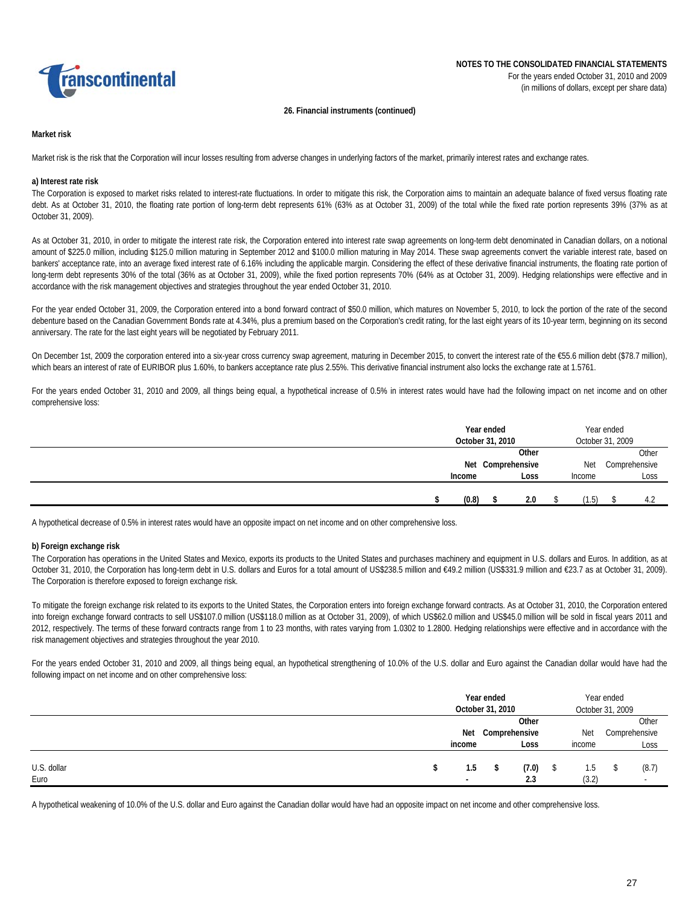**26. Financial instruments (continued)**

**Market risk**

Market risk is the risk that the Corporation will incur losses resulting from adverse changes in underlying factors of the market, primarily interest rates and exchange rates.

**a) Interest rate risk**

The Corporation is exposed to market risks related to interest-rate fluctuations. In order to mitigate this risk, the Corporation aims to maintain an adequate balance of fixed versus floating rate debt. As at October 31, 2010, the floating rate portion of long-term debt represents 61% (63% as at October 31, 2009) of the total while the fixed rate portion represents 39% (37% as at October 31, 2009).

As at October 31, 2010, in order to mitigate the interest rate risk, the Corporation entered into interest rate swap agreements on long-term debt denominated in Canadian dollars, on a notional amount of $225.0 million, including $125.0 million maturing in September 2012 and $100.0 million maturing in May 2014. These swap agreements convert the variable interest rate, based on bankers' acceptance rate, into an average fixed interest rate of 6.16% including the applicable margin. Considering the effect of these derivative financial instruments, the floating rate portion of long-term debt represents 30% of the total (36% as at October 31, 2009), while the fixed portion represents 70% (64% as at October 31, 2009). Hedging relationships were effective and in accordance with the risk management objectives and strategies throughout the year ended October 31, 2010.

For the year ended October 31, 2009, the Corporation entered into a bond forward contract of $50.0 million, which matures on November 5, 2010, to lock the portion of the rate of the second debenture based on the Canadian Government Bonds rate at 4.34%, plus a premium based on the Corporation's credit rating, for the last eight years of its 10-year term, beginning on its second anniversary. The rate for the last eight years will be negotiated by February 2011.

On December 1st, 2009 the corporation entered into a six-year cross currency swap agreement, maturing in December 2015, to convert the interest rate of the €55.6 million debt ($78.7 million), which bears an interest of rate of EURIBOR plus 1.60%, to bankers acceptance rate plus 2.55%. This derivative financial instrument also locks the exchange rate at 1.5761.

For the years ended October 31, 2010 and 2009, all things being equal, a hypothetical increase of 0.5% in interest rates would have had the following impact on net income and on other comprehensive loss:

| | **Year ended October 31, 2010** | | Year ended October 31, 2009 | |
|---|---|---|---|---|
| | **Net Income** | **Other Comprehensive Loss** | Net Income | Other Comprehensive Loss |
| | **$ (0.8)** | **$ 2.0** | $ (1.5) | $ 4.2 |

A hypothetical decrease of 0.5% in interest rates would have an opposite impact on net income and on other comprehensive loss.

**b) Foreign exchange risk**

The Corporation has operations in the United States and Mexico, exports its products to the United States and purchases machinery and equipment in U.S. dollars and Euros. In addition, as at October 31, 2010, the Corporation has long-term debt in U.S. dollars and Euros for a total amount of US$238.5 million and €49.2 million (US$331.9 million and €23.7 as at October 31, 2009). The Corporation is therefore exposed to foreign exchange risk.

To mitigate the foreign exchange risk related to its exports to the United States, the Corporation enters into foreign exchange forward contracts. As at October 31, 2010, the Corporation entered into foreign exchange forward contracts to sell US$107.0 million (US$118.0 million as at October 31, 2009), of which US$62.0 million and US$45.0 million will be sold in fiscal years 2011 and 2012, respectively. The terms of these forward contracts range from 1 to 23 months, with rates varying from 1.0302 to 1.2800. Hedging relationships were effective and in accordance with the risk management objectives and strategies throughout the year 2010.

For the years ended October 31, 2010 and 2009, all things being equal, an hypothetical strengthening of 10.0% of the U.S. dollar and Euro against the Canadian dollar would have had the following impact on net income and on other comprehensive loss:

| | **Year ended October 31, 2010** | | Year ended October 31, 2009 | |
|---|---|---|---|---|
| | **Net income** | **Other Comprehensive Loss** | Net income | Other Comprehensive Loss |
| U.S. dollar | **$ 1.5** | **$ (7.0)** | $ 1.5 | $ (8.7) |
| Euro | **-** | **2.3** | (3.2) | - |

A hypothetical weakening of 10.0% of the U.S. dollar and Euro against the Canadian dollar would have had an opposite impact on net income and other comprehensive loss.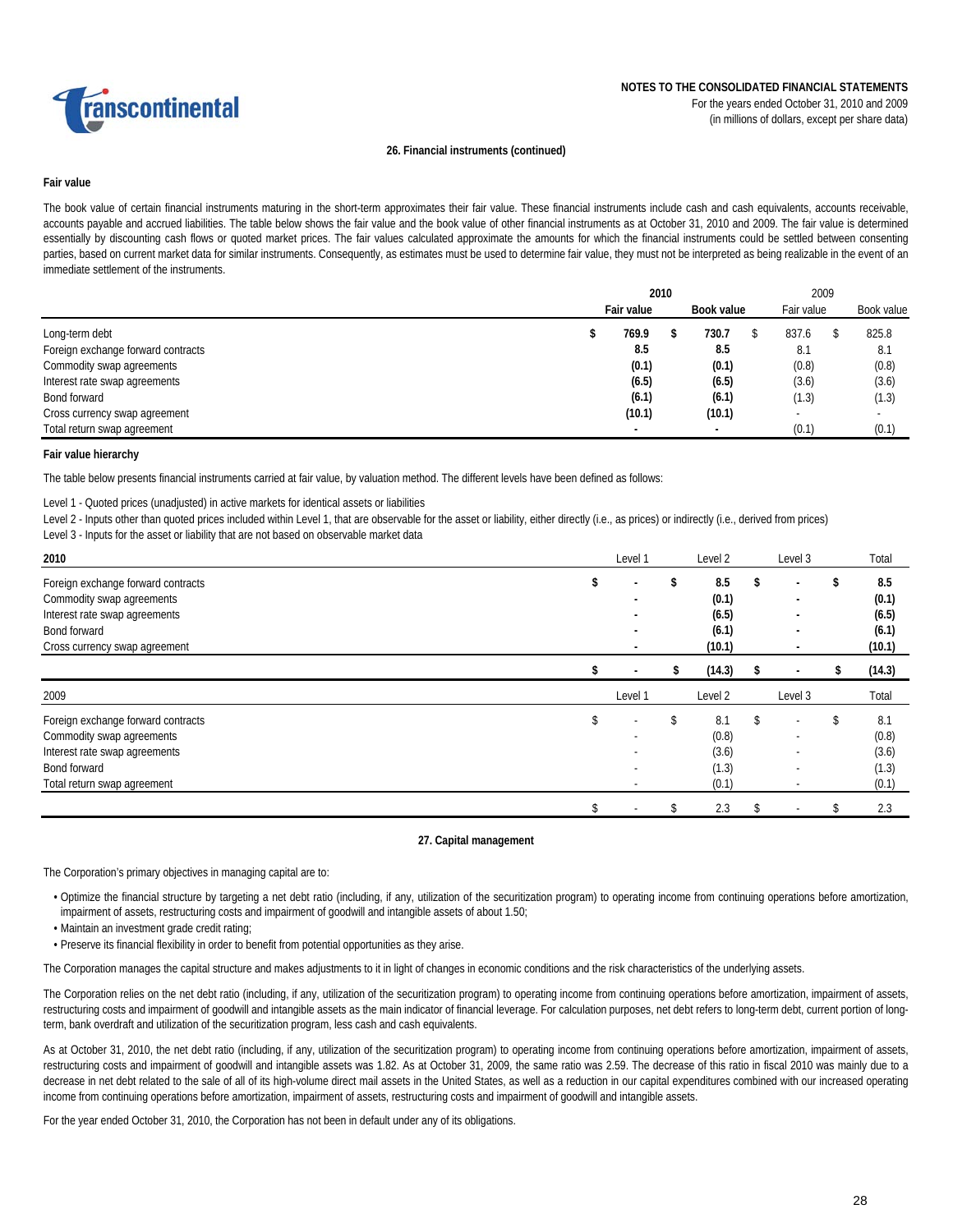**NOTES TO THE CONSOLIDATED FINANCIAL STATEMENTS**
For the years ended October 31, 2010 and 2009
(in millions of dollars, except per share data)

### 26. Financial instruments (continued)

#### Fair value

The book value of certain financial instruments maturing in the short-term approximates their fair value. These financial instruments include cash and cash equivalents, accounts receivable, accounts payable and accrued liabilities. The table below shows the fair value and the book value of other financial instruments as at October 31, 2010 and 2009. The fair value is determined essentially by discounting cash flows or quoted market prices. The fair values calculated approximate the amounts for which the financial instruments could be settled between consenting parties, based on current market data for similar instruments. Consequently, as estimates must be used to determine fair value, they must not be interpreted as being realizable in the event of an immediate settlement of the instruments.

| | **2010** | | 2009 | |
|---|---|---|---|---|
| | **Fair value** | **Book value** | Fair value | Book value |
| Long-term debt | **$ 769.9** | **$ 730.7** | $ 837.6 | $ 825.8 |
| Foreign exchange forward contracts | **8.5** | **8.5** | 8.1 | 8.1 |
| Commodity swap agreements | **(0.1)** | **(0.1)** | (0.8) | (0.8) |
| Interest rate swap agreements | **(6.5)** | **(6.5)** | (3.6) | (3.6) |
| Bond forward | **(6.1)** | **(6.1)** | (1.3) | (1.3) |
| Cross currency swap agreement | **(10.1)** | **(10.1)** | - | - |
| Total return swap agreement | **-** | **-** | (0.1) | (0.1) |

#### Fair value hierarchy

The table below presents financial instruments carried at fair value, by valuation method. The different levels have been defined as follows:

Level 1 - Quoted prices (unadjusted) in active markets for identical assets or liabilities
Level 2 - Inputs other than quoted prices included within Level 1, that are observable for the asset or liability, either directly (i.e., as prices) or indirectly (i.e., derived from prices)
Level 3 - Inputs for the asset or liability that are not based on observable market data

| **2010** | Level 1 | Level 2 | Level 3 | Total |
|---|---|---|---|---|
| Foreign exchange forward contracts | **$ -** | **$ 8.5** | **$ -** | **$ 8.5** |
| Commodity swap agreements | **-** | **(0.1)** | **-** | **(0.1)** |
| Interest rate swap agreements | **-** | **(6.5)** | **-** | **(6.5)** |
| Bond forward | **-** | **(6.1)** | **-** | **(6.1)** |
| Cross currency swap agreement | **-** | **(10.1)** | **-** | **(10.1)** |
| | **$ -** | **$ (14.3)** | **$ -** | **$ (14.3)** |

| 2009 | Level 1 | Level 2 | Level 3 | Total |
|---|---|---|---|---|
| Foreign exchange forward contracts | $ - | $ 8.1 | $ - | $ 8.1 |
| Commodity swap agreements | - | (0.8) | - | (0.8) |
| Interest rate swap agreements | - | (3.6) | - | (3.6) |
| Bond forward | - | (1.3) | - | (1.3) |
| Total return swap agreement | - | (0.1) | - | (0.1) |
| | $ - | $ 2.3 | $ - | $ 2.3 |

### 27. Capital management

The Corporation's primary objectives in managing capital are to:

- Optimize the financial structure by targeting a net debt ratio (including, if any, utilization of the securitization program) to operating income from continuing operations before amortization, impairment of assets, restructuring costs and impairment of goodwill and intangible assets of about 1.50;
- Maintain an investment grade credit rating;
- Preserve its financial flexibility in order to benefit from potential opportunities as they arise.

The Corporation manages the capital structure and makes adjustments to it in light of changes in economic conditions and the risk characteristics of the underlying assets.

The Corporation relies on the net debt ratio (including, if any, utilization of the securitization program) to operating income from continuing operations before amortization, impairment of assets, restructuring costs and impairment of goodwill and intangible assets as the main indicator of financial leverage. For calculation purposes, net debt refers to long-term debt, current portion of long-term, bank overdraft and utilization of the securitization program, less cash and cash equivalents.

As at October 31, 2010, the net debt ratio (including, if any, utilization of the securitization program) to operating income from continuing operations before amortization, impairment of assets, restructuring costs and impairment of goodwill and intangible assets was 1.82. As at October 31, 2009, the same ratio was 2.59. The decrease of this ratio in fiscal 2010 was mainly due to a decrease in net debt related to the sale of all of its high-volume direct mail assets in the United States, as well as a reduction in our capital expenditures combined with our increased operating income from continuing operations before amortization, impairment of assets, restructuring costs and impairment of goodwill and intangible assets.

For the year ended October 31, 2010, the Corporation has not been in default under any of its obligations.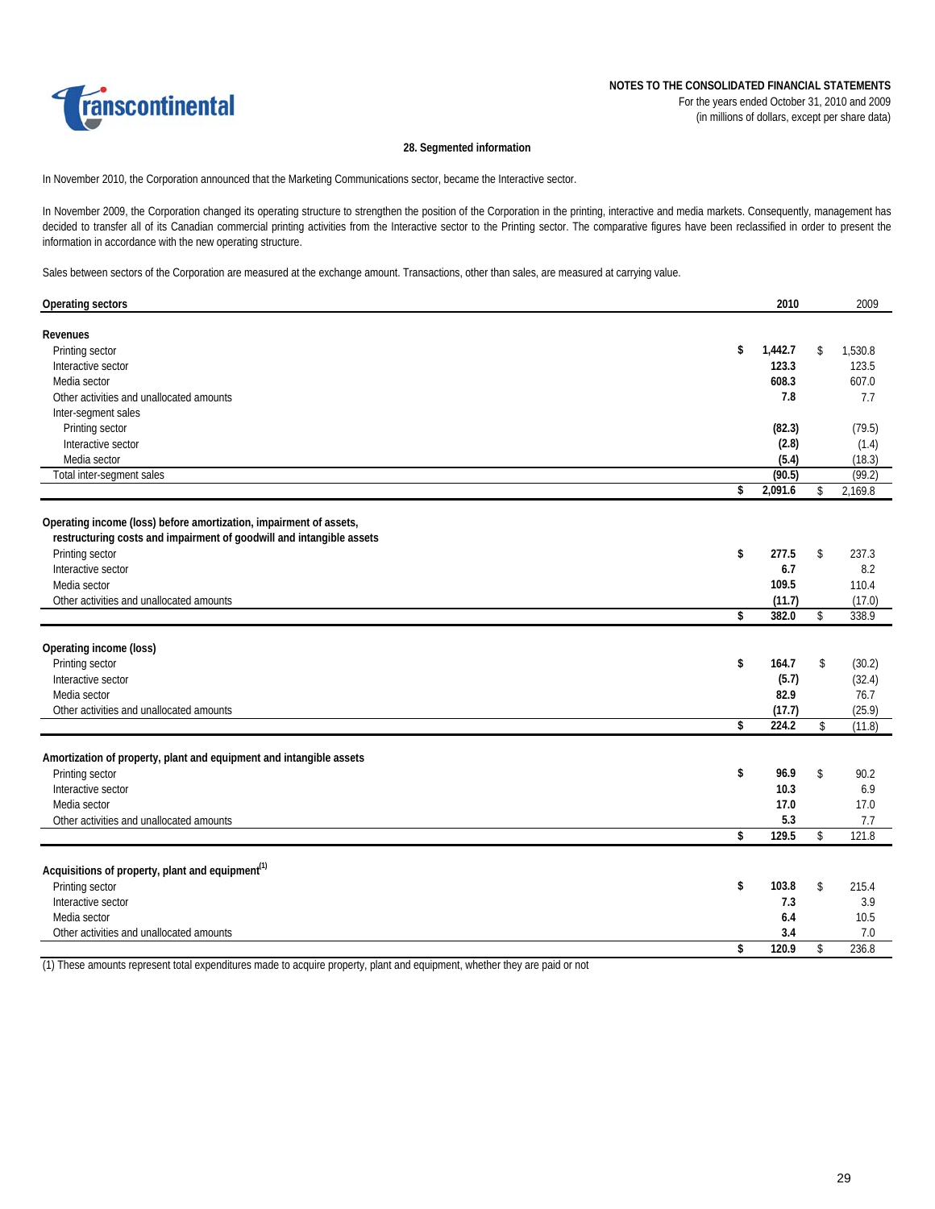NOTES TO THE CONSOLIDATED FINANCIAL STATEMENTS
For the years ended October 31, 2010 and 2009
(in millions of dollars, except per share data)

### 28. Segmented information

In November 2010, the Corporation announced that the Marketing Communications sector, became the Interactive sector.

In November 2009, the Corporation changed its operating structure to strengthen the position of the Corporation in the printing, interactive and media markets. Consequently, management has decided to transfer all of its Canadian commercial printing activities from the Interactive sector to the Printing sector. The comparative figures have been reclassified in order to present the information in accordance with the new operating structure.

Sales between sectors of the Corporation are measured at the exchange amount. Transactions, other than sales, are measured at carrying value.

| **Operating sectors** | **2010** | 2009 |
|---|---|---|
| **Revenues** | | |
| Printing sector | **$ 1,442.7** | $ 1,530.8 |
| Interactive sector | **123.3** | 123.5 |
| Media sector | **608.3** | 607.0 |
| Other activities and unallocated amounts | **7.8** | 7.7 |
| Inter-segment sales | | |
| Printing sector | **(82.3)** | (79.5) |
| Interactive sector | **(2.8)** | (1.4) |
| Media sector | **(5.4)** | (18.3) |
| Total inter-segment sales | **(90.5)** | (99.2) |
| | **$ 2,091.6** | $ 2,169.8 |
| **Operating income (loss) before amortization, impairment of assets, restructuring costs and impairment of goodwill and intangible assets** | | |
| Printing sector | **$ 277.5** | $ 237.3 |
| Interactive sector | **6.7** | 8.2 |
| Media sector | **109.5** | 110.4 |
| Other activities and unallocated amounts | **(11.7)** | (17.0) |
| | **$ 382.0** | $ 338.9 |
| **Operating income (loss)** | | |
| Printing sector | **$ 164.7** | $ (30.2) |
| Interactive sector | **(5.7)** | (32.4) |
| Media sector | **82.9** | 76.7 |
| Other activities and unallocated amounts | **(17.7)** | (25.9) |
| | **$ 224.2** | $ (11.8) |
| **Amortization of property, plant and equipment and intangible assets** | | |
| Printing sector | **$ 96.9** | $ 90.2 |
| Interactive sector | **10.3** | 6.9 |
| Media sector | **17.0** | 17.0 |
| Other activities and unallocated amounts | **5.3** | 7.7 |
| | **$ 129.5** | $ 121.8 |
| **Acquisitions of property, plant and equipment(1)** | | |
| Printing sector | **$ 103.8** | $ 215.4 |
| Interactive sector | **7.3** | 3.9 |
| Media sector | **6.4** | 10.5 |
| Other activities and unallocated amounts | **3.4** | 7.0 |
| | **$ 120.9** | $ 236.8 |

(1) These amounts represent total expenditures made to acquire property, plant and equipment, whether they are paid or not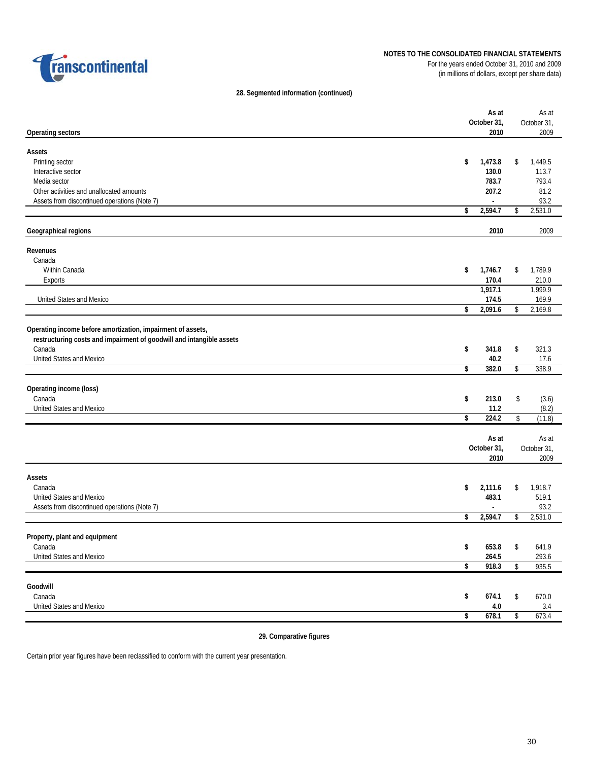## 28. Segmented information (continued)

| Operating sectors | As at October 31, 2010 | As at October 31, 2009 |
|---|---|---|
| **Assets** | | |
| Printing sector | $ 1,473.8 | $ 1,449.5 |
| Interactive sector | 130.0 | 113.7 |
| Media sector | 783.7 | 793.4 |
| Other activities and unallocated amounts | 207.2 | 81.2 |
| Assets from discontinued operations (Note 7) | - | 93.2 |
| | $ 2,594.7 | $ 2,531.0 |

| Geographical regions | 2010 | 2009 |
|---|---|---|
| **Revenues** | | |
| Canada | | |
| Within Canada | $ 1,746.7 | $ 1,789.9 |
| Exports | 170.4 | 210.0 |
| | 1,917.1 | 1,999.9 |
| United States and Mexico | 174.5 | 169.9 |
| | $ 2,091.6 | $ 2,169.8 |
| **Operating income before amortization, impairment of assets, restructuring costs and impairment of goodwill and intangible assets** | | |
| Canada | $ 341.8 | $ 321.3 |
| United States and Mexico | 40.2 | 17.6 |
| | $ 382.0 | $ 338.9 |
| **Operating income (loss)** | | |
| Canada | $ 213.0 | $ (3.6) |
| United States and Mexico | 11.2 | (8.2) |
| | $ 224.2 | $ (11.8) |

| | As at October 31, 2010 | As at October 31, 2009 |
|---|---|---|
| **Assets** | | |
| Canada | $ 2,111.6 | $ 1,918.7 |
| United States and Mexico | 483.1 | 519.1 |
| Assets from discontinued operations (Note 7) | - | 93.2 |
| | $ 2,594.7 | $ 2,531.0 |
| **Property, plant and equipment** | | |
| Canada | $ 653.8 | $ 641.9 |
| United States and Mexico | 264.5 | 293.6 |
| | $ 918.3 | $ 935.5 |
| **Goodwill** | | |
| Canada | $ 674.1 | $ 670.0 |
| United States and Mexico | 4.0 | 3.4 |
| | $ 678.1 | $ 673.4 |

## 29. Comparative figures

Certain prior year figures have been reclassified to conform with the current year presentation.